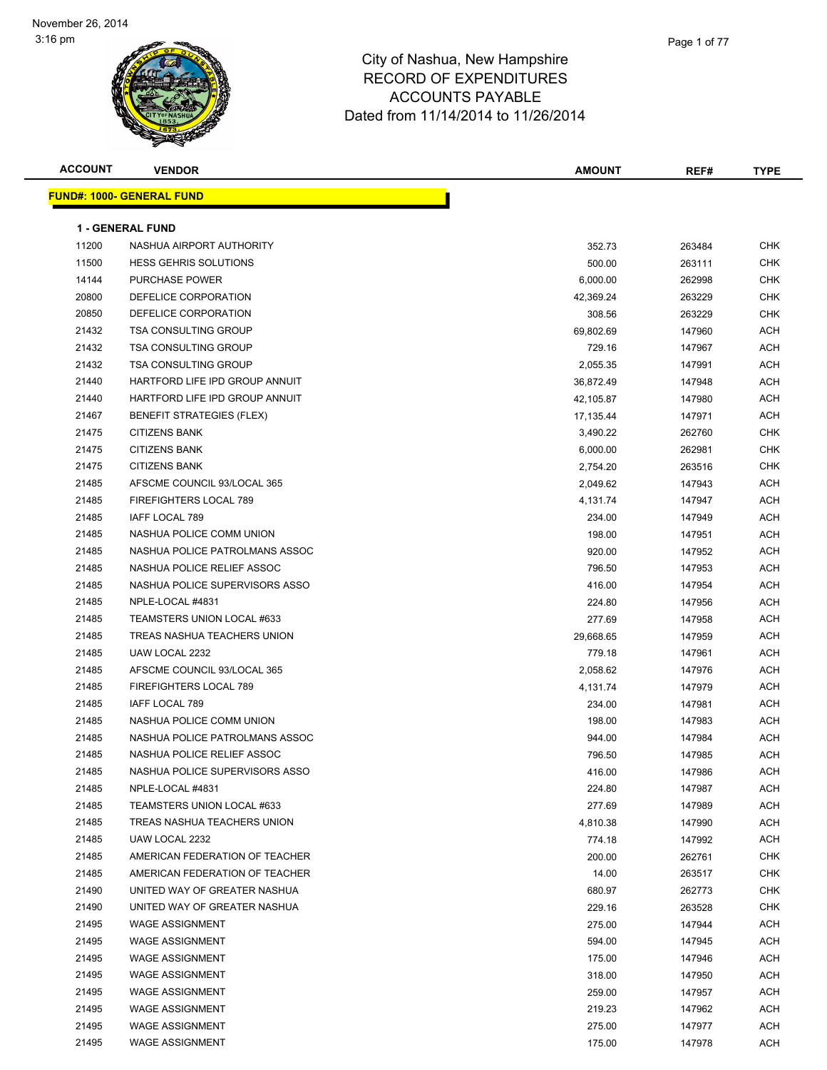November 26, 2014
3:16 pm

# City of Nashua, New Hampshire
## RECORD OF EXPENDITURES
## ACCOUNTS PAYABLE
## Dated from 11/14/2014 to 11/26/2014

| ACCOUNT | VENDOR | AMOUNT | REF# | TYPE |
|---|---|---|---|---|

**FUND#: 1000- GENERAL FUND**

**1 - GENERAL FUND**

| ACCOUNT | VENDOR | AMOUNT | REF# | TYPE |
|---|---|---|---|---|
| 11200 | NASHUA AIRPORT AUTHORITY | 352.73 | 263484 | CHK |
| 11500 | HESS GEHRIS SOLUTIONS | 500.00 | 263111 | CHK |
| 14144 | PURCHASE POWER | 6,000.00 | 262998 | CHK |
| 20800 | DEFELICE CORPORATION | 42,369.24 | 263229 | CHK |
| 20850 | DEFELICE CORPORATION | 308.56 | 263229 | CHK |
| 21432 | TSA CONSULTING GROUP | 69,802.69 | 147960 | ACH |
| 21432 | TSA CONSULTING GROUP | 729.16 | 147967 | ACH |
| 21432 | TSA CONSULTING GROUP | 2,055.35 | 147991 | ACH |
| 21440 | HARTFORD LIFE IPD GROUP ANNUIT | 36,872.49 | 147948 | ACH |
| 21440 | HARTFORD LIFE IPD GROUP ANNUIT | 42,105.87 | 147980 | ACH |
| 21467 | BENEFIT STRATEGIES (FLEX) | 17,135.44 | 147971 | ACH |
| 21475 | CITIZENS BANK | 3,490.22 | 262760 | CHK |
| 21475 | CITIZENS BANK | 6,000.00 | 262981 | CHK |
| 21475 | CITIZENS BANK | 2,754.20 | 263516 | CHK |
| 21485 | AFSCME COUNCIL 93/LOCAL 365 | 2,049.62 | 147943 | ACH |
| 21485 | FIREFIGHTERS LOCAL 789 | 4,131.74 | 147947 | ACH |
| 21485 | IAFF LOCAL 789 | 234.00 | 147949 | ACH |
| 21485 | NASHUA POLICE COMM UNION | 198.00 | 147951 | ACH |
| 21485 | NASHUA POLICE PATROLMANS ASSOC | 920.00 | 147952 | ACH |
| 21485 | NASHUA POLICE RELIEF ASSOC | 796.50 | 147953 | ACH |
| 21485 | NASHUA POLICE SUPERVISORS ASSO | 416.00 | 147954 | ACH |
| 21485 | NPLE-LOCAL #4831 | 224.80 | 147956 | ACH |
| 21485 | TEAMSTERS UNION LOCAL #633 | 277.69 | 147958 | ACH |
| 21485 | TREAS NASHUA TEACHERS UNION | 29,668.65 | 147959 | ACH |
| 21485 | UAW LOCAL 2232 | 779.18 | 147961 | ACH |
| 21485 | AFSCME COUNCIL 93/LOCAL 365 | 2,058.62 | 147976 | ACH |
| 21485 | FIREFIGHTERS LOCAL 789 | 4,131.74 | 147979 | ACH |
| 21485 | IAFF LOCAL 789 | 234.00 | 147981 | ACH |
| 21485 | NASHUA POLICE COMM UNION | 198.00 | 147983 | ACH |
| 21485 | NASHUA POLICE PATROLMANS ASSOC | 944.00 | 147984 | ACH |
| 21485 | NASHUA POLICE RELIEF ASSOC | 796.50 | 147985 | ACH |
| 21485 | NASHUA POLICE SUPERVISORS ASSO | 416.00 | 147986 | ACH |
| 21485 | NPLE-LOCAL #4831 | 224.80 | 147987 | ACH |
| 21485 | TEAMSTERS UNION LOCAL #633 | 277.69 | 147989 | ACH |
| 21485 | TREAS NASHUA TEACHERS UNION | 4,810.38 | 147990 | ACH |
| 21485 | UAW LOCAL 2232 | 774.18 | 147992 | ACH |
| 21485 | AMERICAN FEDERATION OF TEACHER | 200.00 | 262761 | CHK |
| 21485 | AMERICAN FEDERATION OF TEACHER | 14.00 | 263517 | CHK |
| 21490 | UNITED WAY OF GREATER NASHUA | 680.97 | 262773 | CHK |
| 21490 | UNITED WAY OF GREATER NASHUA | 229.16 | 263528 | CHK |
| 21495 | WAGE ASSIGNMENT | 275.00 | 147944 | ACH |
| 21495 | WAGE ASSIGNMENT | 594.00 | 147945 | ACH |
| 21495 | WAGE ASSIGNMENT | 175.00 | 147946 | ACH |
| 21495 | WAGE ASSIGNMENT | 318.00 | 147950 | ACH |
| 21495 | WAGE ASSIGNMENT | 259.00 | 147957 | ACH |
| 21495 | WAGE ASSIGNMENT | 219.23 | 147962 | ACH |
| 21495 | WAGE ASSIGNMENT | 275.00 | 147977 | ACH |
| 21495 | WAGE ASSIGNMENT | 175.00 | 147978 | ACH |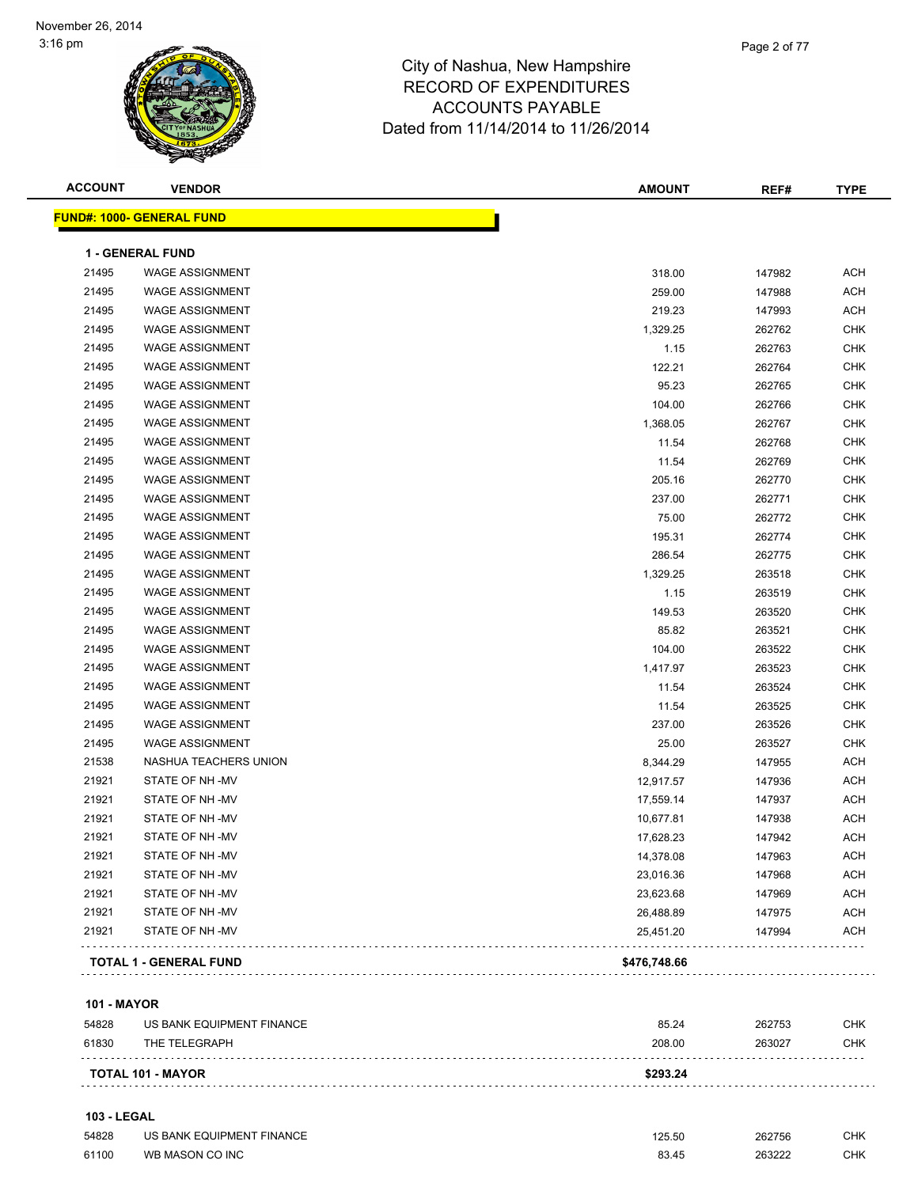# City of Nashua, New Hampshire
## RECORD OF EXPENDITURES
## ACCOUNTS PAYABLE
### Dated from 11/14/2014 to 11/26/2014

November 26, 2014
3:16 pm

| ACCOUNT | VENDOR | AMOUNT | REF# | TYPE |
|---|---|---|---|---|
| **FUND#: 1000- GENERAL FUND** | | | | |
| **1 - GENERAL FUND** | | | | |
| 21495 | WAGE ASSIGNMENT | 318.00 | 147982 | ACH |
| 21495 | WAGE ASSIGNMENT | 259.00 | 147988 | ACH |
| 21495 | WAGE ASSIGNMENT | 219.23 | 147993 | ACH |
| 21495 | WAGE ASSIGNMENT | 1,329.25 | 262762 | CHK |
| 21495 | WAGE ASSIGNMENT | 1.15 | 262763 | CHK |
| 21495 | WAGE ASSIGNMENT | 122.21 | 262764 | CHK |
| 21495 | WAGE ASSIGNMENT | 95.23 | 262765 | CHK |
| 21495 | WAGE ASSIGNMENT | 104.00 | 262766 | CHK |
| 21495 | WAGE ASSIGNMENT | 1,368.05 | 262767 | CHK |
| 21495 | WAGE ASSIGNMENT | 11.54 | 262768 | CHK |
| 21495 | WAGE ASSIGNMENT | 11.54 | 262769 | CHK |
| 21495 | WAGE ASSIGNMENT | 205.16 | 262770 | CHK |
| 21495 | WAGE ASSIGNMENT | 237.00 | 262771 | CHK |
| 21495 | WAGE ASSIGNMENT | 75.00 | 262772 | CHK |
| 21495 | WAGE ASSIGNMENT | 195.31 | 262774 | CHK |
| 21495 | WAGE ASSIGNMENT | 286.54 | 262775 | CHK |
| 21495 | WAGE ASSIGNMENT | 1,329.25 | 263518 | CHK |
| 21495 | WAGE ASSIGNMENT | 1.15 | 263519 | CHK |
| 21495 | WAGE ASSIGNMENT | 149.53 | 263520 | CHK |
| 21495 | WAGE ASSIGNMENT | 85.82 | 263521 | CHK |
| 21495 | WAGE ASSIGNMENT | 104.00 | 263522 | CHK |
| 21495 | WAGE ASSIGNMENT | 1,417.97 | 263523 | CHK |
| 21495 | WAGE ASSIGNMENT | 11.54 | 263524 | CHK |
| 21495 | WAGE ASSIGNMENT | 11.54 | 263525 | CHK |
| 21495 | WAGE ASSIGNMENT | 237.00 | 263526 | CHK |
| 21495 | WAGE ASSIGNMENT | 25.00 | 263527 | CHK |
| 21538 | NASHUA TEACHERS UNION | 8,344.29 | 147955 | ACH |
| 21921 | STATE OF NH -MV | 12,917.57 | 147936 | ACH |
| 21921 | STATE OF NH -MV | 17,559.14 | 147937 | ACH |
| 21921 | STATE OF NH -MV | 10,677.81 | 147938 | ACH |
| 21921 | STATE OF NH -MV | 17,628.23 | 147942 | ACH |
| 21921 | STATE OF NH -MV | 14,378.08 | 147963 | ACH |
| 21921 | STATE OF NH -MV | 23,016.36 | 147968 | ACH |
| 21921 | STATE OF NH -MV | 23,623.68 | 147969 | ACH |
| 21921 | STATE OF NH -MV | 26,488.89 | 147975 | ACH |
| 21921 | STATE OF NH -MV | 25,451.20 | 147994 | ACH |
| **TOTAL 1 - GENERAL FUND** | | **$476,748.66** | | |
| **101 - MAYOR** | | | | |
| 54828 | US BANK EQUIPMENT FINANCE | 85.24 | 262753 | CHK |
| 61830 | THE TELEGRAPH | 208.00 | 263027 | CHK |
| **TOTAL 101 - MAYOR** | | **$293.24** | | |
| **103 - LEGAL** | | | | |
| 54828 | US BANK EQUIPMENT FINANCE | 125.50 | 262756 | CHK |
| 61100 | WB MASON CO INC | 83.45 | 263222 | CHK |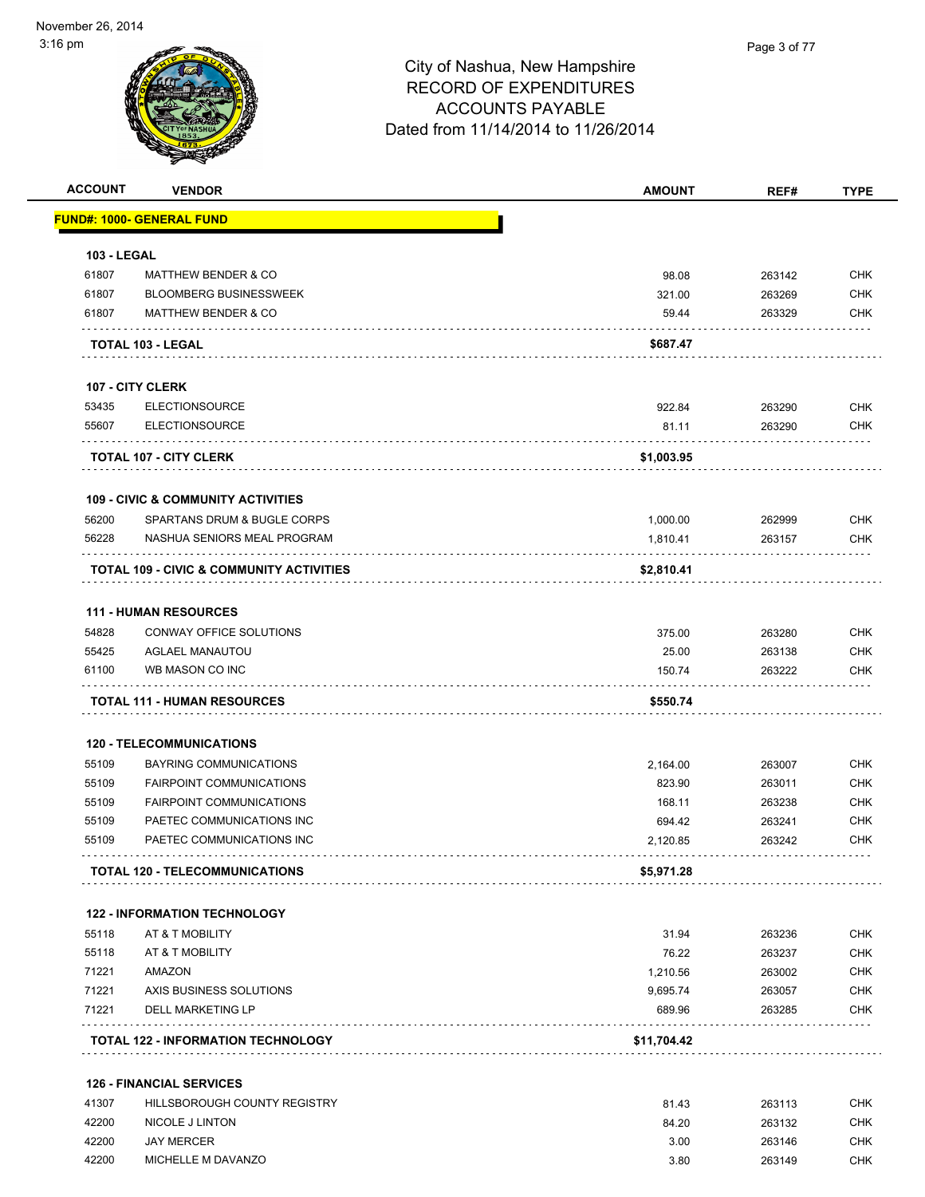# City of Nashua, New Hampshire
## RECORD OF EXPENDITURES
## ACCOUNTS PAYABLE
## Dated from 11/14/2014 to 11/26/2014

November 26, 2014
3:16 pm

| ACCOUNT | VENDOR | AMOUNT | REF# | TYPE |
|---|---|---|---|---|
| **FUND#: 1000- GENERAL FUND** | | | | |
| **103 - LEGAL** | | | | |
| 61807 | MATTHEW BENDER & CO | 98.08 | 263142 | CHK |
| 61807 | BLOOMBERG BUSINESSWEEK | 321.00 | 263269 | CHK |
| 61807 | MATTHEW BENDER & CO | 59.44 | 263329 | CHK |
| | **TOTAL 103 - LEGAL** | **$687.47** | | |
| **107 - CITY CLERK** | | | | |
| 53435 | ELECTIONSOURCE | 922.84 | 263290 | CHK |
| 55607 | ELECTIONSOURCE | 81.11 | 263290 | CHK |
| | **TOTAL 107 - CITY CLERK** | **$1,003.95** | | |
| **109 - CIVIC & COMMUNITY ACTIVITIES** | | | | |
| 56200 | SPARTANS DRUM & BUGLE CORPS | 1,000.00 | 262999 | CHK |
| 56228 | NASHUA SENIORS MEAL PROGRAM | 1,810.41 | 263157 | CHK |
| | **TOTAL 109 - CIVIC & COMMUNITY ACTIVITIES** | **$2,810.41** | | |
| **111 - HUMAN RESOURCES** | | | | |
| 54828 | CONWAY OFFICE SOLUTIONS | 375.00 | 263280 | CHK |
| 55425 | AGLAEL MANAUTOU | 25.00 | 263138 | CHK |
| 61100 | WB MASON CO INC | 150.74 | 263222 | CHK |
| | **TOTAL 111 - HUMAN RESOURCES** | **$550.74** | | |
| **120 - TELECOMMUNICATIONS** | | | | |
| 55109 | BAYRING COMMUNICATIONS | 2,164.00 | 263007 | CHK |
| 55109 | FAIRPOINT COMMUNICATIONS | 823.90 | 263011 | CHK |
| 55109 | FAIRPOINT COMMUNICATIONS | 168.11 | 263238 | CHK |
| 55109 | PAETEC COMMUNICATIONS INC | 694.42 | 263241 | CHK |
| 55109 | PAETEC COMMUNICATIONS INC | 2,120.85 | 263242 | CHK |
| | **TOTAL 120 - TELECOMMUNICATIONS** | **$5,971.28** | | |
| **122 - INFORMATION TECHNOLOGY** | | | | |
| 55118 | AT & T MOBILITY | 31.94 | 263236 | CHK |
| 55118 | AT & T MOBILITY | 76.22 | 263237 | CHK |
| 71221 | AMAZON | 1,210.56 | 263002 | CHK |
| 71221 | AXIS BUSINESS SOLUTIONS | 9,695.74 | 263057 | CHK |
| 71221 | DELL MARKETING LP | 689.96 | 263285 | CHK |
| | **TOTAL 122 - INFORMATION TECHNOLOGY** | **$11,704.42** | | |
| **126 - FINANCIAL SERVICES** | | | | |
| 41307 | HILLSBOROUGH COUNTY REGISTRY | 81.43 | 263113 | CHK |
| 42200 | NICOLE J LINTON | 84.20 | 263132 | CHK |
| 42200 | JAY MERCER | 3.00 | 263146 | CHK |
| 42200 | MICHELLE M DAVANZO | 3.80 | 263149 | CHK |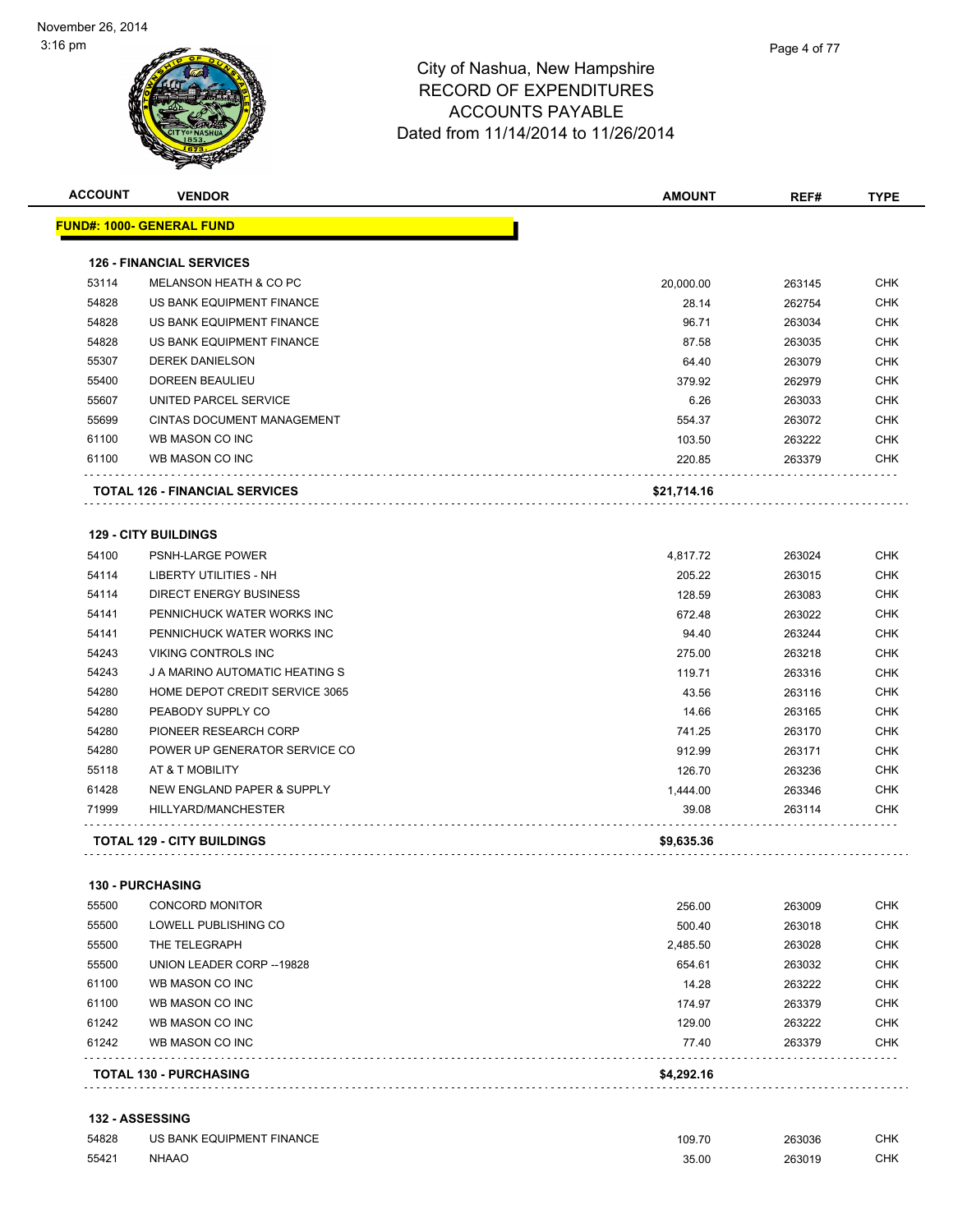# City of Nashua, New Hampshire
# RECORD OF EXPENDITURES
# ACCOUNTS PAYABLE
# Dated from 11/14/2014 to 11/26/2014

## FUND#: 1000- GENERAL FUND

### 126 - FINANCIAL SERVICES

| ACCOUNT | VENDOR | AMOUNT | REF# | TYPE |
|---|---|---|---|---|
| 53114 | MELANSON HEATH & CO PC | 20,000.00 | 263145 | CHK |
| 54828 | US BANK EQUIPMENT FINANCE | 28.14 | 262754 | CHK |
| 54828 | US BANK EQUIPMENT FINANCE | 96.71 | 263034 | CHK |
| 54828 | US BANK EQUIPMENT FINANCE | 87.58 | 263035 | CHK |
| 55307 | DEREK DANIELSON | 64.40 | 263079 | CHK |
| 55400 | DOREEN BEAULIEU | 379.92 | 262979 | CHK |
| 55607 | UNITED PARCEL SERVICE | 6.26 | 263033 | CHK |
| 55699 | CINTAS DOCUMENT MANAGEMENT | 554.37 | 263072 | CHK |
| 61100 | WB MASON CO INC | 103.50 | 263222 | CHK |
| 61100 | WB MASON CO INC | 220.85 | 263379 | CHK |
| | **TOTAL 126 - FINANCIAL SERVICES** | **$21,714.16** | | |

### 129 - CITY BUILDINGS

| ACCOUNT | VENDOR | AMOUNT | REF# | TYPE |
|---|---|---|---|---|
| 54100 | PSNH-LARGE POWER | 4,817.72 | 263024 | CHK |
| 54114 | LIBERTY UTILITIES - NH | 205.22 | 263015 | CHK |
| 54114 | DIRECT ENERGY BUSINESS | 128.59 | 263083 | CHK |
| 54141 | PENNICHUCK WATER WORKS INC | 672.48 | 263022 | CHK |
| 54141 | PENNICHUCK WATER WORKS INC | 94.40 | 263244 | CHK |
| 54243 | VIKING CONTROLS INC | 275.00 | 263218 | CHK |
| 54243 | J A MARINO AUTOMATIC HEATING S | 119.71 | 263316 | CHK |
| 54280 | HOME DEPOT CREDIT SERVICE 3065 | 43.56 | 263116 | CHK |
| 54280 | PEABODY SUPPLY CO | 14.66 | 263165 | CHK |
| 54280 | PIONEER RESEARCH CORP | 741.25 | 263170 | CHK |
| 54280 | POWER UP GENERATOR SERVICE CO | 912.99 | 263171 | CHK |
| 55118 | AT & T MOBILITY | 126.70 | 263236 | CHK |
| 61428 | NEW ENGLAND PAPER & SUPPLY | 1,444.00 | 263346 | CHK |
| 71999 | HILLYARD/MANCHESTER | 39.08 | 263114 | CHK |
| | **TOTAL 129 - CITY BUILDINGS** | **$9,635.36** | | |

### 130 - PURCHASING

| ACCOUNT | VENDOR | AMOUNT | REF# | TYPE |
|---|---|---|---|---|
| 55500 | CONCORD MONITOR | 256.00 | 263009 | CHK |
| 55500 | LOWELL PUBLISHING CO | 500.40 | 263018 | CHK |
| 55500 | THE TELEGRAPH | 2,485.50 | 263028 | CHK |
| 55500 | UNION LEADER CORP --19828 | 654.61 | 263032 | CHK |
| 61100 | WB MASON CO INC | 14.28 | 263222 | CHK |
| 61100 | WB MASON CO INC | 174.97 | 263379 | CHK |
| 61242 | WB MASON CO INC | 129.00 | 263222 | CHK |
| 61242 | WB MASON CO INC | 77.40 | 263379 | CHK |
| | **TOTAL 130 - PURCHASING** | **$4,292.16** | | |

### 132 - ASSESSING

| ACCOUNT | VENDOR | AMOUNT | REF# | TYPE |
|---|---|---|---|---|
| 54828 | US BANK EQUIPMENT FINANCE | 109.70 | 263036 | CHK |
| 55421 | NHAAO | 35.00 | 263019 | CHK |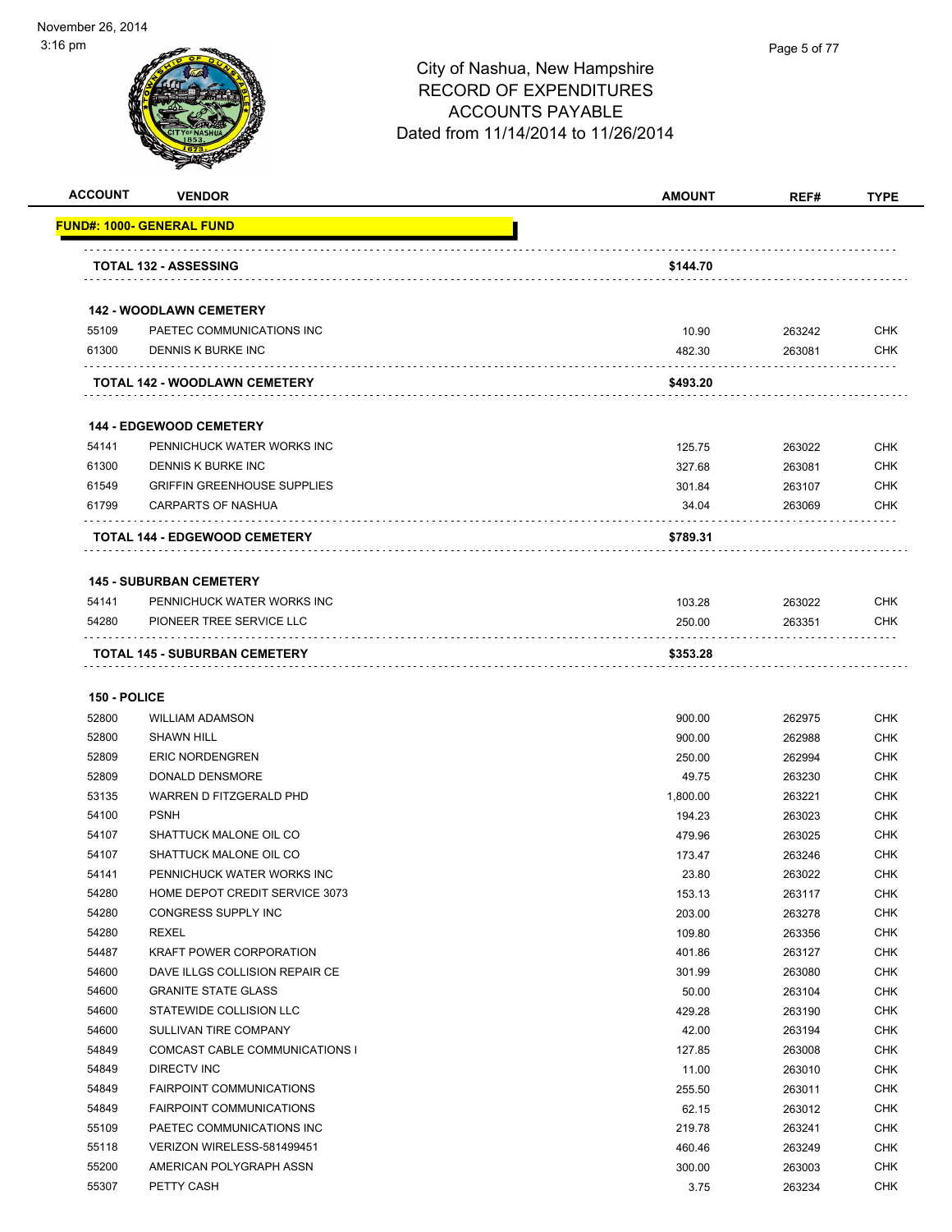# City of Nashua, New Hampshire
## RECORD OF EXPENDITURES
## ACCOUNTS PAYABLE
## Dated from 11/14/2014 to 11/26/2014

| ACCOUNT | VENDOR | AMOUNT | REF# | TYPE |
|---|---|---|---|---|
| **FUND#: 1000- GENERAL FUND** | | | | |
| | **TOTAL 132 - ASSESSING** | **$144.70** | | |
| **142 - WOODLAWN CEMETERY** | | | | |
| 55109 | PAETEC COMMUNICATIONS INC | 10.90 | 263242 | CHK |
| 61300 | DENNIS K BURKE INC | 482.30 | 263081 | CHK |
| | **TOTAL 142 - WOODLAWN CEMETERY** | **$493.20** | | |
| **144 - EDGEWOOD CEMETERY** | | | | |
| 54141 | PENNICHUCK WATER WORKS INC | 125.75 | 263022 | CHK |
| 61300 | DENNIS K BURKE INC | 327.68 | 263081 | CHK |
| 61549 | GRIFFIN GREENHOUSE SUPPLIES | 301.84 | 263107 | CHK |
| 61799 | CARPARTS OF NASHUA | 34.04 | 263069 | CHK |
| | **TOTAL 144 - EDGEWOOD CEMETERY** | **$789.31** | | |
| **145 - SUBURBAN CEMETERY** | | | | |
| 54141 | PENNICHUCK WATER WORKS INC | 103.28 | 263022 | CHK |
| 54280 | PIONEER TREE SERVICE LLC | 250.00 | 263351 | CHK |
| | **TOTAL 145 - SUBURBAN CEMETERY** | **$353.28** | | |
| **150 - POLICE** | | | | |
| 52800 | WILLIAM ADAMSON | 900.00 | 262975 | CHK |
| 52800 | SHAWN HILL | 900.00 | 262988 | CHK |
| 52809 | ERIC NORDENGREN | 250.00 | 262994 | CHK |
| 52809 | DONALD DENSMORE | 49.75 | 263230 | CHK |
| 53135 | WARREN D FITZGERALD PHD | 1,800.00 | 263221 | CHK |
| 54100 | PSNH | 194.23 | 263023 | CHK |
| 54107 | SHATTUCK MALONE OIL CO | 479.96 | 263025 | CHK |
| 54107 | SHATTUCK MALONE OIL CO | 173.47 | 263246 | CHK |
| 54141 | PENNICHUCK WATER WORKS INC | 23.80 | 263022 | CHK |
| 54280 | HOME DEPOT CREDIT SERVICE 3073 | 153.13 | 263117 | CHK |
| 54280 | CONGRESS SUPPLY INC | 203.00 | 263278 | CHK |
| 54280 | REXEL | 109.80 | 263356 | CHK |
| 54487 | KRAFT POWER CORPORATION | 401.86 | 263127 | CHK |
| 54600 | DAVE ILLGS COLLISION REPAIR CE | 301.99 | 263080 | CHK |
| 54600 | GRANITE STATE GLASS | 50.00 | 263104 | CHK |
| 54600 | STATEWIDE COLLISION LLC | 429.28 | 263190 | CHK |
| 54600 | SULLIVAN TIRE COMPANY | 42.00 | 263194 | CHK |
| 54849 | COMCAST CABLE COMMUNICATIONS I | 127.85 | 263008 | CHK |
| 54849 | DIRECTV INC | 11.00 | 263010 | CHK |
| 54849 | FAIRPOINT COMMUNICATIONS | 255.50 | 263011 | CHK |
| 54849 | FAIRPOINT COMMUNICATIONS | 62.15 | 263012 | CHK |
| 55109 | PAETEC COMMUNICATIONS INC | 219.78 | 263241 | CHK |
| 55118 | VERIZON WIRELESS-581499451 | 460.46 | 263249 | CHK |
| 55200 | AMERICAN POLYGRAPH ASSN | 300.00 | 263003 | CHK |
| 55307 | PETTY CASH | 3.75 | 263234 | CHK |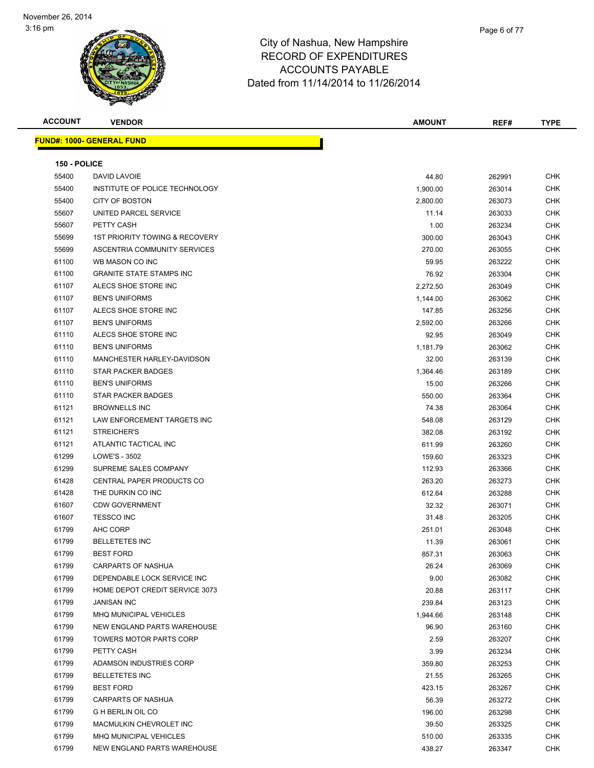City of Nashua, New Hampshire
RECORD OF EXPENDITURES
ACCOUNTS PAYABLE
Dated from 11/14/2014 to 11/26/2014

| ACCOUNT | VENDOR | AMOUNT | REF# | TYPE |
|---|---|---|---|---|

**FUND#: 1000- GENERAL FUND**

**150 - POLICE**

| ACCOUNT | VENDOR | AMOUNT | REF# | TYPE |
|---|---|---|---|---|
| 55400 | DAVID LAVOIE | 44.80 | 262991 | CHK |
| 55400 | INSTITUTE OF POLICE TECHNOLOGY | 1,900.00 | 263014 | CHK |
| 55400 | CITY OF BOSTON | 2,800.00 | 263073 | CHK |
| 55607 | UNITED PARCEL SERVICE | 11.14 | 263033 | CHK |
| 55607 | PETTY CASH | 1.00 | 263234 | CHK |
| 55699 | 1ST PRIORITY TOWING & RECOVERY | 300.00 | 263043 | CHK |
| 55699 | ASCENTRIA COMMUNITY SERVICES | 270.00 | 263055 | CHK |
| 61100 | WB MASON CO INC | 59.95 | 263222 | CHK |
| 61100 | GRANITE STATE STAMPS INC | 76.92 | 263304 | CHK |
| 61107 | ALECS SHOE STORE INC | 2,272.50 | 263049 | CHK |
| 61107 | BEN'S UNIFORMS | 1,144.00 | 263062 | CHK |
| 61107 | ALECS SHOE STORE INC | 147.85 | 263256 | CHK |
| 61107 | BEN'S UNIFORMS | 2,592.00 | 263266 | CHK |
| 61110 | ALECS SHOE STORE INC | 92.95 | 263049 | CHK |
| 61110 | BEN'S UNIFORMS | 1,181.79 | 263062 | CHK |
| 61110 | MANCHESTER HARLEY-DAVIDSON | 32.00 | 263139 | CHK |
| 61110 | STAR PACKER BADGES | 1,364.46 | 263189 | CHK |
| 61110 | BEN'S UNIFORMS | 15.00 | 263266 | CHK |
| 61110 | STAR PACKER BADGES | 550.00 | 263364 | CHK |
| 61121 | BROWNELLS INC | 74.38 | 263064 | CHK |
| 61121 | LAW ENFORCEMENT TARGETS INC | 548.08 | 263129 | CHK |
| 61121 | STREICHER'S | 382.08 | 263192 | CHK |
| 61121 | ATLANTIC TACTICAL INC | 611.99 | 263260 | CHK |
| 61299 | LOWE'S - 3502 | 159.60 | 263323 | CHK |
| 61299 | SUPREME SALES COMPANY | 112.93 | 263366 | CHK |
| 61428 | CENTRAL PAPER PRODUCTS CO | 263.20 | 263273 | CHK |
| 61428 | THE DURKIN CO INC | 612.64 | 263288 | CHK |
| 61607 | CDW GOVERNMENT | 32.32 | 263071 | CHK |
| 61607 | TESSCO INC | 31.48 | 263205 | CHK |
| 61799 | AHC CORP | 251.01 | 263048 | CHK |
| 61799 | BELLETETES INC | 11.39 | 263061 | CHK |
| 61799 | BEST FORD | 857.31 | 263063 | CHK |
| 61799 | CARPARTS OF NASHUA | 26.24 | 263069 | CHK |
| 61799 | DEPENDABLE LOCK SERVICE INC | 9.00 | 263082 | CHK |
| 61799 | HOME DEPOT CREDIT SERVICE 3073 | 20.88 | 263117 | CHK |
| 61799 | JANISAN INC | 239.84 | 263123 | CHK |
| 61799 | MHQ MUNICIPAL VEHICLES | 1,944.66 | 263148 | CHK |
| 61799 | NEW ENGLAND PARTS WAREHOUSE | 96.90 | 263160 | CHK |
| 61799 | TOWERS MOTOR PARTS CORP | 2.59 | 263207 | CHK |
| 61799 | PETTY CASH | 3.99 | 263234 | CHK |
| 61799 | ADAMSON INDUSTRIES CORP | 359.80 | 263253 | CHK |
| 61799 | BELLETETES INC | 21.55 | 263265 | CHK |
| 61799 | BEST FORD | 423.15 | 263267 | CHK |
| 61799 | CARPARTS OF NASHUA | 56.39 | 263272 | CHK |
| 61799 | G H BERLIN OIL CO | 196.00 | 263298 | CHK |
| 61799 | MACMULKIN CHEVROLET INC | 39.50 | 263325 | CHK |
| 61799 | MHQ MUNICIPAL VEHICLES | 510.00 | 263335 | CHK |
| 61799 | NEW ENGLAND PARTS WAREHOUSE | 438.27 | 263347 | CHK |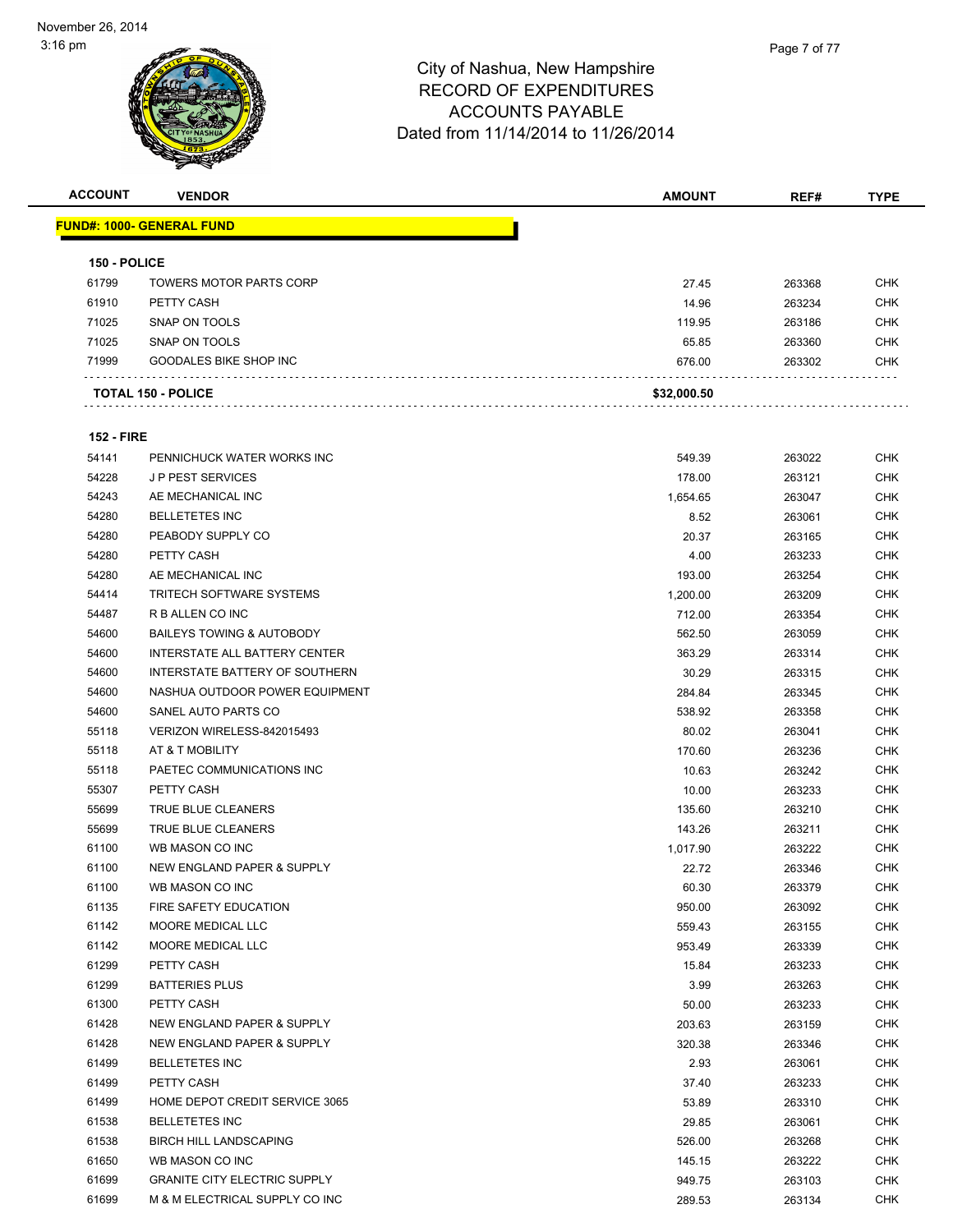City of Nashua, New Hampshire
RECORD OF EXPENDITURES
ACCOUNTS PAYABLE
Dated from 11/14/2014 to 11/26/2014

| ACCOUNT | VENDOR | AMOUNT | REF# | TYPE |
|---|---|---|---|---|
| **FUND#: 1000- GENERAL FUND** | | | | |
| **150 - POLICE** | | | | |
| 61799 | TOWERS MOTOR PARTS CORP | 27.45 | 263368 | CHK |
| 61910 | PETTY CASH | 14.96 | 263234 | CHK |
| 71025 | SNAP ON TOOLS | 119.95 | 263186 | CHK |
| 71025 | SNAP ON TOOLS | 65.85 | 263360 | CHK |
| 71999 | GOODALES BIKE SHOP INC | 676.00 | 263302 | CHK |
| **TOTAL 150 - POLICE** | | **$32,000.50** | | |
| **152 - FIRE** | | | | |
| 54141 | PENNICHUCK WATER WORKS INC | 549.39 | 263022 | CHK |
| 54228 | J P PEST SERVICES | 178.00 | 263121 | CHK |
| 54243 | AE MECHANICAL INC | 1,654.65 | 263047 | CHK |
| 54280 | BELLETETES INC | 8.52 | 263061 | CHK |
| 54280 | PEABODY SUPPLY CO | 20.37 | 263165 | CHK |
| 54280 | PETTY CASH | 4.00 | 263233 | CHK |
| 54280 | AE MECHANICAL INC | 193.00 | 263254 | CHK |
| 54414 | TRITECH SOFTWARE SYSTEMS | 1,200.00 | 263209 | CHK |
| 54487 | R B ALLEN CO INC | 712.00 | 263354 | CHK |
| 54600 | BAILEYS TOWING & AUTOBODY | 562.50 | 263059 | CHK |
| 54600 | INTERSTATE ALL BATTERY CENTER | 363.29 | 263314 | CHK |
| 54600 | INTERSTATE BATTERY OF SOUTHERN | 30.29 | 263315 | CHK |
| 54600 | NASHUA OUTDOOR POWER EQUIPMENT | 284.84 | 263345 | CHK |
| 54600 | SANEL AUTO PARTS CO | 538.92 | 263358 | CHK |
| 55118 | VERIZON WIRELESS-842015493 | 80.02 | 263041 | CHK |
| 55118 | AT & T MOBILITY | 170.60 | 263236 | CHK |
| 55118 | PAETEC COMMUNICATIONS INC | 10.63 | 263242 | CHK |
| 55307 | PETTY CASH | 10.00 | 263233 | CHK |
| 55699 | TRUE BLUE CLEANERS | 135.60 | 263210 | CHK |
| 55699 | TRUE BLUE CLEANERS | 143.26 | 263211 | CHK |
| 61100 | WB MASON CO INC | 1,017.90 | 263222 | CHK |
| 61100 | NEW ENGLAND PAPER & SUPPLY | 22.72 | 263346 | CHK |
| 61100 | WB MASON CO INC | 60.30 | 263379 | CHK |
| 61135 | FIRE SAFETY EDUCATION | 950.00 | 263092 | CHK |
| 61142 | MOORE MEDICAL LLC | 559.43 | 263155 | CHK |
| 61142 | MOORE MEDICAL LLC | 953.49 | 263339 | CHK |
| 61299 | PETTY CASH | 15.84 | 263233 | CHK |
| 61299 | BATTERIES PLUS | 3.99 | 263263 | CHK |
| 61300 | PETTY CASH | 50.00 | 263233 | CHK |
| 61428 | NEW ENGLAND PAPER & SUPPLY | 203.63 | 263159 | CHK |
| 61428 | NEW ENGLAND PAPER & SUPPLY | 320.38 | 263346 | CHK |
| 61499 | BELLETETES INC | 2.93 | 263061 | CHK |
| 61499 | PETTY CASH | 37.40 | 263233 | CHK |
| 61499 | HOME DEPOT CREDIT SERVICE 3065 | 53.89 | 263310 | CHK |
| 61538 | BELLETETES INC | 29.85 | 263061 | CHK |
| 61538 | BIRCH HILL LANDSCAPING | 526.00 | 263268 | CHK |
| 61650 | WB MASON CO INC | 145.15 | 263222 | CHK |
| 61699 | GRANITE CITY ELECTRIC SUPPLY | 949.75 | 263103 | CHK |
| 61699 | M & M ELECTRICAL SUPPLY CO INC | 289.53 | 263134 | CHK |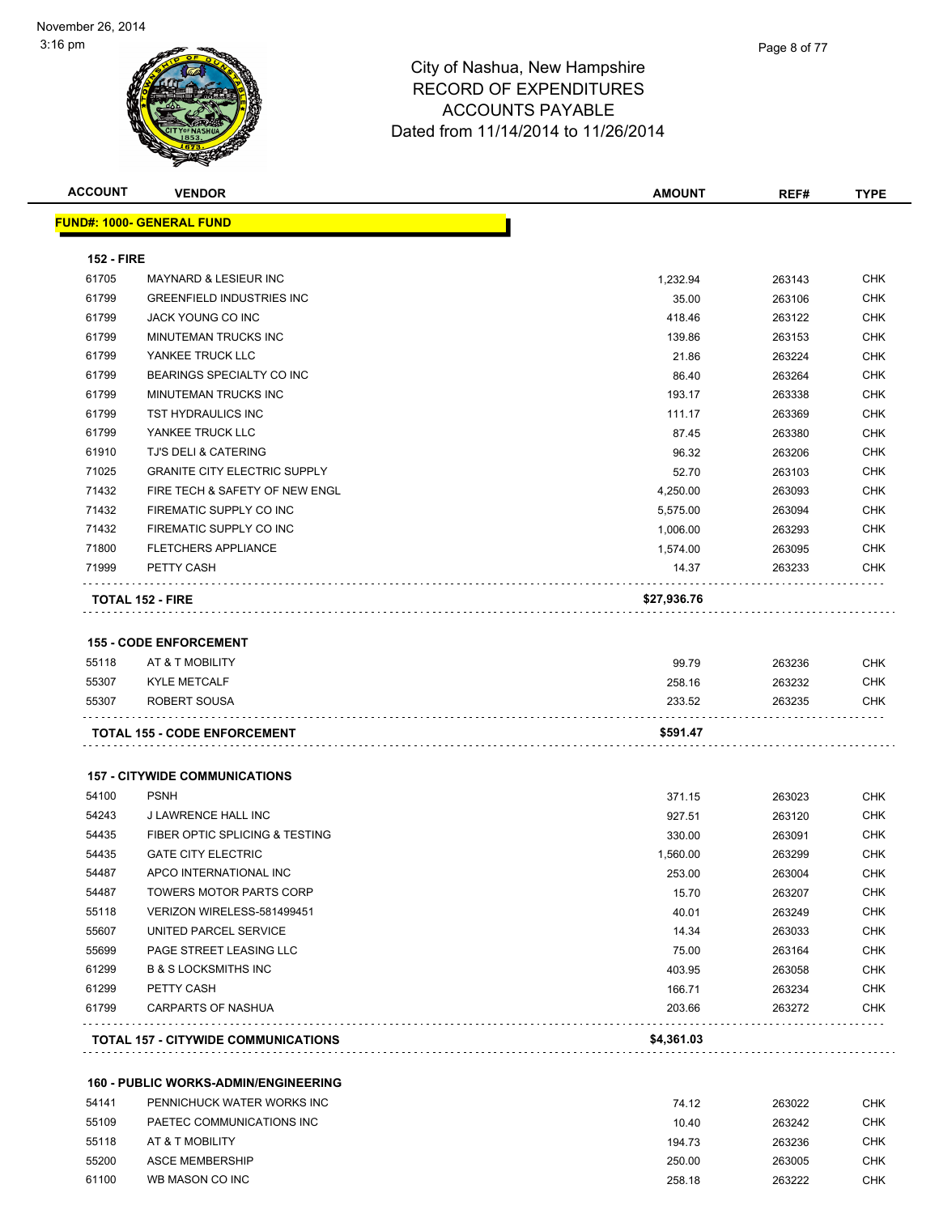City of Nashua, New Hampshire
RECORD OF EXPENDITURES
ACCOUNTS PAYABLE
Dated from 11/14/2014 to 11/26/2014

| ACCOUNT | VENDOR | AMOUNT | REF# | TYPE |
|---|---|---|---|---|
| **FUND#: 1000- GENERAL FUND** | | | | |
| **152 - FIRE** | | | | |
| 61705 | MAYNARD & LESIEUR INC | 1,232.94 | 263143 | CHK |
| 61799 | GREENFIELD INDUSTRIES INC | 35.00 | 263106 | CHK |
| 61799 | JACK YOUNG CO INC | 418.46 | 263122 | CHK |
| 61799 | MINUTEMAN TRUCKS INC | 139.86 | 263153 | CHK |
| 61799 | YANKEE TRUCK LLC | 21.86 | 263224 | CHK |
| 61799 | BEARINGS SPECIALTY CO INC | 86.40 | 263264 | CHK |
| 61799 | MINUTEMAN TRUCKS INC | 193.17 | 263338 | CHK |
| 61799 | TST HYDRAULICS INC | 111.17 | 263369 | CHK |
| 61799 | YANKEE TRUCK LLC | 87.45 | 263380 | CHK |
| 61910 | TJ'S DELI & CATERING | 96.32 | 263206 | CHK |
| 71025 | GRANITE CITY ELECTRIC SUPPLY | 52.70 | 263103 | CHK |
| 71432 | FIRE TECH & SAFETY OF NEW ENGL | 4,250.00 | 263093 | CHK |
| 71432 | FIREMATIC SUPPLY CO INC | 5,575.00 | 263094 | CHK |
| 71432 | FIREMATIC SUPPLY CO INC | 1,006.00 | 263293 | CHK |
| 71800 | FLETCHERS APPLIANCE | 1,574.00 | 263095 | CHK |
| 71999 | PETTY CASH | 14.37 | 263233 | CHK |
| **TOTAL 152 - FIRE** | | **$27,936.76** | | |
| **155 - CODE ENFORCEMENT** | | | | |
| 55118 | AT & T MOBILITY | 99.79 | 263236 | CHK |
| 55307 | KYLE METCALF | 258.16 | 263232 | CHK |
| 55307 | ROBERT SOUSA | 233.52 | 263235 | CHK |
| **TOTAL 155 - CODE ENFORCEMENT** | | **$591.47** | | |
| **157 - CITYWIDE COMMUNICATIONS** | | | | |
| 54100 | PSNH | 371.15 | 263023 | CHK |
| 54243 | J LAWRENCE HALL INC | 927.51 | 263120 | CHK |
| 54435 | FIBER OPTIC SPLICING & TESTING | 330.00 | 263091 | CHK |
| 54435 | GATE CITY ELECTRIC | 1,560.00 | 263299 | CHK |
| 54487 | APCO INTERNATIONAL INC | 253.00 | 263004 | CHK |
| 54487 | TOWERS MOTOR PARTS CORP | 15.70 | 263207 | CHK |
| 55118 | VERIZON WIRELESS-581499451 | 40.01 | 263249 | CHK |
| 55607 | UNITED PARCEL SERVICE | 14.34 | 263033 | CHK |
| 55699 | PAGE STREET LEASING LLC | 75.00 | 263164 | CHK |
| 61299 | B & S LOCKSMITHS INC | 403.95 | 263058 | CHK |
| 61299 | PETTY CASH | 166.71 | 263234 | CHK |
| 61799 | CARPARTS OF NASHUA | 203.66 | 263272 | CHK |
| **TOTAL 157 - CITYWIDE COMMUNICATIONS** | | **$4,361.03** | | |
| **160 - PUBLIC WORKS-ADMIN/ENGINEERING** | | | | |
| 54141 | PENNICHUCK WATER WORKS INC | 74.12 | 263022 | CHK |
| 55109 | PAETEC COMMUNICATIONS INC | 10.40 | 263242 | CHK |
| 55118 | AT & T MOBILITY | 194.73 | 263236 | CHK |
| 55200 | ASCE MEMBERSHIP | 250.00 | 263005 | CHK |
| 61100 | WB MASON CO INC | 258.18 | 263222 | CHK |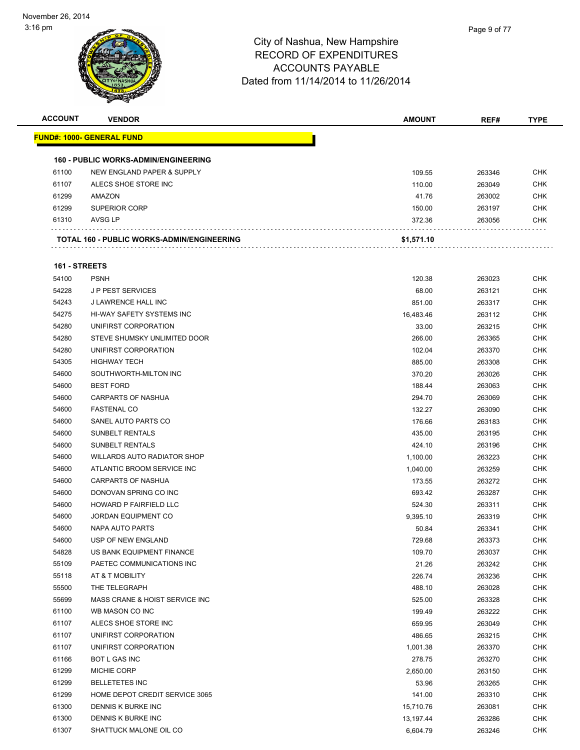# City of Nashua, New Hampshire
## RECORD OF EXPENDITURES
## ACCOUNTS PAYABLE
### Dated from 11/14/2014 to 11/26/2014

November 26, 2014
3:16 pm

| ACCOUNT | VENDOR | AMOUNT | REF# | TYPE |
|---|---|---|---|---|
| **FUND#: 1000- GENERAL FUND** | | | | |
| **160 - PUBLIC WORKS-ADMIN/ENGINEERING** | | | | |
| 61100 | NEW ENGLAND PAPER & SUPPLY | 109.55 | 263346 | CHK |
| 61107 | ALECS SHOE STORE INC | 110.00 | 263049 | CHK |
| 61299 | AMAZON | 41.76 | 263002 | CHK |
| 61299 | SUPERIOR CORP | 150.00 | 263197 | CHK |
| 61310 | AVSG LP | 372.36 | 263056 | CHK |
| **TOTAL 160 - PUBLIC WORKS-ADMIN/ENGINEERING** | | **$1,571.10** | | |
| **161 - STREETS** | | | | |
| 54100 | PSNH | 120.38 | 263023 | CHK |
| 54228 | J P PEST SERVICES | 68.00 | 263121 | CHK |
| 54243 | J LAWRENCE HALL INC | 851.00 | 263317 | CHK |
| 54275 | HI-WAY SAFETY SYSTEMS INC | 16,483.46 | 263112 | CHK |
| 54280 | UNIFIRST CORPORATION | 33.00 | 263215 | CHK |
| 54280 | STEVE SHUMSKY UNLIMITED DOOR | 266.00 | 263365 | CHK |
| 54280 | UNIFIRST CORPORATION | 102.04 | 263370 | CHK |
| 54305 | HIGHWAY TECH | 885.00 | 263308 | CHK |
| 54600 | SOUTHWORTH-MILTON INC | 370.20 | 263026 | CHK |
| 54600 | BEST FORD | 188.44 | 263063 | CHK |
| 54600 | CARPARTS OF NASHUA | 294.70 | 263069 | CHK |
| 54600 | FASTENAL CO | 132.27 | 263090 | CHK |
| 54600 | SANEL AUTO PARTS CO | 176.66 | 263183 | CHK |
| 54600 | SUNBELT RENTALS | 435.00 | 263195 | CHK |
| 54600 | SUNBELT RENTALS | 424.10 | 263196 | CHK |
| 54600 | WILLARDS AUTO RADIATOR SHOP | 1,100.00 | 263223 | CHK |
| 54600 | ATLANTIC BROOM SERVICE INC | 1,040.00 | 263259 | CHK |
| 54600 | CARPARTS OF NASHUA | 173.55 | 263272 | CHK |
| 54600 | DONOVAN SPRING CO INC | 693.42 | 263287 | CHK |
| 54600 | HOWARD P FAIRFIELD LLC | 524.30 | 263311 | CHK |
| 54600 | JORDAN EQUIPMENT CO | 9,395.10 | 263319 | CHK |
| 54600 | NAPA AUTO PARTS | 50.84 | 263341 | CHK |
| 54600 | USP OF NEW ENGLAND | 729.68 | 263373 | CHK |
| 54828 | US BANK EQUIPMENT FINANCE | 109.70 | 263037 | CHK |
| 55109 | PAETEC COMMUNICATIONS INC | 21.26 | 263242 | CHK |
| 55118 | AT & T MOBILITY | 226.74 | 263236 | CHK |
| 55500 | THE TELEGRAPH | 488.10 | 263028 | CHK |
| 55699 | MASS CRANE & HOIST SERVICE INC | 525.00 | 263328 | CHK |
| 61100 | WB MASON CO INC | 199.49 | 263222 | CHK |
| 61107 | ALECS SHOE STORE INC | 659.95 | 263049 | CHK |
| 61107 | UNIFIRST CORPORATION | 486.65 | 263215 | CHK |
| 61107 | UNIFIRST CORPORATION | 1,001.38 | 263370 | CHK |
| 61166 | BOT L GAS INC | 278.75 | 263270 | CHK |
| 61299 | MICHIE CORP | 2,650.00 | 263150 | CHK |
| 61299 | BELLETETES INC | 53.96 | 263265 | CHK |
| 61299 | HOME DEPOT CREDIT SERVICE 3065 | 141.00 | 263310 | CHK |
| 61300 | DENNIS K BURKE INC | 15,710.76 | 263081 | CHK |
| 61300 | DENNIS K BURKE INC | 13,197.44 | 263286 | CHK |
| 61307 | SHATTUCK MALONE OIL CO | 6,604.79 | 263246 | CHK |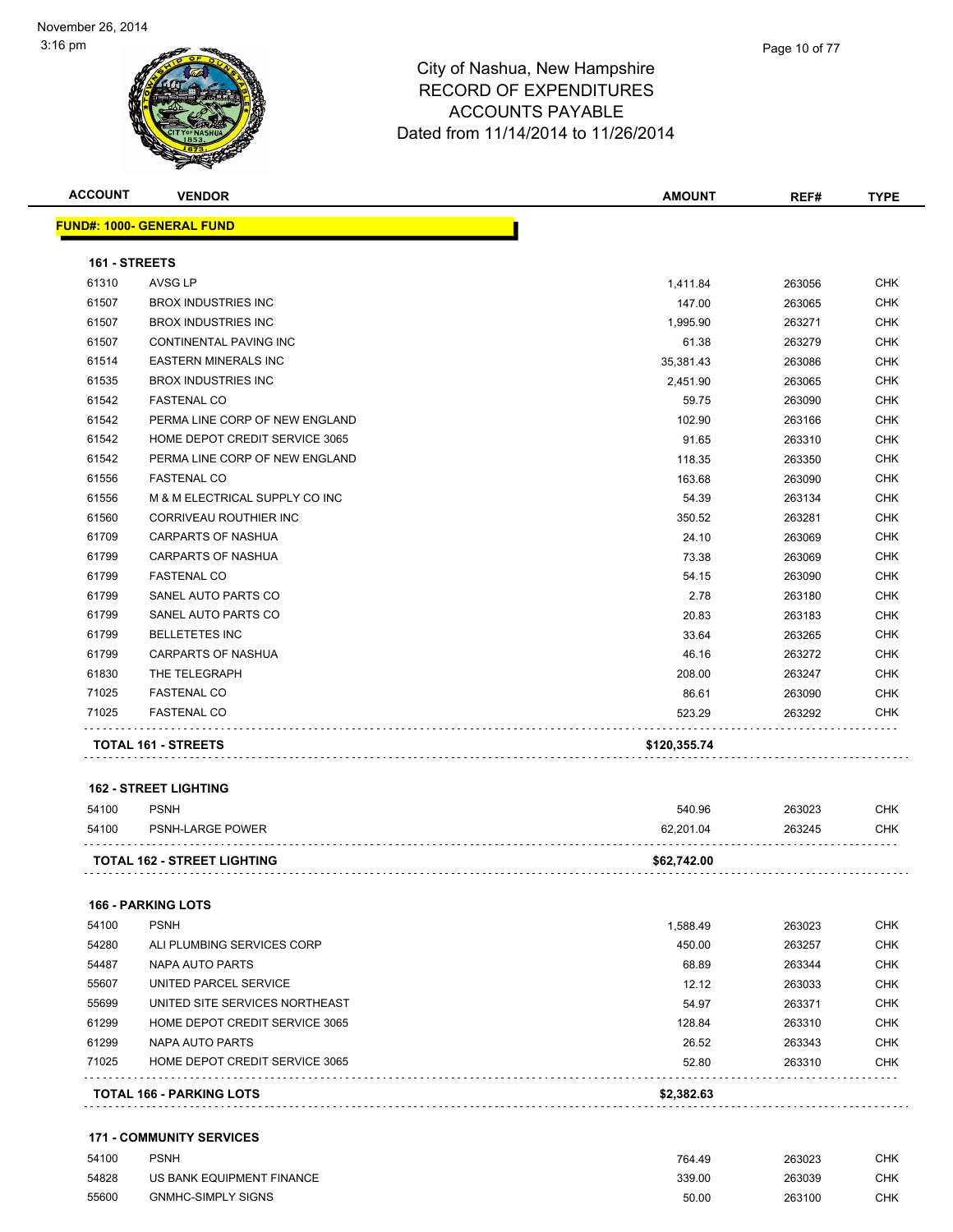City of Nashua, New Hampshire
RECORD OF EXPENDITURES
ACCOUNTS PAYABLE
Dated from 11/14/2014 to 11/26/2014

November 26, 2014
3:16 pm

| ACCOUNT | VENDOR | AMOUNT | REF# | TYPE |
|---|---|---|---|---|
| **FUND#: 1000- GENERAL FUND** | | | | |
| **161 - STREETS** | | | | |
| 61310 | AVSG LP | 1,411.84 | 263056 | CHK |
| 61507 | BROX INDUSTRIES INC | 147.00 | 263065 | CHK |
| 61507 | BROX INDUSTRIES INC | 1,995.90 | 263271 | CHK |
| 61507 | CONTINENTAL PAVING INC | 61.38 | 263279 | CHK |
| 61514 | EASTERN MINERALS INC | 35,381.43 | 263086 | CHK |
| 61535 | BROX INDUSTRIES INC | 2,451.90 | 263065 | CHK |
| 61542 | FASTENAL CO | 59.75 | 263090 | CHK |
| 61542 | PERMA LINE CORP OF NEW ENGLAND | 102.90 | 263166 | CHK |
| 61542 | HOME DEPOT CREDIT SERVICE 3065 | 91.65 | 263310 | CHK |
| 61542 | PERMA LINE CORP OF NEW ENGLAND | 118.35 | 263350 | CHK |
| 61556 | FASTENAL CO | 163.68 | 263090 | CHK |
| 61556 | M & M ELECTRICAL SUPPLY CO INC | 54.39 | 263134 | CHK |
| 61560 | CORRIVEAU ROUTHIER INC | 350.52 | 263281 | CHK |
| 61709 | CARPARTS OF NASHUA | 24.10 | 263069 | CHK |
| 61799 | CARPARTS OF NASHUA | 73.38 | 263069 | CHK |
| 61799 | FASTENAL CO | 54.15 | 263090 | CHK |
| 61799 | SANEL AUTO PARTS CO | 2.78 | 263180 | CHK |
| 61799 | SANEL AUTO PARTS CO | 20.83 | 263183 | CHK |
| 61799 | BELLETETES INC | 33.64 | 263265 | CHK |
| 61799 | CARPARTS OF NASHUA | 46.16 | 263272 | CHK |
| 61830 | THE TELEGRAPH | 208.00 | 263247 | CHK |
| 71025 | FASTENAL CO | 86.61 | 263090 | CHK |
| 71025 | FASTENAL CO | 523.29 | 263292 | CHK |
| **TOTAL 161 - STREETS** | | **$120,355.74** | | |
| **162 - STREET LIGHTING** | | | | |
| 54100 | PSNH | 540.96 | 263023 | CHK |
| 54100 | PSNH-LARGE POWER | 62,201.04 | 263245 | CHK |
| **TOTAL 162 - STREET LIGHTING** | | **$62,742.00** | | |
| **166 - PARKING LOTS** | | | | |
| 54100 | PSNH | 1,588.49 | 263023 | CHK |
| 54280 | ALI PLUMBING SERVICES CORP | 450.00 | 263257 | CHK |
| 54487 | NAPA AUTO PARTS | 68.89 | 263344 | CHK |
| 55607 | UNITED PARCEL SERVICE | 12.12 | 263033 | CHK |
| 55699 | UNITED SITE SERVICES NORTHEAST | 54.97 | 263371 | CHK |
| 61299 | HOME DEPOT CREDIT SERVICE 3065 | 128.84 | 263310 | CHK |
| 61299 | NAPA AUTO PARTS | 26.52 | 263343 | CHK |
| 71025 | HOME DEPOT CREDIT SERVICE 3065 | 52.80 | 263310 | CHK |
| **TOTAL 166 - PARKING LOTS** | | **$2,382.63** | | |
| **171 - COMMUNITY SERVICES** | | | | |
| 54100 | PSNH | 764.49 | 263023 | CHK |
| 54828 | US BANK EQUIPMENT FINANCE | 339.00 | 263039 | CHK |
| 55600 | GNMHC-SIMPLY SIGNS | 50.00 | 263100 | CHK |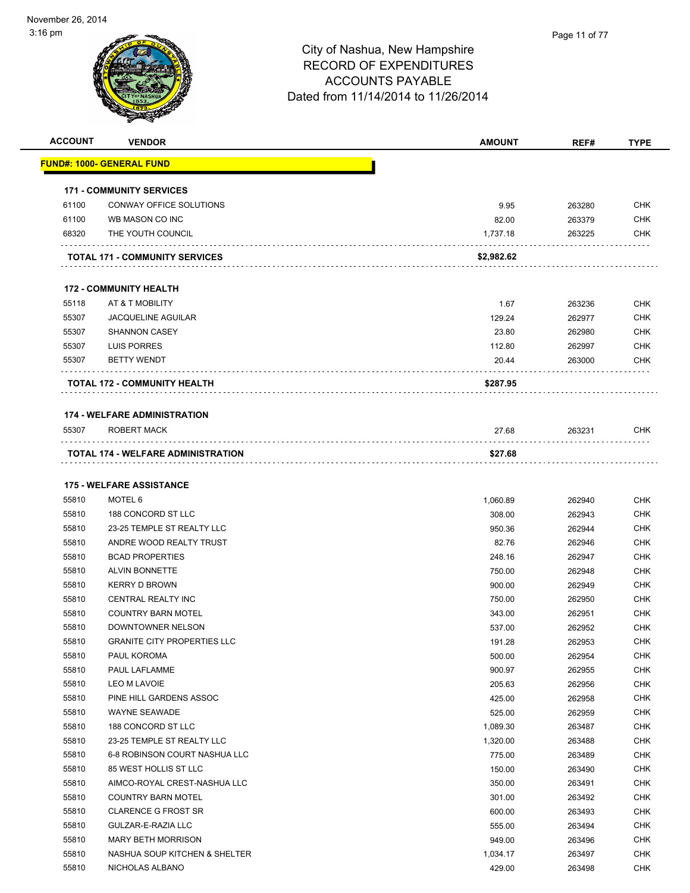# City of Nashua, New Hampshire
## RECORD OF EXPENDITURES
## ACCOUNTS PAYABLE
### Dated from 11/14/2014 to 11/26/2014

| ACCOUNT | VENDOR | AMOUNT | REF# | TYPE |
|---|---|---|---|---|
| **FUND#: 1000- GENERAL FUND** | | | | |
| **171 - COMMUNITY SERVICES** | | | | |
| 61100 | CONWAY OFFICE SOLUTIONS | 9.95 | 263280 | CHK |
| 61100 | WB MASON CO INC | 82.00 | 263379 | CHK |
| 68320 | THE YOUTH COUNCIL | 1,737.18 | 263225 | CHK |
| | **TOTAL 171 - COMMUNITY SERVICES** | **$2,982.62** | | |
| **172 - COMMUNITY HEALTH** | | | | |
| 55118 | AT & T MOBILITY | 1.67 | 263236 | CHK |
| 55307 | JACQUELINE AGUILAR | 129.24 | 262977 | CHK |
| 55307 | SHANNON CASEY | 23.80 | 262980 | CHK |
| 55307 | LUIS PORRES | 112.80 | 262997 | CHK |
| 55307 | BETTY WENDT | 20.44 | 263000 | CHK |
| | **TOTAL 172 - COMMUNITY HEALTH** | **$287.95** | | |
| **174 - WELFARE ADMINISTRATION** | | | | |
| 55307 | ROBERT MACK | 27.68 | 263231 | CHK |
| | **TOTAL 174 - WELFARE ADMINISTRATION** | **$27.68** | | |
| **175 - WELFARE ASSISTANCE** | | | | |
| 55810 | MOTEL 6 | 1,060.89 | 262940 | CHK |
| 55810 | 188 CONCORD ST LLC | 308.00 | 262943 | CHK |
| 55810 | 23-25 TEMPLE ST REALTY LLC | 950.36 | 262944 | CHK |
| 55810 | ANDRE WOOD REALTY TRUST | 82.76 | 262946 | CHK |
| 55810 | BCAD PROPERTIES | 248.16 | 262947 | CHK |
| 55810 | ALVIN BONNETTE | 750.00 | 262948 | CHK |
| 55810 | KERRY D BROWN | 900.00 | 262949 | CHK |
| 55810 | CENTRAL REALTY INC | 750.00 | 262950 | CHK |
| 55810 | COUNTRY BARN MOTEL | 343.00 | 262951 | CHK |
| 55810 | DOWNTOWNER NELSON | 537.00 | 262952 | CHK |
| 55810 | GRANITE CITY PROPERTIES LLC | 191.28 | 262953 | CHK |
| 55810 | PAUL KOROMA | 500.00 | 262954 | CHK |
| 55810 | PAUL LAFLAMME | 900.97 | 262955 | CHK |
| 55810 | LEO M LAVOIE | 205.63 | 262956 | CHK |
| 55810 | PINE HILL GARDENS ASSOC | 425.00 | 262958 | CHK |
| 55810 | WAYNE SEAWADE | 525.00 | 262959 | CHK |
| 55810 | 188 CONCORD ST LLC | 1,089.30 | 263487 | CHK |
| 55810 | 23-25 TEMPLE ST REALTY LLC | 1,320.00 | 263488 | CHK |
| 55810 | 6-8 ROBINSON COURT NASHUA LLC | 775.00 | 263489 | CHK |
| 55810 | 85 WEST HOLLIS ST LLC | 150.00 | 263490 | CHK |
| 55810 | AIMCO-ROYAL CREST-NASHUA LLC | 350.00 | 263491 | CHK |
| 55810 | COUNTRY BARN MOTEL | 301.00 | 263492 | CHK |
| 55810 | CLARENCE G FROST SR | 600.00 | 263493 | CHK |
| 55810 | GULZAR-E-RAZIA LLC | 555.00 | 263494 | CHK |
| 55810 | MARY BETH MORRISON | 949.00 | 263496 | CHK |
| 55810 | NASHUA SOUP KITCHEN & SHELTER | 1,034.17 | 263497 | CHK |
| 55810 | NICHOLAS ALBANO | 429.00 | 263498 | CHK |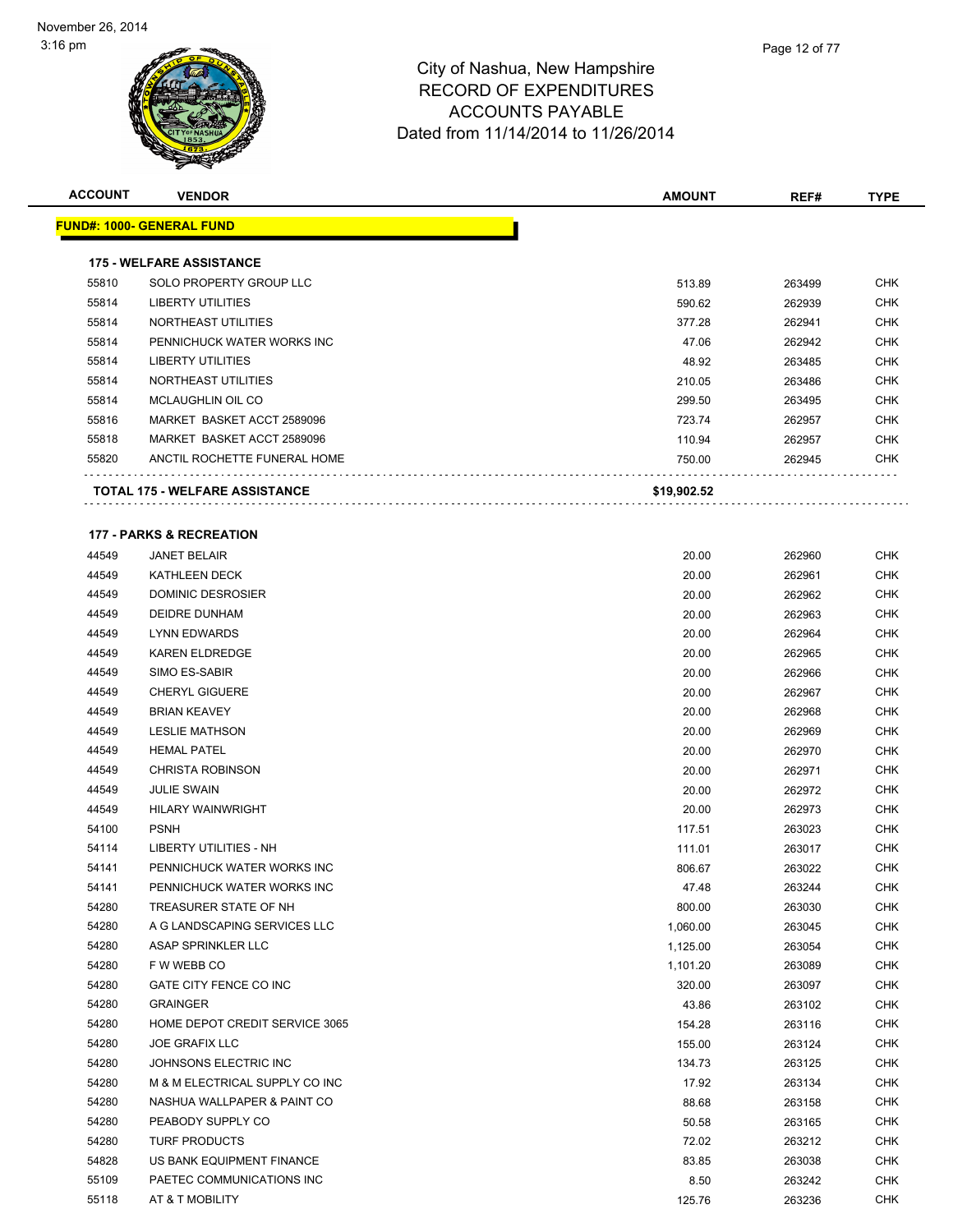# City of Nashua, New Hampshire
# RECORD OF EXPENDITURES
# ACCOUNTS PAYABLE
Dated from 11/14/2014 to 11/26/2014

November 26, 2014
3:16 pm

| ACCOUNT | VENDOR | AMOUNT | REF# | TYPE |
|---|---|---|---|---|
| **FUND#: 1000- GENERAL FUND** | | | | |
| **175 - WELFARE ASSISTANCE** | | | | |
| 55810 | SOLO PROPERTY GROUP LLC | 513.89 | 263499 | CHK |
| 55814 | LIBERTY UTILITIES | 590.62 | 262939 | CHK |
| 55814 | NORTHEAST UTILITIES | 377.28 | 262941 | CHK |
| 55814 | PENNICHUCK WATER WORKS INC | 47.06 | 262942 | CHK |
| 55814 | LIBERTY UTILITIES | 48.92 | 263485 | CHK |
| 55814 | NORTHEAST UTILITIES | 210.05 | 263486 | CHK |
| 55814 | MCLAUGHLIN OIL CO | 299.50 | 263495 | CHK |
| 55816 | MARKET BASKET ACCT 2589096 | 723.74 | 262957 | CHK |
| 55818 | MARKET BASKET ACCT 2589096 | 110.94 | 262957 | CHK |
| 55820 | ANCTIL ROCHETTE FUNERAL HOME | 750.00 | 262945 | CHK |
| **TOTAL 175 - WELFARE ASSISTANCE** | | **$19,902.52** | | |
| **177 - PARKS & RECREATION** | | | | |
| 44549 | JANET BELAIR | 20.00 | 262960 | CHK |
| 44549 | KATHLEEN DECK | 20.00 | 262961 | CHK |
| 44549 | DOMINIC DESROSIER | 20.00 | 262962 | CHK |
| 44549 | DEIDRE DUNHAM | 20.00 | 262963 | CHK |
| 44549 | LYNN EDWARDS | 20.00 | 262964 | CHK |
| 44549 | KAREN ELDREDGE | 20.00 | 262965 | CHK |
| 44549 | SIMO ES-SABIR | 20.00 | 262966 | CHK |
| 44549 | CHERYL GIGUERE | 20.00 | 262967 | CHK |
| 44549 | BRIAN KEAVEY | 20.00 | 262968 | CHK |
| 44549 | LESLIE MATHSON | 20.00 | 262969 | CHK |
| 44549 | HEMAL PATEL | 20.00 | 262970 | CHK |
| 44549 | CHRISTA ROBINSON | 20.00 | 262971 | CHK |
| 44549 | JULIE SWAIN | 20.00 | 262972 | CHK |
| 44549 | HILARY WAINWRIGHT | 20.00 | 262973 | CHK |
| 54100 | PSNH | 117.51 | 263023 | CHK |
| 54114 | LIBERTY UTILITIES - NH | 111.01 | 263017 | CHK |
| 54141 | PENNICHUCK WATER WORKS INC | 806.67 | 263022 | CHK |
| 54141 | PENNICHUCK WATER WORKS INC | 47.48 | 263244 | CHK |
| 54280 | TREASURER STATE OF NH | 800.00 | 263030 | CHK |
| 54280 | A G LANDSCAPING SERVICES LLC | 1,060.00 | 263045 | CHK |
| 54280 | ASAP SPRINKLER LLC | 1,125.00 | 263054 | CHK |
| 54280 | F W WEBB CO | 1,101.20 | 263089 | CHK |
| 54280 | GATE CITY FENCE CO INC | 320.00 | 263097 | CHK |
| 54280 | GRAINGER | 43.86 | 263102 | CHK |
| 54280 | HOME DEPOT CREDIT SERVICE 3065 | 154.28 | 263116 | CHK |
| 54280 | JOE GRAFIX LLC | 155.00 | 263124 | CHK |
| 54280 | JOHNSONS ELECTRIC INC | 134.73 | 263125 | CHK |
| 54280 | M & M ELECTRICAL SUPPLY CO INC | 17.92 | 263134 | CHK |
| 54280 | NASHUA WALLPAPER & PAINT CO | 88.68 | 263158 | CHK |
| 54280 | PEABODY SUPPLY CO | 50.58 | 263165 | CHK |
| 54280 | TURF PRODUCTS | 72.02 | 263212 | CHK |
| 54828 | US BANK EQUIPMENT FINANCE | 83.85 | 263038 | CHK |
| 55109 | PAETEC COMMUNICATIONS INC | 8.50 | 263242 | CHK |
| 55118 | AT & T MOBILITY | 125.76 | 263236 | CHK |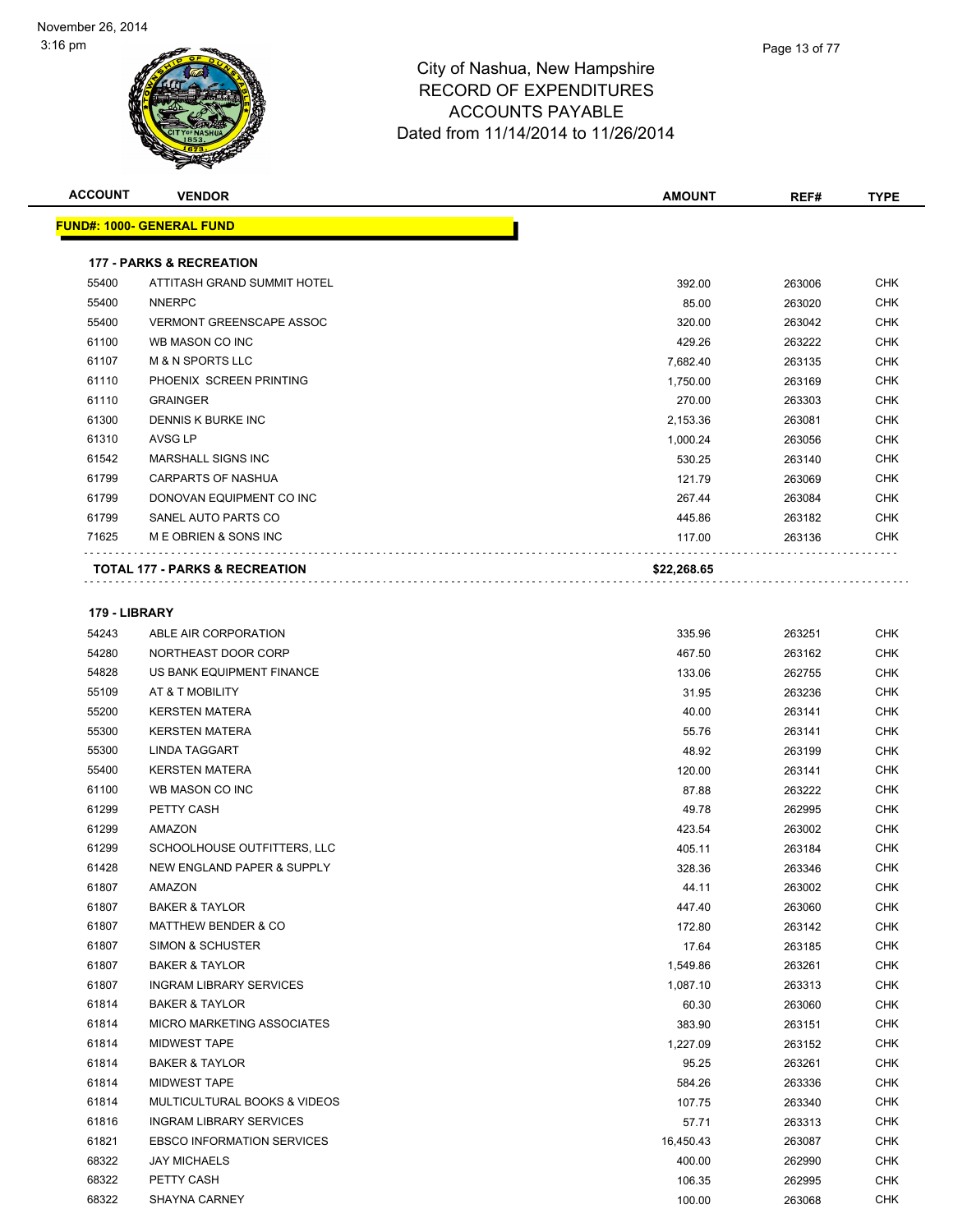# City of Nashua, New Hampshire
## RECORD OF EXPENDITURES
## ACCOUNTS PAYABLE
## Dated from 11/14/2014 to 11/26/2014

November 26, 2014
3:16 pm

**FUND#: 1000- GENERAL FUND**

**177 - PARKS & RECREATION**

| ACCOUNT | VENDOR | AMOUNT | REF# | TYPE |
|---|---|---|---|---|
| 55400 | ATTITASH GRAND SUMMIT HOTEL | 392.00 | 263006 | CHK |
| 55400 | NNERPC | 85.00 | 263020 | CHK |
| 55400 | VERMONT GREENSCAPE ASSOC | 320.00 | 263042 | CHK |
| 61100 | WB MASON CO INC | 429.26 | 263222 | CHK |
| 61107 | M & N SPORTS LLC | 7,682.40 | 263135 | CHK |
| 61110 | PHOENIX SCREEN PRINTING | 1,750.00 | 263169 | CHK |
| 61110 | GRAINGER | 270.00 | 263303 | CHK |
| 61300 | DENNIS K BURKE INC | 2,153.36 | 263081 | CHK |
| 61310 | AVSG LP | 1,000.24 | 263056 | CHK |
| 61542 | MARSHALL SIGNS INC | 530.25 | 263140 | CHK |
| 61799 | CARPARTS OF NASHUA | 121.79 | 263069 | CHK |
| 61799 | DONOVAN EQUIPMENT CO INC | 267.44 | 263084 | CHK |
| 61799 | SANEL AUTO PARTS CO | 445.86 | 263182 | CHK |
| 71625 | M E OBRIEN & SONS INC | 117.00 | 263136 | CHK |
| | **TOTAL 177 - PARKS & RECREATION** | **$22,268.65** | | |

**179 - LIBRARY**

| ACCOUNT | VENDOR | AMOUNT | REF# | TYPE |
|---|---|---|---|---|
| 54243 | ABLE AIR CORPORATION | 335.96 | 263251 | CHK |
| 54280 | NORTHEAST DOOR CORP | 467.50 | 263162 | CHK |
| 54828 | US BANK EQUIPMENT FINANCE | 133.06 | 262755 | CHK |
| 55109 | AT & T MOBILITY | 31.95 | 263236 | CHK |
| 55200 | KERSTEN MATERA | 40.00 | 263141 | CHK |
| 55300 | KERSTEN MATERA | 55.76 | 263141 | CHK |
| 55300 | LINDA TAGGART | 48.92 | 263199 | CHK |
| 55400 | KERSTEN MATERA | 120.00 | 263141 | CHK |
| 61100 | WB MASON CO INC | 87.88 | 263222 | CHK |
| 61299 | PETTY CASH | 49.78 | 262995 | CHK |
| 61299 | AMAZON | 423.54 | 263002 | CHK |
| 61299 | SCHOOLHOUSE OUTFITTERS, LLC | 405.11 | 263184 | CHK |
| 61428 | NEW ENGLAND PAPER & SUPPLY | 328.36 | 263346 | CHK |
| 61807 | AMAZON | 44.11 | 263002 | CHK |
| 61807 | BAKER & TAYLOR | 447.40 | 263060 | CHK |
| 61807 | MATTHEW BENDER & CO | 172.80 | 263142 | CHK |
| 61807 | SIMON & SCHUSTER | 17.64 | 263185 | CHK |
| 61807 | BAKER & TAYLOR | 1,549.86 | 263261 | CHK |
| 61807 | INGRAM LIBRARY SERVICES | 1,087.10 | 263313 | CHK |
| 61814 | BAKER & TAYLOR | 60.30 | 263060 | CHK |
| 61814 | MICRO MARKETING ASSOCIATES | 383.90 | 263151 | CHK |
| 61814 | MIDWEST TAPE | 1,227.09 | 263152 | CHK |
| 61814 | BAKER & TAYLOR | 95.25 | 263261 | CHK |
| 61814 | MIDWEST TAPE | 584.26 | 263336 | CHK |
| 61814 | MULTICULTURAL BOOKS & VIDEOS | 107.75 | 263340 | CHK |
| 61816 | INGRAM LIBRARY SERVICES | 57.71 | 263313 | CHK |
| 61821 | EBSCO INFORMATION SERVICES | 16,450.43 | 263087 | CHK |
| 68322 | JAY MICHAELS | 400.00 | 262990 | CHK |
| 68322 | PETTY CASH | 106.35 | 262995 | CHK |
| 68322 | SHAYNA CARNEY | 100.00 | 263068 | CHK |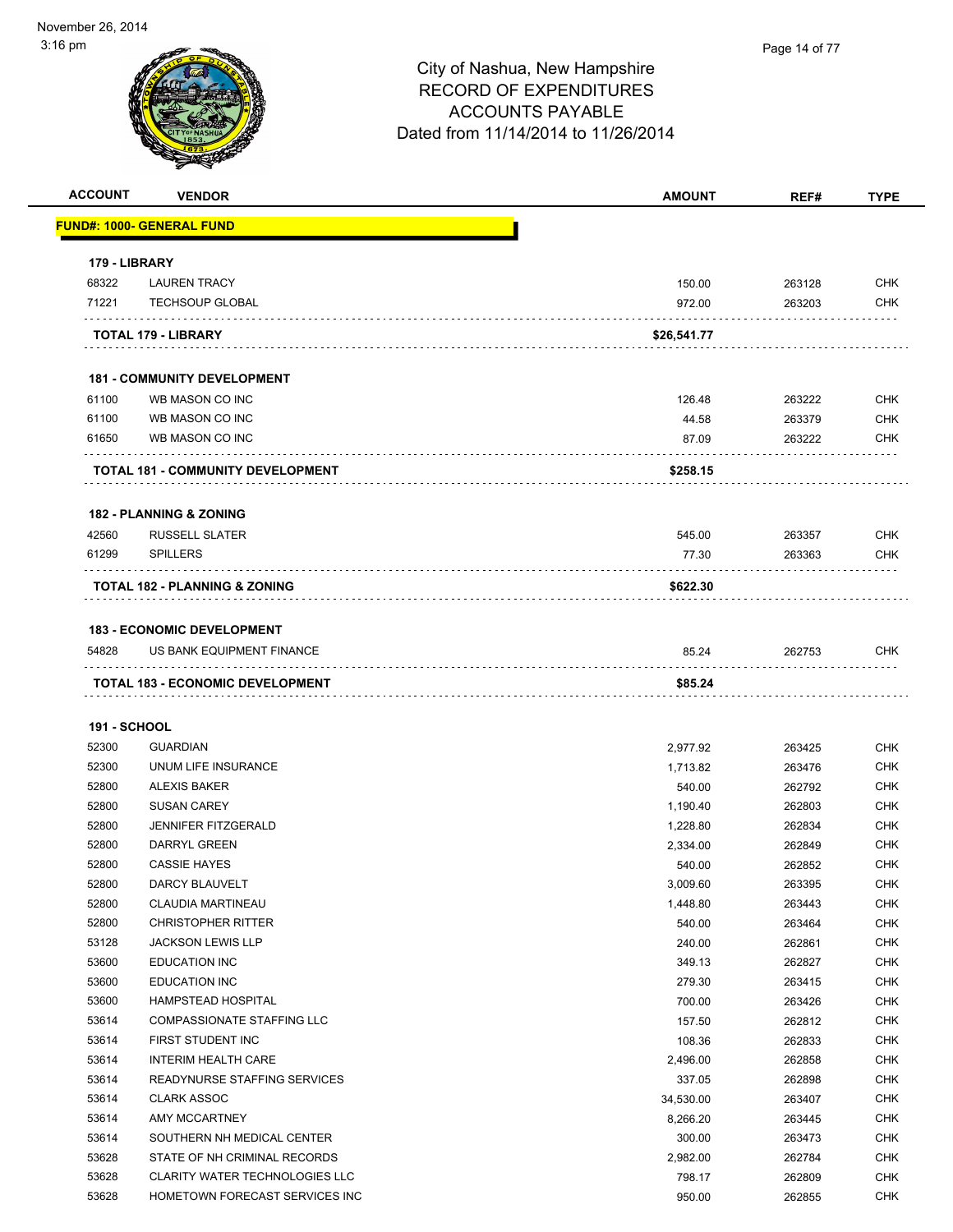City of Nashua, New Hampshire
RECORD OF EXPENDITURES
ACCOUNTS PAYABLE
Dated from 11/14/2014 to 11/26/2014

| ACCOUNT | VENDOR | AMOUNT | REF# | TYPE |
|---|---|---|---|---|
| **FUND#: 1000- GENERAL FUND** | | | | |
| **179 - LIBRARY** | | | | |
| 68322 | LAUREN TRACY | 150.00 | 263128 | CHK |
| 71221 | TECHSOUP GLOBAL | 972.00 | 263203 | CHK |
| | **TOTAL 179 - LIBRARY** | **$26,541.77** | | |
| **181 - COMMUNITY DEVELOPMENT** | | | | |
| 61100 | WB MASON CO INC | 126.48 | 263222 | CHK |
| 61100 | WB MASON CO INC | 44.58 | 263379 | CHK |
| 61650 | WB MASON CO INC | 87.09 | 263222 | CHK |
| | **TOTAL 181 - COMMUNITY DEVELOPMENT** | **$258.15** | | |
| **182 - PLANNING & ZONING** | | | | |
| 42560 | RUSSELL SLATER | 545.00 | 263357 | CHK |
| 61299 | SPILLERS | 77.30 | 263363 | CHK |
| | **TOTAL 182 - PLANNING & ZONING** | **$622.30** | | |
| **183 - ECONOMIC DEVELOPMENT** | | | | |
| 54828 | US BANK EQUIPMENT FINANCE | 85.24 | 262753 | CHK |
| | **TOTAL 183 - ECONOMIC DEVELOPMENT** | **$85.24** | | |
| **191 - SCHOOL** | | | | |
| 52300 | GUARDIAN | 2,977.92 | 263425 | CHK |
| 52300 | UNUM LIFE INSURANCE | 1,713.82 | 263476 | CHK |
| 52800 | ALEXIS BAKER | 540.00 | 262792 | CHK |
| 52800 | SUSAN CAREY | 1,190.40 | 262803 | CHK |
| 52800 | JENNIFER FITZGERALD | 1,228.80 | 262834 | CHK |
| 52800 | DARRYL GREEN | 2,334.00 | 262849 | CHK |
| 52800 | CASSIE HAYES | 540.00 | 262852 | CHK |
| 52800 | DARCY BLAUVELT | 3,009.60 | 263395 | CHK |
| 52800 | CLAUDIA MARTINEAU | 1,448.80 | 263443 | CHK |
| 52800 | CHRISTOPHER RITTER | 540.00 | 263464 | CHK |
| 53128 | JACKSON LEWIS LLP | 240.00 | 262861 | CHK |
| 53600 | EDUCATION INC | 349.13 | 262827 | CHK |
| 53600 | EDUCATION INC | 279.30 | 263415 | CHK |
| 53600 | HAMPSTEAD HOSPITAL | 700.00 | 263426 | CHK |
| 53614 | COMPASSIONATE STAFFING LLC | 157.50 | 262812 | CHK |
| 53614 | FIRST STUDENT INC | 108.36 | 262833 | CHK |
| 53614 | INTERIM HEALTH CARE | 2,496.00 | 262858 | CHK |
| 53614 | READYNURSE STAFFING SERVICES | 337.05 | 262898 | CHK |
| 53614 | CLARK ASSOC | 34,530.00 | 263407 | CHK |
| 53614 | AMY MCCARTNEY | 8,266.20 | 263445 | CHK |
| 53614 | SOUTHERN NH MEDICAL CENTER | 300.00 | 263473 | CHK |
| 53628 | STATE OF NH CRIMINAL RECORDS | 2,982.00 | 262784 | CHK |
| 53628 | CLARITY WATER TECHNOLOGIES LLC | 798.17 | 262809 | CHK |
| 53628 | HOMETOWN FORECAST SERVICES INC | 950.00 | 262855 | CHK |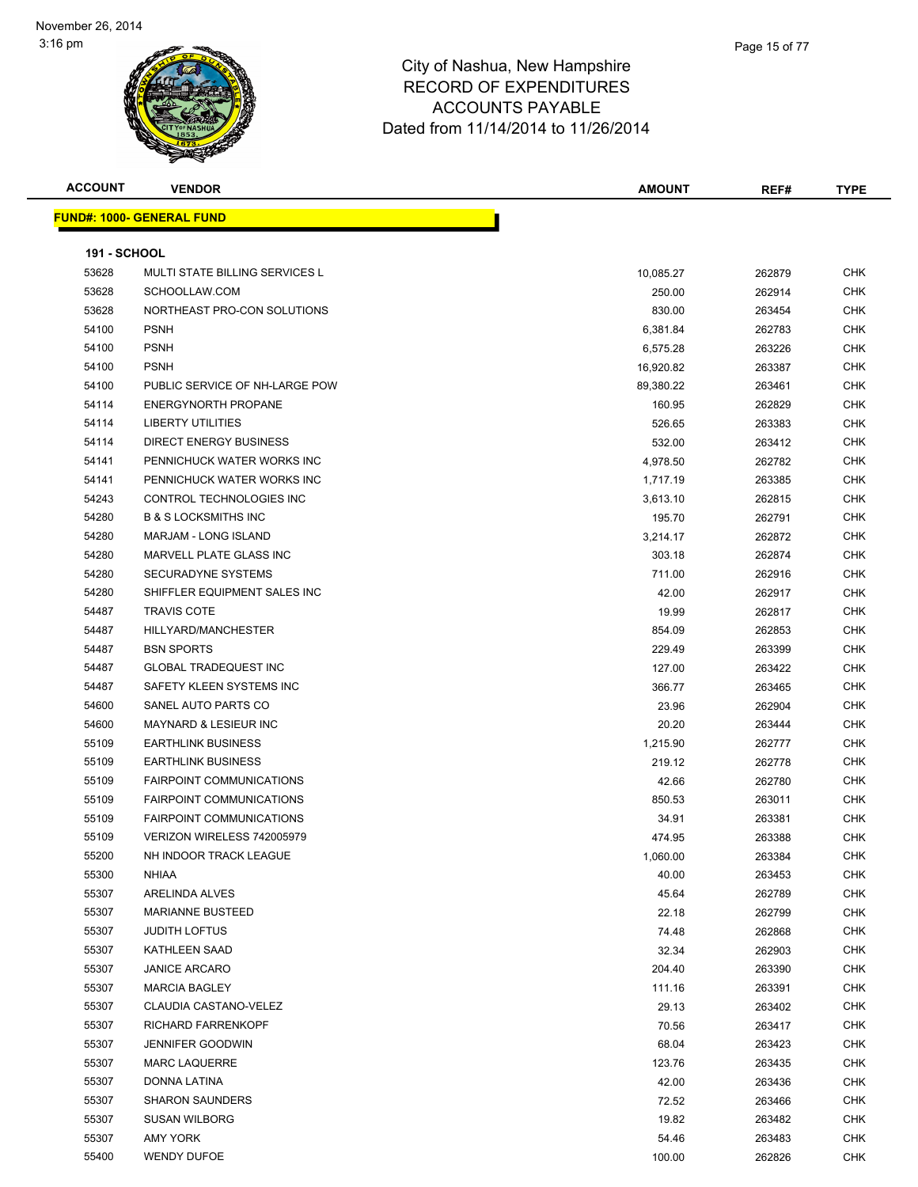City of Nashua, New Hampshire
RECORD OF EXPENDITURES
ACCOUNTS PAYABLE
Dated from 11/14/2014 to 11/26/2014

| ACCOUNT | VENDOR | AMOUNT | REF# | TYPE |
|---|---|---|---|---|

**FUND#: 1000- GENERAL FUND**

**191 - SCHOOL**

| ACCOUNT | VENDOR | AMOUNT | REF# | TYPE |
|---|---|---|---|---|
| 53628 | MULTI STATE BILLING SERVICES L | 10,085.27 | 262879 | CHK |
| 53628 | SCHOOLLAW.COM | 250.00 | 262914 | CHK |
| 53628 | NORTHEAST PRO-CON SOLUTIONS | 830.00 | 263454 | CHK |
| 54100 | PSNH | 6,381.84 | 262783 | CHK |
| 54100 | PSNH | 6,575.28 | 263226 | CHK |
| 54100 | PSNH | 16,920.82 | 263387 | CHK |
| 54100 | PUBLIC SERVICE OF NH-LARGE POW | 89,380.22 | 263461 | CHK |
| 54114 | ENERGYNORTH PROPANE | 160.95 | 262829 | CHK |
| 54114 | LIBERTY UTILITIES | 526.65 | 263383 | CHK |
| 54114 | DIRECT ENERGY BUSINESS | 532.00 | 263412 | CHK |
| 54141 | PENNICHUCK WATER WORKS INC | 4,978.50 | 262782 | CHK |
| 54141 | PENNICHUCK WATER WORKS INC | 1,717.19 | 263385 | CHK |
| 54243 | CONTROL TECHNOLOGIES INC | 3,613.10 | 262815 | CHK |
| 54280 | B & S LOCKSMITHS INC | 195.70 | 262791 | CHK |
| 54280 | MARJAM - LONG ISLAND | 3,214.17 | 262872 | CHK |
| 54280 | MARVELL PLATE GLASS INC | 303.18 | 262874 | CHK |
| 54280 | SECURADYNE SYSTEMS | 711.00 | 262916 | CHK |
| 54280 | SHIFFLER EQUIPMENT SALES INC | 42.00 | 262917 | CHK |
| 54487 | TRAVIS COTE | 19.99 | 262817 | CHK |
| 54487 | HILLYARD/MANCHESTER | 854.09 | 262853 | CHK |
| 54487 | BSN SPORTS | 229.49 | 263399 | CHK |
| 54487 | GLOBAL TRADEQUEST INC | 127.00 | 263422 | CHK |
| 54487 | SAFETY KLEEN SYSTEMS INC | 366.77 | 263465 | CHK |
| 54600 | SANEL AUTO PARTS CO | 23.96 | 262904 | CHK |
| 54600 | MAYNARD & LESIEUR INC | 20.20 | 263444 | CHK |
| 55109 | EARTHLINK BUSINESS | 1,215.90 | 262777 | CHK |
| 55109 | EARTHLINK BUSINESS | 219.12 | 262778 | CHK |
| 55109 | FAIRPOINT COMMUNICATIONS | 42.66 | 262780 | CHK |
| 55109 | FAIRPOINT COMMUNICATIONS | 850.53 | 263011 | CHK |
| 55109 | FAIRPOINT COMMUNICATIONS | 34.91 | 263381 | CHK |
| 55109 | VERIZON WIRELESS 742005979 | 474.95 | 263388 | CHK |
| 55200 | NH INDOOR TRACK LEAGUE | 1,060.00 | 263384 | CHK |
| 55300 | NHIAA | 40.00 | 263453 | CHK |
| 55307 | ARELINDA ALVES | 45.64 | 262789 | CHK |
| 55307 | MARIANNE BUSTEED | 22.18 | 262799 | CHK |
| 55307 | JUDITH LOFTUS | 74.48 | 262868 | CHK |
| 55307 | KATHLEEN SAAD | 32.34 | 262903 | CHK |
| 55307 | JANICE ARCARO | 204.40 | 263390 | CHK |
| 55307 | MARCIA BAGLEY | 111.16 | 263391 | CHK |
| 55307 | CLAUDIA CASTANO-VELEZ | 29.13 | 263402 | CHK |
| 55307 | RICHARD FARRENKOPF | 70.56 | 263417 | CHK |
| 55307 | JENNIFER GOODWIN | 68.04 | 263423 | CHK |
| 55307 | MARC LAQUERRE | 123.76 | 263435 | CHK |
| 55307 | DONNA LATINA | 42.00 | 263436 | CHK |
| 55307 | SHARON SAUNDERS | 72.52 | 263466 | CHK |
| 55307 | SUSAN WILBORG | 19.82 | 263482 | CHK |
| 55307 | AMY YORK | 54.46 | 263483 | CHK |
| 55400 | WENDY DUFOE | 100.00 | 262826 | CHK |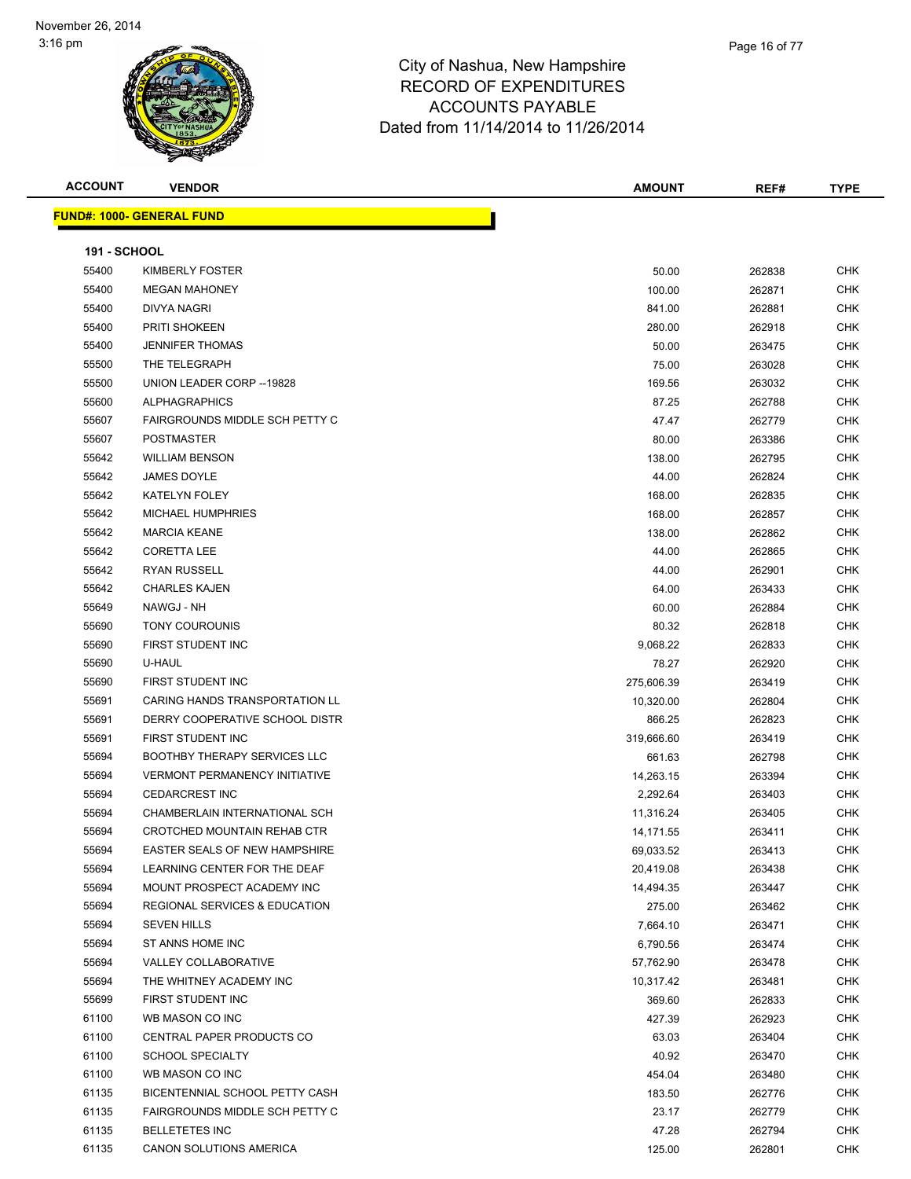# City of Nashua, New Hampshire
## RECORD OF EXPENDITURES
## ACCOUNTS PAYABLE
## Dated from 11/14/2014 to 11/26/2014

| ACCOUNT | VENDOR | AMOUNT | REF# | TYPE |
|---|---|---|---|---|

**FUND#: 1000- GENERAL FUND**

**191 - SCHOOL**

| ACCOUNT | VENDOR | AMOUNT | REF# | TYPE |
|---|---|---|---|---|
| 55400 | KIMBERLY FOSTER | 50.00 | 262838 | CHK |
| 55400 | MEGAN MAHONEY | 100.00 | 262871 | CHK |
| 55400 | DIVYA NAGRI | 841.00 | 262881 | CHK |
| 55400 | PRITI SHOKEEN | 280.00 | 262918 | CHK |
| 55400 | JENNIFER THOMAS | 50.00 | 263475 | CHK |
| 55500 | THE TELEGRAPH | 75.00 | 263028 | CHK |
| 55500 | UNION LEADER CORP --19828 | 169.56 | 263032 | CHK |
| 55600 | ALPHAGRAPHICS | 87.25 | 262788 | CHK |
| 55607 | FAIRGROUNDS MIDDLE SCH PETTY C | 47.47 | 262779 | CHK |
| 55607 | POSTMASTER | 80.00 | 263386 | CHK |
| 55642 | WILLIAM BENSON | 138.00 | 262795 | CHK |
| 55642 | JAMES DOYLE | 44.00 | 262824 | CHK |
| 55642 | KATELYN FOLEY | 168.00 | 262835 | CHK |
| 55642 | MICHAEL HUMPHRIES | 168.00 | 262857 | CHK |
| 55642 | MARCIA KEANE | 138.00 | 262862 | CHK |
| 55642 | CORETTA LEE | 44.00 | 262865 | CHK |
| 55642 | RYAN RUSSELL | 44.00 | 262901 | CHK |
| 55642 | CHARLES KAJEN | 64.00 | 263433 | CHK |
| 55649 | NAWGJ - NH | 60.00 | 262884 | CHK |
| 55690 | TONY COUROUNIS | 80.32 | 262818 | CHK |
| 55690 | FIRST STUDENT INC | 9,068.22 | 262833 | CHK |
| 55690 | U-HAUL | 78.27 | 262920 | CHK |
| 55690 | FIRST STUDENT INC | 275,606.39 | 263419 | CHK |
| 55691 | CARING HANDS TRANSPORTATION LL | 10,320.00 | 262804 | CHK |
| 55691 | DERRY COOPERATIVE SCHOOL DISTR | 866.25 | 262823 | CHK |
| 55691 | FIRST STUDENT INC | 319,666.60 | 263419 | CHK |
| 55694 | BOOTHBY THERAPY SERVICES LLC | 661.63 | 262798 | CHK |
| 55694 | VERMONT PERMANENCY INITIATIVE | 14,263.15 | 263394 | CHK |
| 55694 | CEDARCREST INC | 2,292.64 | 263403 | CHK |
| 55694 | CHAMBERLAIN INTERNATIONAL SCH | 11,316.24 | 263405 | CHK |
| 55694 | CROTCHED MOUNTAIN REHAB CTR | 14,171.55 | 263411 | CHK |
| 55694 | EASTER SEALS OF NEW HAMPSHIRE | 69,033.52 | 263413 | CHK |
| 55694 | LEARNING CENTER FOR THE DEAF | 20,419.08 | 263438 | CHK |
| 55694 | MOUNT PROSPECT ACADEMY INC | 14,494.35 | 263447 | CHK |
| 55694 | REGIONAL SERVICES & EDUCATION | 275.00 | 263462 | CHK |
| 55694 | SEVEN HILLS | 7,664.10 | 263471 | CHK |
| 55694 | ST ANNS HOME INC | 6,790.56 | 263474 | CHK |
| 55694 | VALLEY COLLABORATIVE | 57,762.90 | 263478 | CHK |
| 55694 | THE WHITNEY ACADEMY INC | 10,317.42 | 263481 | CHK |
| 55699 | FIRST STUDENT INC | 369.60 | 262833 | CHK |
| 61100 | WB MASON CO INC | 427.39 | 262923 | CHK |
| 61100 | CENTRAL PAPER PRODUCTS CO | 63.03 | 263404 | CHK |
| 61100 | SCHOOL SPECIALTY | 40.92 | 263470 | CHK |
| 61100 | WB MASON CO INC | 454.04 | 263480 | CHK |
| 61135 | BICENTENNIAL SCHOOL PETTY CASH | 183.50 | 262776 | CHK |
| 61135 | FAIRGROUNDS MIDDLE SCH PETTY C | 23.17 | 262779 | CHK |
| 61135 | BELLETETES INC | 47.28 | 262794 | CHK |
| 61135 | CANON SOLUTIONS AMERICA | 125.00 | 262801 | CHK |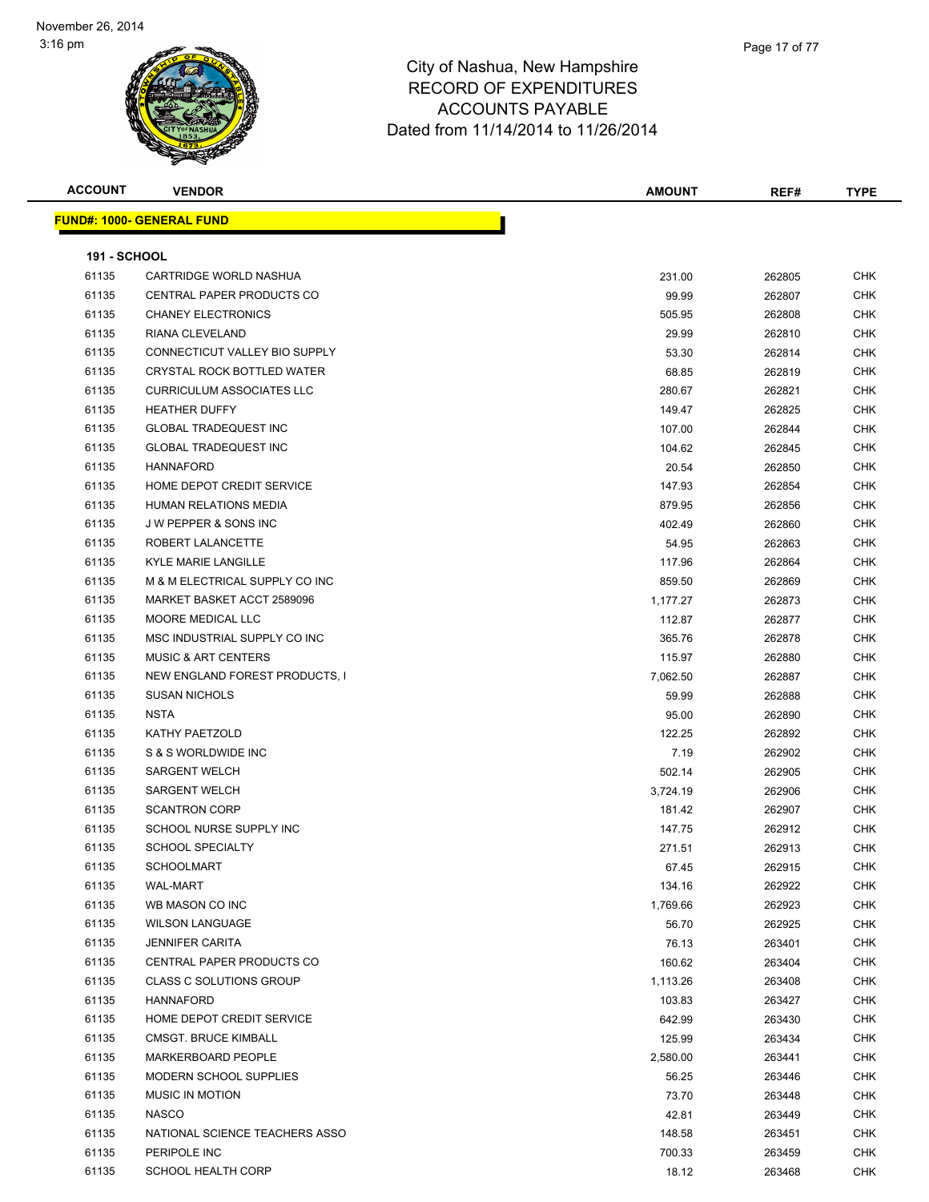# City of Nashua, New Hampshire
## RECORD OF EXPENDITURES
## ACCOUNTS PAYABLE
### Dated from 11/14/2014 to 11/26/2014

November 26, 2014
3:16 pm

| ACCOUNT | VENDOR | AMOUNT | REF# | TYPE |
|---|---|---|---|---|

**FUND#: 1000- GENERAL FUND**

**191 - SCHOOL**

| ACCOUNT | VENDOR | AMOUNT | REF# | TYPE |
|---|---|---|---|---|
| 61135 | CARTRIDGE WORLD NASHUA | 231.00 | 262805 | CHK |
| 61135 | CENTRAL PAPER PRODUCTS CO | 99.99 | 262807 | CHK |
| 61135 | CHANEY ELECTRONICS | 505.95 | 262808 | CHK |
| 61135 | RIANA CLEVELAND | 29.99 | 262810 | CHK |
| 61135 | CONNECTICUT VALLEY BIO SUPPLY | 53.30 | 262814 | CHK |
| 61135 | CRYSTAL ROCK BOTTLED WATER | 68.85 | 262819 | CHK |
| 61135 | CURRICULUM ASSOCIATES LLC | 280.67 | 262821 | CHK |
| 61135 | HEATHER DUFFY | 149.47 | 262825 | CHK |
| 61135 | GLOBAL TRADEQUEST INC | 107.00 | 262844 | CHK |
| 61135 | GLOBAL TRADEQUEST INC | 104.62 | 262845 | CHK |
| 61135 | HANNAFORD | 20.54 | 262850 | CHK |
| 61135 | HOME DEPOT CREDIT SERVICE | 147.93 | 262854 | CHK |
| 61135 | HUMAN RELATIONS MEDIA | 879.95 | 262856 | CHK |
| 61135 | J W PEPPER & SONS INC | 402.49 | 262860 | CHK |
| 61135 | ROBERT LALANCETTE | 54.95 | 262863 | CHK |
| 61135 | KYLE MARIE LANGILLE | 117.96 | 262864 | CHK |
| 61135 | M & M ELECTRICAL SUPPLY CO INC | 859.50 | 262869 | CHK |
| 61135 | MARKET BASKET ACCT 2589096 | 1,177.27 | 262873 | CHK |
| 61135 | MOORE MEDICAL LLC | 112.87 | 262877 | CHK |
| 61135 | MSC INDUSTRIAL SUPPLY CO INC | 365.76 | 262878 | CHK |
| 61135 | MUSIC & ART CENTERS | 115.97 | 262880 | CHK |
| 61135 | NEW ENGLAND FOREST PRODUCTS, I | 7,062.50 | 262887 | CHK |
| 61135 | SUSAN NICHOLS | 59.99 | 262888 | CHK |
| 61135 | NSTA | 95.00 | 262890 | CHK |
| 61135 | KATHY PAETZOLD | 122.25 | 262892 | CHK |
| 61135 | S & S WORLDWIDE INC | 7.19 | 262902 | CHK |
| 61135 | SARGENT WELCH | 502.14 | 262905 | CHK |
| 61135 | SARGENT WELCH | 3,724.19 | 262906 | CHK |
| 61135 | SCANTRON CORP | 181.42 | 262907 | CHK |
| 61135 | SCHOOL NURSE SUPPLY INC | 147.75 | 262912 | CHK |
| 61135 | SCHOOL SPECIALTY | 271.51 | 262913 | CHK |
| 61135 | SCHOOLMART | 67.45 | 262915 | CHK |
| 61135 | WAL-MART | 134.16 | 262922 | CHK |
| 61135 | WB MASON CO INC | 1,769.66 | 262923 | CHK |
| 61135 | WILSON LANGUAGE | 56.70 | 262925 | CHK |
| 61135 | JENNIFER CARITA | 76.13 | 263401 | CHK |
| 61135 | CENTRAL PAPER PRODUCTS CO | 160.62 | 263404 | CHK |
| 61135 | CLASS C SOLUTIONS GROUP | 1,113.26 | 263408 | CHK |
| 61135 | HANNAFORD | 103.83 | 263427 | CHK |
| 61135 | HOME DEPOT CREDIT SERVICE | 642.99 | 263430 | CHK |
| 61135 | CMSGT. BRUCE KIMBALL | 125.99 | 263434 | CHK |
| 61135 | MARKERBOARD PEOPLE | 2,580.00 | 263441 | CHK |
| 61135 | MODERN SCHOOL SUPPLIES | 56.25 | 263446 | CHK |
| 61135 | MUSIC IN MOTION | 73.70 | 263448 | CHK |
| 61135 | NASCO | 42.81 | 263449 | CHK |
| 61135 | NATIONAL SCIENCE TEACHERS ASSO | 148.58 | 263451 | CHK |
| 61135 | PERIPOLE INC | 700.33 | 263459 | CHK |
| 61135 | SCHOOL HEALTH CORP | 18.12 | 263468 | CHK |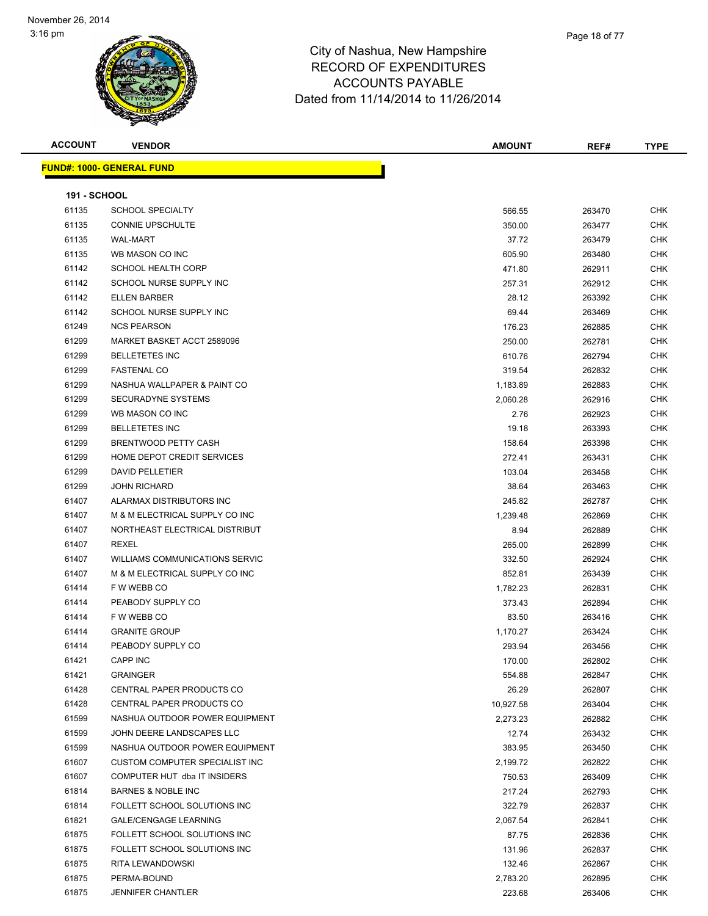# City of Nashua, New Hampshire
## RECORD OF EXPENDITURES
## ACCOUNTS PAYABLE
### Dated from 11/14/2014 to 11/26/2014

| ACCOUNT | VENDOR | AMOUNT | REF# | TYPE |
|---|---|---|---|---|

**FUND#: 1000- GENERAL FUND**

**191 - SCHOOL**

| ACCOUNT | VENDOR | AMOUNT | REF# | TYPE |
|---|---|---|---|---|
| 61135 | SCHOOL SPECIALTY | 566.55 | 263470 | CHK |
| 61135 | CONNIE UPSCHULTE | 350.00 | 263477 | CHK |
| 61135 | WAL-MART | 37.72 | 263479 | CHK |
| 61135 | WB MASON CO INC | 605.90 | 263480 | CHK |
| 61142 | SCHOOL HEALTH CORP | 471.80 | 262911 | CHK |
| 61142 | SCHOOL NURSE SUPPLY INC | 257.31 | 262912 | CHK |
| 61142 | ELLEN BARBER | 28.12 | 263392 | CHK |
| 61142 | SCHOOL NURSE SUPPLY INC | 69.44 | 263469 | CHK |
| 61249 | NCS PEARSON | 176.23 | 262885 | CHK |
| 61299 | MARKET BASKET ACCT 2589096 | 250.00 | 262781 | CHK |
| 61299 | BELLETETES INC | 610.76 | 262794 | CHK |
| 61299 | FASTENAL CO | 319.54 | 262832 | CHK |
| 61299 | NASHUA WALLPAPER & PAINT CO | 1,183.89 | 262883 | CHK |
| 61299 | SECURADYNE SYSTEMS | 2,060.28 | 262916 | CHK |
| 61299 | WB MASON CO INC | 2.76 | 262923 | CHK |
| 61299 | BELLETETES INC | 19.18 | 263393 | CHK |
| 61299 | BRENTWOOD PETTY CASH | 158.64 | 263398 | CHK |
| 61299 | HOME DEPOT CREDIT SERVICES | 272.41 | 263431 | CHK |
| 61299 | DAVID PELLETIER | 103.04 | 263458 | CHK |
| 61299 | JOHN RICHARD | 38.64 | 263463 | CHK |
| 61407 | ALARMAX DISTRIBUTORS INC | 245.82 | 262787 | CHK |
| 61407 | M & M ELECTRICAL SUPPLY CO INC | 1,239.48 | 262869 | CHK |
| 61407 | NORTHEAST ELECTRICAL DISTRIBUT | 8.94 | 262889 | CHK |
| 61407 | REXEL | 265.00 | 262899 | CHK |
| 61407 | WILLIAMS COMMUNICATIONS SERVIC | 332.50 | 262924 | CHK |
| 61407 | M & M ELECTRICAL SUPPLY CO INC | 852.81 | 263439 | CHK |
| 61414 | F W WEBB CO | 1,782.23 | 262831 | CHK |
| 61414 | PEABODY SUPPLY CO | 373.43 | 262894 | CHK |
| 61414 | F W WEBB CO | 83.50 | 263416 | CHK |
| 61414 | GRANITE GROUP | 1,170.27 | 263424 | CHK |
| 61414 | PEABODY SUPPLY CO | 293.94 | 263456 | CHK |
| 61421 | CAPP INC | 170.00 | 262802 | CHK |
| 61421 | GRAINGER | 554.88 | 262847 | CHK |
| 61428 | CENTRAL PAPER PRODUCTS CO | 26.29 | 262807 | CHK |
| 61428 | CENTRAL PAPER PRODUCTS CO | 10,927.58 | 263404 | CHK |
| 61599 | NASHUA OUTDOOR POWER EQUIPMENT | 2,273.23 | 262882 | CHK |
| 61599 | JOHN DEERE LANDSCAPES LLC | 12.74 | 263432 | CHK |
| 61599 | NASHUA OUTDOOR POWER EQUIPMENT | 383.95 | 263450 | CHK |
| 61607 | CUSTOM COMPUTER SPECIALIST INC | 2,199.72 | 262822 | CHK |
| 61607 | COMPUTER HUT dba IT INSIDERS | 750.53 | 263409 | CHK |
| 61814 | BARNES & NOBLE INC | 217.24 | 262793 | CHK |
| 61814 | FOLLETT SCHOOL SOLUTIONS INC | 322.79 | 262837 | CHK |
| 61821 | GALE/CENGAGE LEARNING | 2,067.54 | 262841 | CHK |
| 61875 | FOLLETT SCHOOL SOLUTIONS INC | 87.75 | 262836 | CHK |
| 61875 | FOLLETT SCHOOL SOLUTIONS INC | 131.96 | 262837 | CHK |
| 61875 | RITA LEWANDOWSKI | 132.46 | 262867 | CHK |
| 61875 | PERMA-BOUND | 2,783.20 | 262895 | CHK |
| 61875 | JENNIFER CHANTLER | 223.68 | 263406 | CHK |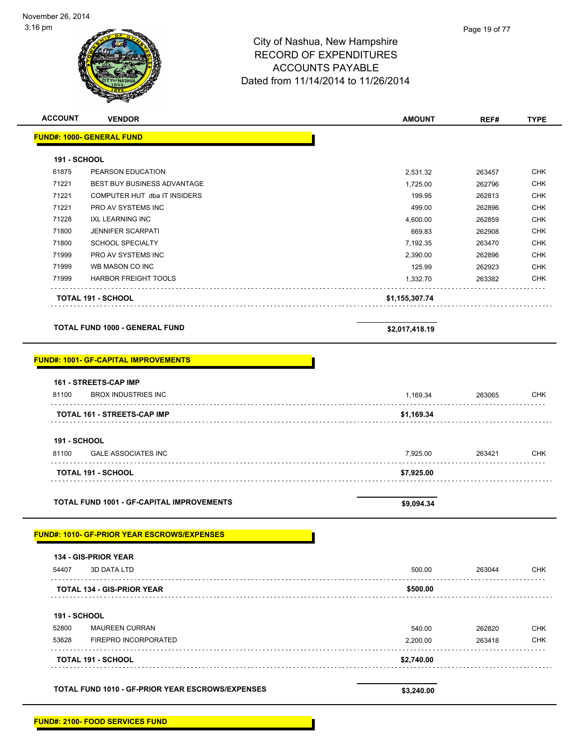# City of Nashua, New Hampshire
## RECORD OF EXPENDITURES
## ACCOUNTS PAYABLE
Dated from 11/14/2014 to 11/26/2014

November 26, 2014
3:16 pm

| ACCOUNT | VENDOR | AMOUNT | REF# | TYPE |
|---|---|---|---|---|
| **FUND#: 1000- GENERAL FUND** | | | | |
| **191 - SCHOOL** | | | | |
| 61875 | PEARSON EDUCATION | 2,531.32 | 263457 | CHK |
| 71221 | BEST BUY BUSINESS ADVANTAGE | 1,725.00 | 262796 | CHK |
| 71221 | COMPUTER HUT dba IT INSIDERS | 199.95 | 262813 | CHK |
| 71221 | PRO AV SYSTEMS INC | 499.00 | 262896 | CHK |
| 71228 | IXL LEARNING INC | 4,600.00 | 262859 | CHK |
| 71800 | JENNIFER SCARPATI | 669.83 | 262908 | CHK |
| 71800 | SCHOOL SPECIALTY | 7,192.35 | 263470 | CHK |
| 71999 | PRO AV SYSTEMS INC | 2,390.00 | 262896 | CHK |
| 71999 | WB MASON CO INC | 125.99 | 262923 | CHK |
| 71999 | HARBOR FREIGHT TOOLS | 1,332.70 | 263382 | CHK |
| | **TOTAL 191 - SCHOOL** | **$1,155,307.74** | | |
| | **TOTAL FUND 1000 - GENERAL FUND** | **$2,017,418.19** | | |
| **FUND#: 1001- GF-CAPITAL IMPROVEMENTS** | | | | |
| **161 - STREETS-CAP IMP** | | | | |
| 81100 | BROX INDUSTRIES INC | 1,169.34 | 263065 | CHK |
| | **TOTAL 161 - STREETS-CAP IMP** | **$1,169.34** | | |
| **191 - SCHOOL** | | | | |
| 81100 | GALE ASSOCIATES INC | 7,925.00 | 263421 | CHK |
| | **TOTAL 191 - SCHOOL** | **$7,925.00** | | |
| | **TOTAL FUND 1001 - GF-CAPITAL IMPROVEMENTS** | **$9,094.34** | | |
| **FUND#: 1010- GF-PRIOR YEAR ESCROWS/EXPENSES** | | | | |
| **134 - GIS-PRIOR YEAR** | | | | |
| 54407 | 3D DATA LTD | 500.00 | 263044 | CHK |
| | **TOTAL 134 - GIS-PRIOR YEAR** | **$500.00** | | |
| **191 - SCHOOL** | | | | |
| 52800 | MAUREEN CURRAN | 540.00 | 262820 | CHK |
| 53628 | FIREPRO INCORPORATED | 2,200.00 | 263418 | CHK |
| | **TOTAL 191 - SCHOOL** | **$2,740.00** | | |
| | **TOTAL FUND 1010 - GF-PRIOR YEAR ESCROWS/EXPENSES** | **$3,240.00** | | |
| **FUND#: 2100- FOOD SERVICES FUND** | | | | |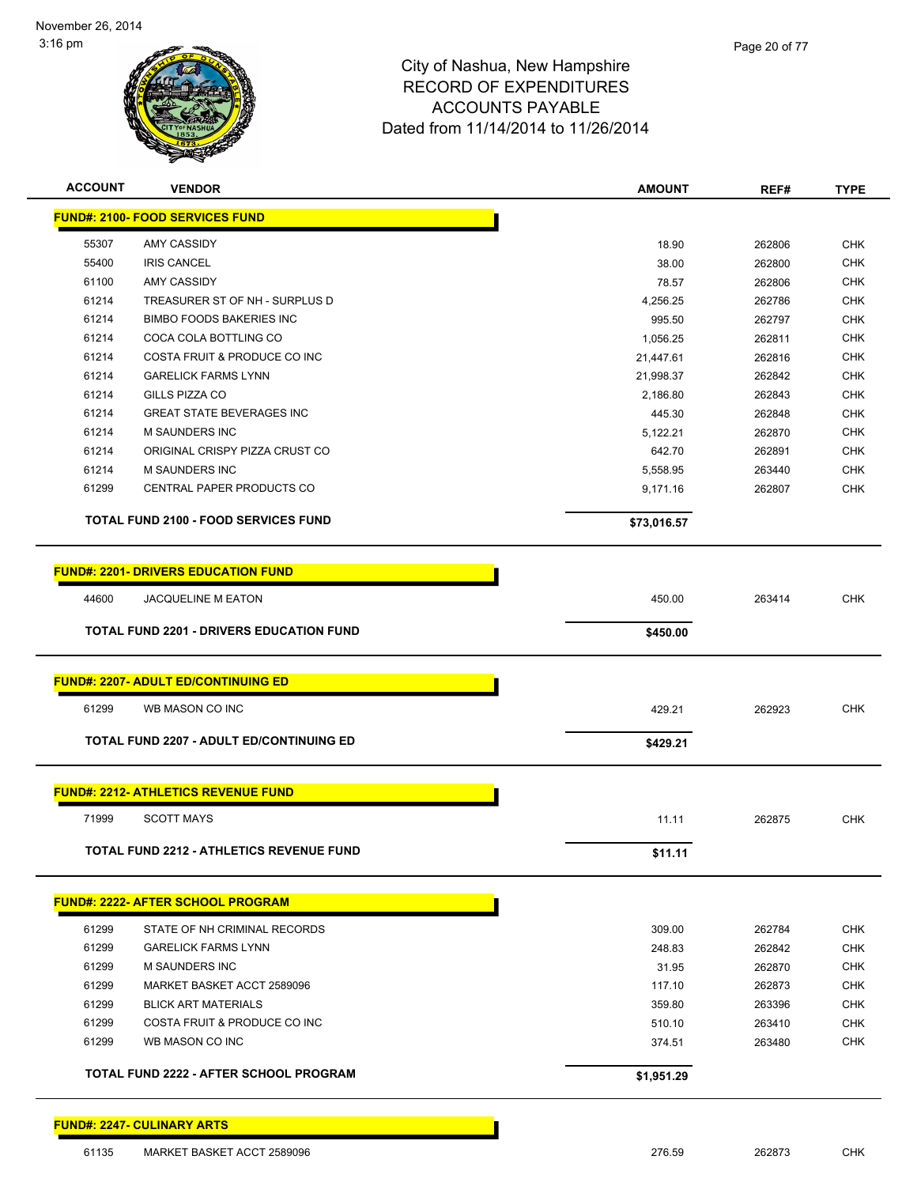City of Nashua, New Hampshire
RECORD OF EXPENDITURES
ACCOUNTS PAYABLE
Dated from 11/14/2014 to 11/26/2014

November 26, 2014
3:16 pm

| ACCOUNT | VENDOR | AMOUNT | REF# | TYPE |
|---|---|---|---|---|
| **FUND#: 2100- FOOD SERVICES FUND** | | | | |
| 55307 | AMY CASSIDY | 18.90 | 262806 | CHK |
| 55400 | IRIS CANCEL | 38.00 | 262800 | CHK |
| 61100 | AMY CASSIDY | 78.57 | 262806 | CHK |
| 61214 | TREASURER ST OF NH - SURPLUS D | 4,256.25 | 262786 | CHK |
| 61214 | BIMBO FOODS BAKERIES INC | 995.50 | 262797 | CHK |
| 61214 | COCA COLA BOTTLING CO | 1,056.25 | 262811 | CHK |
| 61214 | COSTA FRUIT & PRODUCE CO INC | 21,447.61 | 262816 | CHK |
| 61214 | GARELICK FARMS LYNN | 21,998.37 | 262842 | CHK |
| 61214 | GILLS PIZZA CO | 2,186.80 | 262843 | CHK |
| 61214 | GREAT STATE BEVERAGES INC | 445.30 | 262848 | CHK |
| 61214 | M SAUNDERS INC | 5,122.21 | 262870 | CHK |
| 61214 | ORIGINAL CRISPY PIZZA CRUST CO | 642.70 | 262891 | CHK |
| 61214 | M SAUNDERS INC | 5,558.95 | 263440 | CHK |
| 61299 | CENTRAL PAPER PRODUCTS CO | 9,171.16 | 262807 | CHK |
| | **TOTAL FUND 2100 - FOOD SERVICES FUND** | **$73,016.57** | | |
| **FUND#: 2201- DRIVERS EDUCATION FUND** | | | | |
| 44600 | JACQUELINE M EATON | 450.00 | 263414 | CHK |
| | **TOTAL FUND 2201 - DRIVERS EDUCATION FUND** | **$450.00** | | |
| **FUND#: 2207- ADULT ED/CONTINUING ED** | | | | |
| 61299 | WB MASON CO INC | 429.21 | 262923 | CHK |
| | **TOTAL FUND 2207 - ADULT ED/CONTINUING ED** | **$429.21** | | |
| **FUND#: 2212- ATHLETICS REVENUE FUND** | | | | |
| 71999 | SCOTT MAYS | 11.11 | 262875 | CHK |
| | **TOTAL FUND 2212 - ATHLETICS REVENUE FUND** | **$11.11** | | |
| **FUND#: 2222- AFTER SCHOOL PROGRAM** | | | | |
| 61299 | STATE OF NH CRIMINAL RECORDS | 309.00 | 262784 | CHK |
| 61299 | GARELICK FARMS LYNN | 248.83 | 262842 | CHK |
| 61299 | M SAUNDERS INC | 31.95 | 262870 | CHK |
| 61299 | MARKET BASKET ACCT 2589096 | 117.10 | 262873 | CHK |
| 61299 | BLICK ART MATERIALS | 359.80 | 263396 | CHK |
| 61299 | COSTA FRUIT & PRODUCE CO INC | 510.10 | 263410 | CHK |
| 61299 | WB MASON CO INC | 374.51 | 263480 | CHK |
| | **TOTAL FUND 2222 - AFTER SCHOOL PROGRAM** | **$1,951.29** | | |
| **FUND#: 2247- CULINARY ARTS** | | | | |
| 61135 | MARKET BASKET ACCT 2589096 | 276.59 | 262873 | CHK |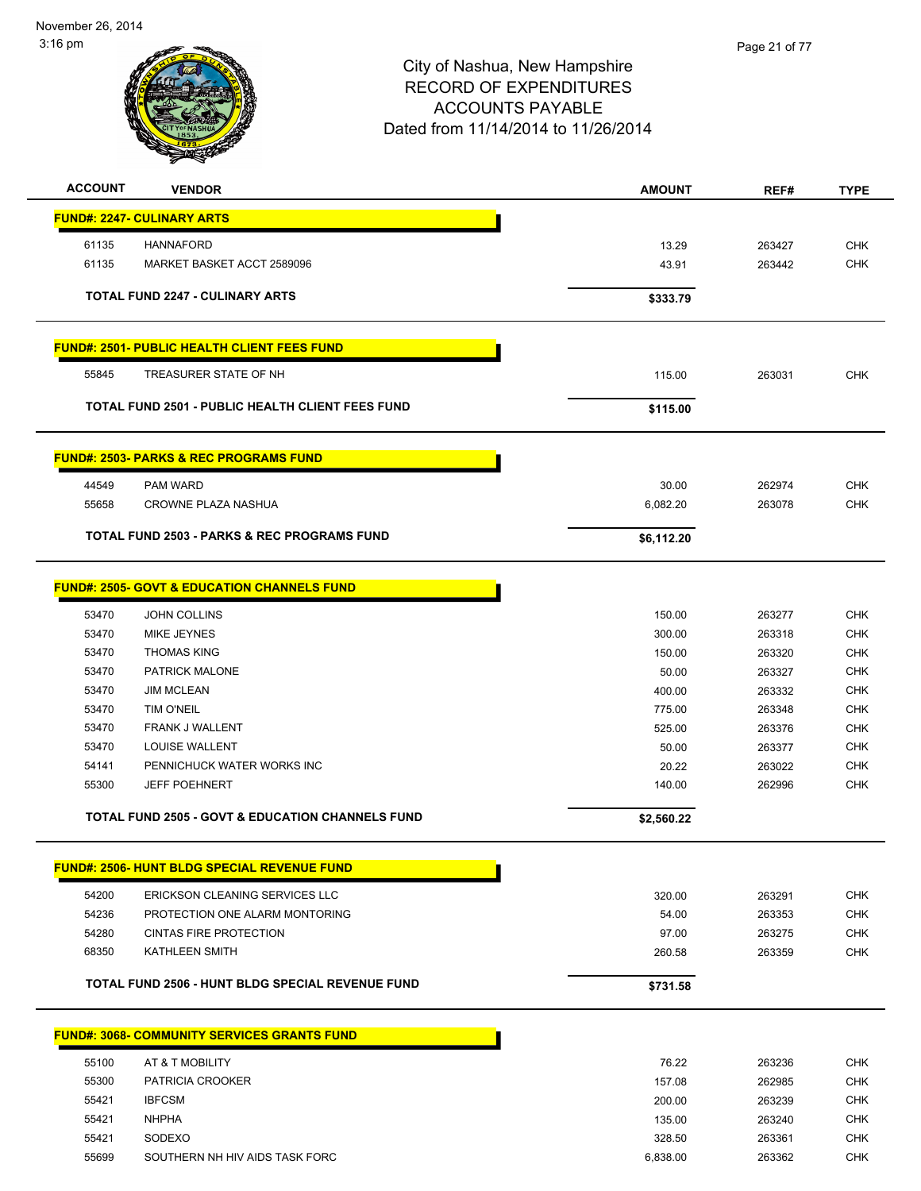November 26, 2014
3:16 pm

# City of Nashua, New Hampshire
## RECORD OF EXPENDITURES
## ACCOUNTS PAYABLE
## Dated from 11/14/2014 to 11/26/2014

| ACCOUNT | VENDOR | AMOUNT | REF# | TYPE |
|---|---|---|---|---|
| **FUND#: 2247- CULINARY ARTS** | | | | |
| 61135 | HANNAFORD | 13.29 | 263427 | CHK |
| 61135 | MARKET BASKET ACCT 2589096 | 43.91 | 263442 | CHK |
| | **TOTAL FUND 2247 - CULINARY ARTS** | **$333.79** | | |
| **FUND#: 2501- PUBLIC HEALTH CLIENT FEES FUND** | | | | |
| 55845 | TREASURER STATE OF NH | 115.00 | 263031 | CHK |
| | **TOTAL FUND 2501 - PUBLIC HEALTH CLIENT FEES FUND** | **$115.00** | | |
| **FUND#: 2503- PARKS & REC PROGRAMS FUND** | | | | |
| 44549 | PAM WARD | 30.00 | 262974 | CHK |
| 55658 | CROWNE PLAZA NASHUA | 6,082.20 | 263078 | CHK |
| | **TOTAL FUND 2503 - PARKS & REC PROGRAMS FUND** | **$6,112.20** | | |
| **FUND#: 2505- GOVT & EDUCATION CHANNELS FUND** | | | | |
| 53470 | JOHN COLLINS | 150.00 | 263277 | CHK |
| 53470 | MIKE JEYNES | 300.00 | 263318 | CHK |
| 53470 | THOMAS KING | 150.00 | 263320 | CHK |
| 53470 | PATRICK MALONE | 50.00 | 263327 | CHK |
| 53470 | JIM MCLEAN | 400.00 | 263332 | CHK |
| 53470 | TIM O'NEIL | 775.00 | 263348 | CHK |
| 53470 | FRANK J WALLENT | 525.00 | 263376 | CHK |
| 53470 | LOUISE WALLENT | 50.00 | 263377 | CHK |
| 54141 | PENNICHUCK WATER WORKS INC | 20.22 | 263022 | CHK |
| 55300 | JEFF POEHNERT | 140.00 | 262996 | CHK |
| | **TOTAL FUND 2505 - GOVT & EDUCATION CHANNELS FUND** | **$2,560.22** | | |
| **FUND#: 2506- HUNT BLDG SPECIAL REVENUE FUND** | | | | |
| 54200 | ERICKSON CLEANING SERVICES LLC | 320.00 | 263291 | CHK |
| 54236 | PROTECTION ONE ALARM MONTORING | 54.00 | 263353 | CHK |
| 54280 | CINTAS FIRE PROTECTION | 97.00 | 263275 | CHK |
| 68350 | KATHLEEN SMITH | 260.58 | 263359 | CHK |
| | **TOTAL FUND 2506 - HUNT BLDG SPECIAL REVENUE FUND** | **$731.58** | | |
| **FUND#: 3068- COMMUNITY SERVICES GRANTS FUND** | | | | |
| 55100 | AT & T MOBILITY | 76.22 | 263236 | CHK |
| 55300 | PATRICIA CROOKER | 157.08 | 262985 | CHK |
| 55421 | IBFCSM | 200.00 | 263239 | CHK |
| 55421 | NHPHA | 135.00 | 263240 | CHK |
| 55421 | SODEXO | 328.50 | 263361 | CHK |
| 55699 | SOUTHERN NH HIV AIDS TASK FORC | 6,838.00 | 263362 | CHK |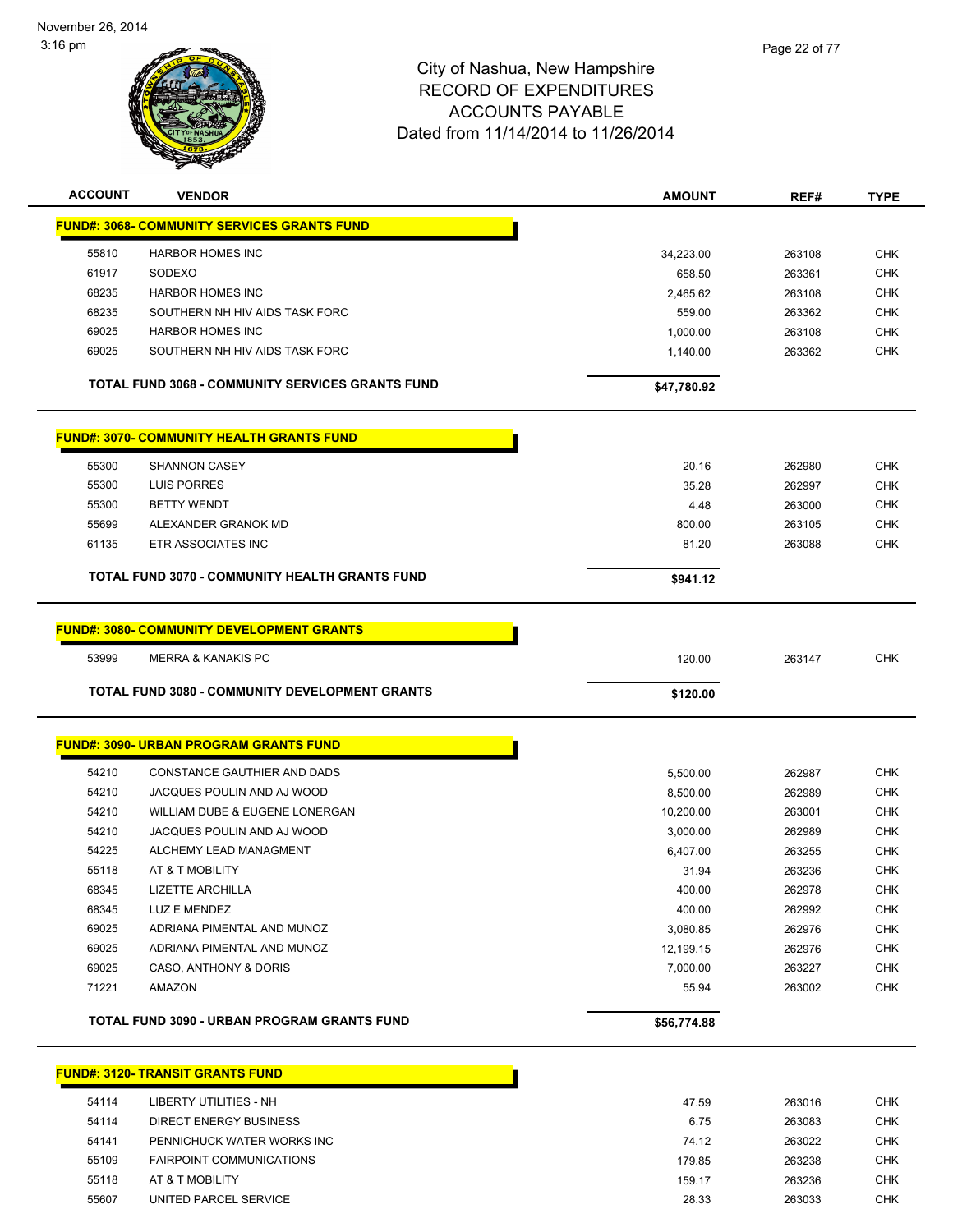# City of Nashua, New Hampshire
# RECORD OF EXPENDITURES
# ACCOUNTS PAYABLE
# Dated from 11/14/2014 to 11/26/2014

| ACCOUNT | VENDOR | AMOUNT | REF# | TYPE |
|---|---|---|---|---|
| **FUND#: 3068- COMMUNITY SERVICES GRANTS FUND** | | | | |
| 55810 | HARBOR HOMES INC | 34,223.00 | 263108 | CHK |
| 61917 | SODEXO | 658.50 | 263361 | CHK |
| 68235 | HARBOR HOMES INC | 2,465.62 | 263108 | CHK |
| 68235 | SOUTHERN NH HIV AIDS TASK FORC | 559.00 | 263362 | CHK |
| 69025 | HARBOR HOMES INC | 1,000.00 | 263108 | CHK |
| 69025 | SOUTHERN NH HIV AIDS TASK FORC | 1,140.00 | 263362 | CHK |
| | **TOTAL FUND 3068 - COMMUNITY SERVICES GRANTS FUND** | **$47,780.92** | | |
| **FUND#: 3070- COMMUNITY HEALTH GRANTS FUND** | | | | |
| 55300 | SHANNON CASEY | 20.16 | 262980 | CHK |
| 55300 | LUIS PORRES | 35.28 | 262997 | CHK |
| 55300 | BETTY WENDT | 4.48 | 263000 | CHK |
| 55699 | ALEXANDER GRANOK MD | 800.00 | 263105 | CHK |
| 61135 | ETR ASSOCIATES INC | 81.20 | 263088 | CHK |
| | **TOTAL FUND 3070 - COMMUNITY HEALTH GRANTS FUND** | **$941.12** | | |
| **FUND#: 3080- COMMUNITY DEVELOPMENT GRANTS** | | | | |
| 53999 | MERRA & KANAKIS PC | 120.00 | 263147 | CHK |
| | **TOTAL FUND 3080 - COMMUNITY DEVELOPMENT GRANTS** | **$120.00** | | |
| **FUND#: 3090- URBAN PROGRAM GRANTS FUND** | | | | |
| 54210 | CONSTANCE GAUTHIER AND DADS | 5,500.00 | 262987 | CHK |
| 54210 | JACQUES POULIN AND AJ WOOD | 8,500.00 | 262989 | CHK |
| 54210 | WILLIAM DUBE & EUGENE LONERGAN | 10,200.00 | 263001 | CHK |
| 54210 | JACQUES POULIN AND AJ WOOD | 3,000.00 | 262989 | CHK |
| 54225 | ALCHEMY LEAD MANAGMENT | 6,407.00 | 263255 | CHK |
| 55118 | AT & T MOBILITY | 31.94 | 263236 | CHK |
| 68345 | LIZETTE ARCHILLA | 400.00 | 262978 | CHK |
| 68345 | LUZ E MENDEZ | 400.00 | 262992 | CHK |
| 69025 | ADRIANA PIMENTAL AND MUNOZ | 3,080.85 | 262976 | CHK |
| 69025 | ADRIANA PIMENTAL AND MUNOZ | 12,199.15 | 262976 | CHK |
| 69025 | CASO, ANTHONY & DORIS | 7,000.00 | 263227 | CHK |
| 71221 | AMAZON | 55.94 | 263002 | CHK |
| | **TOTAL FUND 3090 - URBAN PROGRAM GRANTS FUND** | **$56,774.88** | | |
| **FUND#: 3120- TRANSIT GRANTS FUND** | | | | |
| 54114 | LIBERTY UTILITIES - NH | 47.59 | 263016 | CHK |
| 54114 | DIRECT ENERGY BUSINESS | 6.75 | 263083 | CHK |
| 54141 | PENNICHUCK WATER WORKS INC | 74.12 | 263022 | CHK |
| 55109 | FAIRPOINT COMMUNICATIONS | 179.85 | 263238 | CHK |
| 55118 | AT & T MOBILITY | 159.17 | 263236 | CHK |
| 55607 | UNITED PARCEL SERVICE | 28.33 | 263033 | CHK |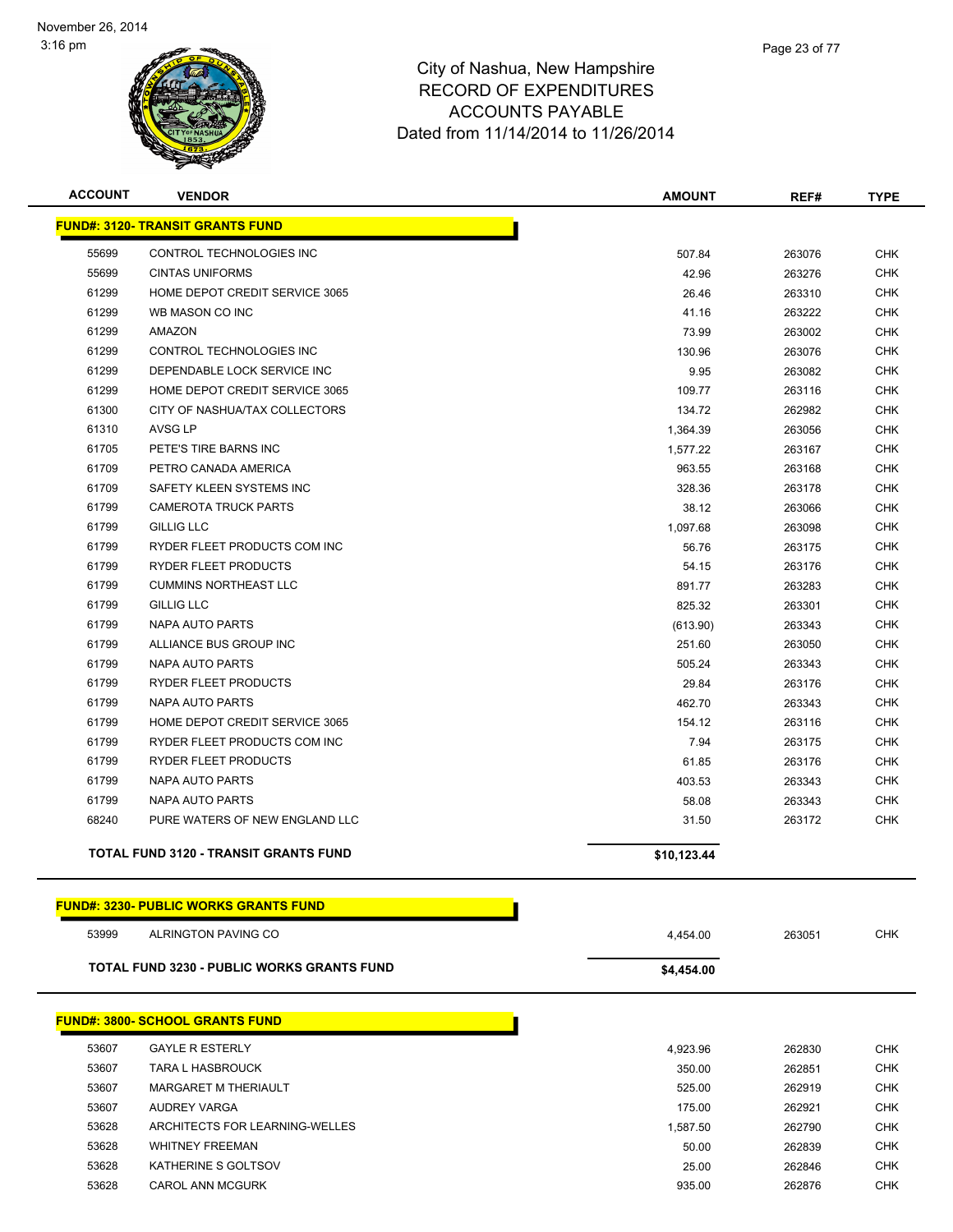City of Nashua, New Hampshire
RECORD OF EXPENDITURES
ACCOUNTS PAYABLE
Dated from 11/14/2014 to 11/26/2014

| ACCOUNT | VENDOR | AMOUNT | REF# | TYPE |
|---|---|---|---|---|
| **FUND#: 3120- TRANSIT GRANTS FUND** | | | | |
| 55699 | CONTROL TECHNOLOGIES INC | 507.84 | 263076 | CHK |
| 55699 | CINTAS UNIFORMS | 42.96 | 263276 | CHK |
| 61299 | HOME DEPOT CREDIT SERVICE 3065 | 26.46 | 263310 | CHK |
| 61299 | WB MASON CO INC | 41.16 | 263222 | CHK |
| 61299 | AMAZON | 73.99 | 263002 | CHK |
| 61299 | CONTROL TECHNOLOGIES INC | 130.96 | 263076 | CHK |
| 61299 | DEPENDABLE LOCK SERVICE INC | 9.95 | 263082 | CHK |
| 61299 | HOME DEPOT CREDIT SERVICE 3065 | 109.77 | 263116 | CHK |
| 61300 | CITY OF NASHUA/TAX COLLECTORS | 134.72 | 262982 | CHK |
| 61310 | AVSG LP | 1,364.39 | 263056 | CHK |
| 61705 | PETE'S TIRE BARNS INC | 1,577.22 | 263167 | CHK |
| 61709 | PETRO CANADA AMERICA | 963.55 | 263168 | CHK |
| 61709 | SAFETY KLEEN SYSTEMS INC | 328.36 | 263178 | CHK |
| 61799 | CAMEROTA TRUCK PARTS | 38.12 | 263066 | CHK |
| 61799 | GILLIG LLC | 1,097.68 | 263098 | CHK |
| 61799 | RYDER FLEET PRODUCTS COM INC | 56.76 | 263175 | CHK |
| 61799 | RYDER FLEET PRODUCTS | 54.15 | 263176 | CHK |
| 61799 | CUMMINS NORTHEAST LLC | 891.77 | 263283 | CHK |
| 61799 | GILLIG LLC | 825.32 | 263301 | CHK |
| 61799 | NAPA AUTO PARTS | (613.90) | 263343 | CHK |
| 61799 | ALLIANCE BUS GROUP INC | 251.60 | 263050 | CHK |
| 61799 | NAPA AUTO PARTS | 505.24 | 263343 | CHK |
| 61799 | RYDER FLEET PRODUCTS | 29.84 | 263176 | CHK |
| 61799 | NAPA AUTO PARTS | 462.70 | 263343 | CHK |
| 61799 | HOME DEPOT CREDIT SERVICE 3065 | 154.12 | 263116 | CHK |
| 61799 | RYDER FLEET PRODUCTS COM INC | 7.94 | 263175 | CHK |
| 61799 | RYDER FLEET PRODUCTS | 61.85 | 263176 | CHK |
| 61799 | NAPA AUTO PARTS | 403.53 | 263343 | CHK |
| 61799 | NAPA AUTO PARTS | 58.08 | 263343 | CHK |
| 68240 | PURE WATERS OF NEW ENGLAND LLC | 31.50 | 263172 | CHK |
| **TOTAL FUND 3120 - TRANSIT GRANTS FUND** | | **$10,123.44** | | |
| **FUND#: 3230- PUBLIC WORKS GRANTS FUND** | | | | |
| 53999 | ALRINGTON PAVING CO | 4,454.00 | 263051 | CHK |
| **TOTAL FUND 3230 - PUBLIC WORKS GRANTS FUND** | | **$4,454.00** | | |
| **FUND#: 3800- SCHOOL GRANTS FUND** | | | | |
| 53607 | GAYLE R ESTERLY | 4,923.96 | 262830 | CHK |
| 53607 | TARA L HASBROUCK | 350.00 | 262851 | CHK |
| 53607 | MARGARET M THERIAULT | 525.00 | 262919 | CHK |
| 53607 | AUDREY VARGA | 175.00 | 262921 | CHK |
| 53628 | ARCHITECTS FOR LEARNING-WELLES | 1,587.50 | 262790 | CHK |
| 53628 | WHITNEY FREEMAN | 50.00 | 262839 | CHK |
| 53628 | KATHERINE S GOLTSOV | 25.00 | 262846 | CHK |
| 53628 | CAROL ANN MCGURK | 935.00 | 262876 | CHK |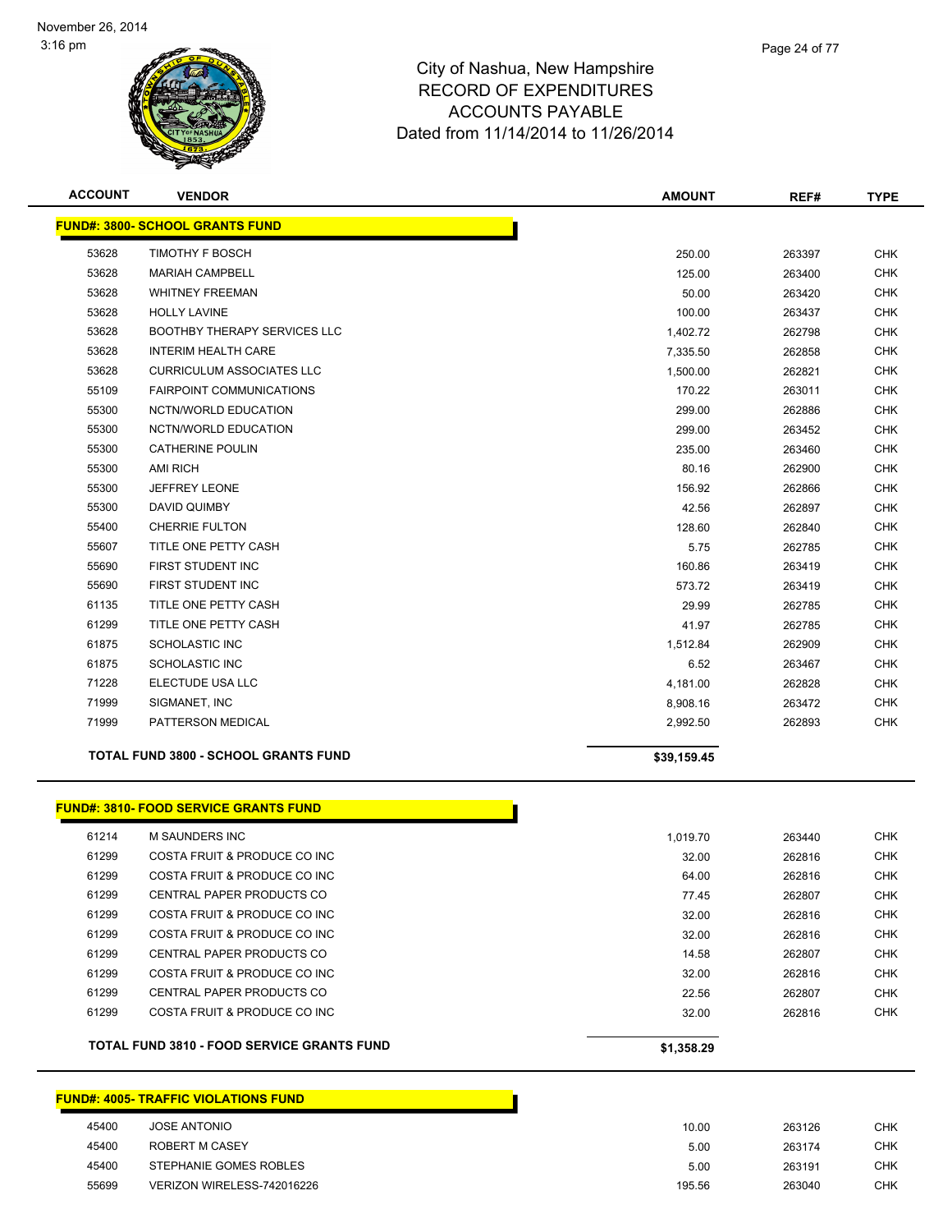# City of Nashua, New Hampshire
## RECORD OF EXPENDITURES
## ACCOUNTS PAYABLE
## Dated from 11/14/2014 to 11/26/2014

November 26, 2014
3:16 pm

| ACCOUNT | VENDOR | AMOUNT | REF# | TYPE |
|---|---|---|---|---|
| **FUND#: 3800- SCHOOL GRANTS FUND** | | | | |
| 53628 | TIMOTHY F BOSCH | 250.00 | 263397 | CHK |
| 53628 | MARIAH CAMPBELL | 125.00 | 263400 | CHK |
| 53628 | WHITNEY FREEMAN | 50.00 | 263420 | CHK |
| 53628 | HOLLY LAVINE | 100.00 | 263437 | CHK |
| 53628 | BOOTHBY THERAPY SERVICES LLC | 1,402.72 | 262798 | CHK |
| 53628 | INTERIM HEALTH CARE | 7,335.50 | 262858 | CHK |
| 53628 | CURRICULUM ASSOCIATES LLC | 1,500.00 | 262821 | CHK |
| 55109 | FAIRPOINT COMMUNICATIONS | 170.22 | 263011 | CHK |
| 55300 | NCTN/WORLD EDUCATION | 299.00 | 262886 | CHK |
| 55300 | NCTN/WORLD EDUCATION | 299.00 | 263452 | CHK |
| 55300 | CATHERINE POULIN | 235.00 | 263460 | CHK |
| 55300 | AMI RICH | 80.16 | 262900 | CHK |
| 55300 | JEFFREY LEONE | 156.92 | 262866 | CHK |
| 55300 | DAVID QUIMBY | 42.56 | 262897 | CHK |
| 55400 | CHERRIE FULTON | 128.60 | 262840 | CHK |
| 55607 | TITLE ONE PETTY CASH | 5.75 | 262785 | CHK |
| 55690 | FIRST STUDENT INC | 160.86 | 263419 | CHK |
| 55690 | FIRST STUDENT INC | 573.72 | 263419 | CHK |
| 61135 | TITLE ONE PETTY CASH | 29.99 | 262785 | CHK |
| 61299 | TITLE ONE PETTY CASH | 41.97 | 262785 | CHK |
| 61875 | SCHOLASTIC INC | 1,512.84 | 262909 | CHK |
| 61875 | SCHOLASTIC INC | 6.52 | 263467 | CHK |
| 71228 | ELECTUDE USA LLC | 4,181.00 | 262828 | CHK |
| 71999 | SIGMANET, INC | 8,908.16 | 263472 | CHK |
| 71999 | PATTERSON MEDICAL | 2,992.50 | 262893 | CHK |
| **TOTAL FUND 3800 - SCHOOL GRANTS FUND** | | **$39,159.45** | | |
| **FUND#: 3810- FOOD SERVICE GRANTS FUND** | | | | |
| 61214 | M SAUNDERS INC | 1,019.70 | 263440 | CHK |
| 61299 | COSTA FRUIT & PRODUCE CO INC | 32.00 | 262816 | CHK |
| 61299 | COSTA FRUIT & PRODUCE CO INC | 64.00 | 262816 | CHK |
| 61299 | CENTRAL PAPER PRODUCTS CO | 77.45 | 262807 | CHK |
| 61299 | COSTA FRUIT & PRODUCE CO INC | 32.00 | 262816 | CHK |
| 61299 | COSTA FRUIT & PRODUCE CO INC | 32.00 | 262816 | CHK |
| 61299 | CENTRAL PAPER PRODUCTS CO | 14.58 | 262807 | CHK |
| 61299 | COSTA FRUIT & PRODUCE CO INC | 32.00 | 262816 | CHK |
| 61299 | CENTRAL PAPER PRODUCTS CO | 22.56 | 262807 | CHK |
| 61299 | COSTA FRUIT & PRODUCE CO INC | 32.00 | 262816 | CHK |
| **TOTAL FUND 3810 - FOOD SERVICE GRANTS FUND** | | **$1,358.29** | | |
| **FUND#: 4005- TRAFFIC VIOLATIONS FUND** | | | | |
| 45400 | JOSE ANTONIO | 10.00 | 263126 | CHK |
| 45400 | ROBERT M CASEY | 5.00 | 263174 | CHK |
| 45400 | STEPHANIE GOMES ROBLES | 5.00 | 263191 | CHK |
| 55699 | VERIZON WIRELESS-742016226 | 195.56 | 263040 | CHK |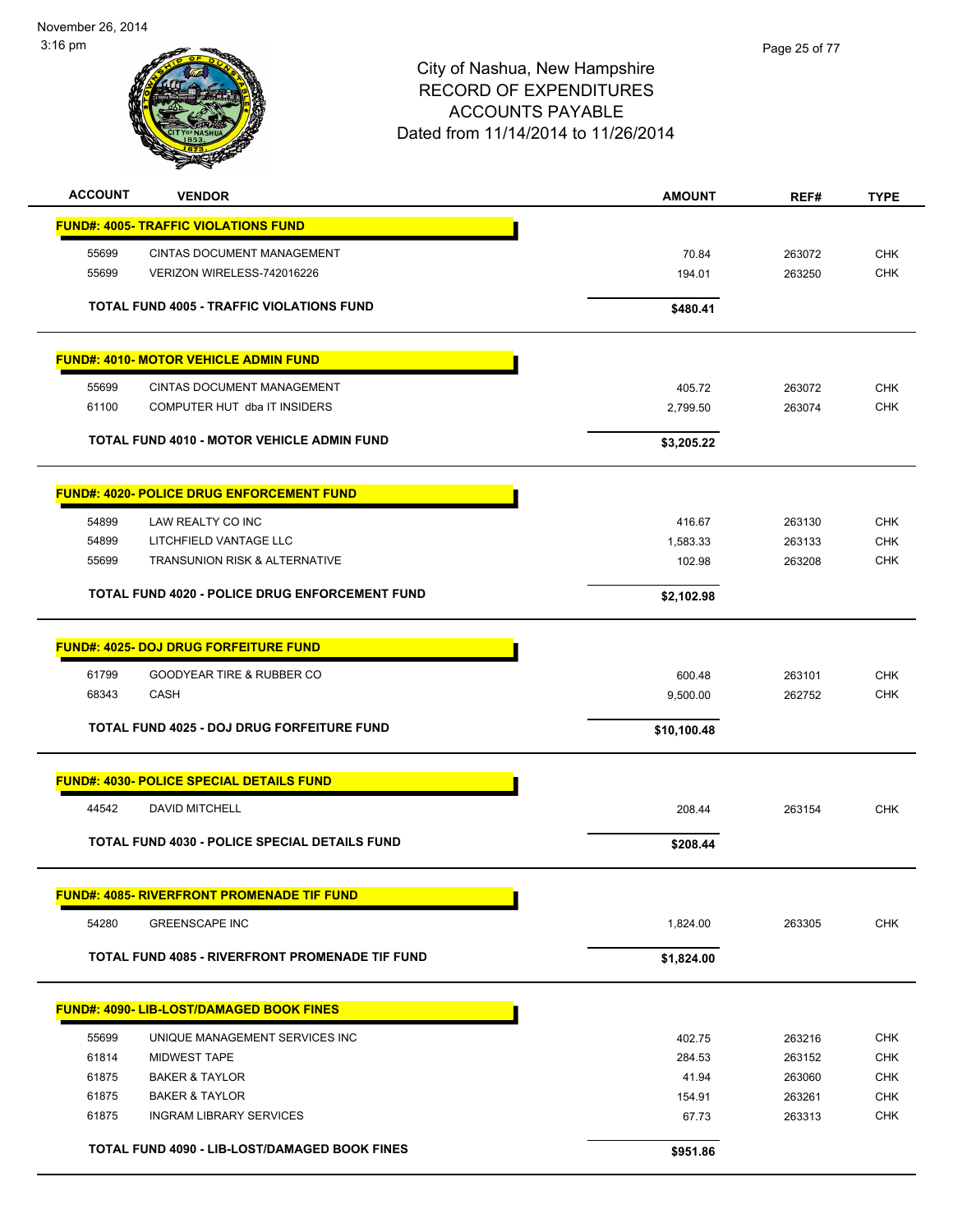November 26, 2014
3:16 pm

# City of Nashua, New Hampshire
## RECORD OF EXPENDITURES
## ACCOUNTS PAYABLE
## Dated from 11/14/2014 to 11/26/2014

| ACCOUNT | VENDOR | AMOUNT | REF# | TYPE |
|---|---|---|---|---|
| **FUND#: 4005- TRAFFIC VIOLATIONS FUND** | | | | |
| 55699 | CINTAS DOCUMENT MANAGEMENT | 70.84 | 263072 | CHK |
| 55699 | VERIZON WIRELESS-742016226 | 194.01 | 263250 | CHK |
| | **TOTAL FUND 4005 - TRAFFIC VIOLATIONS FUND** | **$480.41** | | |
| **FUND#: 4010- MOTOR VEHICLE ADMIN FUND** | | | | |
| 55699 | CINTAS DOCUMENT MANAGEMENT | 405.72 | 263072 | CHK |
| 61100 | COMPUTER HUT dba IT INSIDERS | 2,799.50 | 263074 | CHK |
| | **TOTAL FUND 4010 - MOTOR VEHICLE ADMIN FUND** | **$3,205.22** | | |
| **FUND#: 4020- POLICE DRUG ENFORCEMENT FUND** | | | | |
| 54899 | LAW REALTY CO INC | 416.67 | 263130 | CHK |
| 54899 | LITCHFIELD VANTAGE LLC | 1,583.33 | 263133 | CHK |
| 55699 | TRANSUNION RISK & ALTERNATIVE | 102.98 | 263208 | CHK |
| | **TOTAL FUND 4020 - POLICE DRUG ENFORCEMENT FUND** | **$2,102.98** | | |
| **FUND#: 4025- DOJ DRUG FORFEITURE FUND** | | | | |
| 61799 | GOODYEAR TIRE & RUBBER CO | 600.48 | 263101 | CHK |
| 68343 | CASH | 9,500.00 | 262752 | CHK |
| | **TOTAL FUND 4025 - DOJ DRUG FORFEITURE FUND** | **$10,100.48** | | |
| **FUND#: 4030- POLICE SPECIAL DETAILS FUND** | | | | |
| 44542 | DAVID MITCHELL | 208.44 | 263154 | CHK |
| | **TOTAL FUND 4030 - POLICE SPECIAL DETAILS FUND** | **$208.44** | | |
| **FUND#: 4085- RIVERFRONT PROMENADE TIF FUND** | | | | |
| 54280 | GREENSCAPE INC | 1,824.00 | 263305 | CHK |
| | **TOTAL FUND 4085 - RIVERFRONT PROMENADE TIF FUND** | **$1,824.00** | | |
| **FUND#: 4090- LIB-LOST/DAMAGED BOOK FINES** | | | | |
| 55699 | UNIQUE MANAGEMENT SERVICES INC | 402.75 | 263216 | CHK |
| 61814 | MIDWEST TAPE | 284.53 | 263152 | CHK |
| 61875 | BAKER & TAYLOR | 41.94 | 263060 | CHK |
| 61875 | BAKER & TAYLOR | 154.91 | 263261 | CHK |
| 61875 | INGRAM LIBRARY SERVICES | 67.73 | 263313 | CHK |
| | **TOTAL FUND 4090 - LIB-LOST/DAMAGED BOOK FINES** | **$951.86** | | |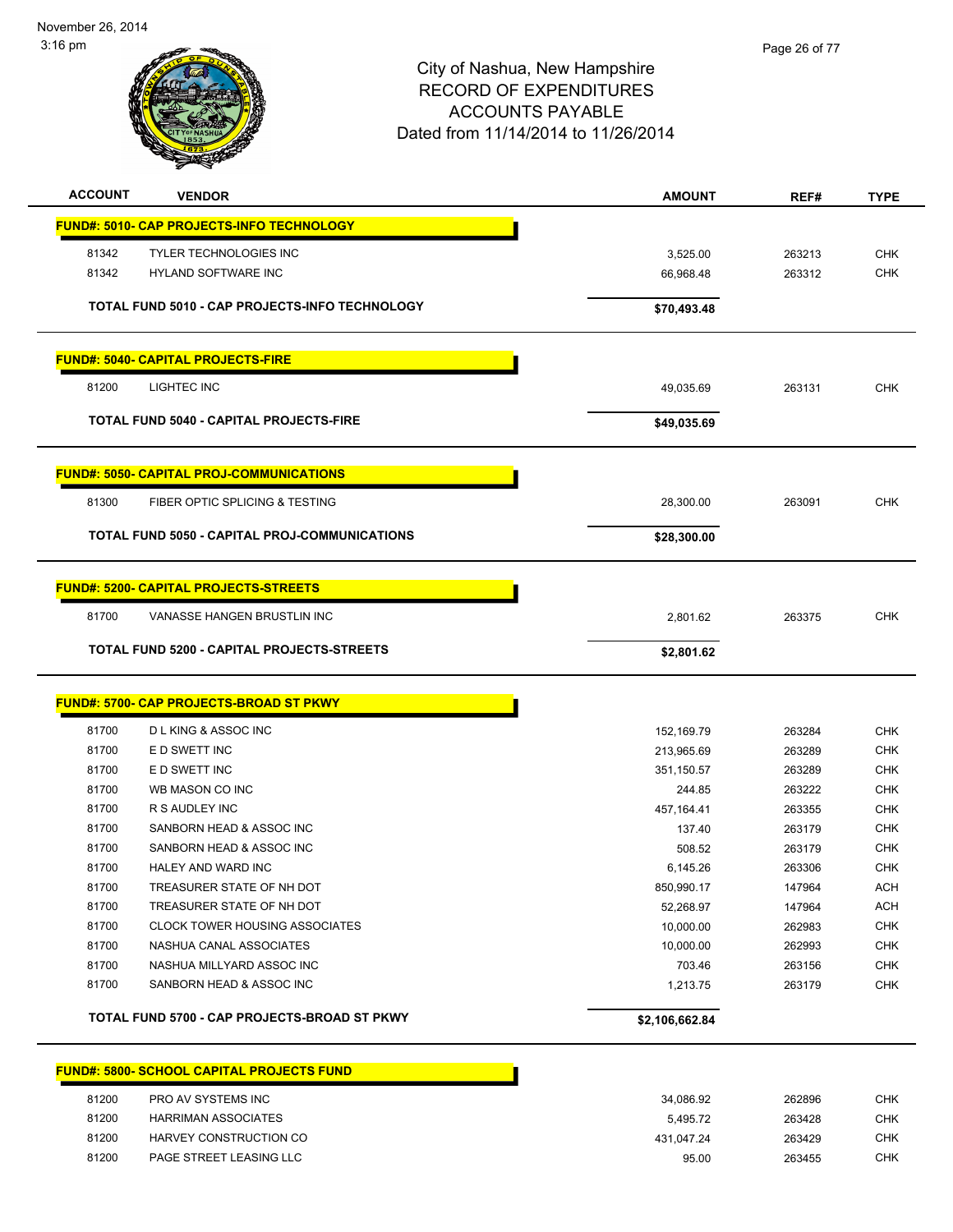November 26, 2014
3:16 pm

City of Nashua, New Hampshire
RECORD OF EXPENDITURES
ACCOUNTS PAYABLE
Dated from 11/14/2014 to 11/26/2014

| ACCOUNT | VENDOR | AMOUNT | REF# | TYPE |
|---|---|---|---|---|
| **FUND#: 5010- CAP PROJECTS-INFO TECHNOLOGY** | | | | |
| 81342 | TYLER TECHNOLOGIES INC | 3,525.00 | 263213 | CHK |
| 81342 | HYLAND SOFTWARE INC | 66,968.48 | 263312 | CHK |
| | **TOTAL FUND 5010 - CAP PROJECTS-INFO TECHNOLOGY** | **$70,493.48** | | |
| **FUND#: 5040- CAPITAL PROJECTS-FIRE** | | | | |
| 81200 | LIGHTEC INC | 49,035.69 | 263131 | CHK |
| | **TOTAL FUND 5040 - CAPITAL PROJECTS-FIRE** | **$49,035.69** | | |
| **FUND#: 5050- CAPITAL PROJ-COMMUNICATIONS** | | | | |
| 81300 | FIBER OPTIC SPLICING & TESTING | 28,300.00 | 263091 | CHK |
| | **TOTAL FUND 5050 - CAPITAL PROJ-COMMUNICATIONS** | **$28,300.00** | | |
| **FUND#: 5200- CAPITAL PROJECTS-STREETS** | | | | |
| 81700 | VANASSE HANGEN BRUSTLIN INC | 2,801.62 | 263375 | CHK |
| | **TOTAL FUND 5200 - CAPITAL PROJECTS-STREETS** | **$2,801.62** | | |
| **FUND#: 5700- CAP PROJECTS-BROAD ST PKWY** | | | | |
| 81700 | D L KING & ASSOC INC | 152,169.79 | 263284 | CHK |
| 81700 | E D SWETT INC | 213,965.69 | 263289 | CHK |
| 81700 | E D SWETT INC | 351,150.57 | 263289 | CHK |
| 81700 | WB MASON CO INC | 244.85 | 263222 | CHK |
| 81700 | R S AUDLEY INC | 457,164.41 | 263355 | CHK |
| 81700 | SANBORN HEAD & ASSOC INC | 137.40 | 263179 | CHK |
| 81700 | SANBORN HEAD & ASSOC INC | 508.52 | 263179 | CHK |
| 81700 | HALEY AND WARD INC | 6,145.26 | 263306 | CHK |
| 81700 | TREASURER STATE OF NH DOT | 850,990.17 | 147964 | ACH |
| 81700 | TREASURER STATE OF NH DOT | 52,268.97 | 147964 | ACH |
| 81700 | CLOCK TOWER HOUSING ASSOCIATES | 10,000.00 | 262983 | CHK |
| 81700 | NASHUA CANAL ASSOCIATES | 10,000.00 | 262993 | CHK |
| 81700 | NASHUA MILLYARD ASSOC INC | 703.46 | 263156 | CHK |
| 81700 | SANBORN HEAD & ASSOC INC | 1,213.75 | 263179 | CHK |
| | **TOTAL FUND 5700 - CAP PROJECTS-BROAD ST PKWY** | **$2,106,662.84** | | |
| **FUND#: 5800- SCHOOL CAPITAL PROJECTS FUND** | | | | |
| 81200 | PRO AV SYSTEMS INC | 34,086.92 | 262896 | CHK |
| 81200 | HARRIMAN ASSOCIATES | 5,495.72 | 263428 | CHK |
| 81200 | HARVEY CONSTRUCTION CO | 431,047.24 | 263429 | CHK |
| 81200 | PAGE STREET LEASING LLC | 95.00 | 263455 | CHK |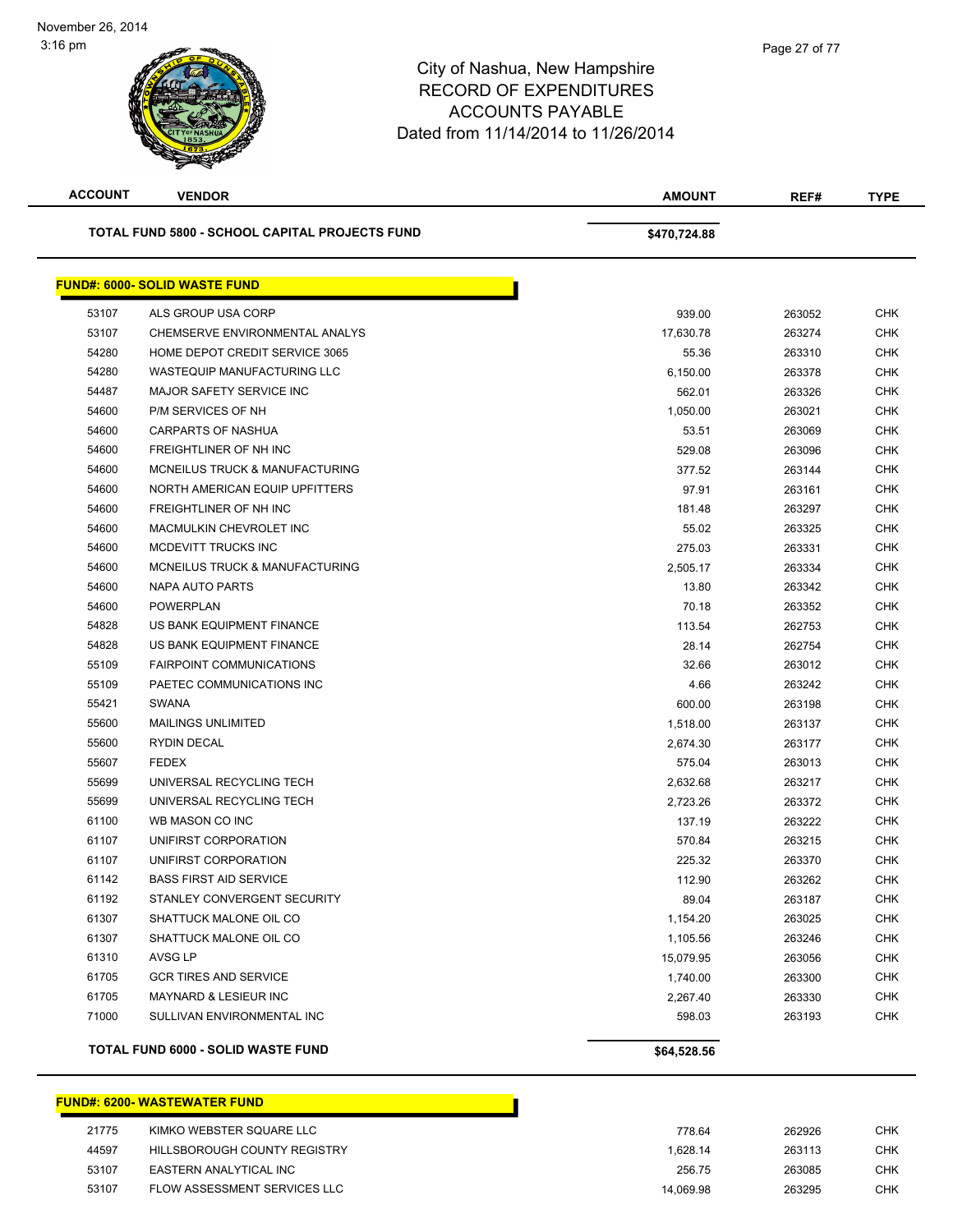City of Nashua, New Hampshire
RECORD OF EXPENDITURES
ACCOUNTS PAYABLE
Dated from 11/14/2014 to 11/26/2014

| ACCOUNT | VENDOR | AMOUNT | REF# | TYPE |
|---|---|---|---|---|
| | **TOTAL FUND 5800 - SCHOOL CAPITAL PROJECTS FUND** | **$470,724.88** | | |

**FUND#: 6000- SOLID WASTE FUND**

| ACCOUNT | VENDOR | AMOUNT | REF# | TYPE |
|---|---|---|---|---|
| 53107 | ALS GROUP USA CORP | 939.00 | 263052 | CHK |
| 53107 | CHEMSERVE ENVIRONMENTAL ANALYS | 17,630.78 | 263274 | CHK |
| 54280 | HOME DEPOT CREDIT SERVICE 3065 | 55.36 | 263310 | CHK |
| 54280 | WASTEQUIP MANUFACTURING LLC | 6,150.00 | 263378 | CHK |
| 54487 | MAJOR SAFETY SERVICE INC | 562.01 | 263326 | CHK |
| 54600 | P/M SERVICES OF NH | 1,050.00 | 263021 | CHK |
| 54600 | CARPARTS OF NASHUA | 53.51 | 263069 | CHK |
| 54600 | FREIGHTLINER OF NH INC | 529.08 | 263096 | CHK |
| 54600 | MCNEILUS TRUCK & MANUFACTURING | 377.52 | 263144 | CHK |
| 54600 | NORTH AMERICAN EQUIP UPFITTERS | 97.91 | 263161 | CHK |
| 54600 | FREIGHTLINER OF NH INC | 181.48 | 263297 | CHK |
| 54600 | MACMULKIN CHEVROLET INC | 55.02 | 263325 | CHK |
| 54600 | MCDEVITT TRUCKS INC | 275.03 | 263331 | CHK |
| 54600 | MCNEILUS TRUCK & MANUFACTURING | 2,505.17 | 263334 | CHK |
| 54600 | NAPA AUTO PARTS | 13.80 | 263342 | CHK |
| 54600 | POWERPLAN | 70.18 | 263352 | CHK |
| 54828 | US BANK EQUIPMENT FINANCE | 113.54 | 262753 | CHK |
| 54828 | US BANK EQUIPMENT FINANCE | 28.14 | 262754 | CHK |
| 55109 | FAIRPOINT COMMUNICATIONS | 32.66 | 263012 | CHK |
| 55109 | PAETEC COMMUNICATIONS INC | 4.66 | 263242 | CHK |
| 55421 | SWANA | 600.00 | 263198 | CHK |
| 55600 | MAILINGS UNLIMITED | 1,518.00 | 263137 | CHK |
| 55600 | RYDIN DECAL | 2,674.30 | 263177 | CHK |
| 55607 | FEDEX | 575.04 | 263013 | CHK |
| 55699 | UNIVERSAL RECYCLING TECH | 2,632.68 | 263217 | CHK |
| 55699 | UNIVERSAL RECYCLING TECH | 2,723.26 | 263372 | CHK |
| 61100 | WB MASON CO INC | 137.19 | 263222 | CHK |
| 61107 | UNIFIRST CORPORATION | 570.84 | 263215 | CHK |
| 61107 | UNIFIRST CORPORATION | 225.32 | 263370 | CHK |
| 61142 | BASS FIRST AID SERVICE | 112.90 | 263262 | CHK |
| 61192 | STANLEY CONVERGENT SECURITY | 89.04 | 263187 | CHK |
| 61307 | SHATTUCK MALONE OIL CO | 1,154.20 | 263025 | CHK |
| 61307 | SHATTUCK MALONE OIL CO | 1,105.56 | 263246 | CHK |
| 61310 | AVSG LP | 15,079.95 | 263056 | CHK |
| 61705 | GCR TIRES AND SERVICE | 1,740.00 | 263300 | CHK |
| 61705 | MAYNARD & LESIEUR INC | 2,267.40 | 263330 | CHK |
| 71000 | SULLIVAN ENVIRONMENTAL INC | 598.03 | 263193 | CHK |
| | **TOTAL FUND 6000 - SOLID WASTE FUND** | **$64,528.56** | | |

**FUND#: 6200- WASTEWATER FUND**

| ACCOUNT | VENDOR | AMOUNT | REF# | TYPE |
|---|---|---|---|---|
| 21775 | KIMKO WEBSTER SQUARE LLC | 778.64 | 262926 | CHK |
| 44597 | HILLSBOROUGH COUNTY REGISTRY | 1,628.14 | 263113 | CHK |
| 53107 | EASTERN ANALYTICAL INC | 256.75 | 263085 | CHK |
| 53107 | FLOW ASSESSMENT SERVICES LLC | 14,069.98 | 263295 | CHK |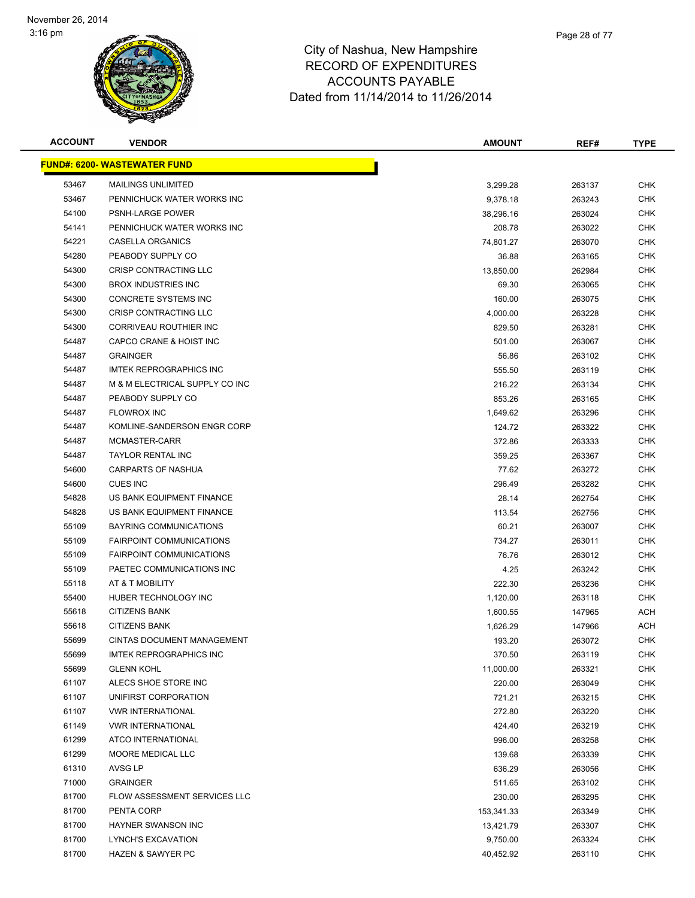# City of Nashua, New Hampshire
## RECORD OF EXPENDITURES
## ACCOUNTS PAYABLE
## Dated from 11/14/2014 to 11/26/2014

November 26, 2014
3:16 pm

| ACCOUNT | VENDOR | AMOUNT | REF# | TYPE |
|---|---|---|---|---|
| **FUND#: 6200- WASTEWATER FUND** | | | | |
| 53467 | MAILINGS UNLIMITED | 3,299.28 | 263137 | CHK |
| 53467 | PENNICHUCK WATER WORKS INC | 9,378.18 | 263243 | CHK |
| 54100 | PSNH-LARGE POWER | 38,296.16 | 263024 | CHK |
| 54141 | PENNICHUCK WATER WORKS INC | 208.78 | 263022 | CHK |
| 54221 | CASELLA ORGANICS | 74,801.27 | 263070 | CHK |
| 54280 | PEABODY SUPPLY CO | 36.88 | 263165 | CHK |
| 54300 | CRISP CONTRACTING LLC | 13,850.00 | 262984 | CHK |
| 54300 | BROX INDUSTRIES INC | 69.30 | 263065 | CHK |
| 54300 | CONCRETE SYSTEMS INC | 160.00 | 263075 | CHK |
| 54300 | CRISP CONTRACTING LLC | 4,000.00 | 263228 | CHK |
| 54300 | CORRIVEAU ROUTHIER INC | 829.50 | 263281 | CHK |
| 54487 | CAPCO CRANE & HOIST INC | 501.00 | 263067 | CHK |
| 54487 | GRAINGER | 56.86 | 263102 | CHK |
| 54487 | IMTEK REPROGRAPHICS INC | 555.50 | 263119 | CHK |
| 54487 | M & M ELECTRICAL SUPPLY CO INC | 216.22 | 263134 | CHK |
| 54487 | PEABODY SUPPLY CO | 853.26 | 263165 | CHK |
| 54487 | FLOWROX INC | 1,649.62 | 263296 | CHK |
| 54487 | KOMLINE-SANDERSON ENGR CORP | 124.72 | 263322 | CHK |
| 54487 | MCMASTER-CARR | 372.86 | 263333 | CHK |
| 54487 | TAYLOR RENTAL INC | 359.25 | 263367 | CHK |
| 54600 | CARPARTS OF NASHUA | 77.62 | 263272 | CHK |
| 54600 | CUES INC | 296.49 | 263282 | CHK |
| 54828 | US BANK EQUIPMENT FINANCE | 28.14 | 262754 | CHK |
| 54828 | US BANK EQUIPMENT FINANCE | 113.54 | 262756 | CHK |
| 55109 | BAYRING COMMUNICATIONS | 60.21 | 263007 | CHK |
| 55109 | FAIRPOINT COMMUNICATIONS | 734.27 | 263011 | CHK |
| 55109 | FAIRPOINT COMMUNICATIONS | 76.76 | 263012 | CHK |
| 55109 | PAETEC COMMUNICATIONS INC | 4.25 | 263242 | CHK |
| 55118 | AT & T MOBILITY | 222.30 | 263236 | CHK |
| 55400 | HUBER TECHNOLOGY INC | 1,120.00 | 263118 | CHK |
| 55618 | CITIZENS BANK | 1,600.55 | 147965 | ACH |
| 55618 | CITIZENS BANK | 1,626.29 | 147966 | ACH |
| 55699 | CINTAS DOCUMENT MANAGEMENT | 193.20 | 263072 | CHK |
| 55699 | IMTEK REPROGRAPHICS INC | 370.50 | 263119 | CHK |
| 55699 | GLENN KOHL | 11,000.00 | 263321 | CHK |
| 61107 | ALECS SHOE STORE INC | 220.00 | 263049 | CHK |
| 61107 | UNIFIRST CORPORATION | 721.21 | 263215 | CHK |
| 61107 | VWR INTERNATIONAL | 272.80 | 263220 | CHK |
| 61149 | VWR INTERNATIONAL | 424.40 | 263219 | CHK |
| 61299 | ATCO INTERNATIONAL | 996.00 | 263258 | CHK |
| 61299 | MOORE MEDICAL LLC | 139.68 | 263339 | CHK |
| 61310 | AVSG LP | 636.29 | 263056 | CHK |
| 71000 | GRAINGER | 511.65 | 263102 | CHK |
| 81700 | FLOW ASSESSMENT SERVICES LLC | 230.00 | 263295 | CHK |
| 81700 | PENTA CORP | 153,341.33 | 263349 | CHK |
| 81700 | HAYNER SWANSON INC | 13,421.79 | 263307 | CHK |
| 81700 | LYNCH'S EXCAVATION | 9,750.00 | 263324 | CHK |
| 81700 | HAZEN & SAWYER PC | 40,452.92 | 263110 | CHK |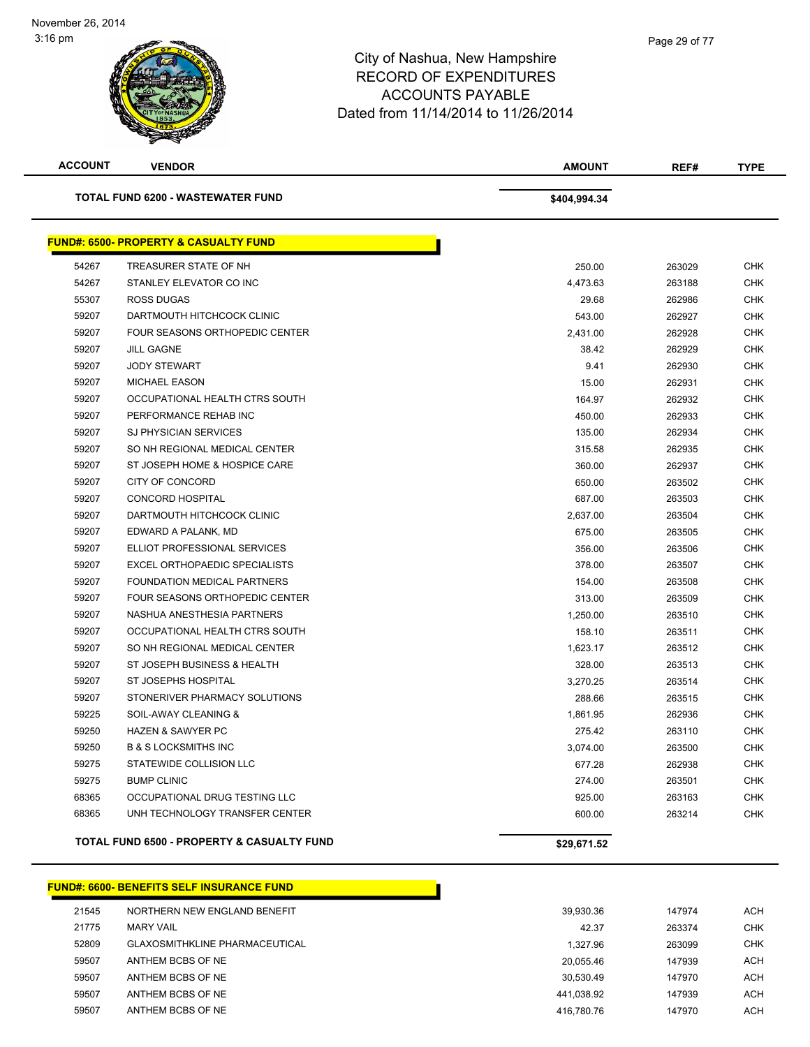City of Nashua, New Hampshire
RECORD OF EXPENDITURES
ACCOUNTS PAYABLE
Dated from 11/14/2014 to 11/26/2014

November 26, 2014
3:16 pm

| ACCOUNT | VENDOR | AMOUNT | REF# | TYPE |
|---|---|---|---|---|
| | **TOTAL FUND 6200 - WASTEWATER FUND** | **$404,994.34** | | |

**FUND#: 6500- PROPERTY & CASUALTY FUND**

| ACCOUNT | VENDOR | AMOUNT | REF# | TYPE |
|---|---|---|---|---|
| 54267 | TREASURER STATE OF NH | 250.00 | 263029 | CHK |
| 54267 | STANLEY ELEVATOR CO INC | 4,473.63 | 263188 | CHK |
| 55307 | ROSS DUGAS | 29.68 | 262986 | CHK |
| 59207 | DARTMOUTH HITCHCOCK CLINIC | 543.00 | 262927 | CHK |
| 59207 | FOUR SEASONS ORTHOPEDIC CENTER | 2,431.00 | 262928 | CHK |
| 59207 | JILL GAGNE | 38.42 | 262929 | CHK |
| 59207 | JODY STEWART | 9.41 | 262930 | CHK |
| 59207 | MICHAEL EASON | 15.00 | 262931 | CHK |
| 59207 | OCCUPATIONAL HEALTH CTRS SOUTH | 164.97 | 262932 | CHK |
| 59207 | PERFORMANCE REHAB INC | 450.00 | 262933 | CHK |
| 59207 | SJ PHYSICIAN SERVICES | 135.00 | 262934 | CHK |
| 59207 | SO NH REGIONAL MEDICAL CENTER | 315.58 | 262935 | CHK |
| 59207 | ST JOSEPH HOME & HOSPICE CARE | 360.00 | 262937 | CHK |
| 59207 | CITY OF CONCORD | 650.00 | 263502 | CHK |
| 59207 | CONCORD HOSPITAL | 687.00 | 263503 | CHK |
| 59207 | DARTMOUTH HITCHCOCK CLINIC | 2,637.00 | 263504 | CHK |
| 59207 | EDWARD A PALANK, MD | 675.00 | 263505 | CHK |
| 59207 | ELLIOT PROFESSIONAL SERVICES | 356.00 | 263506 | CHK |
| 59207 | EXCEL ORTHOPAEDIC SPECIALISTS | 378.00 | 263507 | CHK |
| 59207 | FOUNDATION MEDICAL PARTNERS | 154.00 | 263508 | CHK |
| 59207 | FOUR SEASONS ORTHOPEDIC CENTER | 313.00 | 263509 | CHK |
| 59207 | NASHUA ANESTHESIA PARTNERS | 1,250.00 | 263510 | CHK |
| 59207 | OCCUPATIONAL HEALTH CTRS SOUTH | 158.10 | 263511 | CHK |
| 59207 | SO NH REGIONAL MEDICAL CENTER | 1,623.17 | 263512 | CHK |
| 59207 | ST JOSEPH BUSINESS & HEALTH | 328.00 | 263513 | CHK |
| 59207 | ST JOSEPHS HOSPITAL | 3,270.25 | 263514 | CHK |
| 59207 | STONERIVER PHARMACY SOLUTIONS | 288.66 | 263515 | CHK |
| 59225 | SOIL-AWAY CLEANING & | 1,861.95 | 262936 | CHK |
| 59250 | HAZEN & SAWYER PC | 275.42 | 263110 | CHK |
| 59250 | B & S LOCKSMITHS INC | 3,074.00 | 263500 | CHK |
| 59275 | STATEWIDE COLLISION LLC | 677.28 | 262938 | CHK |
| 59275 | BUMP CLINIC | 274.00 | 263501 | CHK |
| 68365 | OCCUPATIONAL DRUG TESTING LLC | 925.00 | 263163 | CHK |
| 68365 | UNH TECHNOLOGY TRANSFER CENTER | 600.00 | 263214 | CHK |
| | **TOTAL FUND 6500 - PROPERTY & CASUALTY FUND** | **$29,671.52** | | |

**FUND#: 6600- BENEFITS SELF INSURANCE FUND**

| ACCOUNT | VENDOR | AMOUNT | REF# | TYPE |
|---|---|---|---|---|
| 21545 | NORTHERN NEW ENGLAND BENEFIT | 39,930.36 | 147974 | ACH |
| 21775 | MARY VAIL | 42.37 | 263374 | CHK |
| 52809 | GLAXOSMITHKLINE PHARMACEUTICAL | 1,327.96 | 263099 | CHK |
| 59507 | ANTHEM BCBS OF NE | 20,055.46 | 147939 | ACH |
| 59507 | ANTHEM BCBS OF NE | 30,530.49 | 147970 | ACH |
| 59507 | ANTHEM BCBS OF NE | 441,038.92 | 147939 | ACH |
| 59507 | ANTHEM BCBS OF NE | 416,780.76 | 147970 | ACH |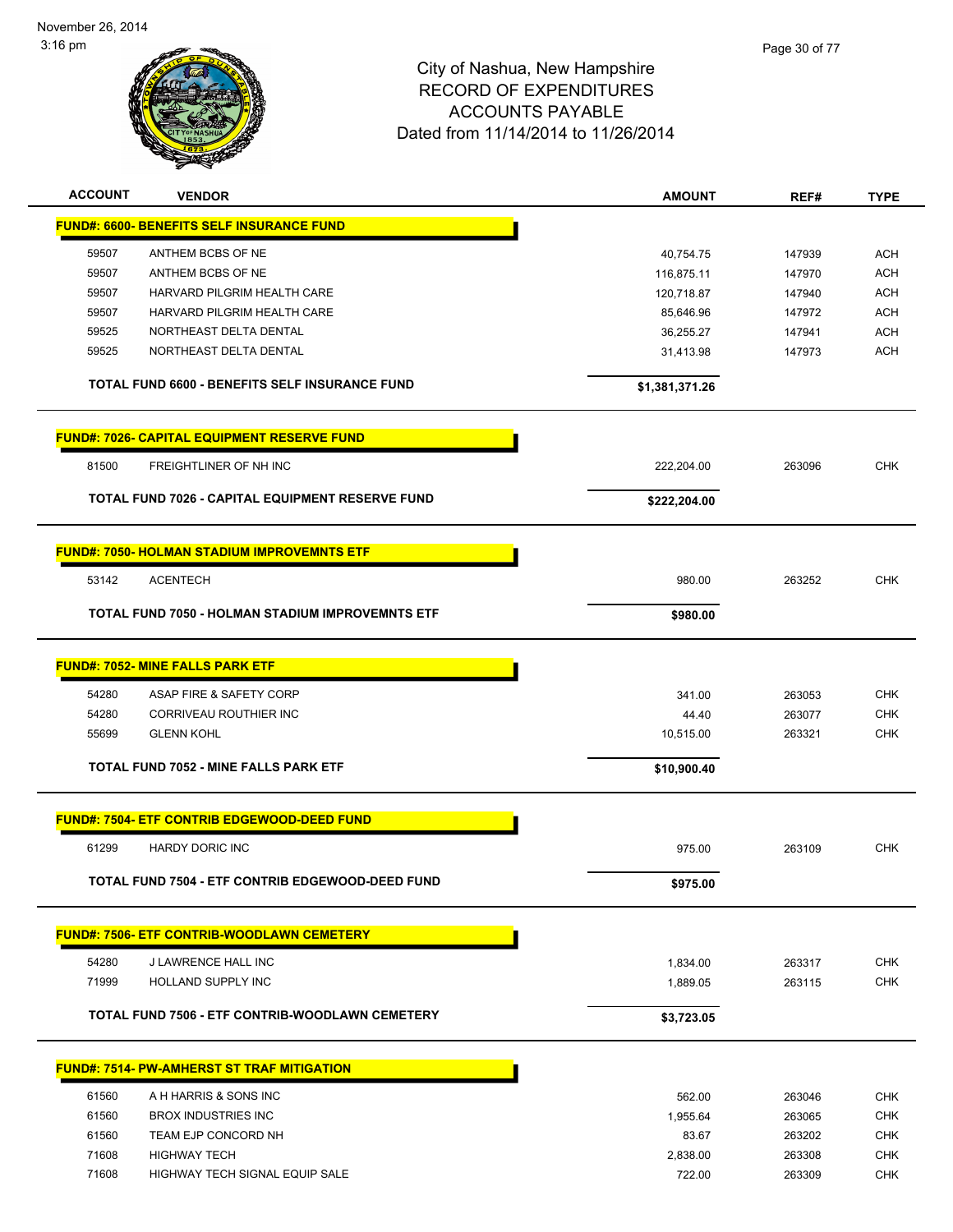November 26, 2014
3:16 pm

# City of Nashua, New Hampshire
## RECORD OF EXPENDITURES
## ACCOUNTS PAYABLE
### Dated from 11/14/2014 to 11/26/2014

| ACCOUNT | VENDOR | AMOUNT | REF# | TYPE |
|---|---|---|---|---|
| **FUND#: 6600- BENEFITS SELF INSURANCE FUND** | | | | |
| 59507 | ANTHEM BCBS OF NE | 40,754.75 | 147939 | ACH |
| 59507 | ANTHEM BCBS OF NE | 116,875.11 | 147970 | ACH |
| 59507 | HARVARD PILGRIM HEALTH CARE | 120,718.87 | 147940 | ACH |
| 59507 | HARVARD PILGRIM HEALTH CARE | 85,646.96 | 147972 | ACH |
| 59525 | NORTHEAST DELTA DENTAL | 36,255.27 | 147941 | ACH |
| 59525 | NORTHEAST DELTA DENTAL | 31,413.98 | 147973 | ACH |
| | **TOTAL FUND 6600 - BENEFITS SELF INSURANCE FUND** | **$1,381,371.26** | | |
| **FUND#: 7026- CAPITAL EQUIPMENT RESERVE FUND** | | | | |
| 81500 | FREIGHTLINER OF NH INC | 222,204.00 | 263096 | CHK |
| | **TOTAL FUND 7026 - CAPITAL EQUIPMENT RESERVE FUND** | **$222,204.00** | | |
| **FUND#: 7050- HOLMAN STADIUM IMPROVEMNTS ETF** | | | | |
| 53142 | ACENTECH | 980.00 | 263252 | CHK |
| | **TOTAL FUND 7050 - HOLMAN STADIUM IMPROVEMNTS ETF** | **$980.00** | | |
| **FUND#: 7052- MINE FALLS PARK ETF** | | | | |
| 54280 | ASAP FIRE & SAFETY CORP | 341.00 | 263053 | CHK |
| 54280 | CORRIVEAU ROUTHIER INC | 44.40 | 263077 | CHK |
| 55699 | GLENN KOHL | 10,515.00 | 263321 | CHK |
| | **TOTAL FUND 7052 - MINE FALLS PARK ETF** | **$10,900.40** | | |
| **FUND#: 7504- ETF CONTRIB EDGEWOOD-DEED FUND** | | | | |
| 61299 | HARDY DORIC INC | 975.00 | 263109 | CHK |
| | **TOTAL FUND 7504 - ETF CONTRIB EDGEWOOD-DEED FUND** | **$975.00** | | |
| **FUND#: 7506- ETF CONTRIB-WOODLAWN CEMETERY** | | | | |
| 54280 | J LAWRENCE HALL INC | 1,834.00 | 263317 | CHK |
| 71999 | HOLLAND SUPPLY INC | 1,889.05 | 263115 | CHK |
| | **TOTAL FUND 7506 - ETF CONTRIB-WOODLAWN CEMETERY** | **$3,723.05** | | |
| **FUND#: 7514- PW-AMHERST ST TRAF MITIGATION** | | | | |
| 61560 | A H HARRIS & SONS INC | 562.00 | 263046 | CHK |
| 61560 | BROX INDUSTRIES INC | 1,955.64 | 263065 | CHK |
| 61560 | TEAM EJP CONCORD NH | 83.67 | 263202 | CHK |
| 71608 | HIGHWAY TECH | 2,838.00 | 263308 | CHK |
| 71608 | HIGHWAY TECH SIGNAL EQUIP SALE | 722.00 | 263309 | CHK |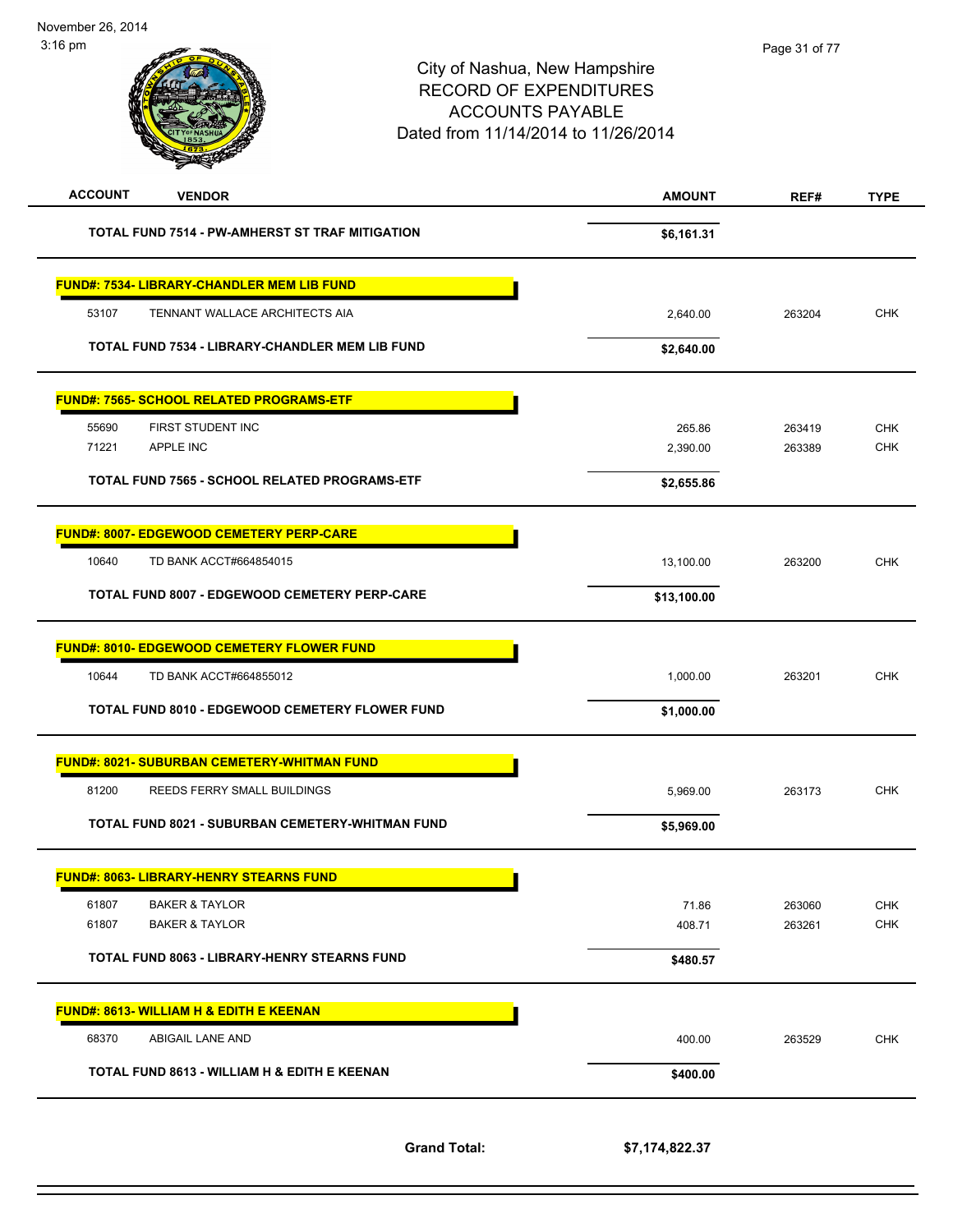City of Nashua, New Hampshire
RECORD OF EXPENDITURES
ACCOUNTS PAYABLE
Dated from 11/14/2014 to 11/26/2014

| ACCOUNT | VENDOR | AMOUNT | REF# | TYPE |
|---|---|---|---|---|
| | **TOTAL FUND 7514 - PW-AMHERST ST TRAF MITIGATION** | **$6,161.31** | | |
| | **FUND#: 7534- LIBRARY-CHANDLER MEM LIB FUND** | | | |
| 53107 | TENNANT WALLACE ARCHITECTS AIA | 2,640.00 | 263204 | CHK |
| | **TOTAL FUND 7534 - LIBRARY-CHANDLER MEM LIB FUND** | **$2,640.00** | | |
| | **FUND#: 7565- SCHOOL RELATED PROGRAMS-ETF** | | | |
| 55690 | FIRST STUDENT INC | 265.86 | 263419 | CHK |
| 71221 | APPLE INC | 2,390.00 | 263389 | CHK |
| | **TOTAL FUND 7565 - SCHOOL RELATED PROGRAMS-ETF** | **$2,655.86** | | |
| | **FUND#: 8007- EDGEWOOD CEMETERY PERP-CARE** | | | |
| 10640 | TD BANK ACCT#664854015 | 13,100.00 | 263200 | CHK |
| | **TOTAL FUND 8007 - EDGEWOOD CEMETERY PERP-CARE** | **$13,100.00** | | |
| | **FUND#: 8010- EDGEWOOD CEMETERY FLOWER FUND** | | | |
| 10644 | TD BANK ACCT#664855012 | 1,000.00 | 263201 | CHK |
| | **TOTAL FUND 8010 - EDGEWOOD CEMETERY FLOWER FUND** | **$1,000.00** | | |
| | **FUND#: 8021- SUBURBAN CEMETERY-WHITMAN FUND** | | | |
| 81200 | REEDS FERRY SMALL BUILDINGS | 5,969.00 | 263173 | CHK |
| | **TOTAL FUND 8021 - SUBURBAN CEMETERY-WHITMAN FUND** | **$5,969.00** | | |
| | **FUND#: 8063- LIBRARY-HENRY STEARNS FUND** | | | |
| 61807 | BAKER & TAYLOR | 71.86 | 263060 | CHK |
| 61807 | BAKER & TAYLOR | 408.71 | 263261 | CHK |
| | **TOTAL FUND 8063 - LIBRARY-HENRY STEARNS FUND** | **$480.57** | | |
| | **FUND#: 8613- WILLIAM H & EDITH E KEENAN** | | | |
| 68370 | ABIGAIL LANE AND | 400.00 | 263529 | CHK |
| | **TOTAL FUND 8613 - WILLIAM H & EDITH E KEENAN** | **$400.00** | | |
| | **Grand Total:** | **$7,174,822.37** | | |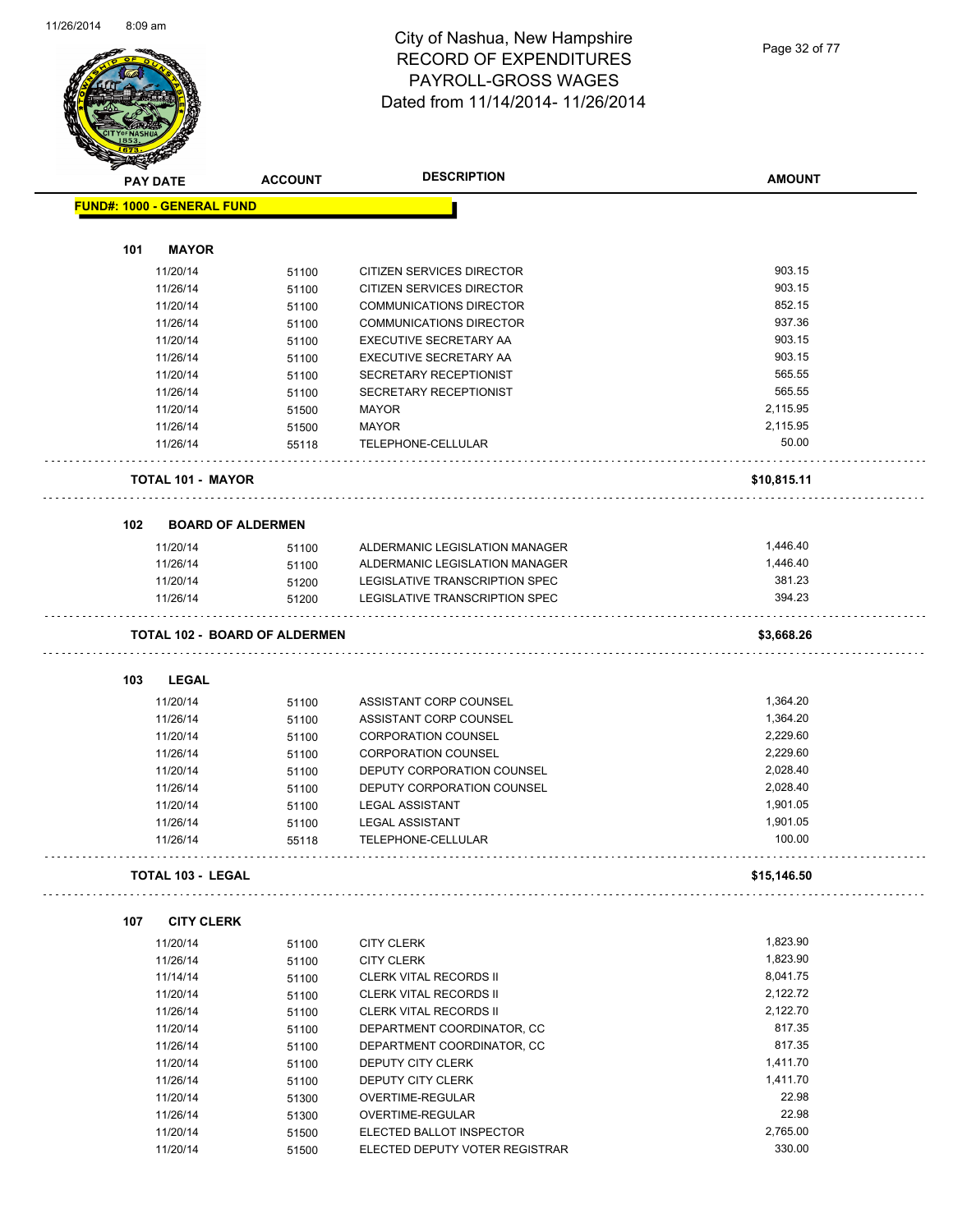# City of Nashua, New Hampshire
## RECORD OF EXPENDITURES
## PAYROLL-GROSS WAGES
## Dated from 11/14/2014- 11/26/2014

| PAY DATE | ACCOUNT | DESCRIPTION | AMOUNT |
|---|---|---|---|

**FUND#: 1000 - GENERAL FUND**

**101 MAYOR**

| PAY DATE | ACCOUNT | DESCRIPTION | AMOUNT |
|---|---|---|---|
| 11/20/14 | 51100 | CITIZEN SERVICES DIRECTOR | 903.15 |
| 11/26/14 | 51100 | CITIZEN SERVICES DIRECTOR | 903.15 |
| 11/20/14 | 51100 | COMMUNICATIONS DIRECTOR | 852.15 |
| 11/26/14 | 51100 | COMMUNICATIONS DIRECTOR | 937.36 |
| 11/20/14 | 51100 | EXECUTIVE SECRETARY AA | 903.15 |
| 11/26/14 | 51100 | EXECUTIVE SECRETARY AA | 903.15 |
| 11/20/14 | 51100 | SECRETARY RECEPTIONIST | 565.55 |
| 11/26/14 | 51100 | SECRETARY RECEPTIONIST | 565.55 |
| 11/20/14 | 51500 | MAYOR | 2,115.95 |
| 11/26/14 | 51500 | MAYOR | 2,115.95 |
| 11/26/14 | 55118 | TELEPHONE-CELLULAR | 50.00 |
| **TOTAL 101 - MAYOR** | | | **$10,815.11** |

**102 BOARD OF ALDERMEN**

| PAY DATE | ACCOUNT | DESCRIPTION | AMOUNT |
|---|---|---|---|
| 11/20/14 | 51100 | ALDERMANIC LEGISLATION MANAGER | 1,446.40 |
| 11/26/14 | 51100 | ALDERMANIC LEGISLATION MANAGER | 1,446.40 |
| 11/20/14 | 51200 | LEGISLATIVE TRANSCRIPTION SPEC | 381.23 |
| 11/26/14 | 51200 | LEGISLATIVE TRANSCRIPTION SPEC | 394.23 |
| **TOTAL 102 - BOARD OF ALDERMEN** | | | **$3,668.26** |

**103 LEGAL**

| PAY DATE | ACCOUNT | DESCRIPTION | AMOUNT |
|---|---|---|---|
| 11/20/14 | 51100 | ASSISTANT CORP COUNSEL | 1,364.20 |
| 11/26/14 | 51100 | ASSISTANT CORP COUNSEL | 1,364.20 |
| 11/20/14 | 51100 | CORPORATION COUNSEL | 2,229.60 |
| 11/26/14 | 51100 | CORPORATION COUNSEL | 2,229.60 |
| 11/20/14 | 51100 | DEPUTY CORPORATION COUNSEL | 2,028.40 |
| 11/26/14 | 51100 | DEPUTY CORPORATION COUNSEL | 2,028.40 |
| 11/20/14 | 51100 | LEGAL ASSISTANT | 1,901.05 |
| 11/26/14 | 51100 | LEGAL ASSISTANT | 1,901.05 |
| 11/26/14 | 55118 | TELEPHONE-CELLULAR | 100.00 |
| **TOTAL 103 - LEGAL** | | | **$15,146.50** |

**107 CITY CLERK**

| PAY DATE | ACCOUNT | DESCRIPTION | AMOUNT |
|---|---|---|---|
| 11/20/14 | 51100 | CITY CLERK | 1,823.90 |
| 11/26/14 | 51100 | CITY CLERK | 1,823.90 |
| 11/14/14 | 51100 | CLERK VITAL RECORDS II | 8,041.75 |
| 11/20/14 | 51100 | CLERK VITAL RECORDS II | 2,122.72 |
| 11/26/14 | 51100 | CLERK VITAL RECORDS II | 2,122.70 |
| 11/20/14 | 51100 | DEPARTMENT COORDINATOR, CC | 817.35 |
| 11/26/14 | 51100 | DEPARTMENT COORDINATOR, CC | 817.35 |
| 11/20/14 | 51100 | DEPUTY CITY CLERK | 1,411.70 |
| 11/26/14 | 51100 | DEPUTY CITY CLERK | 1,411.70 |
| 11/20/14 | 51300 | OVERTIME-REGULAR | 22.98 |
| 11/26/14 | 51300 | OVERTIME-REGULAR | 22.98 |
| 11/20/14 | 51500 | ELECTED BALLOT INSPECTOR | 2,765.00 |
| 11/20/14 | 51500 | ELECTED DEPUTY VOTER REGISTRAR | 330.00 |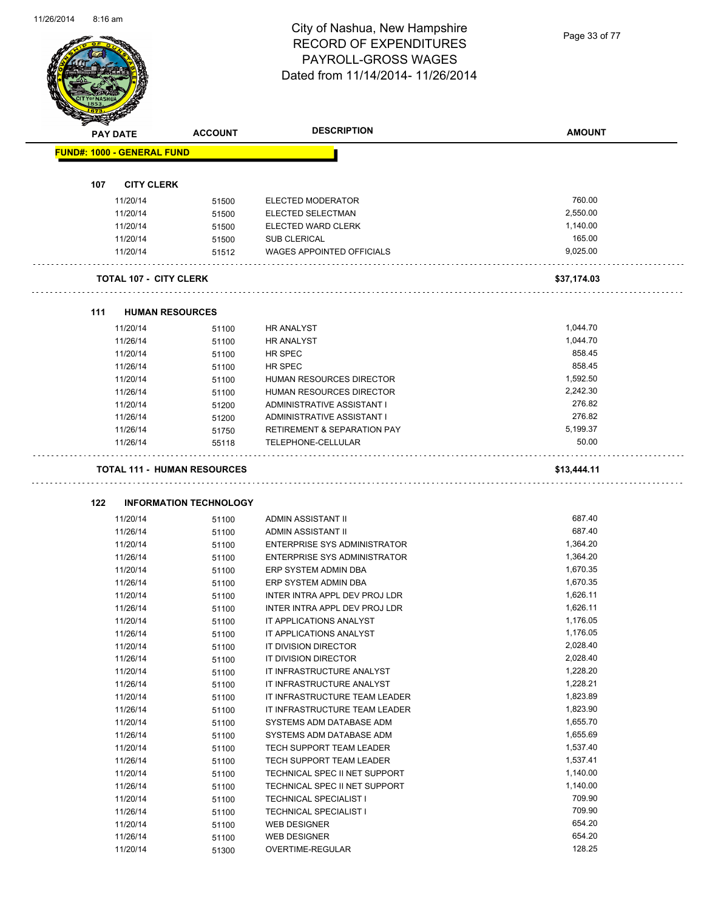# City of Nashua, New Hampshire
## RECORD OF EXPENDITURES
## PAYROLL-GROSS WAGES
## Dated from 11/14/2014- 11/26/2014

| PAY DATE | ACCOUNT | DESCRIPTION | AMOUNT |
|---|---|---|---|
| **FUND#: 1000 - GENERAL FUND** | | | |
| **107 CITY CLERK** | | | |
| 11/20/14 | 51500 | ELECTED MODERATOR | 760.00 |
| 11/20/14 | 51500 | ELECTED SELECTMAN | 2,550.00 |
| 11/20/14 | 51500 | ELECTED WARD CLERK | 1,140.00 |
| 11/20/14 | 51500 | SUB CLERICAL | 165.00 |
| 11/20/14 | 51512 | WAGES APPOINTED OFFICIALS | 9,025.00 |
| **TOTAL 107 - CITY CLERK** | | | **$37,174.03** |
| **111 HUMAN RESOURCES** | | | |
| 11/20/14 | 51100 | HR ANALYST | 1,044.70 |
| 11/26/14 | 51100 | HR ANALYST | 1,044.70 |
| 11/20/14 | 51100 | HR SPEC | 858.45 |
| 11/26/14 | 51100 | HR SPEC | 858.45 |
| 11/20/14 | 51100 | HUMAN RESOURCES DIRECTOR | 1,592.50 |
| 11/26/14 | 51100 | HUMAN RESOURCES DIRECTOR | 2,242.30 |
| 11/20/14 | 51200 | ADMINISTRATIVE ASSISTANT I | 276.82 |
| 11/26/14 | 51200 | ADMINISTRATIVE ASSISTANT I | 276.82 |
| 11/26/14 | 51750 | RETIREMENT & SEPARATION PAY | 5,199.37 |
| 11/26/14 | 55118 | TELEPHONE-CELLULAR | 50.00 |
| **TOTAL 111 - HUMAN RESOURCES** | | | **$13,444.11** |
| **122 INFORMATION TECHNOLOGY** | | | |
| 11/20/14 | 51100 | ADMIN ASSISTANT II | 687.40 |
| 11/26/14 | 51100 | ADMIN ASSISTANT II | 687.40 |
| 11/20/14 | 51100 | ENTERPRISE SYS ADMINISTRATOR | 1,364.20 |
| 11/26/14 | 51100 | ENTERPRISE SYS ADMINISTRATOR | 1,364.20 |
| 11/20/14 | 51100 | ERP SYSTEM ADMIN DBA | 1,670.35 |
| 11/26/14 | 51100 | ERP SYSTEM ADMIN DBA | 1,670.35 |
| 11/20/14 | 51100 | INTER INTRA APPL DEV PROJ LDR | 1,626.11 |
| 11/26/14 | 51100 | INTER INTRA APPL DEV PROJ LDR | 1,626.11 |
| 11/20/14 | 51100 | IT APPLICATIONS ANALYST | 1,176.05 |
| 11/26/14 | 51100 | IT APPLICATIONS ANALYST | 1,176.05 |
| 11/20/14 | 51100 | IT DIVISION DIRECTOR | 2,028.40 |
| 11/26/14 | 51100 | IT DIVISION DIRECTOR | 2,028.40 |
| 11/20/14 | 51100 | IT INFRASTRUCTURE ANALYST | 1,228.20 |
| 11/26/14 | 51100 | IT INFRASTRUCTURE ANALYST | 1,228.21 |
| 11/20/14 | 51100 | IT INFRASTRUCTURE TEAM LEADER | 1,823.89 |
| 11/26/14 | 51100 | IT INFRASTRUCTURE TEAM LEADER | 1,823.90 |
| 11/20/14 | 51100 | SYSTEMS ADM DATABASE ADM | 1,655.70 |
| 11/26/14 | 51100 | SYSTEMS ADM DATABASE ADM | 1,655.69 |
| 11/20/14 | 51100 | TECH SUPPORT TEAM LEADER | 1,537.40 |
| 11/26/14 | 51100 | TECH SUPPORT TEAM LEADER | 1,537.41 |
| 11/20/14 | 51100 | TECHNICAL SPEC II NET SUPPORT | 1,140.00 |
| 11/26/14 | 51100 | TECHNICAL SPEC II NET SUPPORT | 1,140.00 |
| 11/20/14 | 51100 | TECHNICAL SPECIALIST I | 709.90 |
| 11/26/14 | 51100 | TECHNICAL SPECIALIST I | 709.90 |
| 11/20/14 | 51100 | WEB DESIGNER | 654.20 |
| 11/26/14 | 51100 | WEB DESIGNER | 654.20 |
| 11/20/14 | 51300 | OVERTIME-REGULAR | 128.25 |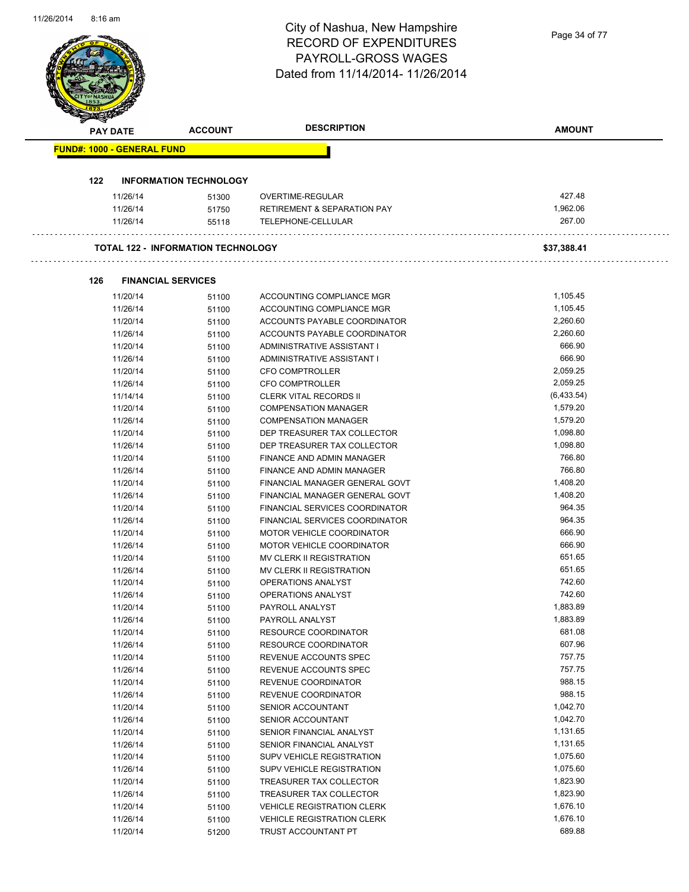# City of Nashua, New Hampshire
## RECORD OF EXPENDITURES
## PAYROLL-GROSS WAGES
## Dated from 11/14/2014- 11/26/2014

| PAY DATE | ACCOUNT | DESCRIPTION | AMOUNT |
|---|---|---|---|
| **FUND#: 1000 - GENERAL FUND** | | | |
| **122 INFORMATION TECHNOLOGY** | | | |
| 11/26/14 | 51300 | OVERTIME-REGULAR | 427.48 |
| 11/26/14 | 51750 | RETIREMENT & SEPARATION PAY | 1,962.06 |
| 11/26/14 | 55118 | TELEPHONE-CELLULAR | 267.00 |
| **TOTAL 122 - INFORMATION TECHNOLOGY** | | | **$37,388.41** |
| **126 FINANCIAL SERVICES** | | | |
| 11/20/14 | 51100 | ACCOUNTING COMPLIANCE MGR | 1,105.45 |
| 11/26/14 | 51100 | ACCOUNTING COMPLIANCE MGR | 1,105.45 |
| 11/20/14 | 51100 | ACCOUNTS PAYABLE COORDINATOR | 2,260.60 |
| 11/26/14 | 51100 | ACCOUNTS PAYABLE COORDINATOR | 2,260.60 |
| 11/20/14 | 51100 | ADMINISTRATIVE ASSISTANT I | 666.90 |
| 11/26/14 | 51100 | ADMINISTRATIVE ASSISTANT I | 666.90 |
| 11/20/14 | 51100 | CFO COMPTROLLER | 2,059.25 |
| 11/26/14 | 51100 | CFO COMPTROLLER | 2,059.25 |
| 11/14/14 | 51100 | CLERK VITAL RECORDS II | (6,433.54) |
| 11/20/14 | 51100 | COMPENSATION MANAGER | 1,579.20 |
| 11/26/14 | 51100 | COMPENSATION MANAGER | 1,579.20 |
| 11/20/14 | 51100 | DEP TREASURER TAX COLLECTOR | 1,098.80 |
| 11/26/14 | 51100 | DEP TREASURER TAX COLLECTOR | 1,098.80 |
| 11/20/14 | 51100 | FINANCE AND ADMIN MANAGER | 766.80 |
| 11/26/14 | 51100 | FINANCE AND ADMIN MANAGER | 766.80 |
| 11/20/14 | 51100 | FINANCIAL MANAGER GENERAL GOVT | 1,408.20 |
| 11/26/14 | 51100 | FINANCIAL MANAGER GENERAL GOVT | 1,408.20 |
| 11/20/14 | 51100 | FINANCIAL SERVICES COORDINATOR | 964.35 |
| 11/26/14 | 51100 | FINANCIAL SERVICES COORDINATOR | 964.35 |
| 11/20/14 | 51100 | MOTOR VEHICLE COORDINATOR | 666.90 |
| 11/26/14 | 51100 | MOTOR VEHICLE COORDINATOR | 666.90 |
| 11/20/14 | 51100 | MV CLERK II REGISTRATION | 651.65 |
| 11/26/14 | 51100 | MV CLERK II REGISTRATION | 651.65 |
| 11/20/14 | 51100 | OPERATIONS ANALYST | 742.60 |
| 11/26/14 | 51100 | OPERATIONS ANALYST | 742.60 |
| 11/20/14 | 51100 | PAYROLL ANALYST | 1,883.89 |
| 11/26/14 | 51100 | PAYROLL ANALYST | 1,883.89 |
| 11/20/14 | 51100 | RESOURCE COORDINATOR | 681.08 |
| 11/26/14 | 51100 | RESOURCE COORDINATOR | 607.96 |
| 11/20/14 | 51100 | REVENUE ACCOUNTS SPEC | 757.75 |
| 11/26/14 | 51100 | REVENUE ACCOUNTS SPEC | 757.75 |
| 11/20/14 | 51100 | REVENUE COORDINATOR | 988.15 |
| 11/26/14 | 51100 | REVENUE COORDINATOR | 988.15 |
| 11/20/14 | 51100 | SENIOR ACCOUNTANT | 1,042.70 |
| 11/26/14 | 51100 | SENIOR ACCOUNTANT | 1,042.70 |
| 11/20/14 | 51100 | SENIOR FINANCIAL ANALYST | 1,131.65 |
| 11/26/14 | 51100 | SENIOR FINANCIAL ANALYST | 1,131.65 |
| 11/20/14 | 51100 | SUPV VEHICLE REGISTRATION | 1,075.60 |
| 11/26/14 | 51100 | SUPV VEHICLE REGISTRATION | 1,075.60 |
| 11/20/14 | 51100 | TREASURER TAX COLLECTOR | 1,823.90 |
| 11/26/14 | 51100 | TREASURER TAX COLLECTOR | 1,823.90 |
| 11/20/14 | 51100 | VEHICLE REGISTRATION CLERK | 1,676.10 |
| 11/26/14 | 51100 | VEHICLE REGISTRATION CLERK | 1,676.10 |
| 11/20/14 | 51200 | TRUST ACCOUNTANT PT | 689.88 |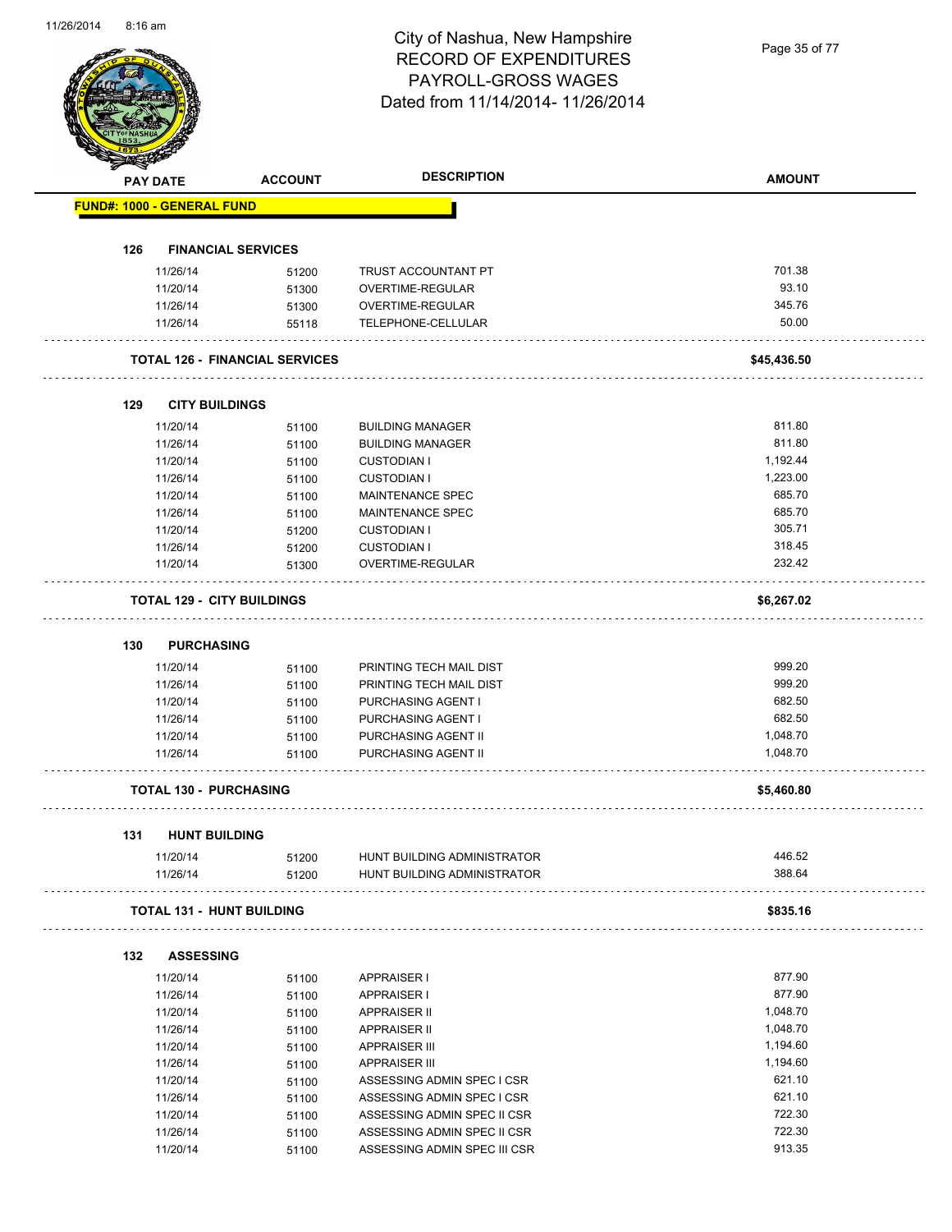# City of Nashua, New Hampshire
## RECORD OF EXPENDITURES
## PAYROLL-GROSS WAGES
## Dated from 11/14/2014- 11/26/2014

| PAY DATE | ACCOUNT | DESCRIPTION | AMOUNT |
|---|---|---|---|
| **FUND#: 1000 - GENERAL FUND** | | | |
| **126 FINANCIAL SERVICES** | | | |
| 11/26/14 | 51200 | TRUST ACCOUNTANT PT | 701.38 |
| 11/20/14 | 51300 | OVERTIME-REGULAR | 93.10 |
| 11/26/14 | 51300 | OVERTIME-REGULAR | 345.76 |
| 11/26/14 | 55118 | TELEPHONE-CELLULAR | 50.00 |
| **TOTAL 126 - FINANCIAL SERVICES** | | | **$45,436.50** |
| **129 CITY BUILDINGS** | | | |
| 11/20/14 | 51100 | BUILDING MANAGER | 811.80 |
| 11/26/14 | 51100 | BUILDING MANAGER | 811.80 |
| 11/20/14 | 51100 | CUSTODIAN I | 1,192.44 |
| 11/26/14 | 51100 | CUSTODIAN I | 1,223.00 |
| 11/20/14 | 51100 | MAINTENANCE SPEC | 685.70 |
| 11/26/14 | 51100 | MAINTENANCE SPEC | 685.70 |
| 11/20/14 | 51200 | CUSTODIAN I | 305.71 |
| 11/26/14 | 51200 | CUSTODIAN I | 318.45 |
| 11/20/14 | 51300 | OVERTIME-REGULAR | 232.42 |
| **TOTAL 129 - CITY BUILDINGS** | | | **$6,267.02** |
| **130 PURCHASING** | | | |
| 11/20/14 | 51100 | PRINTING TECH MAIL DIST | 999.20 |
| 11/26/14 | 51100 | PRINTING TECH MAIL DIST | 999.20 |
| 11/20/14 | 51100 | PURCHASING AGENT I | 682.50 |
| 11/26/14 | 51100 | PURCHASING AGENT I | 682.50 |
| 11/20/14 | 51100 | PURCHASING AGENT II | 1,048.70 |
| 11/26/14 | 51100 | PURCHASING AGENT II | 1,048.70 |
| **TOTAL 130 - PURCHASING** | | | **$5,460.80** |
| **131 HUNT BUILDING** | | | |
| 11/20/14 | 51200 | HUNT BUILDING ADMINISTRATOR | 446.52 |
| 11/26/14 | 51200 | HUNT BUILDING ADMINISTRATOR | 388.64 |
| **TOTAL 131 - HUNT BUILDING** | | | **$835.16** |
| **132 ASSESSING** | | | |
| 11/20/14 | 51100 | APPRAISER I | 877.90 |
| 11/26/14 | 51100 | APPRAISER I | 877.90 |
| 11/20/14 | 51100 | APPRAISER II | 1,048.70 |
| 11/26/14 | 51100 | APPRAISER II | 1,048.70 |
| 11/20/14 | 51100 | APPRAISER III | 1,194.60 |
| 11/26/14 | 51100 | APPRAISER III | 1,194.60 |
| 11/20/14 | 51100 | ASSESSING ADMIN SPEC I CSR | 621.10 |
| 11/26/14 | 51100 | ASSESSING ADMIN SPEC I CSR | 621.10 |
| 11/20/14 | 51100 | ASSESSING ADMIN SPEC II CSR | 722.30 |
| 11/26/14 | 51100 | ASSESSING ADMIN SPEC II CSR | 722.30 |
| 11/20/14 | 51100 | ASSESSING ADMIN SPEC III CSR | 913.35 |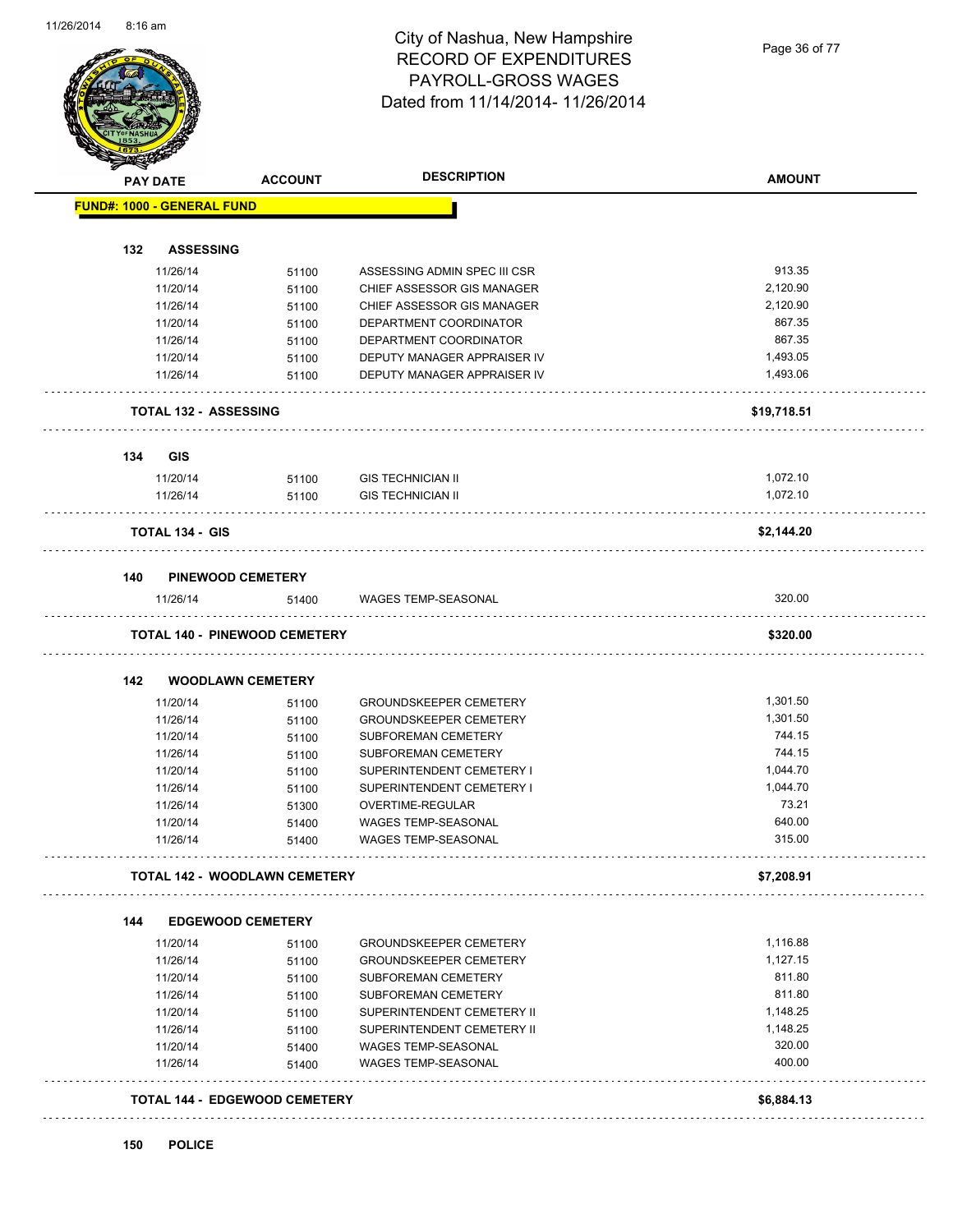# City of Nashua, New Hampshire
## RECORD OF EXPENDITURES
## PAYROLL-GROSS WAGES
## Dated from 11/14/2014- 11/26/2014

| PAY DATE | ACCOUNT | DESCRIPTION | AMOUNT |
|---|---|---|---|
| **FUND#: 1000 - GENERAL FUND** | | | |
| **132 ASSESSING** | | | |
| 11/26/14 | 51100 | ASSESSING ADMIN SPEC III CSR | 913.35 |
| 11/20/14 | 51100 | CHIEF ASSESSOR GIS MANAGER | 2,120.90 |
| 11/26/14 | 51100 | CHIEF ASSESSOR GIS MANAGER | 2,120.90 |
| 11/20/14 | 51100 | DEPARTMENT COORDINATOR | 867.35 |
| 11/26/14 | 51100 | DEPARTMENT COORDINATOR | 867.35 |
| 11/20/14 | 51100 | DEPUTY MANAGER APPRAISER IV | 1,493.05 |
| 11/26/14 | 51100 | DEPUTY MANAGER APPRAISER IV | 1,493.06 |
| **TOTAL 132 - ASSESSING** | | | **$19,718.51** |
| **134 GIS** | | | |
| 11/20/14 | 51100 | GIS TECHNICIAN II | 1,072.10 |
| 11/26/14 | 51100 | GIS TECHNICIAN II | 1,072.10 |
| **TOTAL 134 - GIS** | | | **$2,144.20** |
| **140 PINEWOOD CEMETERY** | | | |
| 11/26/14 | 51400 | WAGES TEMP-SEASONAL | 320.00 |
| **TOTAL 140 - PINEWOOD CEMETERY** | | | **$320.00** |
| **142 WOODLAWN CEMETERY** | | | |
| 11/20/14 | 51100 | GROUNDSKEEPER CEMETERY | 1,301.50 |
| 11/26/14 | 51100 | GROUNDSKEEPER CEMETERY | 1,301.50 |
| 11/20/14 | 51100 | SUBFOREMAN CEMETERY | 744.15 |
| 11/26/14 | 51100 | SUBFOREMAN CEMETERY | 744.15 |
| 11/20/14 | 51100 | SUPERINTENDENT CEMETERY I | 1,044.70 |
| 11/26/14 | 51100 | SUPERINTENDENT CEMETERY I | 1,044.70 |
| 11/26/14 | 51300 | OVERTIME-REGULAR | 73.21 |
| 11/20/14 | 51400 | WAGES TEMP-SEASONAL | 640.00 |
| 11/26/14 | 51400 | WAGES TEMP-SEASONAL | 315.00 |
| **TOTAL 142 - WOODLAWN CEMETERY** | | | **$7,208.91** |
| **144 EDGEWOOD CEMETERY** | | | |
| 11/20/14 | 51100 | GROUNDSKEEPER CEMETERY | 1,116.88 |
| 11/26/14 | 51100 | GROUNDSKEEPER CEMETERY | 1,127.15 |
| 11/20/14 | 51100 | SUBFOREMAN CEMETERY | 811.80 |
| 11/26/14 | 51100 | SUBFOREMAN CEMETERY | 811.80 |
| 11/20/14 | 51100 | SUPERINTENDENT CEMETERY II | 1,148.25 |
| 11/26/14 | 51100 | SUPERINTENDENT CEMETERY II | 1,148.25 |
| 11/20/14 | 51400 | WAGES TEMP-SEASONAL | 320.00 |
| 11/26/14 | 51400 | WAGES TEMP-SEASONAL | 400.00 |
| **TOTAL 144 - EDGEWOOD CEMETERY** | | | **$6,884.13** |
| **150 POLICE** | | | |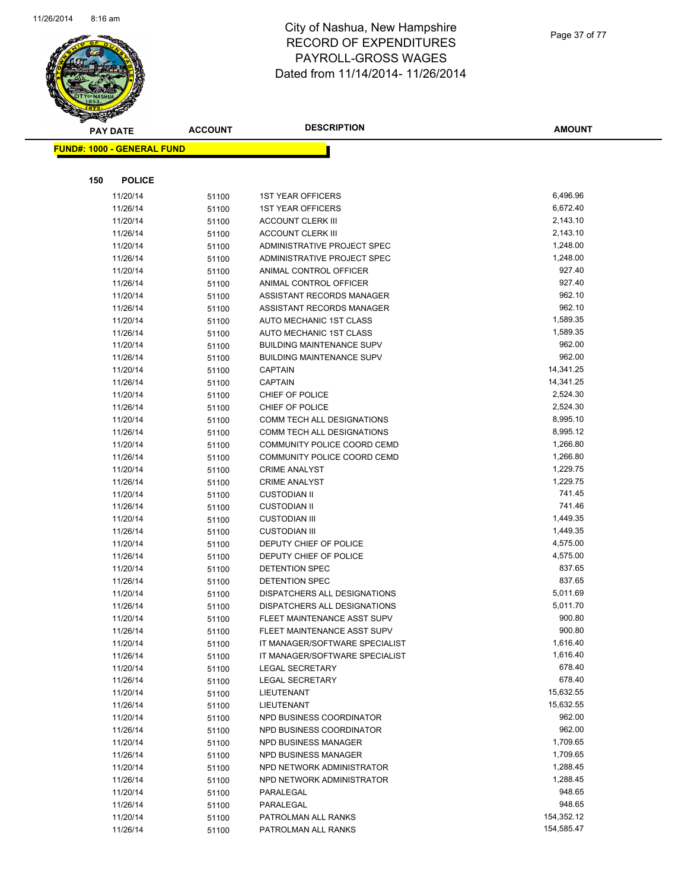# City of Nashua, New Hampshire
## RECORD OF EXPENDITURES
## PAYROLL-GROSS WAGES
## Dated from 11/14/2014- 11/26/2014

**FUND#: 1000 - GENERAL FUND**

**150 POLICE**

| PAY DATE | ACCOUNT | DESCRIPTION | AMOUNT |
|---|---|---|---|
| 11/20/14 | 51100 | 1ST YEAR OFFICERS | 6,496.96 |
| 11/26/14 | 51100 | 1ST YEAR OFFICERS | 6,672.40 |
| 11/20/14 | 51100 | ACCOUNT CLERK III | 2,143.10 |
| 11/26/14 | 51100 | ACCOUNT CLERK III | 2,143.10 |
| 11/20/14 | 51100 | ADMINISTRATIVE PROJECT SPEC | 1,248.00 |
| 11/26/14 | 51100 | ADMINISTRATIVE PROJECT SPEC | 1,248.00 |
| 11/20/14 | 51100 | ANIMAL CONTROL OFFICER | 927.40 |
| 11/26/14 | 51100 | ANIMAL CONTROL OFFICER | 927.40 |
| 11/20/14 | 51100 | ASSISTANT RECORDS MANAGER | 962.10 |
| 11/26/14 | 51100 | ASSISTANT RECORDS MANAGER | 962.10 |
| 11/20/14 | 51100 | AUTO MECHANIC 1ST CLASS | 1,589.35 |
| 11/26/14 | 51100 | AUTO MECHANIC 1ST CLASS | 1,589.35 |
| 11/20/14 | 51100 | BUILDING MAINTENANCE SUPV | 962.00 |
| 11/26/14 | 51100 | BUILDING MAINTENANCE SUPV | 962.00 |
| 11/20/14 | 51100 | CAPTAIN | 14,341.25 |
| 11/26/14 | 51100 | CAPTAIN | 14,341.25 |
| 11/20/14 | 51100 | CHIEF OF POLICE | 2,524.30 |
| 11/26/14 | 51100 | CHIEF OF POLICE | 2,524.30 |
| 11/20/14 | 51100 | COMM TECH ALL DESIGNATIONS | 8,995.10 |
| 11/26/14 | 51100 | COMM TECH ALL DESIGNATIONS | 8,995.12 |
| 11/20/14 | 51100 | COMMUNITY POLICE COORD CEMD | 1,266.80 |
| 11/26/14 | 51100 | COMMUNITY POLICE COORD CEMD | 1,266.80 |
| 11/20/14 | 51100 | CRIME ANALYST | 1,229.75 |
| 11/26/14 | 51100 | CRIME ANALYST | 1,229.75 |
| 11/20/14 | 51100 | CUSTODIAN II | 741.45 |
| 11/26/14 | 51100 | CUSTODIAN II | 741.46 |
| 11/20/14 | 51100 | CUSTODIAN III | 1,449.35 |
| 11/26/14 | 51100 | CUSTODIAN III | 1,449.35 |
| 11/20/14 | 51100 | DEPUTY CHIEF OF POLICE | 4,575.00 |
| 11/26/14 | 51100 | DEPUTY CHIEF OF POLICE | 4,575.00 |
| 11/20/14 | 51100 | DETENTION SPEC | 837.65 |
| 11/26/14 | 51100 | DETENTION SPEC | 837.65 |
| 11/20/14 | 51100 | DISPATCHERS ALL DESIGNATIONS | 5,011.69 |
| 11/26/14 | 51100 | DISPATCHERS ALL DESIGNATIONS | 5,011.70 |
| 11/20/14 | 51100 | FLEET MAINTENANCE ASST SUPV | 900.80 |
| 11/26/14 | 51100 | FLEET MAINTENANCE ASST SUPV | 900.80 |
| 11/20/14 | 51100 | IT MANAGER/SOFTWARE SPECIALIST | 1,616.40 |
| 11/26/14 | 51100 | IT MANAGER/SOFTWARE SPECIALIST | 1,616.40 |
| 11/20/14 | 51100 | LEGAL SECRETARY | 678.40 |
| 11/26/14 | 51100 | LEGAL SECRETARY | 678.40 |
| 11/20/14 | 51100 | LIEUTENANT | 15,632.55 |
| 11/26/14 | 51100 | LIEUTENANT | 15,632.55 |
| 11/20/14 | 51100 | NPD BUSINESS COORDINATOR | 962.00 |
| 11/26/14 | 51100 | NPD BUSINESS COORDINATOR | 962.00 |
| 11/20/14 | 51100 | NPD BUSINESS MANAGER | 1,709.65 |
| 11/26/14 | 51100 | NPD BUSINESS MANAGER | 1,709.65 |
| 11/20/14 | 51100 | NPD NETWORK ADMINISTRATOR | 1,288.45 |
| 11/26/14 | 51100 | NPD NETWORK ADMINISTRATOR | 1,288.45 |
| 11/20/14 | 51100 | PARALEGAL | 948.65 |
| 11/26/14 | 51100 | PARALEGAL | 948.65 |
| 11/20/14 | 51100 | PATROLMAN ALL RANKS | 154,352.12 |
| 11/26/14 | 51100 | PATROLMAN ALL RANKS | 154,585.47 |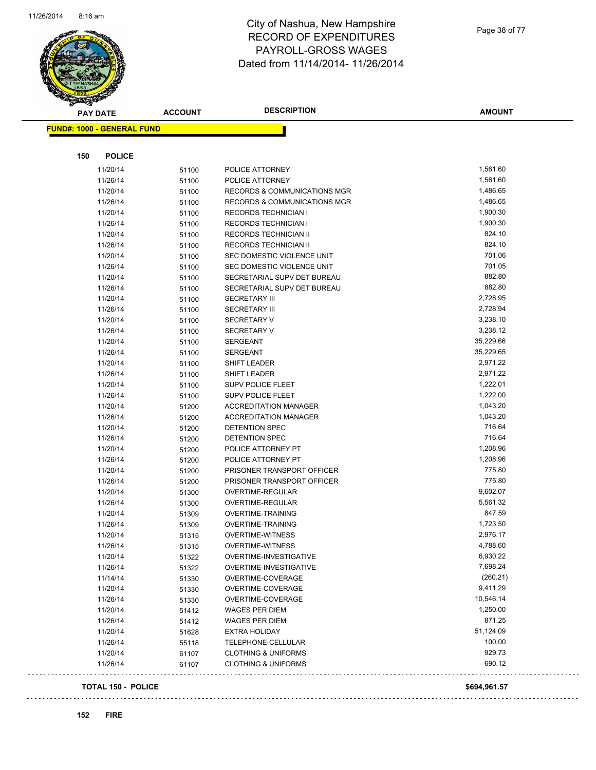# City of Nashua, New Hampshire
# RECORD OF EXPENDITURES
# PAYROLL-GROSS WAGES
# Dated from 11/14/2014- 11/26/2014

| PAY DATE | ACCOUNT | DESCRIPTION | AMOUNT |
|---|---|---|---|

**FUND#: 1000 - GENERAL FUND**

**150 POLICE**

| PAY DATE | ACCOUNT | DESCRIPTION | AMOUNT |
|---|---|---|---|
| 11/20/14 | 51100 | POLICE ATTORNEY | 1,561.60 |
| 11/26/14 | 51100 | POLICE ATTORNEY | 1,561.60 |
| 11/20/14 | 51100 | RECORDS & COMMUNICATIONS MGR | 1,486.65 |
| 11/26/14 | 51100 | RECORDS & COMMUNICATIONS MGR | 1,486.65 |
| 11/20/14 | 51100 | RECORDS TECHNICIAN I | 1,900.30 |
| 11/26/14 | 51100 | RECORDS TECHNICIAN I | 1,900.30 |
| 11/20/14 | 51100 | RECORDS TECHNICIAN II | 824.10 |
| 11/26/14 | 51100 | RECORDS TECHNICIAN II | 824.10 |
| 11/20/14 | 51100 | SEC DOMESTIC VIOLENCE UNIT | 701.06 |
| 11/26/14 | 51100 | SEC DOMESTIC VIOLENCE UNIT | 701.05 |
| 11/20/14 | 51100 | SECRETARIAL SUPV DET BUREAU | 882.80 |
| 11/26/14 | 51100 | SECRETARIAL SUPV DET BUREAU | 882.80 |
| 11/20/14 | 51100 | SECRETARY III | 2,728.95 |
| 11/26/14 | 51100 | SECRETARY III | 2,728.94 |
| 11/20/14 | 51100 | SECRETARY V | 3,238.10 |
| 11/26/14 | 51100 | SECRETARY V | 3,238.12 |
| 11/20/14 | 51100 | SERGEANT | 35,229.66 |
| 11/26/14 | 51100 | SERGEANT | 35,229.65 |
| 11/20/14 | 51100 | SHIFT LEADER | 2,971.22 |
| 11/26/14 | 51100 | SHIFT LEADER | 2,971.22 |
| 11/20/14 | 51100 | SUPV POLICE FLEET | 1,222.01 |
| 11/26/14 | 51100 | SUPV POLICE FLEET | 1,222.00 |
| 11/20/14 | 51200 | ACCREDITATION MANAGER | 1,043.20 |
| 11/26/14 | 51200 | ACCREDITATION MANAGER | 1,043.20 |
| 11/20/14 | 51200 | DETENTION SPEC | 716.64 |
| 11/26/14 | 51200 | DETENTION SPEC | 716.64 |
| 11/20/14 | 51200 | POLICE ATTORNEY PT | 1,208.96 |
| 11/26/14 | 51200 | POLICE ATTORNEY PT | 1,208.96 |
| 11/20/14 | 51200 | PRISONER TRANSPORT OFFICER | 775.80 |
| 11/26/14 | 51200 | PRISONER TRANSPORT OFFICER | 775.80 |
| 11/20/14 | 51300 | OVERTIME-REGULAR | 9,602.07 |
| 11/26/14 | 51300 | OVERTIME-REGULAR | 5,561.32 |
| 11/20/14 | 51309 | OVERTIME-TRAINING | 847.59 |
| 11/26/14 | 51309 | OVERTIME-TRAINING | 1,723.50 |
| 11/20/14 | 51315 | OVERTIME-WITNESS | 2,976.17 |
| 11/26/14 | 51315 | OVERTIME-WITNESS | 4,788.60 |
| 11/20/14 | 51322 | OVERTIME-INVESTIGATIVE | 6,930.22 |
| 11/26/14 | 51322 | OVERTIME-INVESTIGATIVE | 7,698.24 |
| 11/14/14 | 51330 | OVERTIME-COVERAGE | (260.21) |
| 11/20/14 | 51330 | OVERTIME-COVERAGE | 9,411.29 |
| 11/26/14 | 51330 | OVERTIME-COVERAGE | 10,546.14 |
| 11/20/14 | 51412 | WAGES PER DIEM | 1,250.00 |
| 11/26/14 | 51412 | WAGES PER DIEM | 871.25 |
| 11/20/14 | 51628 | EXTRA HOLIDAY | 51,124.09 |
| 11/26/14 | 55118 | TELEPHONE-CELLULAR | 100.00 |
| 11/20/14 | 61107 | CLOTHING & UNIFORMS | 929.73 |
| 11/26/14 | 61107 | CLOTHING & UNIFORMS | 690.12 |

**TOTAL 150 - POLICE** **$694,961.57**

**152 FIRE**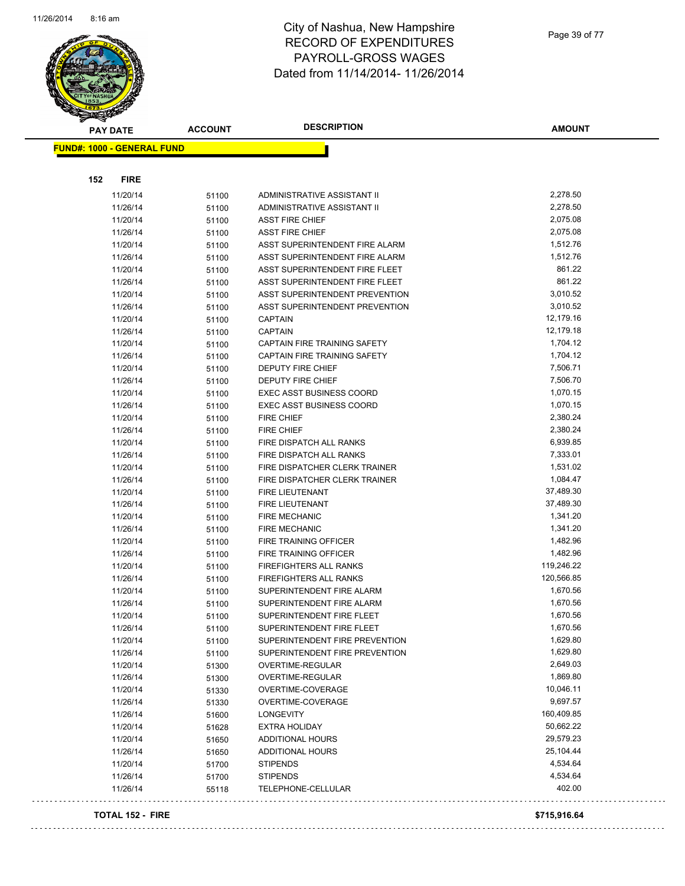# City of Nashua, New Hampshire
## RECORD OF EXPENDITURES
## PAYROLL-GROSS WAGES
## Dated from 11/14/2014- 11/26/2014

**FUND#: 1000 - GENERAL FUND**

**152 FIRE**

| PAY DATE | ACCOUNT | DESCRIPTION | AMOUNT |
|---|---|---|---|
| 11/20/14 | 51100 | ADMINISTRATIVE ASSISTANT II | 2,278.50 |
| 11/26/14 | 51100 | ADMINISTRATIVE ASSISTANT II | 2,278.50 |
| 11/20/14 | 51100 | ASST FIRE CHIEF | 2,075.08 |
| 11/26/14 | 51100 | ASST FIRE CHIEF | 2,075.08 |
| 11/20/14 | 51100 | ASST SUPERINTENDENT FIRE ALARM | 1,512.76 |
| 11/26/14 | 51100 | ASST SUPERINTENDENT FIRE ALARM | 1,512.76 |
| 11/20/14 | 51100 | ASST SUPERINTENDENT FIRE FLEET | 861.22 |
| 11/26/14 | 51100 | ASST SUPERINTENDENT FIRE FLEET | 861.22 |
| 11/20/14 | 51100 | ASST SUPERINTENDENT PREVENTION | 3,010.52 |
| 11/26/14 | 51100 | ASST SUPERINTENDENT PREVENTION | 3,010.52 |
| 11/20/14 | 51100 | CAPTAIN | 12,179.16 |
| 11/26/14 | 51100 | CAPTAIN | 12,179.18 |
| 11/20/14 | 51100 | CAPTAIN FIRE TRAINING SAFETY | 1,704.12 |
| 11/26/14 | 51100 | CAPTAIN FIRE TRAINING SAFETY | 1,704.12 |
| 11/20/14 | 51100 | DEPUTY FIRE CHIEF | 7,506.71 |
| 11/26/14 | 51100 | DEPUTY FIRE CHIEF | 7,506.70 |
| 11/20/14 | 51100 | EXEC ASST BUSINESS COORD | 1,070.15 |
| 11/26/14 | 51100 | EXEC ASST BUSINESS COORD | 1,070.15 |
| 11/20/14 | 51100 | FIRE CHIEF | 2,380.24 |
| 11/26/14 | 51100 | FIRE CHIEF | 2,380.24 |
| 11/20/14 | 51100 | FIRE DISPATCH ALL RANKS | 6,939.85 |
| 11/26/14 | 51100 | FIRE DISPATCH ALL RANKS | 7,333.01 |
| 11/20/14 | 51100 | FIRE DISPATCHER CLERK TRAINER | 1,531.02 |
| 11/26/14 | 51100 | FIRE DISPATCHER CLERK TRAINER | 1,084.47 |
| 11/20/14 | 51100 | FIRE LIEUTENANT | 37,489.30 |
| 11/26/14 | 51100 | FIRE LIEUTENANT | 37,489.30 |
| 11/20/14 | 51100 | FIRE MECHANIC | 1,341.20 |
| 11/26/14 | 51100 | FIRE MECHANIC | 1,341.20 |
| 11/20/14 | 51100 | FIRE TRAINING OFFICER | 1,482.96 |
| 11/26/14 | 51100 | FIRE TRAINING OFFICER | 1,482.96 |
| 11/20/14 | 51100 | FIREFIGHTERS ALL RANKS | 119,246.22 |
| 11/26/14 | 51100 | FIREFIGHTERS ALL RANKS | 120,566.85 |
| 11/20/14 | 51100 | SUPERINTENDENT FIRE ALARM | 1,670.56 |
| 11/26/14 | 51100 | SUPERINTENDENT FIRE ALARM | 1,670.56 |
| 11/20/14 | 51100 | SUPERINTENDENT FIRE FLEET | 1,670.56 |
| 11/26/14 | 51100 | SUPERINTENDENT FIRE FLEET | 1,670.56 |
| 11/20/14 | 51100 | SUPERINTENDENT FIRE PREVENTION | 1,629.80 |
| 11/26/14 | 51100 | SUPERINTENDENT FIRE PREVENTION | 1,629.80 |
| 11/20/14 | 51300 | OVERTIME-REGULAR | 2,649.03 |
| 11/26/14 | 51300 | OVERTIME-REGULAR | 1,869.80 |
| 11/20/14 | 51330 | OVERTIME-COVERAGE | 10,046.11 |
| 11/26/14 | 51330 | OVERTIME-COVERAGE | 9,697.57 |
| 11/26/14 | 51600 | LONGEVITY | 160,409.85 |
| 11/20/14 | 51628 | EXTRA HOLIDAY | 50,662.22 |
| 11/20/14 | 51650 | ADDITIONAL HOURS | 29,579.23 |
| 11/26/14 | 51650 | ADDITIONAL HOURS | 25,104.44 |
| 11/20/14 | 51700 | STIPENDS | 4,534.64 |
| 11/26/14 | 51700 | STIPENDS | 4,534.64 |
| 11/26/14 | 55118 | TELEPHONE-CELLULAR | 402.00 |

**TOTAL 152 - FIRE** **$715,916.64**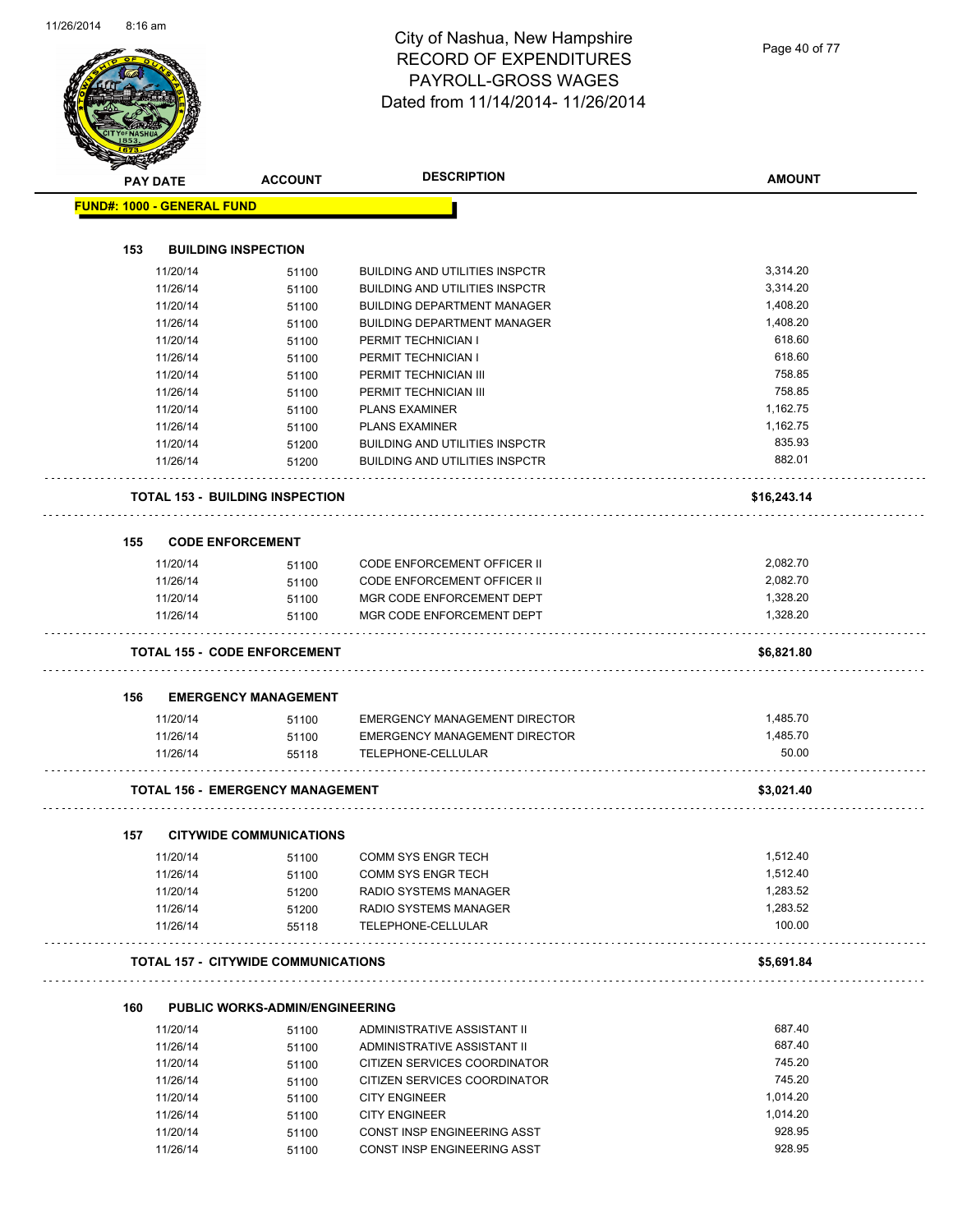# City of Nashua, New Hampshire
## RECORD OF EXPENDITURES
## PAYROLL-GROSS WAGES
## Dated from 11/14/2014- 11/26/2014

| PAY DATE | ACCOUNT | DESCRIPTION | AMOUNT |
|---|---|---|---|
| **FUND#: 1000 - GENERAL FUND** | | | |
| **153 BUILDING INSPECTION** | | | |
| 11/20/14 | 51100 | BUILDING AND UTILITIES INSPCTR | 3,314.20 |
| 11/26/14 | 51100 | BUILDING AND UTILITIES INSPCTR | 3,314.20 |
| 11/20/14 | 51100 | BUILDING DEPARTMENT MANAGER | 1,408.20 |
| 11/26/14 | 51100 | BUILDING DEPARTMENT MANAGER | 1,408.20 |
| 11/20/14 | 51100 | PERMIT TECHNICIAN I | 618.60 |
| 11/26/14 | 51100 | PERMIT TECHNICIAN I | 618.60 |
| 11/20/14 | 51100 | PERMIT TECHNICIAN III | 758.85 |
| 11/26/14 | 51100 | PERMIT TECHNICIAN III | 758.85 |
| 11/20/14 | 51100 | PLANS EXAMINER | 1,162.75 |
| 11/26/14 | 51100 | PLANS EXAMINER | 1,162.75 |
| 11/20/14 | 51200 | BUILDING AND UTILITIES INSPCTR | 835.93 |
| 11/26/14 | 51200 | BUILDING AND UTILITIES INSPCTR | 882.01 |
| **TOTAL 153 - BUILDING INSPECTION** | | | **$16,243.14** |
| **155 CODE ENFORCEMENT** | | | |
| 11/20/14 | 51100 | CODE ENFORCEMENT OFFICER II | 2,082.70 |
| 11/26/14 | 51100 | CODE ENFORCEMENT OFFICER II | 2,082.70 |
| 11/20/14 | 51100 | MGR CODE ENFORCEMENT DEPT | 1,328.20 |
| 11/26/14 | 51100 | MGR CODE ENFORCEMENT DEPT | 1,328.20 |
| **TOTAL 155 - CODE ENFORCEMENT** | | | **$6,821.80** |
| **156 EMERGENCY MANAGEMENT** | | | |
| 11/20/14 | 51100 | EMERGENCY MANAGEMENT DIRECTOR | 1,485.70 |
| 11/26/14 | 51100 | EMERGENCY MANAGEMENT DIRECTOR | 1,485.70 |
| 11/26/14 | 55118 | TELEPHONE-CELLULAR | 50.00 |
| **TOTAL 156 - EMERGENCY MANAGEMENT** | | | **$3,021.40** |
| **157 CITYWIDE COMMUNICATIONS** | | | |
| 11/20/14 | 51100 | COMM SYS ENGR TECH | 1,512.40 |
| 11/26/14 | 51100 | COMM SYS ENGR TECH | 1,512.40 |
| 11/20/14 | 51200 | RADIO SYSTEMS MANAGER | 1,283.52 |
| 11/26/14 | 51200 | RADIO SYSTEMS MANAGER | 1,283.52 |
| 11/26/14 | 55118 | TELEPHONE-CELLULAR | 100.00 |
| **TOTAL 157 - CITYWIDE COMMUNICATIONS** | | | **$5,691.84** |
| **160 PUBLIC WORKS-ADMIN/ENGINEERING** | | | |
| 11/20/14 | 51100 | ADMINISTRATIVE ASSISTANT II | 687.40 |
| 11/26/14 | 51100 | ADMINISTRATIVE ASSISTANT II | 687.40 |
| 11/20/14 | 51100 | CITIZEN SERVICES COORDINATOR | 745.20 |
| 11/26/14 | 51100 | CITIZEN SERVICES COORDINATOR | 745.20 |
| 11/20/14 | 51100 | CITY ENGINEER | 1,014.20 |
| 11/26/14 | 51100 | CITY ENGINEER | 1,014.20 |
| 11/20/14 | 51100 | CONST INSP ENGINEERING ASST | 928.95 |
| 11/26/14 | 51100 | CONST INSP ENGINEERING ASST | 928.95 |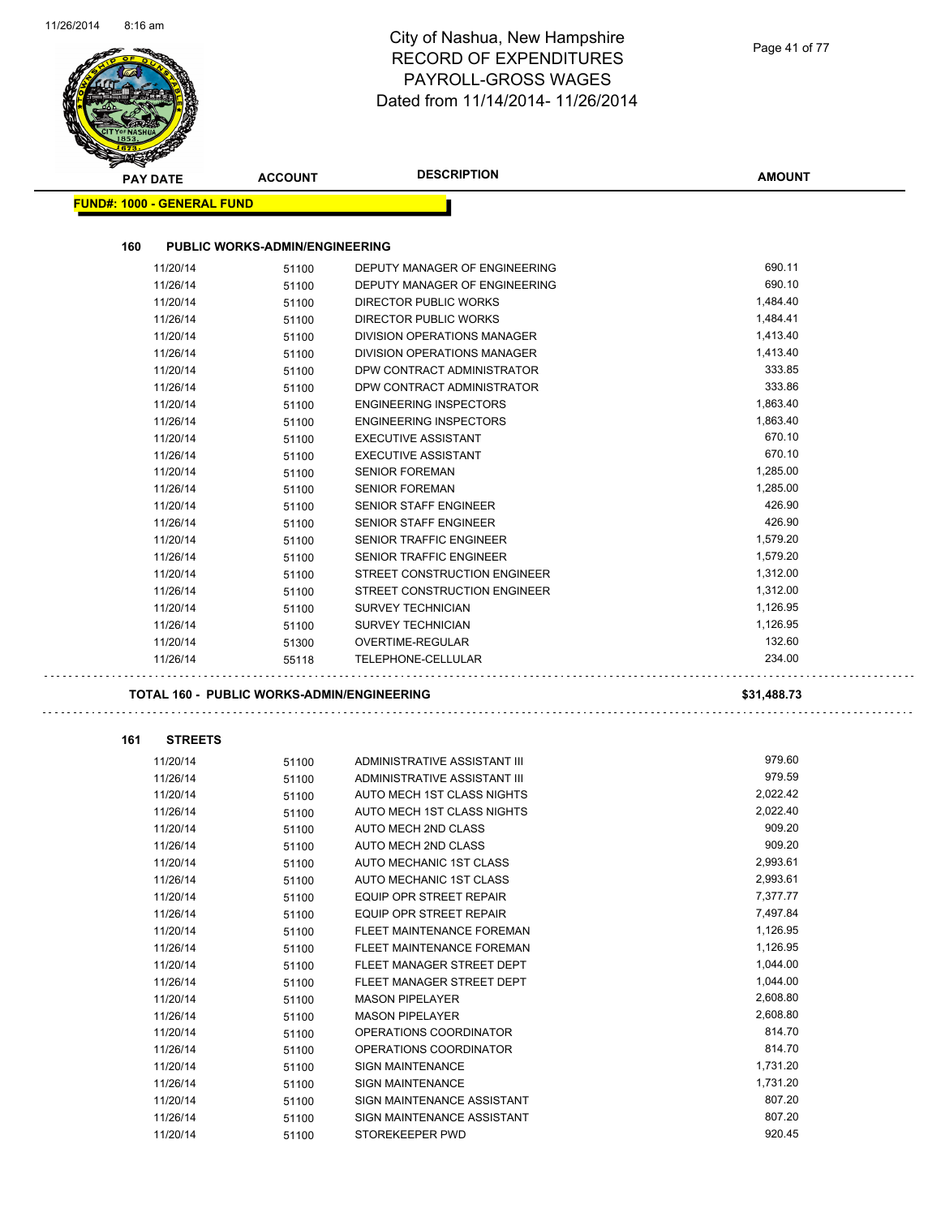# City of Nashua, New Hampshire
# RECORD OF EXPENDITURES
# PAYROLL-GROSS WAGES
# Dated from 11/14/2014- 11/26/2014

**FUND#: 1000 - GENERAL FUND**

### 160 PUBLIC WORKS-ADMIN/ENGINEERING

| PAY DATE | ACCOUNT | DESCRIPTION | AMOUNT |
|---|---|---|---|
| 11/20/14 | 51100 | DEPUTY MANAGER OF ENGINEERING | 690.11 |
| 11/26/14 | 51100 | DEPUTY MANAGER OF ENGINEERING | 690.10 |
| 11/20/14 | 51100 | DIRECTOR PUBLIC WORKS | 1,484.40 |
| 11/26/14 | 51100 | DIRECTOR PUBLIC WORKS | 1,484.41 |
| 11/20/14 | 51100 | DIVISION OPERATIONS MANAGER | 1,413.40 |
| 11/26/14 | 51100 | DIVISION OPERATIONS MANAGER | 1,413.40 |
| 11/20/14 | 51100 | DPW CONTRACT ADMINISTRATOR | 333.85 |
| 11/26/14 | 51100 | DPW CONTRACT ADMINISTRATOR | 333.86 |
| 11/20/14 | 51100 | ENGINEERING INSPECTORS | 1,863.40 |
| 11/26/14 | 51100 | ENGINEERING INSPECTORS | 1,863.40 |
| 11/20/14 | 51100 | EXECUTIVE ASSISTANT | 670.10 |
| 11/26/14 | 51100 | EXECUTIVE ASSISTANT | 670.10 |
| 11/20/14 | 51100 | SENIOR FOREMAN | 1,285.00 |
| 11/26/14 | 51100 | SENIOR FOREMAN | 1,285.00 |
| 11/20/14 | 51100 | SENIOR STAFF ENGINEER | 426.90 |
| 11/26/14 | 51100 | SENIOR STAFF ENGINEER | 426.90 |
| 11/20/14 | 51100 | SENIOR TRAFFIC ENGINEER | 1,579.20 |
| 11/26/14 | 51100 | SENIOR TRAFFIC ENGINEER | 1,579.20 |
| 11/20/14 | 51100 | STREET CONSTRUCTION ENGINEER | 1,312.00 |
| 11/26/14 | 51100 | STREET CONSTRUCTION ENGINEER | 1,312.00 |
| 11/20/14 | 51100 | SURVEY TECHNICIAN | 1,126.95 |
| 11/26/14 | 51100 | SURVEY TECHNICIAN | 1,126.95 |
| 11/20/14 | 51300 | OVERTIME-REGULAR | 132.60 |
| 11/26/14 | 55118 | TELEPHONE-CELLULAR | 234.00 |

**TOTAL 160 - PUBLIC WORKS-ADMIN/ENGINEERING — $31,488.73**

### 161 STREETS

| PAY DATE | ACCOUNT | DESCRIPTION | AMOUNT |
|---|---|---|---|
| 11/20/14 | 51100 | ADMINISTRATIVE ASSISTANT III | 979.60 |
| 11/26/14 | 51100 | ADMINISTRATIVE ASSISTANT III | 979.59 |
| 11/20/14 | 51100 | AUTO MECH 1ST CLASS NIGHTS | 2,022.42 |
| 11/26/14 | 51100 | AUTO MECH 1ST CLASS NIGHTS | 2,022.40 |
| 11/20/14 | 51100 | AUTO MECH 2ND CLASS | 909.20 |
| 11/26/14 | 51100 | AUTO MECH 2ND CLASS | 909.20 |
| 11/20/14 | 51100 | AUTO MECHANIC 1ST CLASS | 2,993.61 |
| 11/26/14 | 51100 | AUTO MECHANIC 1ST CLASS | 2,993.61 |
| 11/20/14 | 51100 | EQUIP OPR STREET REPAIR | 7,377.77 |
| 11/26/14 | 51100 | EQUIP OPR STREET REPAIR | 7,497.84 |
| 11/20/14 | 51100 | FLEET MAINTENANCE FOREMAN | 1,126.95 |
| 11/26/14 | 51100 | FLEET MAINTENANCE FOREMAN | 1,126.95 |
| 11/20/14 | 51100 | FLEET MANAGER STREET DEPT | 1,044.00 |
| 11/26/14 | 51100 | FLEET MANAGER STREET DEPT | 1,044.00 |
| 11/20/14 | 51100 | MASON PIPELAYER | 2,608.80 |
| 11/26/14 | 51100 | MASON PIPELAYER | 2,608.80 |
| 11/20/14 | 51100 | OPERATIONS COORDINATOR | 814.70 |
| 11/26/14 | 51100 | OPERATIONS COORDINATOR | 814.70 |
| 11/20/14 | 51100 | SIGN MAINTENANCE | 1,731.20 |
| 11/26/14 | 51100 | SIGN MAINTENANCE | 1,731.20 |
| 11/20/14 | 51100 | SIGN MAINTENANCE ASSISTANT | 807.20 |
| 11/26/14 | 51100 | SIGN MAINTENANCE ASSISTANT | 807.20 |
| 11/20/14 | 51100 | STOREKEEPER PWD | 920.45 |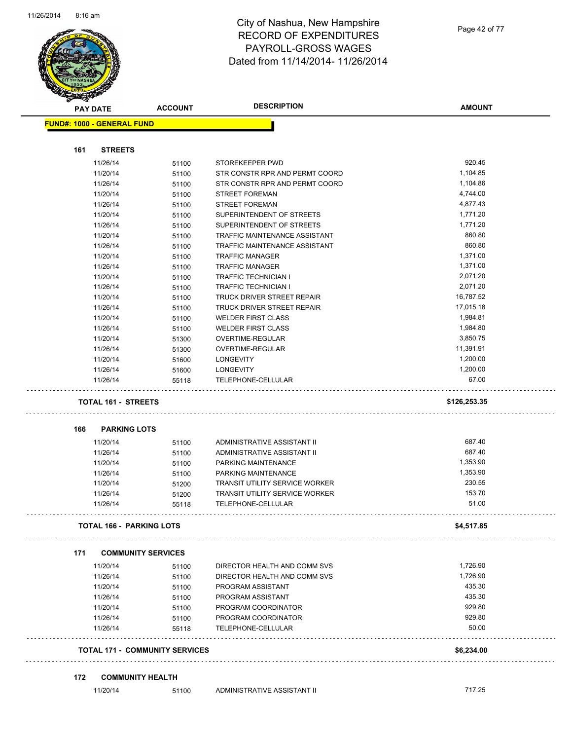# City of Nashua, New Hampshire
## RECORD OF EXPENDITURES
## PAYROLL-GROSS WAGES
### Dated from 11/14/2014- 11/26/2014

| PAY DATE | ACCOUNT | DESCRIPTION | AMOUNT |
|---|---|---|---|
| **FUND#: 1000 - GENERAL FUND** | | | |
| **161 STREETS** | | | |
| 11/26/14 | 51100 | STOREKEEPER PWD | 920.45 |
| 11/20/14 | 51100 | STR CONSTR RPR AND PERMT COORD | 1,104.85 |
| 11/26/14 | 51100 | STR CONSTR RPR AND PERMT COORD | 1,104.86 |
| 11/20/14 | 51100 | STREET FOREMAN | 4,744.00 |
| 11/26/14 | 51100 | STREET FOREMAN | 4,877.43 |
| 11/20/14 | 51100 | SUPERINTENDENT OF STREETS | 1,771.20 |
| 11/26/14 | 51100 | SUPERINTENDENT OF STREETS | 1,771.20 |
| 11/20/14 | 51100 | TRAFFIC MAINTENANCE ASSISTANT | 860.80 |
| 11/26/14 | 51100 | TRAFFIC MAINTENANCE ASSISTANT | 860.80 |
| 11/20/14 | 51100 | TRAFFIC MANAGER | 1,371.00 |
| 11/26/14 | 51100 | TRAFFIC MANAGER | 1,371.00 |
| 11/20/14 | 51100 | TRAFFIC TECHNICIAN I | 2,071.20 |
| 11/26/14 | 51100 | TRAFFIC TECHNICIAN I | 2,071.20 |
| 11/20/14 | 51100 | TRUCK DRIVER STREET REPAIR | 16,787.52 |
| 11/26/14 | 51100 | TRUCK DRIVER STREET REPAIR | 17,015.18 |
| 11/20/14 | 51100 | WELDER FIRST CLASS | 1,984.81 |
| 11/26/14 | 51100 | WELDER FIRST CLASS | 1,984.80 |
| 11/20/14 | 51300 | OVERTIME-REGULAR | 3,850.75 |
| 11/26/14 | 51300 | OVERTIME-REGULAR | 11,391.91 |
| 11/20/14 | 51600 | LONGEVITY | 1,200.00 |
| 11/26/14 | 51600 | LONGEVITY | 1,200.00 |
| 11/26/14 | 55118 | TELEPHONE-CELLULAR | 67.00 |
| **TOTAL 161 - STREETS** | | | **$126,253.35** |
| **166 PARKING LOTS** | | | |
| 11/20/14 | 51100 | ADMINISTRATIVE ASSISTANT II | 687.40 |
| 11/26/14 | 51100 | ADMINISTRATIVE ASSISTANT II | 687.40 |
| 11/20/14 | 51100 | PARKING MAINTENANCE | 1,353.90 |
| 11/26/14 | 51100 | PARKING MAINTENANCE | 1,353.90 |
| 11/20/14 | 51200 | TRANSIT UTILITY SERVICE WORKER | 230.55 |
| 11/26/14 | 51200 | TRANSIT UTILITY SERVICE WORKER | 153.70 |
| 11/26/14 | 55118 | TELEPHONE-CELLULAR | 51.00 |
| **TOTAL 166 - PARKING LOTS** | | | **$4,517.85** |
| **171 COMMUNITY SERVICES** | | | |
| 11/20/14 | 51100 | DIRECTOR HEALTH AND COMM SVS | 1,726.90 |
| 11/26/14 | 51100 | DIRECTOR HEALTH AND COMM SVS | 1,726.90 |
| 11/20/14 | 51100 | PROGRAM ASSISTANT | 435.30 |
| 11/26/14 | 51100 | PROGRAM ASSISTANT | 435.30 |
| 11/20/14 | 51100 | PROGRAM COORDINATOR | 929.80 |
| 11/26/14 | 51100 | PROGRAM COORDINATOR | 929.80 |
| 11/26/14 | 55118 | TELEPHONE-CELLULAR | 50.00 |
| **TOTAL 171 - COMMUNITY SERVICES** | | | **$6,234.00** |
| **172 COMMUNITY HEALTH** | | | |
| 11/20/14 | 51100 | ADMINISTRATIVE ASSISTANT II | 717.25 |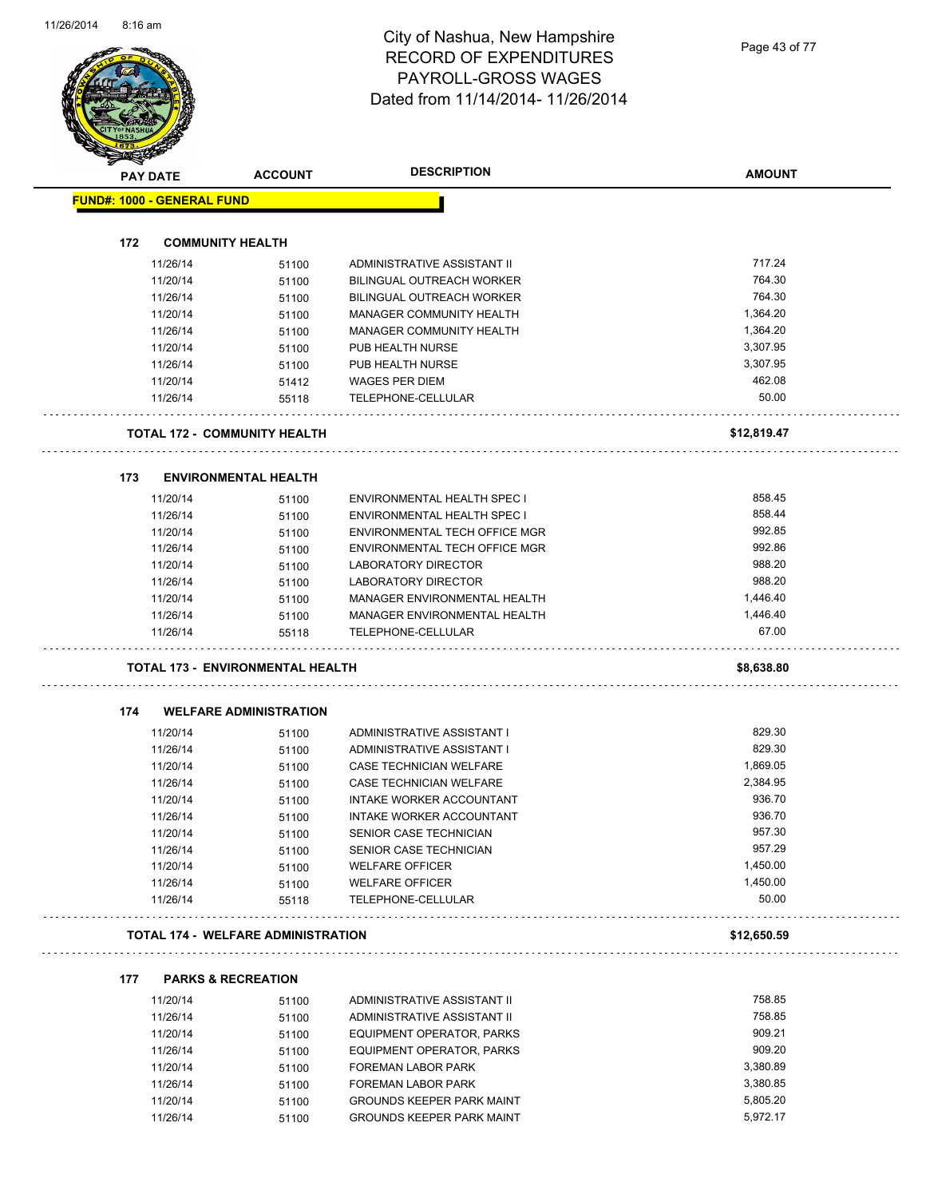# City of Nashua, New Hampshire
## RECORD OF EXPENDITURES
## PAYROLL-GROSS WAGES
## Dated from 11/14/2014- 11/26/2014

| PAY DATE | ACCOUNT | DESCRIPTION | AMOUNT |
|---|---|---|---|
| **FUND#: 1000 - GENERAL FUND** | | | |
| **172 COMMUNITY HEALTH** | | | |
| 11/26/14 | 51100 | ADMINISTRATIVE ASSISTANT II | 717.24 |
| 11/20/14 | 51100 | BILINGUAL OUTREACH WORKER | 764.30 |
| 11/26/14 | 51100 | BILINGUAL OUTREACH WORKER | 764.30 |
| 11/20/14 | 51100 | MANAGER COMMUNITY HEALTH | 1,364.20 |
| 11/26/14 | 51100 | MANAGER COMMUNITY HEALTH | 1,364.20 |
| 11/20/14 | 51100 | PUB HEALTH NURSE | 3,307.95 |
| 11/26/14 | 51100 | PUB HEALTH NURSE | 3,307.95 |
| 11/20/14 | 51412 | WAGES PER DIEM | 462.08 |
| 11/26/14 | 55118 | TELEPHONE-CELLULAR | 50.00 |
| **TOTAL 172 - COMMUNITY HEALTH** | | | **$12,819.47** |
| **173 ENVIRONMENTAL HEALTH** | | | |
| 11/20/14 | 51100 | ENVIRONMENTAL HEALTH SPEC I | 858.45 |
| 11/26/14 | 51100 | ENVIRONMENTAL HEALTH SPEC I | 858.44 |
| 11/20/14 | 51100 | ENVIRONMENTAL TECH OFFICE MGR | 992.85 |
| 11/26/14 | 51100 | ENVIRONMENTAL TECH OFFICE MGR | 992.86 |
| 11/20/14 | 51100 | LABORATORY DIRECTOR | 988.20 |
| 11/26/14 | 51100 | LABORATORY DIRECTOR | 988.20 |
| 11/20/14 | 51100 | MANAGER ENVIRONMENTAL HEALTH | 1,446.40 |
| 11/26/14 | 51100 | MANAGER ENVIRONMENTAL HEALTH | 1,446.40 |
| 11/26/14 | 55118 | TELEPHONE-CELLULAR | 67.00 |
| **TOTAL 173 - ENVIRONMENTAL HEALTH** | | | **$8,638.80** |
| **174 WELFARE ADMINISTRATION** | | | |
| 11/20/14 | 51100 | ADMINISTRATIVE ASSISTANT I | 829.30 |
| 11/26/14 | 51100 | ADMINISTRATIVE ASSISTANT I | 829.30 |
| 11/20/14 | 51100 | CASE TECHNICIAN WELFARE | 1,869.05 |
| 11/26/14 | 51100 | CASE TECHNICIAN WELFARE | 2,384.95 |
| 11/20/14 | 51100 | INTAKE WORKER ACCOUNTANT | 936.70 |
| 11/26/14 | 51100 | INTAKE WORKER ACCOUNTANT | 936.70 |
| 11/20/14 | 51100 | SENIOR CASE TECHNICIAN | 957.30 |
| 11/26/14 | 51100 | SENIOR CASE TECHNICIAN | 957.29 |
| 11/20/14 | 51100 | WELFARE OFFICER | 1,450.00 |
| 11/26/14 | 51100 | WELFARE OFFICER | 1,450.00 |
| 11/26/14 | 55118 | TELEPHONE-CELLULAR | 50.00 |
| **TOTAL 174 - WELFARE ADMINISTRATION** | | | **$12,650.59** |
| **177 PARKS & RECREATION** | | | |
| 11/20/14 | 51100 | ADMINISTRATIVE ASSISTANT II | 758.85 |
| 11/26/14 | 51100 | ADMINISTRATIVE ASSISTANT II | 758.85 |
| 11/20/14 | 51100 | EQUIPMENT OPERATOR, PARKS | 909.21 |
| 11/26/14 | 51100 | EQUIPMENT OPERATOR, PARKS | 909.20 |
| 11/20/14 | 51100 | FOREMAN LABOR PARK | 3,380.89 |
| 11/26/14 | 51100 | FOREMAN LABOR PARK | 3,380.85 |
| 11/20/14 | 51100 | GROUNDS KEEPER PARK MAINT | 5,805.20 |
| 11/26/14 | 51100 | GROUNDS KEEPER PARK MAINT | 5,972.17 |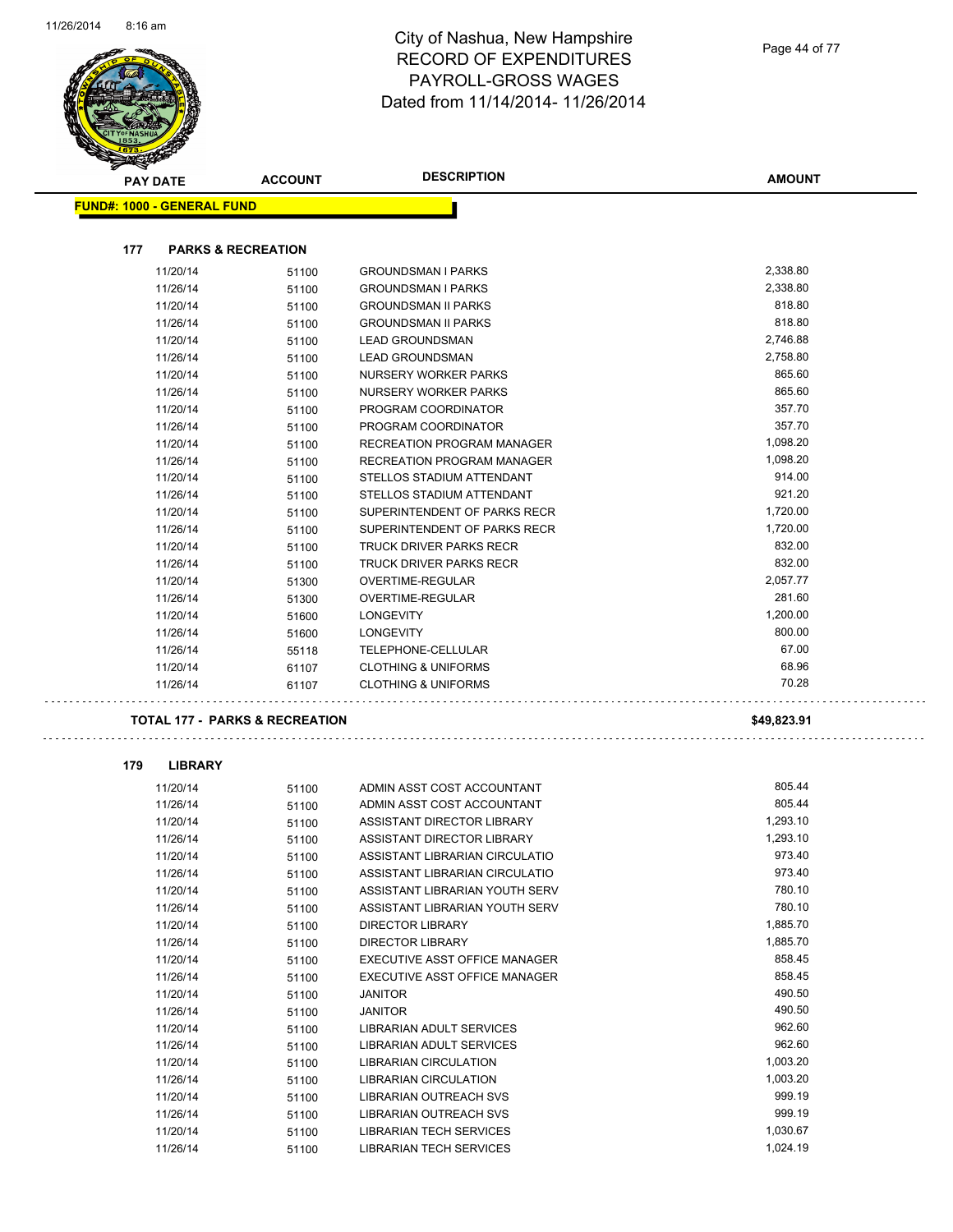# City of Nashua, New Hampshire
## RECORD OF EXPENDITURES
## PAYROLL-GROSS WAGES
## Dated from 11/14/2014- 11/26/2014

| PAY DATE | ACCOUNT | DESCRIPTION | AMOUNT |
|---|---|---|---|

**FUND#: 1000 - GENERAL FUND**

### 177 PARKS & RECREATION

| PAY DATE | ACCOUNT | DESCRIPTION | AMOUNT |
|---|---|---|---|
| 11/20/14 | 51100 | GROUNDSMAN I PARKS | 2,338.80 |
| 11/26/14 | 51100 | GROUNDSMAN I PARKS | 2,338.80 |
| 11/20/14 | 51100 | GROUNDSMAN II PARKS | 818.80 |
| 11/26/14 | 51100 | GROUNDSMAN II PARKS | 818.80 |
| 11/20/14 | 51100 | LEAD GROUNDSMAN | 2,746.88 |
| 11/26/14 | 51100 | LEAD GROUNDSMAN | 2,758.80 |
| 11/20/14 | 51100 | NURSERY WORKER PARKS | 865.60 |
| 11/26/14 | 51100 | NURSERY WORKER PARKS | 865.60 |
| 11/20/14 | 51100 | PROGRAM COORDINATOR | 357.70 |
| 11/26/14 | 51100 | PROGRAM COORDINATOR | 357.70 |
| 11/20/14 | 51100 | RECREATION PROGRAM MANAGER | 1,098.20 |
| 11/26/14 | 51100 | RECREATION PROGRAM MANAGER | 1,098.20 |
| 11/20/14 | 51100 | STELLOS STADIUM ATTENDANT | 914.00 |
| 11/26/14 | 51100 | STELLOS STADIUM ATTENDANT | 921.20 |
| 11/20/14 | 51100 | SUPERINTENDENT OF PARKS RECR | 1,720.00 |
| 11/26/14 | 51100 | SUPERINTENDENT OF PARKS RECR | 1,720.00 |
| 11/20/14 | 51100 | TRUCK DRIVER PARKS RECR | 832.00 |
| 11/26/14 | 51100 | TRUCK DRIVER PARKS RECR | 832.00 |
| 11/20/14 | 51300 | OVERTIME-REGULAR | 2,057.77 |
| 11/26/14 | 51300 | OVERTIME-REGULAR | 281.60 |
| 11/20/14 | 51600 | LONGEVITY | 1,200.00 |
| 11/26/14 | 51600 | LONGEVITY | 800.00 |
| 11/26/14 | 55118 | TELEPHONE-CELLULAR | 67.00 |
| 11/20/14 | 61107 | CLOTHING & UNIFORMS | 68.96 |
| 11/26/14 | 61107 | CLOTHING & UNIFORMS | 70.28 |

**TOTAL 177 - PARKS & RECREATION** **$49,823.91**

### 179 LIBRARY

| PAY DATE | ACCOUNT | DESCRIPTION | AMOUNT |
|---|---|---|---|
| 11/20/14 | 51100 | ADMIN ASST COST ACCOUNTANT | 805.44 |
| 11/26/14 | 51100 | ADMIN ASST COST ACCOUNTANT | 805.44 |
| 11/20/14 | 51100 | ASSISTANT DIRECTOR LIBRARY | 1,293.10 |
| 11/26/14 | 51100 | ASSISTANT DIRECTOR LIBRARY | 1,293.10 |
| 11/20/14 | 51100 | ASSISTANT LIBRARIAN CIRCULATIO | 973.40 |
| 11/26/14 | 51100 | ASSISTANT LIBRARIAN CIRCULATIO | 973.40 |
| 11/20/14 | 51100 | ASSISTANT LIBRARIAN YOUTH SERV | 780.10 |
| 11/26/14 | 51100 | ASSISTANT LIBRARIAN YOUTH SERV | 780.10 |
| 11/20/14 | 51100 | DIRECTOR LIBRARY | 1,885.70 |
| 11/26/14 | 51100 | DIRECTOR LIBRARY | 1,885.70 |
| 11/20/14 | 51100 | EXECUTIVE ASST OFFICE MANAGER | 858.45 |
| 11/26/14 | 51100 | EXECUTIVE ASST OFFICE MANAGER | 858.45 |
| 11/20/14 | 51100 | JANITOR | 490.50 |
| 11/26/14 | 51100 | JANITOR | 490.50 |
| 11/20/14 | 51100 | LIBRARIAN ADULT SERVICES | 962.60 |
| 11/26/14 | 51100 | LIBRARIAN ADULT SERVICES | 962.60 |
| 11/20/14 | 51100 | LIBRARIAN CIRCULATION | 1,003.20 |
| 11/26/14 | 51100 | LIBRARIAN CIRCULATION | 1,003.20 |
| 11/20/14 | 51100 | LIBRARIAN OUTREACH SVS | 999.19 |
| 11/26/14 | 51100 | LIBRARIAN OUTREACH SVS | 999.19 |
| 11/20/14 | 51100 | LIBRARIAN TECH SERVICES | 1,030.67 |
| 11/26/14 | 51100 | LIBRARIAN TECH SERVICES | 1,024.19 |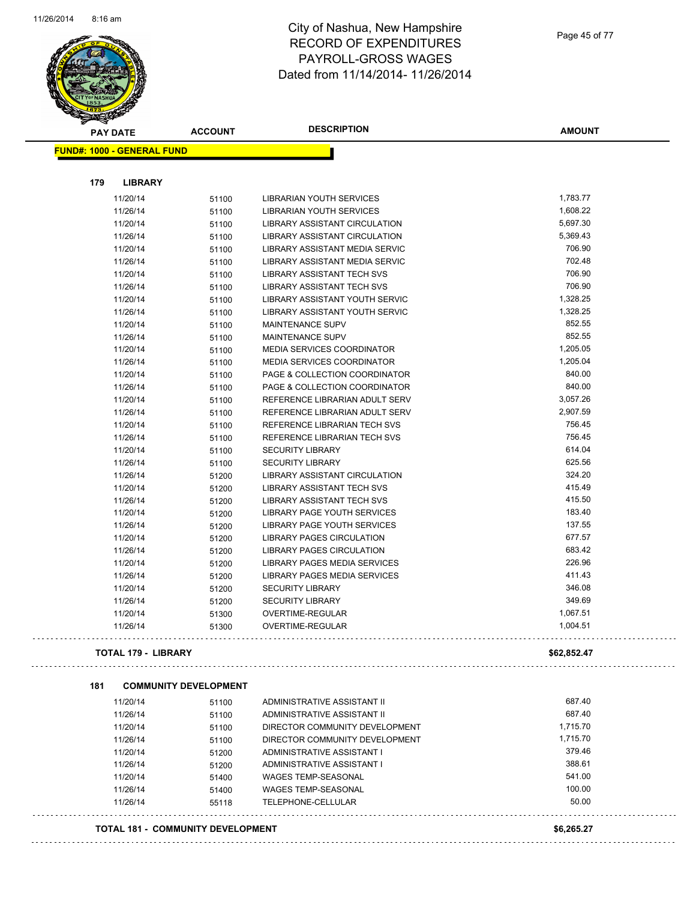# City of Nashua, New Hampshire
## RECORD OF EXPENDITURES
## PAYROLL-GROSS WAGES
## Dated from 11/14/2014- 11/26/2014

**FUND#: 1000 - GENERAL FUND**

### 179 LIBRARY

| PAY DATE | ACCOUNT | DESCRIPTION | AMOUNT |
|---|---|---|---|
| 11/20/14 | 51100 | LIBRARIAN YOUTH SERVICES | 1,783.77 |
| 11/26/14 | 51100 | LIBRARIAN YOUTH SERVICES | 1,608.22 |
| 11/20/14 | 51100 | LIBRARY ASSISTANT CIRCULATION | 5,697.30 |
| 11/26/14 | 51100 | LIBRARY ASSISTANT CIRCULATION | 5,369.43 |
| 11/20/14 | 51100 | LIBRARY ASSISTANT MEDIA SERVIC | 706.90 |
| 11/26/14 | 51100 | LIBRARY ASSISTANT MEDIA SERVIC | 702.48 |
| 11/20/14 | 51100 | LIBRARY ASSISTANT TECH SVS | 706.90 |
| 11/26/14 | 51100 | LIBRARY ASSISTANT TECH SVS | 706.90 |
| 11/20/14 | 51100 | LIBRARY ASSISTANT YOUTH SERVIC | 1,328.25 |
| 11/26/14 | 51100 | LIBRARY ASSISTANT YOUTH SERVIC | 1,328.25 |
| 11/20/14 | 51100 | MAINTENANCE SUPV | 852.55 |
| 11/26/14 | 51100 | MAINTENANCE SUPV | 852.55 |
| 11/20/14 | 51100 | MEDIA SERVICES COORDINATOR | 1,205.05 |
| 11/26/14 | 51100 | MEDIA SERVICES COORDINATOR | 1,205.04 |
| 11/20/14 | 51100 | PAGE & COLLECTION COORDINATOR | 840.00 |
| 11/26/14 | 51100 | PAGE & COLLECTION COORDINATOR | 840.00 |
| 11/20/14 | 51100 | REFERENCE LIBRARIAN ADULT SERV | 3,057.26 |
| 11/26/14 | 51100 | REFERENCE LIBRARIAN ADULT SERV | 2,907.59 |
| 11/20/14 | 51100 | REFERENCE LIBRARIAN TECH SVS | 756.45 |
| 11/26/14 | 51100 | REFERENCE LIBRARIAN TECH SVS | 756.45 |
| 11/20/14 | 51100 | SECURITY LIBRARY | 614.04 |
| 11/26/14 | 51100 | SECURITY LIBRARY | 625.56 |
| 11/26/14 | 51200 | LIBRARY ASSISTANT CIRCULATION | 324.20 |
| 11/20/14 | 51200 | LIBRARY ASSISTANT TECH SVS | 415.49 |
| 11/26/14 | 51200 | LIBRARY ASSISTANT TECH SVS | 415.50 |
| 11/20/14 | 51200 | LIBRARY PAGE YOUTH SERVICES | 183.40 |
| 11/26/14 | 51200 | LIBRARY PAGE YOUTH SERVICES | 137.55 |
| 11/20/14 | 51200 | LIBRARY PAGES CIRCULATION | 677.57 |
| 11/26/14 | 51200 | LIBRARY PAGES CIRCULATION | 683.42 |
| 11/20/14 | 51200 | LIBRARY PAGES MEDIA SERVICES | 226.96 |
| 11/26/14 | 51200 | LIBRARY PAGES MEDIA SERVICES | 411.43 |
| 11/20/14 | 51200 | SECURITY LIBRARY | 346.08 |
| 11/26/14 | 51200 | SECURITY LIBRARY | 349.69 |
| 11/20/14 | 51300 | OVERTIME-REGULAR | 1,067.51 |
| 11/26/14 | 51300 | OVERTIME-REGULAR | 1,004.51 |

**TOTAL 179 - LIBRARY** **$62,852.47**

### 181 COMMUNITY DEVELOPMENT

| PAY DATE | ACCOUNT | DESCRIPTION | AMOUNT |
|---|---|---|---|
| 11/20/14 | 51100 | ADMINISTRATIVE ASSISTANT II | 687.40 |
| 11/26/14 | 51100 | ADMINISTRATIVE ASSISTANT II | 687.40 |
| 11/20/14 | 51100 | DIRECTOR COMMUNITY DEVELOPMENT | 1,715.70 |
| 11/26/14 | 51100 | DIRECTOR COMMUNITY DEVELOPMENT | 1,715.70 |
| 11/20/14 | 51200 | ADMINISTRATIVE ASSISTANT I | 379.46 |
| 11/26/14 | 51200 | ADMINISTRATIVE ASSISTANT I | 388.61 |
| 11/20/14 | 51400 | WAGES TEMP-SEASONAL | 541.00 |
| 11/26/14 | 51400 | WAGES TEMP-SEASONAL | 100.00 |
| 11/26/14 | 55118 | TELEPHONE-CELLULAR | 50.00 |

**TOTAL 181 - COMMUNITY DEVELOPMENT** **$6,265.27**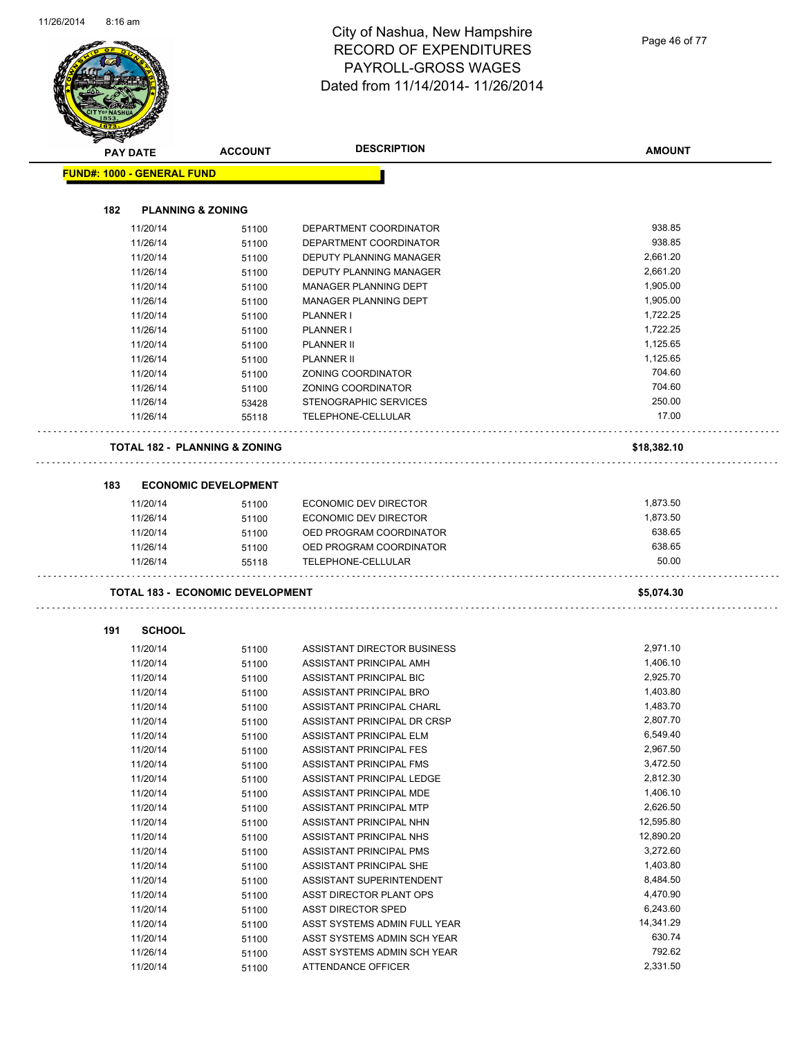# City of Nashua, New Hampshire
# RECORD OF EXPENDITURES
# PAYROLL-GROSS WAGES
# Dated from 11/14/2014- 11/26/2014

**FUND#: 1000 - GENERAL FUND**

### 182 PLANNING & ZONING

| PAY DATE | ACCOUNT | DESCRIPTION | AMOUNT |
|---|---|---|---|
| 11/20/14 | 51100 | DEPARTMENT COORDINATOR | 938.85 |
| 11/26/14 | 51100 | DEPARTMENT COORDINATOR | 938.85 |
| 11/20/14 | 51100 | DEPUTY PLANNING MANAGER | 2,661.20 |
| 11/26/14 | 51100 | DEPUTY PLANNING MANAGER | 2,661.20 |
| 11/20/14 | 51100 | MANAGER PLANNING DEPT | 1,905.00 |
| 11/26/14 | 51100 | MANAGER PLANNING DEPT | 1,905.00 |
| 11/20/14 | 51100 | PLANNER I | 1,722.25 |
| 11/26/14 | 51100 | PLANNER I | 1,722.25 |
| 11/20/14 | 51100 | PLANNER II | 1,125.65 |
| 11/26/14 | 51100 | PLANNER II | 1,125.65 |
| 11/20/14 | 51100 | ZONING COORDINATOR | 704.60 |
| 11/26/14 | 51100 | ZONING COORDINATOR | 704.60 |
| 11/26/14 | 53428 | STENOGRAPHIC SERVICES | 250.00 |
| 11/26/14 | 55118 | TELEPHONE-CELLULAR | 17.00 |

**TOTAL 182 - PLANNING & ZONING** **$18,382.10**

### 183 ECONOMIC DEVELOPMENT

| PAY DATE | ACCOUNT | DESCRIPTION | AMOUNT |
|---|---|---|---|
| 11/20/14 | 51100 | ECONOMIC DEV DIRECTOR | 1,873.50 |
| 11/26/14 | 51100 | ECONOMIC DEV DIRECTOR | 1,873.50 |
| 11/20/14 | 51100 | OED PROGRAM COORDINATOR | 638.65 |
| 11/26/14 | 51100 | OED PROGRAM COORDINATOR | 638.65 |
| 11/26/14 | 55118 | TELEPHONE-CELLULAR | 50.00 |

**TOTAL 183 - ECONOMIC DEVELOPMENT** **$5,074.30**

### 191 SCHOOL

| PAY DATE | ACCOUNT | DESCRIPTION | AMOUNT |
|---|---|---|---|
| 11/20/14 | 51100 | ASSISTANT DIRECTOR BUSINESS | 2,971.10 |
| 11/20/14 | 51100 | ASSISTANT PRINCIPAL AMH | 1,406.10 |
| 11/20/14 | 51100 | ASSISTANT PRINCIPAL BIC | 2,925.70 |
| 11/20/14 | 51100 | ASSISTANT PRINCIPAL BRO | 1,403.80 |
| 11/20/14 | 51100 | ASSISTANT PRINCIPAL CHARL | 1,483.70 |
| 11/20/14 | 51100 | ASSISTANT PRINCIPAL DR CRSP | 2,807.70 |
| 11/20/14 | 51100 | ASSISTANT PRINCIPAL ELM | 6,549.40 |
| 11/20/14 | 51100 | ASSISTANT PRINCIPAL FES | 2,967.50 |
| 11/20/14 | 51100 | ASSISTANT PRINCIPAL FMS | 3,472.50 |
| 11/20/14 | 51100 | ASSISTANT PRINCIPAL LEDGE | 2,812.30 |
| 11/20/14 | 51100 | ASSISTANT PRINCIPAL MDE | 1,406.10 |
| 11/20/14 | 51100 | ASSISTANT PRINCIPAL MTP | 2,626.50 |
| 11/20/14 | 51100 | ASSISTANT PRINCIPAL NHN | 12,595.80 |
| 11/20/14 | 51100 | ASSISTANT PRINCIPAL NHS | 12,890.20 |
| 11/20/14 | 51100 | ASSISTANT PRINCIPAL PMS | 3,272.60 |
| 11/20/14 | 51100 | ASSISTANT PRINCIPAL SHE | 1,403.80 |
| 11/20/14 | 51100 | ASSISTANT SUPERINTENDENT | 8,484.50 |
| 11/20/14 | 51100 | ASST DIRECTOR PLANT OPS | 4,470.90 |
| 11/20/14 | 51100 | ASST DIRECTOR SPED | 6,243.60 |
| 11/20/14 | 51100 | ASST SYSTEMS ADMIN FULL YEAR | 14,341.29 |
| 11/20/14 | 51100 | ASST SYSTEMS ADMIN SCH YEAR | 630.74 |
| 11/26/14 | 51100 | ASST SYSTEMS ADMIN SCH YEAR | 792.62 |
| 11/20/14 | 51100 | ATTENDANCE OFFICER | 2,331.50 |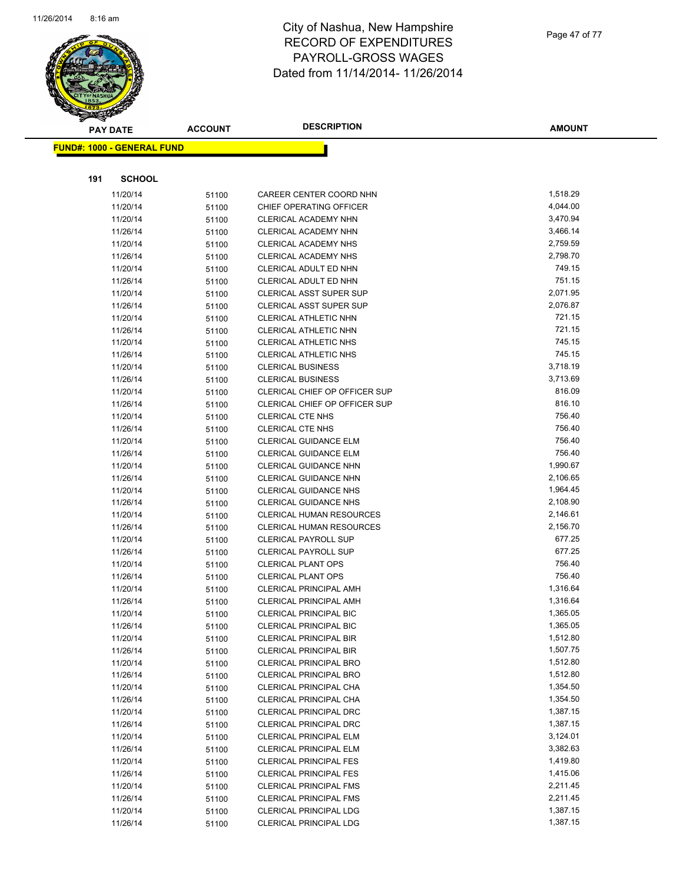# City of Nashua, New Hampshire
## RECORD OF EXPENDITURES
## PAYROLL-GROSS WAGES
## Dated from 11/14/2014- 11/26/2014

**FUND#: 1000 - GENERAL FUND**

**191 SCHOOL**

| PAY DATE | ACCOUNT | DESCRIPTION | AMOUNT |
|---|---|---|---|
| 11/20/14 | 51100 | CAREER CENTER COORD NHN | 1,518.29 |
| 11/20/14 | 51100 | CHIEF OPERATING OFFICER | 4,044.00 |
| 11/20/14 | 51100 | CLERICAL ACADEMY NHN | 3,470.94 |
| 11/26/14 | 51100 | CLERICAL ACADEMY NHN | 3,466.14 |
| 11/20/14 | 51100 | CLERICAL ACADEMY NHS | 2,759.59 |
| 11/26/14 | 51100 | CLERICAL ACADEMY NHS | 2,798.70 |
| 11/20/14 | 51100 | CLERICAL ADULT ED NHN | 749.15 |
| 11/26/14 | 51100 | CLERICAL ADULT ED NHN | 751.15 |
| 11/20/14 | 51100 | CLERICAL ASST SUPER SUP | 2,071.95 |
| 11/26/14 | 51100 | CLERICAL ASST SUPER SUP | 2,076.87 |
| 11/20/14 | 51100 | CLERICAL ATHLETIC NHN | 721.15 |
| 11/26/14 | 51100 | CLERICAL ATHLETIC NHN | 721.15 |
| 11/20/14 | 51100 | CLERICAL ATHLETIC NHS | 745.15 |
| 11/26/14 | 51100 | CLERICAL ATHLETIC NHS | 745.15 |
| 11/20/14 | 51100 | CLERICAL BUSINESS | 3,718.19 |
| 11/26/14 | 51100 | CLERICAL BUSINESS | 3,713.69 |
| 11/20/14 | 51100 | CLERICAL CHIEF OP OFFICER SUP | 816.09 |
| 11/26/14 | 51100 | CLERICAL CHIEF OP OFFICER SUP | 816.10 |
| 11/20/14 | 51100 | CLERICAL CTE NHS | 756.40 |
| 11/26/14 | 51100 | CLERICAL CTE NHS | 756.40 |
| 11/20/14 | 51100 | CLERICAL GUIDANCE ELM | 756.40 |
| 11/26/14 | 51100 | CLERICAL GUIDANCE ELM | 756.40 |
| 11/20/14 | 51100 | CLERICAL GUIDANCE NHN | 1,990.67 |
| 11/26/14 | 51100 | CLERICAL GUIDANCE NHN | 2,106.65 |
| 11/20/14 | 51100 | CLERICAL GUIDANCE NHS | 1,964.45 |
| 11/26/14 | 51100 | CLERICAL GUIDANCE NHS | 2,108.90 |
| 11/20/14 | 51100 | CLERICAL HUMAN RESOURCES | 2,146.61 |
| 11/26/14 | 51100 | CLERICAL HUMAN RESOURCES | 2,156.70 |
| 11/20/14 | 51100 | CLERICAL PAYROLL SUP | 677.25 |
| 11/26/14 | 51100 | CLERICAL PAYROLL SUP | 677.25 |
| 11/20/14 | 51100 | CLERICAL PLANT OPS | 756.40 |
| 11/26/14 | 51100 | CLERICAL PLANT OPS | 756.40 |
| 11/20/14 | 51100 | CLERICAL PRINCIPAL AMH | 1,316.64 |
| 11/26/14 | 51100 | CLERICAL PRINCIPAL AMH | 1,316.64 |
| 11/20/14 | 51100 | CLERICAL PRINCIPAL BIC | 1,365.05 |
| 11/26/14 | 51100 | CLERICAL PRINCIPAL BIC | 1,365.05 |
| 11/20/14 | 51100 | CLERICAL PRINCIPAL BIR | 1,512.80 |
| 11/26/14 | 51100 | CLERICAL PRINCIPAL BIR | 1,507.75 |
| 11/20/14 | 51100 | CLERICAL PRINCIPAL BRO | 1,512.80 |
| 11/26/14 | 51100 | CLERICAL PRINCIPAL BRO | 1,512.80 |
| 11/20/14 | 51100 | CLERICAL PRINCIPAL CHA | 1,354.50 |
| 11/26/14 | 51100 | CLERICAL PRINCIPAL CHA | 1,354.50 |
| 11/20/14 | 51100 | CLERICAL PRINCIPAL DRC | 1,387.15 |
| 11/26/14 | 51100 | CLERICAL PRINCIPAL DRC | 1,387.15 |
| 11/20/14 | 51100 | CLERICAL PRINCIPAL ELM | 3,124.01 |
| 11/26/14 | 51100 | CLERICAL PRINCIPAL ELM | 3,382.63 |
| 11/20/14 | 51100 | CLERICAL PRINCIPAL FES | 1,419.80 |
| 11/26/14 | 51100 | CLERICAL PRINCIPAL FES | 1,415.06 |
| 11/20/14 | 51100 | CLERICAL PRINCIPAL FMS | 2,211.45 |
| 11/26/14 | 51100 | CLERICAL PRINCIPAL FMS | 2,211.45 |
| 11/20/14 | 51100 | CLERICAL PRINCIPAL LDG | 1,387.15 |
| 11/26/14 | 51100 | CLERICAL PRINCIPAL LDG | 1,387.15 |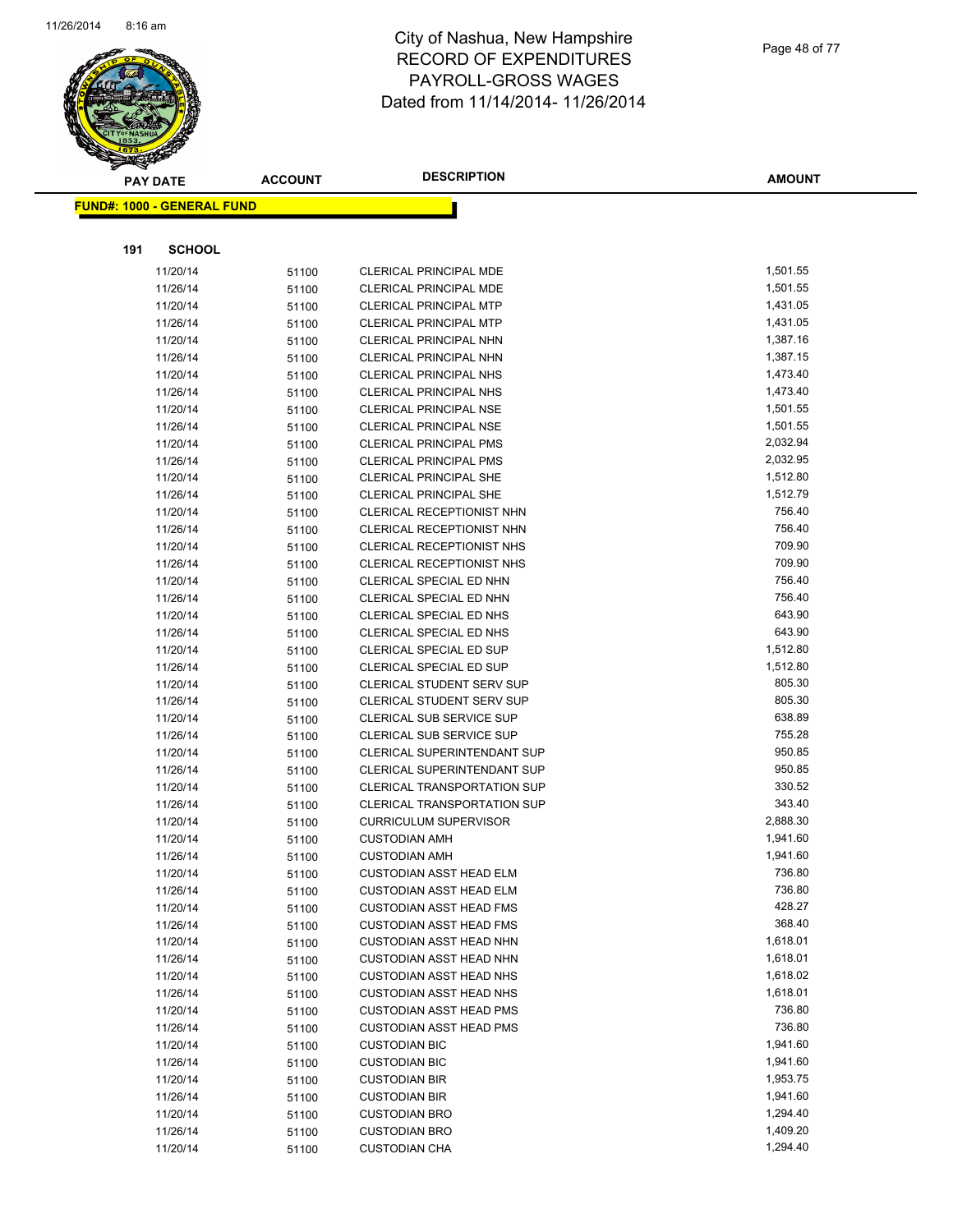# City of Nashua, New Hampshire
## RECORD OF EXPENDITURES
## PAYROLL-GROSS WAGES
## Dated from 11/14/2014- 11/26/2014

**FUND#: 1000 - GENERAL FUND**

**191 SCHOOL**

| PAY DATE | ACCOUNT | DESCRIPTION | AMOUNT |
|---|---|---|---|
| 11/20/14 | 51100 | CLERICAL PRINCIPAL MDE | 1,501.55 |
| 11/26/14 | 51100 | CLERICAL PRINCIPAL MDE | 1,501.55 |
| 11/20/14 | 51100 | CLERICAL PRINCIPAL MTP | 1,431.05 |
| 11/26/14 | 51100 | CLERICAL PRINCIPAL MTP | 1,431.05 |
| 11/20/14 | 51100 | CLERICAL PRINCIPAL NHN | 1,387.16 |
| 11/26/14 | 51100 | CLERICAL PRINCIPAL NHN | 1,387.15 |
| 11/20/14 | 51100 | CLERICAL PRINCIPAL NHS | 1,473.40 |
| 11/26/14 | 51100 | CLERICAL PRINCIPAL NHS | 1,473.40 |
| 11/20/14 | 51100 | CLERICAL PRINCIPAL NSE | 1,501.55 |
| 11/26/14 | 51100 | CLERICAL PRINCIPAL NSE | 1,501.55 |
| 11/20/14 | 51100 | CLERICAL PRINCIPAL PMS | 2,032.94 |
| 11/26/14 | 51100 | CLERICAL PRINCIPAL PMS | 2,032.95 |
| 11/20/14 | 51100 | CLERICAL PRINCIPAL SHE | 1,512.80 |
| 11/26/14 | 51100 | CLERICAL PRINCIPAL SHE | 1,512.79 |
| 11/20/14 | 51100 | CLERICAL RECEPTIONIST NHN | 756.40 |
| 11/26/14 | 51100 | CLERICAL RECEPTIONIST NHN | 756.40 |
| 11/20/14 | 51100 | CLERICAL RECEPTIONIST NHS | 709.90 |
| 11/26/14 | 51100 | CLERICAL RECEPTIONIST NHS | 709.90 |
| 11/20/14 | 51100 | CLERICAL SPECIAL ED NHN | 756.40 |
| 11/26/14 | 51100 | CLERICAL SPECIAL ED NHN | 756.40 |
| 11/20/14 | 51100 | CLERICAL SPECIAL ED NHS | 643.90 |
| 11/26/14 | 51100 | CLERICAL SPECIAL ED NHS | 643.90 |
| 11/20/14 | 51100 | CLERICAL SPECIAL ED SUP | 1,512.80 |
| 11/26/14 | 51100 | CLERICAL SPECIAL ED SUP | 1,512.80 |
| 11/20/14 | 51100 | CLERICAL STUDENT SERV SUP | 805.30 |
| 11/26/14 | 51100 | CLERICAL STUDENT SERV SUP | 805.30 |
| 11/20/14 | 51100 | CLERICAL SUB SERVICE SUP | 638.89 |
| 11/26/14 | 51100 | CLERICAL SUB SERVICE SUP | 755.28 |
| 11/20/14 | 51100 | CLERICAL SUPERINTENDANT SUP | 950.85 |
| 11/26/14 | 51100 | CLERICAL SUPERINTENDANT SUP | 950.85 |
| 11/20/14 | 51100 | CLERICAL TRANSPORTATION SUP | 330.52 |
| 11/26/14 | 51100 | CLERICAL TRANSPORTATION SUP | 343.40 |
| 11/20/14 | 51100 | CURRICULUM SUPERVISOR | 2,888.30 |
| 11/20/14 | 51100 | CUSTODIAN AMH | 1,941.60 |
| 11/26/14 | 51100 | CUSTODIAN AMH | 1,941.60 |
| 11/20/14 | 51100 | CUSTODIAN ASST HEAD ELM | 736.80 |
| 11/26/14 | 51100 | CUSTODIAN ASST HEAD ELM | 736.80 |
| 11/20/14 | 51100 | CUSTODIAN ASST HEAD FMS | 428.27 |
| 11/26/14 | 51100 | CUSTODIAN ASST HEAD FMS | 368.40 |
| 11/20/14 | 51100 | CUSTODIAN ASST HEAD NHN | 1,618.01 |
| 11/26/14 | 51100 | CUSTODIAN ASST HEAD NHN | 1,618.01 |
| 11/20/14 | 51100 | CUSTODIAN ASST HEAD NHS | 1,618.02 |
| 11/26/14 | 51100 | CUSTODIAN ASST HEAD NHS | 1,618.01 |
| 11/20/14 | 51100 | CUSTODIAN ASST HEAD PMS | 736.80 |
| 11/26/14 | 51100 | CUSTODIAN ASST HEAD PMS | 736.80 |
| 11/20/14 | 51100 | CUSTODIAN BIC | 1,941.60 |
| 11/26/14 | 51100 | CUSTODIAN BIC | 1,941.60 |
| 11/20/14 | 51100 | CUSTODIAN BIR | 1,953.75 |
| 11/26/14 | 51100 | CUSTODIAN BIR | 1,941.60 |
| 11/20/14 | 51100 | CUSTODIAN BRO | 1,294.40 |
| 11/26/14 | 51100 | CUSTODIAN BRO | 1,409.20 |
| 11/20/14 | 51100 | CUSTODIAN CHA | 1,294.40 |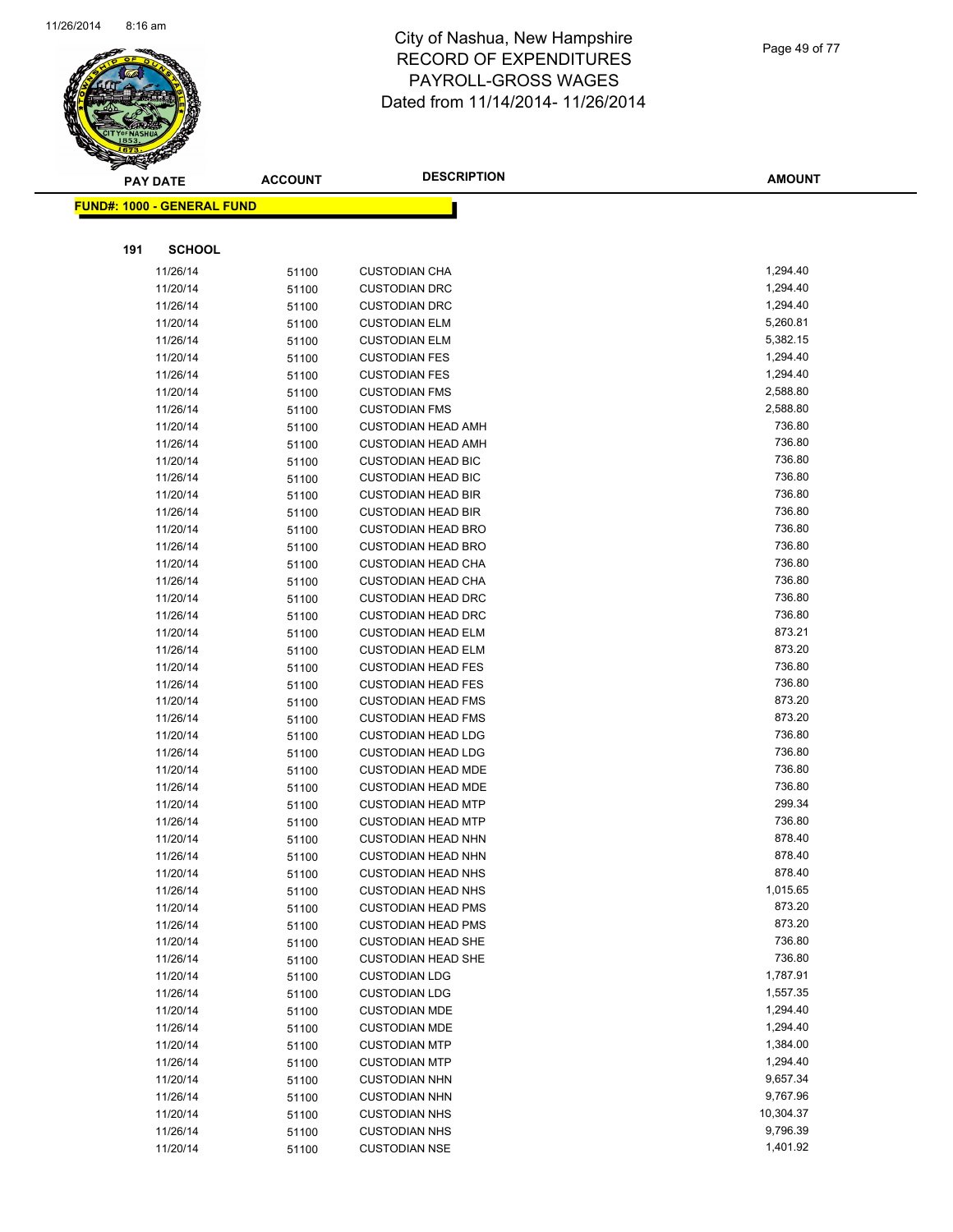# City of Nashua, New Hampshire
# RECORD OF EXPENDITURES
# PAYROLL-GROSS WAGES
# Dated from 11/14/2014- 11/26/2014

**FUND#: 1000 - GENERAL FUND**

**191 SCHOOL**

| PAY DATE | ACCOUNT | DESCRIPTION | AMOUNT |
|---|---|---|---|
| 11/26/14 | 51100 | CUSTODIAN CHA | 1,294.40 |
| 11/20/14 | 51100 | CUSTODIAN DRC | 1,294.40 |
| 11/26/14 | 51100 | CUSTODIAN DRC | 1,294.40 |
| 11/20/14 | 51100 | CUSTODIAN ELM | 5,260.81 |
| 11/26/14 | 51100 | CUSTODIAN ELM | 5,382.15 |
| 11/20/14 | 51100 | CUSTODIAN FES | 1,294.40 |
| 11/26/14 | 51100 | CUSTODIAN FES | 1,294.40 |
| 11/20/14 | 51100 | CUSTODIAN FMS | 2,588.80 |
| 11/26/14 | 51100 | CUSTODIAN FMS | 2,588.80 |
| 11/20/14 | 51100 | CUSTODIAN HEAD AMH | 736.80 |
| 11/26/14 | 51100 | CUSTODIAN HEAD AMH | 736.80 |
| 11/20/14 | 51100 | CUSTODIAN HEAD BIC | 736.80 |
| 11/26/14 | 51100 | CUSTODIAN HEAD BIC | 736.80 |
| 11/20/14 | 51100 | CUSTODIAN HEAD BIR | 736.80 |
| 11/26/14 | 51100 | CUSTODIAN HEAD BIR | 736.80 |
| 11/20/14 | 51100 | CUSTODIAN HEAD BRO | 736.80 |
| 11/26/14 | 51100 | CUSTODIAN HEAD BRO | 736.80 |
| 11/20/14 | 51100 | CUSTODIAN HEAD CHA | 736.80 |
| 11/26/14 | 51100 | CUSTODIAN HEAD CHA | 736.80 |
| 11/20/14 | 51100 | CUSTODIAN HEAD DRC | 736.80 |
| 11/26/14 | 51100 | CUSTODIAN HEAD DRC | 736.80 |
| 11/20/14 | 51100 | CUSTODIAN HEAD ELM | 873.21 |
| 11/26/14 | 51100 | CUSTODIAN HEAD ELM | 873.20 |
| 11/20/14 | 51100 | CUSTODIAN HEAD FES | 736.80 |
| 11/26/14 | 51100 | CUSTODIAN HEAD FES | 736.80 |
| 11/20/14 | 51100 | CUSTODIAN HEAD FMS | 873.20 |
| 11/26/14 | 51100 | CUSTODIAN HEAD FMS | 873.20 |
| 11/20/14 | 51100 | CUSTODIAN HEAD LDG | 736.80 |
| 11/26/14 | 51100 | CUSTODIAN HEAD LDG | 736.80 |
| 11/20/14 | 51100 | CUSTODIAN HEAD MDE | 736.80 |
| 11/26/14 | 51100 | CUSTODIAN HEAD MDE | 736.80 |
| 11/20/14 | 51100 | CUSTODIAN HEAD MTP | 299.34 |
| 11/26/14 | 51100 | CUSTODIAN HEAD MTP | 736.80 |
| 11/20/14 | 51100 | CUSTODIAN HEAD NHN | 878.40 |
| 11/26/14 | 51100 | CUSTODIAN HEAD NHN | 878.40 |
| 11/20/14 | 51100 | CUSTODIAN HEAD NHS | 878.40 |
| 11/26/14 | 51100 | CUSTODIAN HEAD NHS | 1,015.65 |
| 11/20/14 | 51100 | CUSTODIAN HEAD PMS | 873.20 |
| 11/26/14 | 51100 | CUSTODIAN HEAD PMS | 873.20 |
| 11/20/14 | 51100 | CUSTODIAN HEAD SHE | 736.80 |
| 11/26/14 | 51100 | CUSTODIAN HEAD SHE | 736.80 |
| 11/20/14 | 51100 | CUSTODIAN LDG | 1,787.91 |
| 11/26/14 | 51100 | CUSTODIAN LDG | 1,557.35 |
| 11/20/14 | 51100 | CUSTODIAN MDE | 1,294.40 |
| 11/26/14 | 51100 | CUSTODIAN MDE | 1,294.40 |
| 11/20/14 | 51100 | CUSTODIAN MTP | 1,384.00 |
| 11/26/14 | 51100 | CUSTODIAN MTP | 1,294.40 |
| 11/20/14 | 51100 | CUSTODIAN NHN | 9,657.34 |
| 11/26/14 | 51100 | CUSTODIAN NHN | 9,767.96 |
| 11/20/14 | 51100 | CUSTODIAN NHS | 10,304.37 |
| 11/26/14 | 51100 | CUSTODIAN NHS | 9,796.39 |
| 11/20/14 | 51100 | CUSTODIAN NSE | 1,401.92 |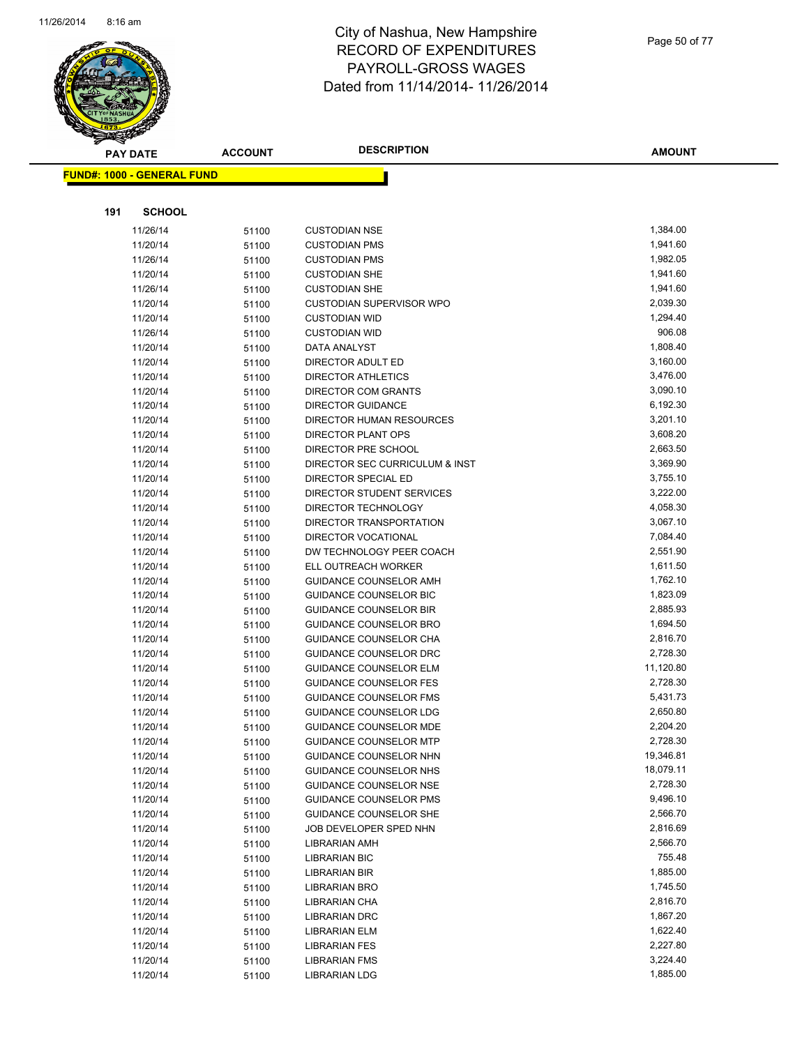# City of Nashua, New Hampshire
# RECORD OF EXPENDITURES
# PAYROLL-GROSS WAGES
# Dated from 11/14/2014- 11/26/2014

**FUND#: 1000 - GENERAL FUND**

**191 SCHOOL**

| PAY DATE | ACCOUNT | DESCRIPTION | AMOUNT |
|---|---|---|---|
| 11/26/14 | 51100 | CUSTODIAN NSE | 1,384.00 |
| 11/20/14 | 51100 | CUSTODIAN PMS | 1,941.60 |
| 11/26/14 | 51100 | CUSTODIAN PMS | 1,982.05 |
| 11/20/14 | 51100 | CUSTODIAN SHE | 1,941.60 |
| 11/26/14 | 51100 | CUSTODIAN SHE | 1,941.60 |
| 11/20/14 | 51100 | CUSTODIAN SUPERVISOR WPO | 2,039.30 |
| 11/20/14 | 51100 | CUSTODIAN WID | 1,294.40 |
| 11/26/14 | 51100 | CUSTODIAN WID | 906.08 |
| 11/20/14 | 51100 | DATA ANALYST | 1,808.40 |
| 11/20/14 | 51100 | DIRECTOR ADULT ED | 3,160.00 |
| 11/20/14 | 51100 | DIRECTOR ATHLETICS | 3,476.00 |
| 11/20/14 | 51100 | DIRECTOR COM GRANTS | 3,090.10 |
| 11/20/14 | 51100 | DIRECTOR GUIDANCE | 6,192.30 |
| 11/20/14 | 51100 | DIRECTOR HUMAN RESOURCES | 3,201.10 |
| 11/20/14 | 51100 | DIRECTOR PLANT OPS | 3,608.20 |
| 11/20/14 | 51100 | DIRECTOR PRE SCHOOL | 2,663.50 |
| 11/20/14 | 51100 | DIRECTOR SEC CURRICULUM & INST | 3,369.90 |
| 11/20/14 | 51100 | DIRECTOR SPECIAL ED | 3,755.10 |
| 11/20/14 | 51100 | DIRECTOR STUDENT SERVICES | 3,222.00 |
| 11/20/14 | 51100 | DIRECTOR TECHNOLOGY | 4,058.30 |
| 11/20/14 | 51100 | DIRECTOR TRANSPORTATION | 3,067.10 |
| 11/20/14 | 51100 | DIRECTOR VOCATIONAL | 7,084.40 |
| 11/20/14 | 51100 | DW TECHNOLOGY PEER COACH | 2,551.90 |
| 11/20/14 | 51100 | ELL OUTREACH WORKER | 1,611.50 |
| 11/20/14 | 51100 | GUIDANCE COUNSELOR AMH | 1,762.10 |
| 11/20/14 | 51100 | GUIDANCE COUNSELOR BIC | 1,823.09 |
| 11/20/14 | 51100 | GUIDANCE COUNSELOR BIR | 2,885.93 |
| 11/20/14 | 51100 | GUIDANCE COUNSELOR BRO | 1,694.50 |
| 11/20/14 | 51100 | GUIDANCE COUNSELOR CHA | 2,816.70 |
| 11/20/14 | 51100 | GUIDANCE COUNSELOR DRC | 2,728.30 |
| 11/20/14 | 51100 | GUIDANCE COUNSELOR ELM | 11,120.80 |
| 11/20/14 | 51100 | GUIDANCE COUNSELOR FES | 2,728.30 |
| 11/20/14 | 51100 | GUIDANCE COUNSELOR FMS | 5,431.73 |
| 11/20/14 | 51100 | GUIDANCE COUNSELOR LDG | 2,650.80 |
| 11/20/14 | 51100 | GUIDANCE COUNSELOR MDE | 2,204.20 |
| 11/20/14 | 51100 | GUIDANCE COUNSELOR MTP | 2,728.30 |
| 11/20/14 | 51100 | GUIDANCE COUNSELOR NHN | 19,346.81 |
| 11/20/14 | 51100 | GUIDANCE COUNSELOR NHS | 18,079.11 |
| 11/20/14 | 51100 | GUIDANCE COUNSELOR NSE | 2,728.30 |
| 11/20/14 | 51100 | GUIDANCE COUNSELOR PMS | 9,496.10 |
| 11/20/14 | 51100 | GUIDANCE COUNSELOR SHE | 2,566.70 |
| 11/20/14 | 51100 | JOB DEVELOPER SPED NHN | 2,816.69 |
| 11/20/14 | 51100 | LIBRARIAN AMH | 2,566.70 |
| 11/20/14 | 51100 | LIBRARIAN BIC | 755.48 |
| 11/20/14 | 51100 | LIBRARIAN BIR | 1,885.00 |
| 11/20/14 | 51100 | LIBRARIAN BRO | 1,745.50 |
| 11/20/14 | 51100 | LIBRARIAN CHA | 2,816.70 |
| 11/20/14 | 51100 | LIBRARIAN DRC | 1,867.20 |
| 11/20/14 | 51100 | LIBRARIAN ELM | 1,622.40 |
| 11/20/14 | 51100 | LIBRARIAN FES | 2,227.80 |
| 11/20/14 | 51100 | LIBRARIAN FMS | 3,224.40 |
| 11/20/14 | 51100 | LIBRARIAN LDG | 1,885.00 |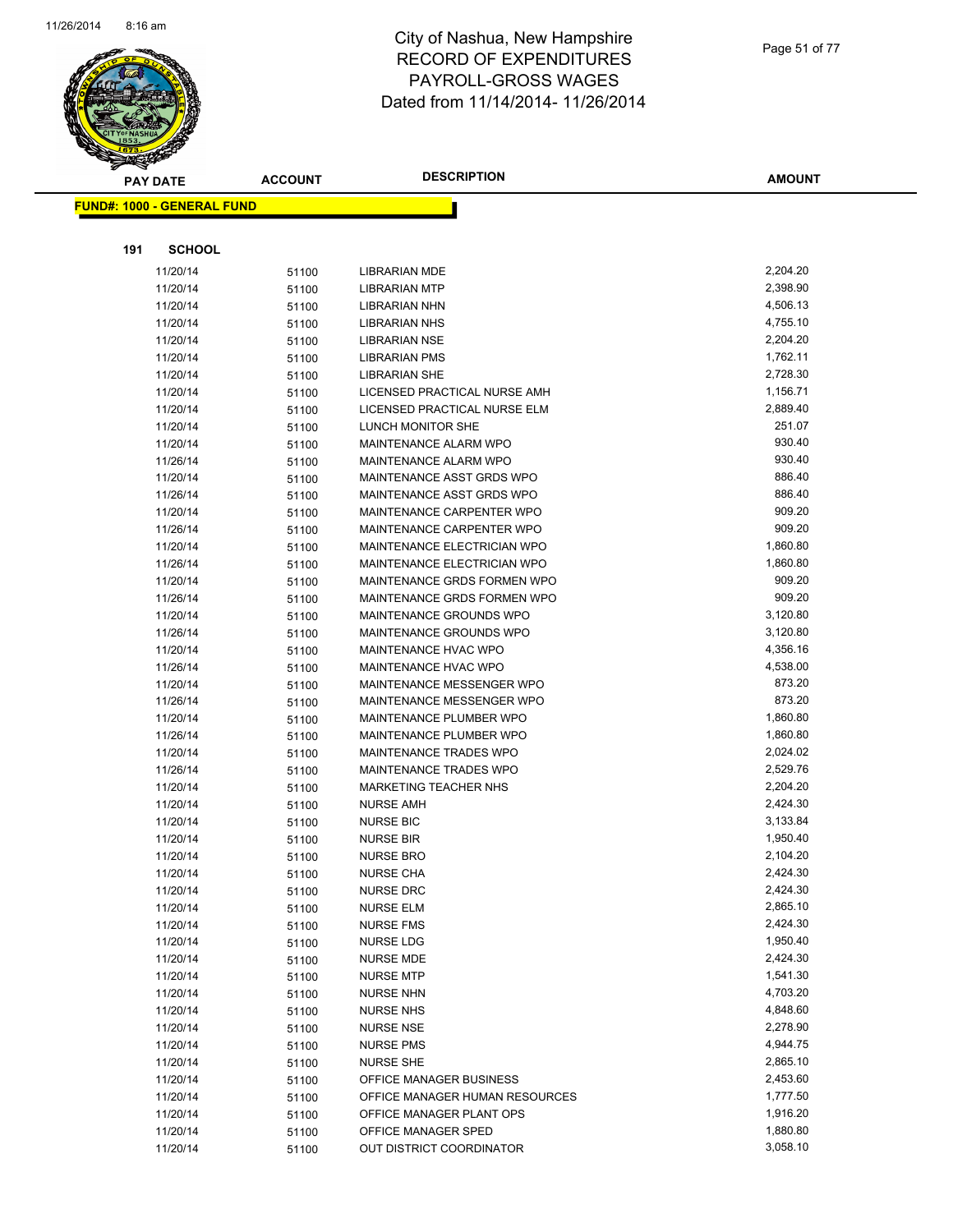# City of Nashua, New Hampshire
# RECORD OF EXPENDITURES
# PAYROLL-GROSS WAGES
# Dated from 11/14/2014- 11/26/2014

**FUND#: 1000 - GENERAL FUND**

**191 SCHOOL**

| PAY DATE | ACCOUNT | DESCRIPTION | AMOUNT |
|---|---|---|---|
| 11/20/14 | 51100 | LIBRARIAN MDE | 2,204.20 |
| 11/20/14 | 51100 | LIBRARIAN MTP | 2,398.90 |
| 11/20/14 | 51100 | LIBRARIAN NHN | 4,506.13 |
| 11/20/14 | 51100 | LIBRARIAN NHS | 4,755.10 |
| 11/20/14 | 51100 | LIBRARIAN NSE | 2,204.20 |
| 11/20/14 | 51100 | LIBRARIAN PMS | 1,762.11 |
| 11/20/14 | 51100 | LIBRARIAN SHE | 2,728.30 |
| 11/20/14 | 51100 | LICENSED PRACTICAL NURSE AMH | 1,156.71 |
| 11/20/14 | 51100 | LICENSED PRACTICAL NURSE ELM | 2,889.40 |
| 11/20/14 | 51100 | LUNCH MONITOR SHE | 251.07 |
| 11/20/14 | 51100 | MAINTENANCE ALARM WPO | 930.40 |
| 11/26/14 | 51100 | MAINTENANCE ALARM WPO | 930.40 |
| 11/20/14 | 51100 | MAINTENANCE ASST GRDS WPO | 886.40 |
| 11/26/14 | 51100 | MAINTENANCE ASST GRDS WPO | 886.40 |
| 11/20/14 | 51100 | MAINTENANCE CARPENTER WPO | 909.20 |
| 11/26/14 | 51100 | MAINTENANCE CARPENTER WPO | 909.20 |
| 11/20/14 | 51100 | MAINTENANCE ELECTRICIAN WPO | 1,860.80 |
| 11/26/14 | 51100 | MAINTENANCE ELECTRICIAN WPO | 1,860.80 |
| 11/20/14 | 51100 | MAINTENANCE GRDS FORMEN WPO | 909.20 |
| 11/26/14 | 51100 | MAINTENANCE GRDS FORMEN WPO | 909.20 |
| 11/20/14 | 51100 | MAINTENANCE GROUNDS WPO | 3,120.80 |
| 11/26/14 | 51100 | MAINTENANCE GROUNDS WPO | 3,120.80 |
| 11/20/14 | 51100 | MAINTENANCE HVAC WPO | 4,356.16 |
| 11/26/14 | 51100 | MAINTENANCE HVAC WPO | 4,538.00 |
| 11/20/14 | 51100 | MAINTENANCE MESSENGER WPO | 873.20 |
| 11/26/14 | 51100 | MAINTENANCE MESSENGER WPO | 873.20 |
| 11/20/14 | 51100 | MAINTENANCE PLUMBER WPO | 1,860.80 |
| 11/26/14 | 51100 | MAINTENANCE PLUMBER WPO | 1,860.80 |
| 11/20/14 | 51100 | MAINTENANCE TRADES WPO | 2,024.02 |
| 11/26/14 | 51100 | MAINTENANCE TRADES WPO | 2,529.76 |
| 11/20/14 | 51100 | MARKETING TEACHER NHS | 2,204.20 |
| 11/20/14 | 51100 | NURSE AMH | 2,424.30 |
| 11/20/14 | 51100 | NURSE BIC | 3,133.84 |
| 11/20/14 | 51100 | NURSE BIR | 1,950.40 |
| 11/20/14 | 51100 | NURSE BRO | 2,104.20 |
| 11/20/14 | 51100 | NURSE CHA | 2,424.30 |
| 11/20/14 | 51100 | NURSE DRC | 2,424.30 |
| 11/20/14 | 51100 | NURSE ELM | 2,865.10 |
| 11/20/14 | 51100 | NURSE FMS | 2,424.30 |
| 11/20/14 | 51100 | NURSE LDG | 1,950.40 |
| 11/20/14 | 51100 | NURSE MDE | 2,424.30 |
| 11/20/14 | 51100 | NURSE MTP | 1,541.30 |
| 11/20/14 | 51100 | NURSE NHN | 4,703.20 |
| 11/20/14 | 51100 | NURSE NHS | 4,848.60 |
| 11/20/14 | 51100 | NURSE NSE | 2,278.90 |
| 11/20/14 | 51100 | NURSE PMS | 4,944.75 |
| 11/20/14 | 51100 | NURSE SHE | 2,865.10 |
| 11/20/14 | 51100 | OFFICE MANAGER BUSINESS | 2,453.60 |
| 11/20/14 | 51100 | OFFICE MANAGER HUMAN RESOURCES | 1,777.50 |
| 11/20/14 | 51100 | OFFICE MANAGER PLANT OPS | 1,916.20 |
| 11/20/14 | 51100 | OFFICE MANAGER SPED | 1,880.80 |
| 11/20/14 | 51100 | OUT DISTRICT COORDINATOR | 3,058.10 |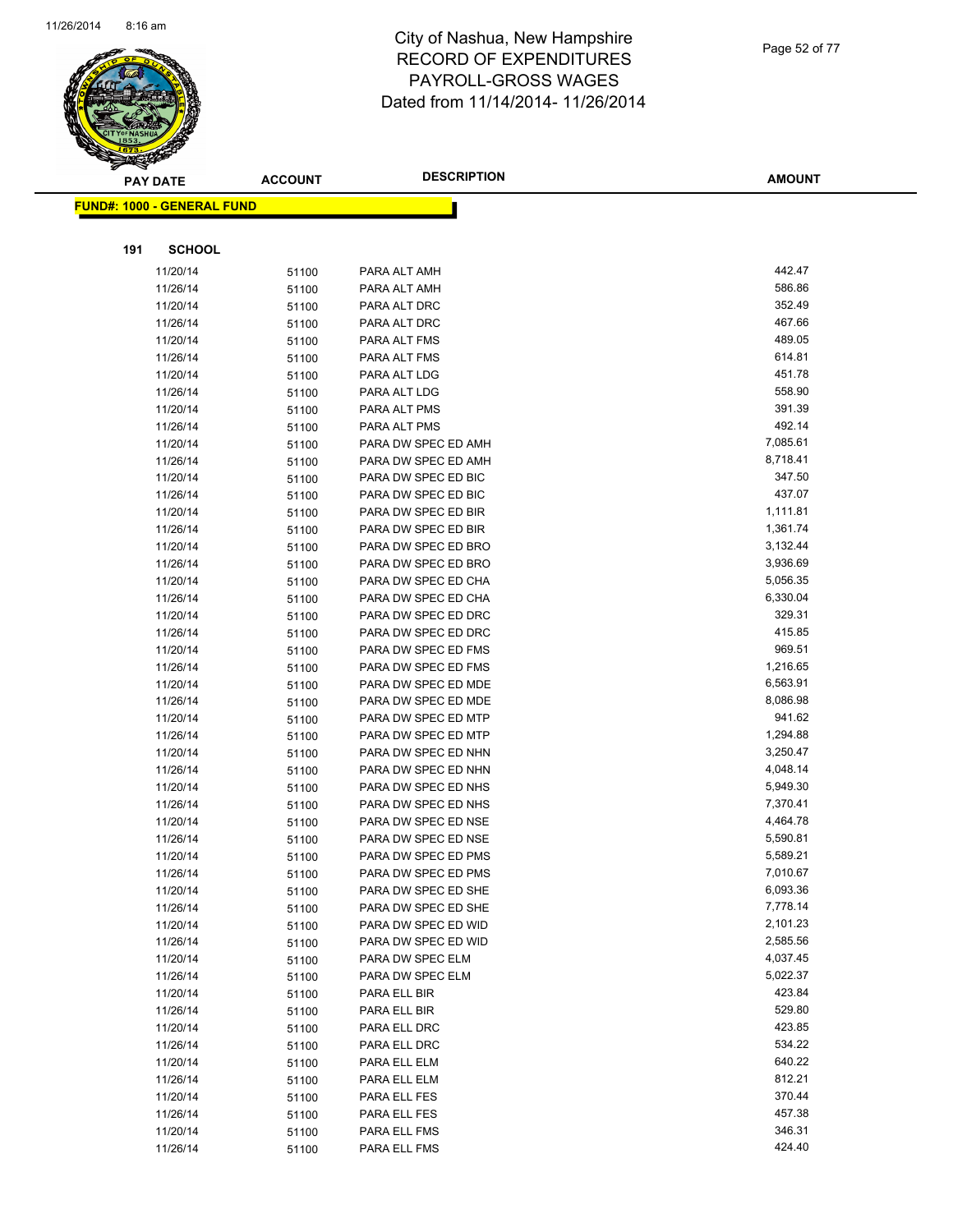# City of Nashua, New Hampshire
# RECORD OF EXPENDITURES
# PAYROLL-GROSS WAGES
# Dated from 11/14/2014- 11/26/2014

**FUND#: 1000 - GENERAL FUND**

**191 SCHOOL**

| PAY DATE | ACCOUNT | DESCRIPTION | AMOUNT |
|---|---|---|---|
| 11/20/14 | 51100 | PARA ALT AMH | 442.47 |
| 11/26/14 | 51100 | PARA ALT AMH | 586.86 |
| 11/20/14 | 51100 | PARA ALT DRC | 352.49 |
| 11/26/14 | 51100 | PARA ALT DRC | 467.66 |
| 11/20/14 | 51100 | PARA ALT FMS | 489.05 |
| 11/26/14 | 51100 | PARA ALT FMS | 614.81 |
| 11/20/14 | 51100 | PARA ALT LDG | 451.78 |
| 11/26/14 | 51100 | PARA ALT LDG | 558.90 |
| 11/20/14 | 51100 | PARA ALT PMS | 391.39 |
| 11/26/14 | 51100 | PARA ALT PMS | 492.14 |
| 11/20/14 | 51100 | PARA DW SPEC ED AMH | 7,085.61 |
| 11/26/14 | 51100 | PARA DW SPEC ED AMH | 8,718.41 |
| 11/20/14 | 51100 | PARA DW SPEC ED BIC | 347.50 |
| 11/26/14 | 51100 | PARA DW SPEC ED BIC | 437.07 |
| 11/20/14 | 51100 | PARA DW SPEC ED BIR | 1,111.81 |
| 11/26/14 | 51100 | PARA DW SPEC ED BIR | 1,361.74 |
| 11/20/14 | 51100 | PARA DW SPEC ED BRO | 3,132.44 |
| 11/26/14 | 51100 | PARA DW SPEC ED BRO | 3,936.69 |
| 11/20/14 | 51100 | PARA DW SPEC ED CHA | 5,056.35 |
| 11/26/14 | 51100 | PARA DW SPEC ED CHA | 6,330.04 |
| 11/20/14 | 51100 | PARA DW SPEC ED DRC | 329.31 |
| 11/26/14 | 51100 | PARA DW SPEC ED DRC | 415.85 |
| 11/20/14 | 51100 | PARA DW SPEC ED FMS | 969.51 |
| 11/26/14 | 51100 | PARA DW SPEC ED FMS | 1,216.65 |
| 11/20/14 | 51100 | PARA DW SPEC ED MDE | 6,563.91 |
| 11/26/14 | 51100 | PARA DW SPEC ED MDE | 8,086.98 |
| 11/20/14 | 51100 | PARA DW SPEC ED MTP | 941.62 |
| 11/26/14 | 51100 | PARA DW SPEC ED MTP | 1,294.88 |
| 11/20/14 | 51100 | PARA DW SPEC ED NHN | 3,250.47 |
| 11/26/14 | 51100 | PARA DW SPEC ED NHN | 4,048.14 |
| 11/20/14 | 51100 | PARA DW SPEC ED NHS | 5,949.30 |
| 11/26/14 | 51100 | PARA DW SPEC ED NHS | 7,370.41 |
| 11/20/14 | 51100 | PARA DW SPEC ED NSE | 4,464.78 |
| 11/26/14 | 51100 | PARA DW SPEC ED NSE | 5,590.81 |
| 11/20/14 | 51100 | PARA DW SPEC ED PMS | 5,589.21 |
| 11/26/14 | 51100 | PARA DW SPEC ED PMS | 7,010.67 |
| 11/20/14 | 51100 | PARA DW SPEC ED SHE | 6,093.36 |
| 11/26/14 | 51100 | PARA DW SPEC ED SHE | 7,778.14 |
| 11/20/14 | 51100 | PARA DW SPEC ED WID | 2,101.23 |
| 11/26/14 | 51100 | PARA DW SPEC ED WID | 2,585.56 |
| 11/20/14 | 51100 | PARA DW SPEC ELM | 4,037.45 |
| 11/26/14 | 51100 | PARA DW SPEC ELM | 5,022.37 |
| 11/20/14 | 51100 | PARA ELL BIR | 423.84 |
| 11/26/14 | 51100 | PARA ELL BIR | 529.80 |
| 11/20/14 | 51100 | PARA ELL DRC | 423.85 |
| 11/26/14 | 51100 | PARA ELL DRC | 534.22 |
| 11/20/14 | 51100 | PARA ELL ELM | 640.22 |
| 11/26/14 | 51100 | PARA ELL ELM | 812.21 |
| 11/20/14 | 51100 | PARA ELL FES | 370.44 |
| 11/26/14 | 51100 | PARA ELL FES | 457.38 |
| 11/20/14 | 51100 | PARA ELL FMS | 346.31 |
| 11/26/14 | 51100 | PARA ELL FMS | 424.40 |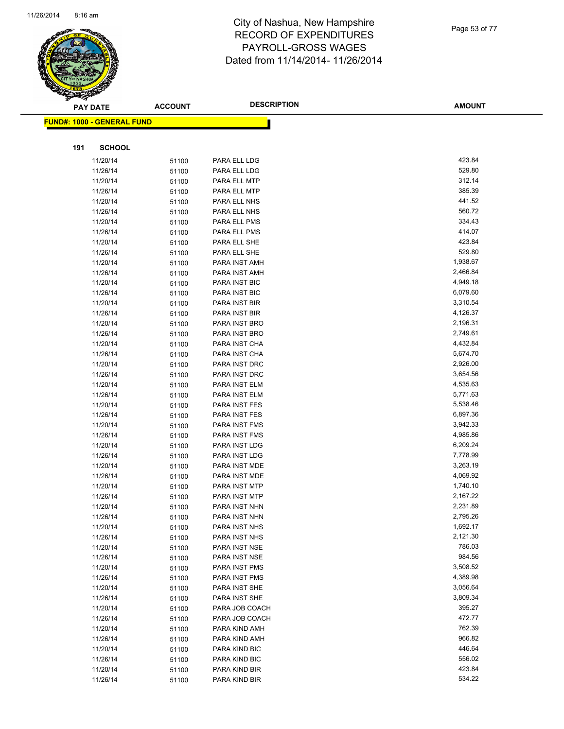# City of Nashua, New Hampshire
## RECORD OF EXPENDITURES
## PAYROLL-GROSS WAGES
## Dated from 11/14/2014- 11/26/2014

**FUND#: 1000 - GENERAL FUND**

**191 SCHOOL**

| PAY DATE | ACCOUNT | DESCRIPTION | AMOUNT |
|---|---|---|---|
| 11/20/14 | 51100 | PARA ELL LDG | 423.84 |
| 11/26/14 | 51100 | PARA ELL LDG | 529.80 |
| 11/20/14 | 51100 | PARA ELL MTP | 312.14 |
| 11/26/14 | 51100 | PARA ELL MTP | 385.39 |
| 11/20/14 | 51100 | PARA ELL NHS | 441.52 |
| 11/26/14 | 51100 | PARA ELL NHS | 560.72 |
| 11/20/14 | 51100 | PARA ELL PMS | 334.43 |
| 11/26/14 | 51100 | PARA ELL PMS | 414.07 |
| 11/20/14 | 51100 | PARA ELL SHE | 423.84 |
| 11/26/14 | 51100 | PARA ELL SHE | 529.80 |
| 11/20/14 | 51100 | PARA INST AMH | 1,938.67 |
| 11/26/14 | 51100 | PARA INST AMH | 2,466.84 |
| 11/20/14 | 51100 | PARA INST BIC | 4,949.18 |
| 11/26/14 | 51100 | PARA INST BIC | 6,079.60 |
| 11/20/14 | 51100 | PARA INST BIR | 3,310.54 |
| 11/26/14 | 51100 | PARA INST BIR | 4,126.37 |
| 11/20/14 | 51100 | PARA INST BRO | 2,196.31 |
| 11/26/14 | 51100 | PARA INST BRO | 2,749.61 |
| 11/20/14 | 51100 | PARA INST CHA | 4,432.84 |
| 11/26/14 | 51100 | PARA INST CHA | 5,674.70 |
| 11/20/14 | 51100 | PARA INST DRC | 2,926.00 |
| 11/26/14 | 51100 | PARA INST DRC | 3,654.56 |
| 11/20/14 | 51100 | PARA INST ELM | 4,535.63 |
| 11/26/14 | 51100 | PARA INST ELM | 5,771.63 |
| 11/20/14 | 51100 | PARA INST FES | 5,538.46 |
| 11/26/14 | 51100 | PARA INST FES | 6,897.36 |
| 11/20/14 | 51100 | PARA INST FMS | 3,942.33 |
| 11/26/14 | 51100 | PARA INST FMS | 4,985.86 |
| 11/20/14 | 51100 | PARA INST LDG | 6,209.24 |
| 11/26/14 | 51100 | PARA INST LDG | 7,778.99 |
| 11/20/14 | 51100 | PARA INST MDE | 3,263.19 |
| 11/26/14 | 51100 | PARA INST MDE | 4,069.92 |
| 11/20/14 | 51100 | PARA INST MTP | 1,740.10 |
| 11/26/14 | 51100 | PARA INST MTP | 2,167.22 |
| 11/20/14 | 51100 | PARA INST NHN | 2,231.89 |
| 11/26/14 | 51100 | PARA INST NHN | 2,795.26 |
| 11/20/14 | 51100 | PARA INST NHS | 1,692.17 |
| 11/26/14 | 51100 | PARA INST NHS | 2,121.30 |
| 11/20/14 | 51100 | PARA INST NSE | 786.03 |
| 11/26/14 | 51100 | PARA INST NSE | 984.56 |
| 11/20/14 | 51100 | PARA INST PMS | 3,508.52 |
| 11/26/14 | 51100 | PARA INST PMS | 4,389.98 |
| 11/20/14 | 51100 | PARA INST SHE | 3,056.64 |
| 11/26/14 | 51100 | PARA INST SHE | 3,809.34 |
| 11/20/14 | 51100 | PARA JOB COACH | 395.27 |
| 11/26/14 | 51100 | PARA JOB COACH | 472.77 |
| 11/20/14 | 51100 | PARA KIND AMH | 762.39 |
| 11/26/14 | 51100 | PARA KIND AMH | 966.82 |
| 11/20/14 | 51100 | PARA KIND BIC | 446.64 |
| 11/26/14 | 51100 | PARA KIND BIC | 556.02 |
| 11/20/14 | 51100 | PARA KIND BIR | 423.84 |
| 11/26/14 | 51100 | PARA KIND BIR | 534.22 |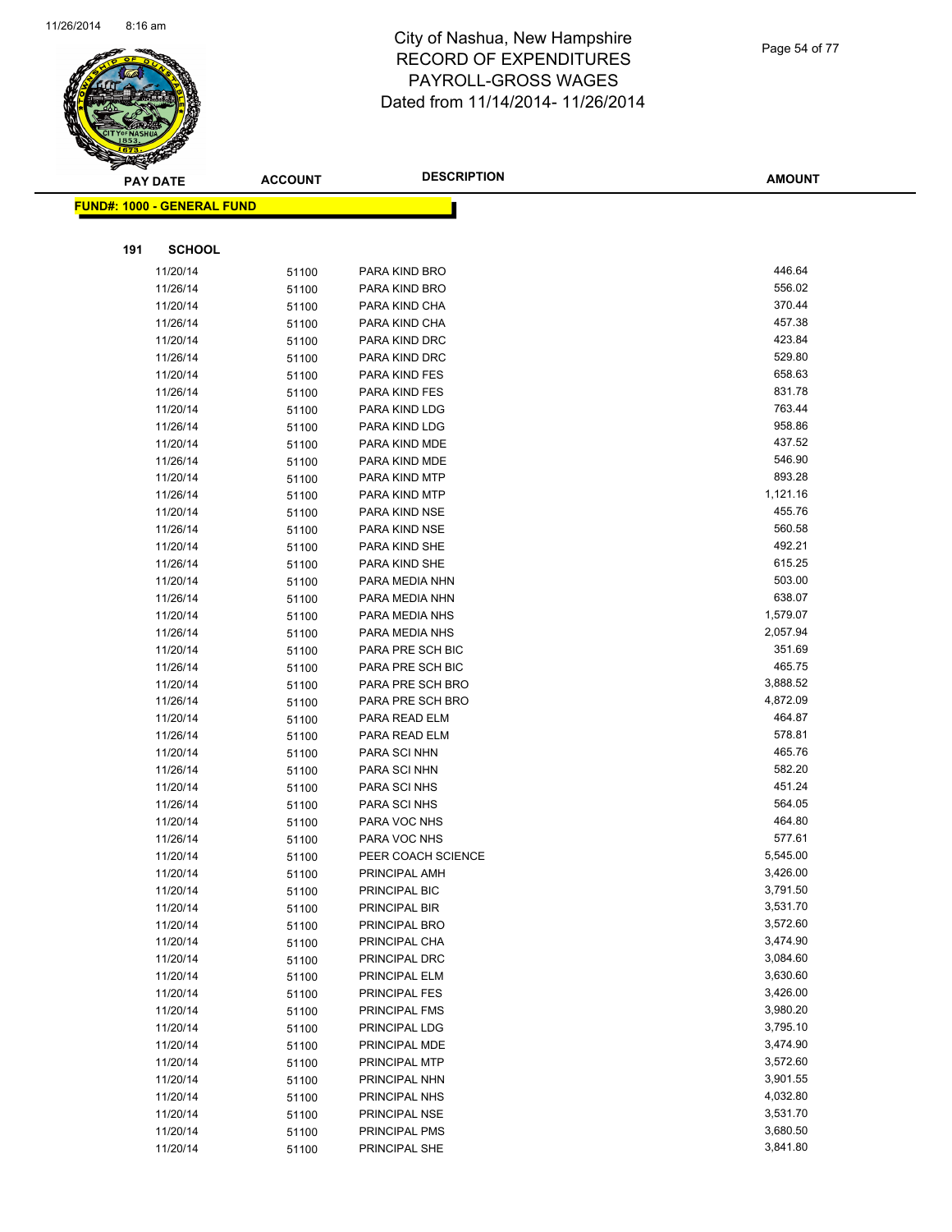# City of Nashua, New Hampshire
## RECORD OF EXPENDITURES
## PAYROLL-GROSS WAGES
## Dated from 11/14/2014- 11/26/2014

**FUND#: 1000 - GENERAL FUND**

**191 SCHOOL**

| PAY DATE | ACCOUNT | DESCRIPTION | AMOUNT |
|---|---|---|---|
| 11/20/14 | 51100 | PARA KIND BRO | 446.64 |
| 11/26/14 | 51100 | PARA KIND BRO | 556.02 |
| 11/20/14 | 51100 | PARA KIND CHA | 370.44 |
| 11/26/14 | 51100 | PARA KIND CHA | 457.38 |
| 11/20/14 | 51100 | PARA KIND DRC | 423.84 |
| 11/26/14 | 51100 | PARA KIND DRC | 529.80 |
| 11/20/14 | 51100 | PARA KIND FES | 658.63 |
| 11/26/14 | 51100 | PARA KIND FES | 831.78 |
| 11/20/14 | 51100 | PARA KIND LDG | 763.44 |
| 11/26/14 | 51100 | PARA KIND LDG | 958.86 |
| 11/20/14 | 51100 | PARA KIND MDE | 437.52 |
| 11/26/14 | 51100 | PARA KIND MDE | 546.90 |
| 11/20/14 | 51100 | PARA KIND MTP | 893.28 |
| 11/26/14 | 51100 | PARA KIND MTP | 1,121.16 |
| 11/20/14 | 51100 | PARA KIND NSE | 455.76 |
| 11/26/14 | 51100 | PARA KIND NSE | 560.58 |
| 11/20/14 | 51100 | PARA KIND SHE | 492.21 |
| 11/26/14 | 51100 | PARA KIND SHE | 615.25 |
| 11/20/14 | 51100 | PARA MEDIA NHN | 503.00 |
| 11/26/14 | 51100 | PARA MEDIA NHN | 638.07 |
| 11/20/14 | 51100 | PARA MEDIA NHS | 1,579.07 |
| 11/26/14 | 51100 | PARA MEDIA NHS | 2,057.94 |
| 11/20/14 | 51100 | PARA PRE SCH BIC | 351.69 |
| 11/26/14 | 51100 | PARA PRE SCH BIC | 465.75 |
| 11/20/14 | 51100 | PARA PRE SCH BRO | 3,888.52 |
| 11/26/14 | 51100 | PARA PRE SCH BRO | 4,872.09 |
| 11/20/14 | 51100 | PARA READ ELM | 464.87 |
| 11/26/14 | 51100 | PARA READ ELM | 578.81 |
| 11/20/14 | 51100 | PARA SCI NHN | 465.76 |
| 11/26/14 | 51100 | PARA SCI NHN | 582.20 |
| 11/20/14 | 51100 | PARA SCI NHS | 451.24 |
| 11/26/14 | 51100 | PARA SCI NHS | 564.05 |
| 11/20/14 | 51100 | PARA VOC NHS | 464.80 |
| 11/26/14 | 51100 | PARA VOC NHS | 577.61 |
| 11/20/14 | 51100 | PEER COACH SCIENCE | 5,545.00 |
| 11/20/14 | 51100 | PRINCIPAL AMH | 3,426.00 |
| 11/20/14 | 51100 | PRINCIPAL BIC | 3,791.50 |
| 11/20/14 | 51100 | PRINCIPAL BIR | 3,531.70 |
| 11/20/14 | 51100 | PRINCIPAL BRO | 3,572.60 |
| 11/20/14 | 51100 | PRINCIPAL CHA | 3,474.90 |
| 11/20/14 | 51100 | PRINCIPAL DRC | 3,084.60 |
| 11/20/14 | 51100 | PRINCIPAL ELM | 3,630.60 |
| 11/20/14 | 51100 | PRINCIPAL FES | 3,426.00 |
| 11/20/14 | 51100 | PRINCIPAL FMS | 3,980.20 |
| 11/20/14 | 51100 | PRINCIPAL LDG | 3,795.10 |
| 11/20/14 | 51100 | PRINCIPAL MDE | 3,474.90 |
| 11/20/14 | 51100 | PRINCIPAL MTP | 3,572.60 |
| 11/20/14 | 51100 | PRINCIPAL NHN | 3,901.55 |
| 11/20/14 | 51100 | PRINCIPAL NHS | 4,032.80 |
| 11/20/14 | 51100 | PRINCIPAL NSE | 3,531.70 |
| 11/20/14 | 51100 | PRINCIPAL PMS | 3,680.50 |
| 11/20/14 | 51100 | PRINCIPAL SHE | 3,841.80 |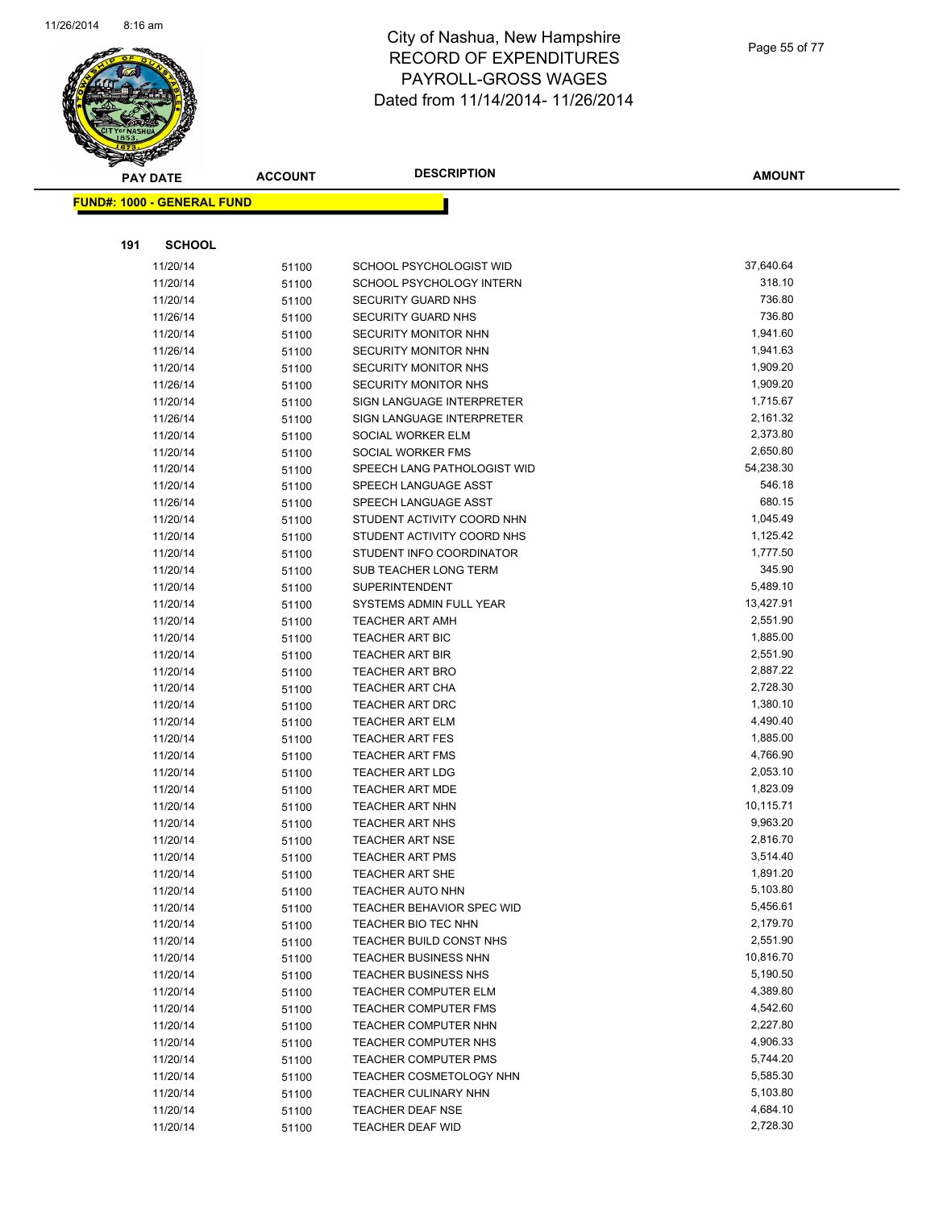# City of Nashua, New Hampshire
# RECORD OF EXPENDITURES
# PAYROLL-GROSS WAGES
# Dated from 11/14/2014- 11/26/2014

**FUND#: 1000 - GENERAL FUND**

**191 SCHOOL**

| PAY DATE | ACCOUNT | DESCRIPTION | AMOUNT |
|---|---|---|---|
| 11/20/14 | 51100 | SCHOOL PSYCHOLOGIST WID | 37,640.64 |
| 11/20/14 | 51100 | SCHOOL PSYCHOLOGY INTERN | 318.10 |
| 11/20/14 | 51100 | SECURITY GUARD NHS | 736.80 |
| 11/26/14 | 51100 | SECURITY GUARD NHS | 736.80 |
| 11/20/14 | 51100 | SECURITY MONITOR NHN | 1,941.60 |
| 11/26/14 | 51100 | SECURITY MONITOR NHN | 1,941.63 |
| 11/20/14 | 51100 | SECURITY MONITOR NHS | 1,909.20 |
| 11/26/14 | 51100 | SECURITY MONITOR NHS | 1,909.20 |
| 11/20/14 | 51100 | SIGN LANGUAGE INTERPRETER | 1,715.67 |
| 11/26/14 | 51100 | SIGN LANGUAGE INTERPRETER | 2,161.32 |
| 11/20/14 | 51100 | SOCIAL WORKER ELM | 2,373.80 |
| 11/20/14 | 51100 | SOCIAL WORKER FMS | 2,650.80 |
| 11/20/14 | 51100 | SPEECH LANG PATHOLOGIST WID | 54,238.30 |
| 11/20/14 | 51100 | SPEECH LANGUAGE ASST | 546.18 |
| 11/26/14 | 51100 | SPEECH LANGUAGE ASST | 680.15 |
| 11/20/14 | 51100 | STUDENT ACTIVITY COORD NHN | 1,045.49 |
| 11/20/14 | 51100 | STUDENT ACTIVITY COORD NHS | 1,125.42 |
| 11/20/14 | 51100 | STUDENT INFO COORDINATOR | 1,777.50 |
| 11/20/14 | 51100 | SUB TEACHER LONG TERM | 345.90 |
| 11/20/14 | 51100 | SUPERINTENDENT | 5,489.10 |
| 11/20/14 | 51100 | SYSTEMS ADMIN FULL YEAR | 13,427.91 |
| 11/20/14 | 51100 | TEACHER ART AMH | 2,551.90 |
| 11/20/14 | 51100 | TEACHER ART BIC | 1,885.00 |
| 11/20/14 | 51100 | TEACHER ART BIR | 2,551.90 |
| 11/20/14 | 51100 | TEACHER ART BRO | 2,887.22 |
| 11/20/14 | 51100 | TEACHER ART CHA | 2,728.30 |
| 11/20/14 | 51100 | TEACHER ART DRC | 1,380.10 |
| 11/20/14 | 51100 | TEACHER ART ELM | 4,490.40 |
| 11/20/14 | 51100 | TEACHER ART FES | 1,885.00 |
| 11/20/14 | 51100 | TEACHER ART FMS | 4,766.90 |
| 11/20/14 | 51100 | TEACHER ART LDG | 2,053.10 |
| 11/20/14 | 51100 | TEACHER ART MDE | 1,823.09 |
| 11/20/14 | 51100 | TEACHER ART NHN | 10,115.71 |
| 11/20/14 | 51100 | TEACHER ART NHS | 9,963.20 |
| 11/20/14 | 51100 | TEACHER ART NSE | 2,816.70 |
| 11/20/14 | 51100 | TEACHER ART PMS | 3,514.40 |
| 11/20/14 | 51100 | TEACHER ART SHE | 1,891.20 |
| 11/20/14 | 51100 | TEACHER AUTO NHN | 5,103.80 |
| 11/20/14 | 51100 | TEACHER BEHAVIOR SPEC WID | 5,456.61 |
| 11/20/14 | 51100 | TEACHER BIO TEC NHN | 2,179.70 |
| 11/20/14 | 51100 | TEACHER BUILD CONST NHS | 2,551.90 |
| 11/20/14 | 51100 | TEACHER BUSINESS NHN | 10,816.70 |
| 11/20/14 | 51100 | TEACHER BUSINESS NHS | 5,190.50 |
| 11/20/14 | 51100 | TEACHER COMPUTER ELM | 4,389.80 |
| 11/20/14 | 51100 | TEACHER COMPUTER FMS | 4,542.60 |
| 11/20/14 | 51100 | TEACHER COMPUTER NHN | 2,227.80 |
| 11/20/14 | 51100 | TEACHER COMPUTER NHS | 4,906.33 |
| 11/20/14 | 51100 | TEACHER COMPUTER PMS | 5,744.20 |
| 11/20/14 | 51100 | TEACHER COSMETOLOGY NHN | 5,585.30 |
| 11/20/14 | 51100 | TEACHER CULINARY NHN | 5,103.80 |
| 11/20/14 | 51100 | TEACHER DEAF NSE | 4,684.10 |
| 11/20/14 | 51100 | TEACHER DEAF WID | 2,728.30 |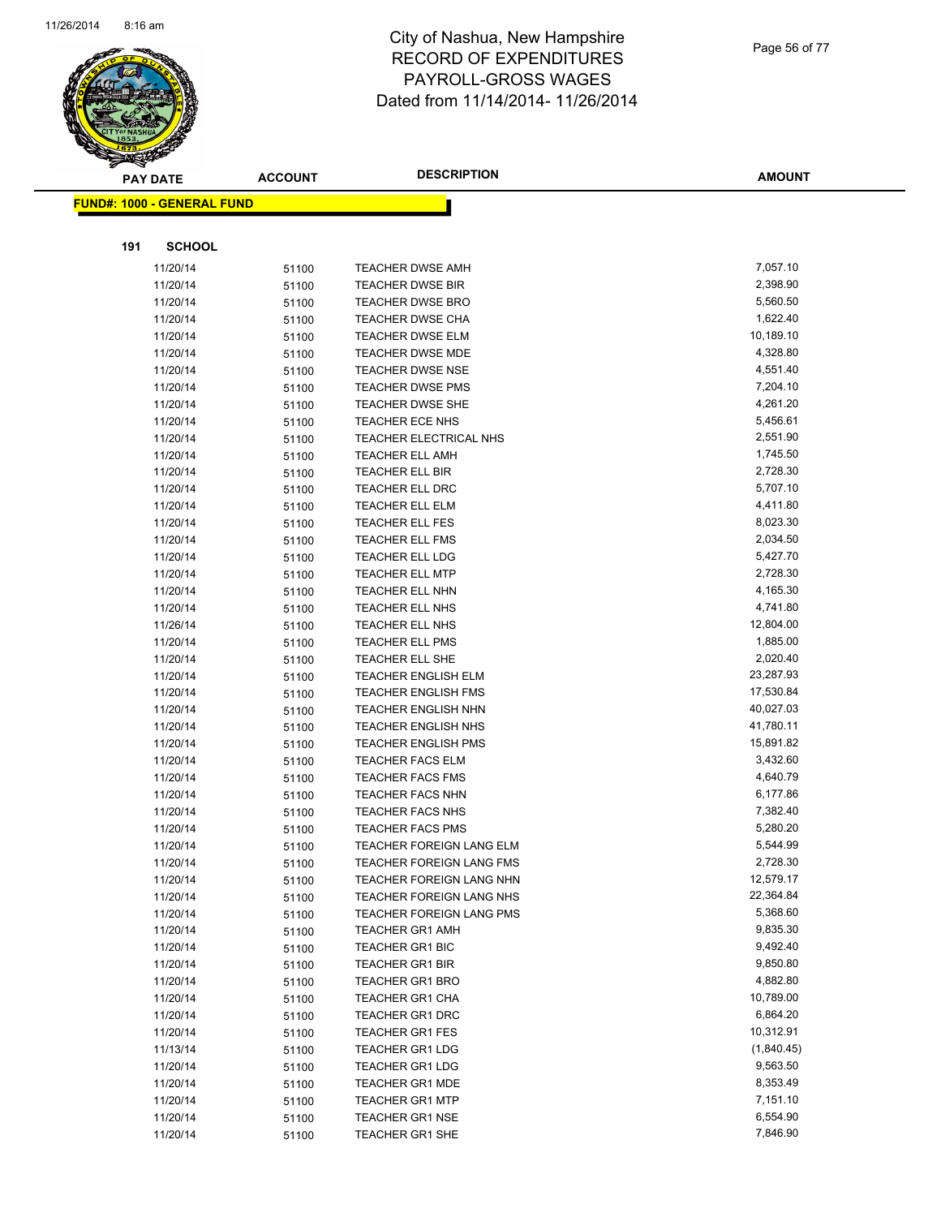# City of Nashua, New Hampshire
## RECORD OF EXPENDITURES
## PAYROLL-GROSS WAGES
## Dated from 11/14/2014- 11/26/2014

**FUND#: 1000 - GENERAL FUND**

**191 SCHOOL**

| PAY DATE | ACCOUNT | DESCRIPTION | AMOUNT |
|---|---|---|---|
| 11/20/14 | 51100 | TEACHER DWSE AMH | 7,057.10 |
| 11/20/14 | 51100 | TEACHER DWSE BIR | 2,398.90 |
| 11/20/14 | 51100 | TEACHER DWSE BRO | 5,560.50 |
| 11/20/14 | 51100 | TEACHER DWSE CHA | 1,622.40 |
| 11/20/14 | 51100 | TEACHER DWSE ELM | 10,189.10 |
| 11/20/14 | 51100 | TEACHER DWSE MDE | 4,328.80 |
| 11/20/14 | 51100 | TEACHER DWSE NSE | 4,551.40 |
| 11/20/14 | 51100 | TEACHER DWSE PMS | 7,204.10 |
| 11/20/14 | 51100 | TEACHER DWSE SHE | 4,261.20 |
| 11/20/14 | 51100 | TEACHER ECE NHS | 5,456.61 |
| 11/20/14 | 51100 | TEACHER ELECTRICAL NHS | 2,551.90 |
| 11/20/14 | 51100 | TEACHER ELL AMH | 1,745.50 |
| 11/20/14 | 51100 | TEACHER ELL BIR | 2,728.30 |
| 11/20/14 | 51100 | TEACHER ELL DRC | 5,707.10 |
| 11/20/14 | 51100 | TEACHER ELL ELM | 4,411.80 |
| 11/20/14 | 51100 | TEACHER ELL FES | 8,023.30 |
| 11/20/14 | 51100 | TEACHER ELL FMS | 2,034.50 |
| 11/20/14 | 51100 | TEACHER ELL LDG | 5,427.70 |
| 11/20/14 | 51100 | TEACHER ELL MTP | 2,728.30 |
| 11/20/14 | 51100 | TEACHER ELL NHN | 4,165.30 |
| 11/20/14 | 51100 | TEACHER ELL NHS | 4,741.80 |
| 11/26/14 | 51100 | TEACHER ELL NHS | 12,804.00 |
| 11/20/14 | 51100 | TEACHER ELL PMS | 1,885.00 |
| 11/20/14 | 51100 | TEACHER ELL SHE | 2,020.40 |
| 11/20/14 | 51100 | TEACHER ENGLISH ELM | 23,287.93 |
| 11/20/14 | 51100 | TEACHER ENGLISH FMS | 17,530.84 |
| 11/20/14 | 51100 | TEACHER ENGLISH NHN | 40,027.03 |
| 11/20/14 | 51100 | TEACHER ENGLISH NHS | 41,780.11 |
| 11/20/14 | 51100 | TEACHER ENGLISH PMS | 15,891.82 |
| 11/20/14 | 51100 | TEACHER FACS ELM | 3,432.60 |
| 11/20/14 | 51100 | TEACHER FACS FMS | 4,640.79 |
| 11/20/14 | 51100 | TEACHER FACS NHN | 6,177.86 |
| 11/20/14 | 51100 | TEACHER FACS NHS | 7,382.40 |
| 11/20/14 | 51100 | TEACHER FACS PMS | 5,280.20 |
| 11/20/14 | 51100 | TEACHER FOREIGN LANG ELM | 5,544.99 |
| 11/20/14 | 51100 | TEACHER FOREIGN LANG FMS | 2,728.30 |
| 11/20/14 | 51100 | TEACHER FOREIGN LANG NHN | 12,579.17 |
| 11/20/14 | 51100 | TEACHER FOREIGN LANG NHS | 22,364.84 |
| 11/20/14 | 51100 | TEACHER FOREIGN LANG PMS | 5,368.60 |
| 11/20/14 | 51100 | TEACHER GR1 AMH | 9,835.30 |
| 11/20/14 | 51100 | TEACHER GR1 BIC | 9,492.40 |
| 11/20/14 | 51100 | TEACHER GR1 BIR | 9,850.80 |
| 11/20/14 | 51100 | TEACHER GR1 BRO | 4,882.80 |
| 11/20/14 | 51100 | TEACHER GR1 CHA | 10,789.00 |
| 11/20/14 | 51100 | TEACHER GR1 DRC | 6,864.20 |
| 11/20/14 | 51100 | TEACHER GR1 FES | 10,312.91 |
| 11/13/14 | 51100 | TEACHER GR1 LDG | (1,840.45) |
| 11/20/14 | 51100 | TEACHER GR1 LDG | 9,563.50 |
| 11/20/14 | 51100 | TEACHER GR1 MDE | 8,353.49 |
| 11/20/14 | 51100 | TEACHER GR1 MTP | 7,151.10 |
| 11/20/14 | 51100 | TEACHER GR1 NSE | 6,554.90 |
| 11/20/14 | 51100 | TEACHER GR1 SHE | 7,846.90 |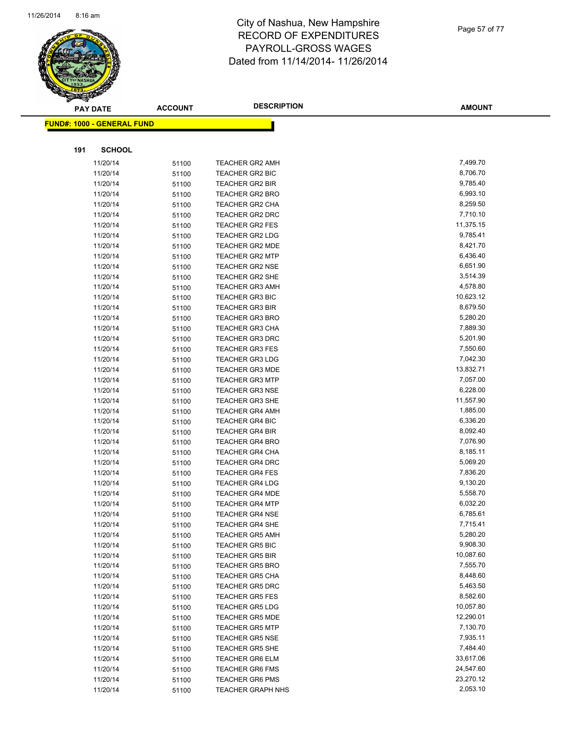City of Nashua, New Hampshire
RECORD OF EXPENDITURES
PAYROLL-GROSS WAGES
Dated from 11/14/2014- 11/26/2014

| PAY DATE | ACCOUNT | DESCRIPTION | AMOUNT |
|---|---|---|---|

**FUND#: 1000 - GENERAL FUND**

**191 SCHOOL**

| PAY DATE | ACCOUNT | DESCRIPTION | AMOUNT |
|---|---|---|---|
| 11/20/14 | 51100 | TEACHER GR2 AMH | 7,499.70 |
| 11/20/14 | 51100 | TEACHER GR2 BIC | 8,706.70 |
| 11/20/14 | 51100 | TEACHER GR2 BIR | 9,785.40 |
| 11/20/14 | 51100 | TEACHER GR2 BRO | 6,993.10 |
| 11/20/14 | 51100 | TEACHER GR2 CHA | 8,259.50 |
| 11/20/14 | 51100 | TEACHER GR2 DRC | 7,710.10 |
| 11/20/14 | 51100 | TEACHER GR2 FES | 11,375.15 |
| 11/20/14 | 51100 | TEACHER GR2 LDG | 9,785.41 |
| 11/20/14 | 51100 | TEACHER GR2 MDE | 8,421.70 |
| 11/20/14 | 51100 | TEACHER GR2 MTP | 6,436.40 |
| 11/20/14 | 51100 | TEACHER GR2 NSE | 6,651.90 |
| 11/20/14 | 51100 | TEACHER GR2 SHE | 3,514.39 |
| 11/20/14 | 51100 | TEACHER GR3 AMH | 4,578.80 |
| 11/20/14 | 51100 | TEACHER GR3 BIC | 10,623.12 |
| 11/20/14 | 51100 | TEACHER GR3 BIR | 8,679.50 |
| 11/20/14 | 51100 | TEACHER GR3 BRO | 5,280.20 |
| 11/20/14 | 51100 | TEACHER GR3 CHA | 7,889.30 |
| 11/20/14 | 51100 | TEACHER GR3 DRC | 5,201.90 |
| 11/20/14 | 51100 | TEACHER GR3 FES | 7,550.60 |
| 11/20/14 | 51100 | TEACHER GR3 LDG | 7,042.30 |
| 11/20/14 | 51100 | TEACHER GR3 MDE | 13,832.71 |
| 11/20/14 | 51100 | TEACHER GR3 MTP | 7,057.00 |
| 11/20/14 | 51100 | TEACHER GR3 NSE | 6,228.00 |
| 11/20/14 | 51100 | TEACHER GR3 SHE | 11,557.90 |
| 11/20/14 | 51100 | TEACHER GR4 AMH | 1,885.00 |
| 11/20/14 | 51100 | TEACHER GR4 BIC | 6,336.20 |
| 11/20/14 | 51100 | TEACHER GR4 BIR | 8,092.40 |
| 11/20/14 | 51100 | TEACHER GR4 BRO | 7,076.90 |
| 11/20/14 | 51100 | TEACHER GR4 CHA | 8,185.11 |
| 11/20/14 | 51100 | TEACHER GR4 DRC | 5,069.20 |
| 11/20/14 | 51100 | TEACHER GR4 FES | 7,836.20 |
| 11/20/14 | 51100 | TEACHER GR4 LDG | 9,130.20 |
| 11/20/14 | 51100 | TEACHER GR4 MDE | 5,558.70 |
| 11/20/14 | 51100 | TEACHER GR4 MTP | 6,032.20 |
| 11/20/14 | 51100 | TEACHER GR4 NSE | 6,785.61 |
| 11/20/14 | 51100 | TEACHER GR4 SHE | 7,715.41 |
| 11/20/14 | 51100 | TEACHER GR5 AMH | 5,280.20 |
| 11/20/14 | 51100 | TEACHER GR5 BIC | 9,908.30 |
| 11/20/14 | 51100 | TEACHER GR5 BIR | 10,087.60 |
| 11/20/14 | 51100 | TEACHER GR5 BRO | 7,555.70 |
| 11/20/14 | 51100 | TEACHER GR5 CHA | 8,448.60 |
| 11/20/14 | 51100 | TEACHER GR5 DRC | 5,463.50 |
| 11/20/14 | 51100 | TEACHER GR5 FES | 8,582.60 |
| 11/20/14 | 51100 | TEACHER GR5 LDG | 10,057.80 |
| 11/20/14 | 51100 | TEACHER GR5 MDE | 12,290.01 |
| 11/20/14 | 51100 | TEACHER GR5 MTP | 7,130.70 |
| 11/20/14 | 51100 | TEACHER GR5 NSE | 7,935.11 |
| 11/20/14 | 51100 | TEACHER GR5 SHE | 7,484.40 |
| 11/20/14 | 51100 | TEACHER GR6 ELM | 33,617.06 |
| 11/20/14 | 51100 | TEACHER GR6 FMS | 24,547.60 |
| 11/20/14 | 51100 | TEACHER GR6 PMS | 23,270.12 |
| 11/20/14 | 51100 | TEACHER GRAPH NHS | 2,053.10 |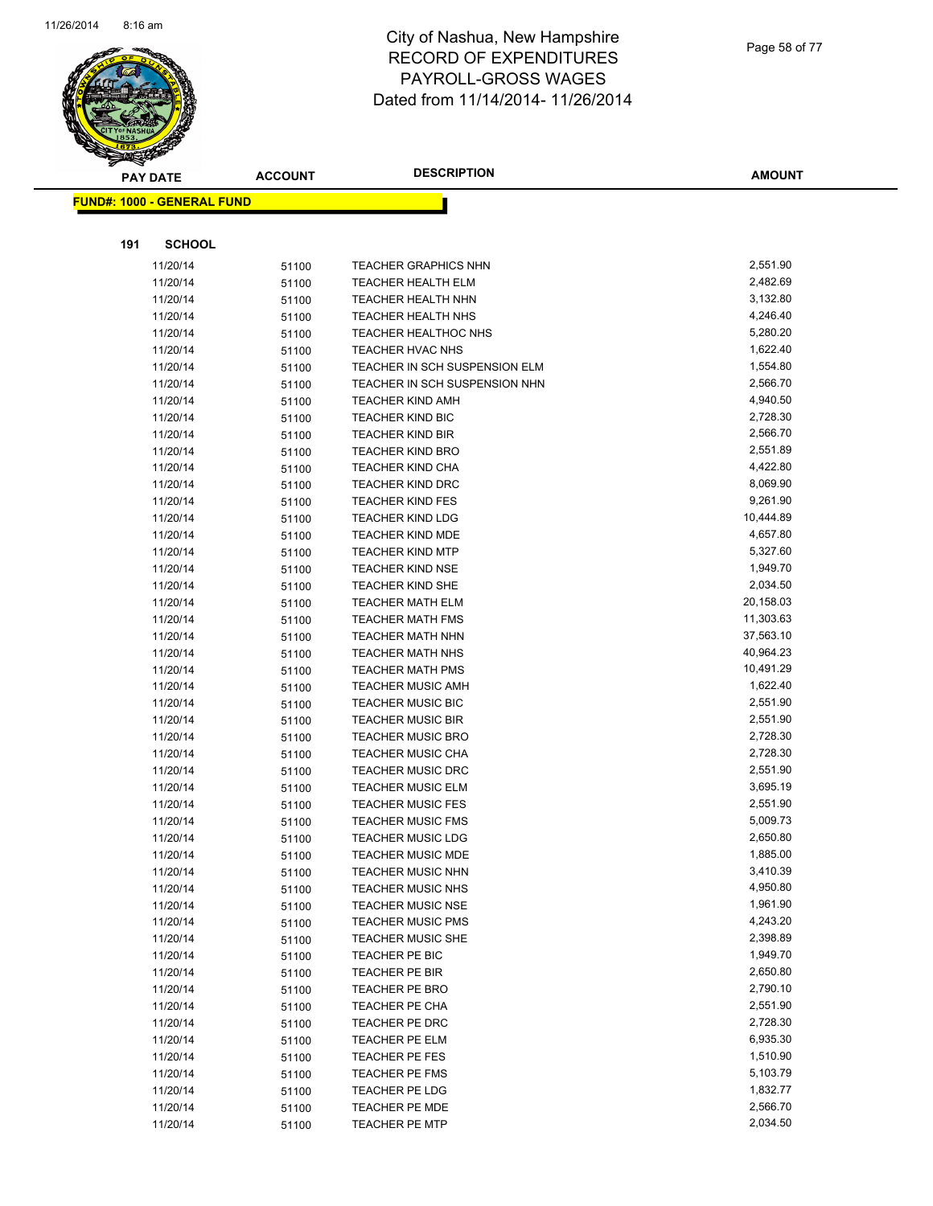# City of Nashua, New Hampshire
## RECORD OF EXPENDITURES
## PAYROLL-GROSS WAGES
## Dated from 11/14/2014- 11/26/2014

**FUND#: 1000 - GENERAL FUND**

**191 SCHOOL**

| PAY DATE | ACCOUNT | DESCRIPTION | AMOUNT |
|---|---|---|---|
| 11/20/14 | 51100 | TEACHER GRAPHICS NHN | 2,551.90 |
| 11/20/14 | 51100 | TEACHER HEALTH ELM | 2,482.69 |
| 11/20/14 | 51100 | TEACHER HEALTH NHN | 3,132.80 |
| 11/20/14 | 51100 | TEACHER HEALTH NHS | 4,246.40 |
| 11/20/14 | 51100 | TEACHER HEALTHOC NHS | 5,280.20 |
| 11/20/14 | 51100 | TEACHER HVAC NHS | 1,622.40 |
| 11/20/14 | 51100 | TEACHER IN SCH SUSPENSION ELM | 1,554.80 |
| 11/20/14 | 51100 | TEACHER IN SCH SUSPENSION NHN | 2,566.70 |
| 11/20/14 | 51100 | TEACHER KIND AMH | 4,940.50 |
| 11/20/14 | 51100 | TEACHER KIND BIC | 2,728.30 |
| 11/20/14 | 51100 | TEACHER KIND BIR | 2,566.70 |
| 11/20/14 | 51100 | TEACHER KIND BRO | 2,551.89 |
| 11/20/14 | 51100 | TEACHER KIND CHA | 4,422.80 |
| 11/20/14 | 51100 | TEACHER KIND DRC | 8,069.90 |
| 11/20/14 | 51100 | TEACHER KIND FES | 9,261.90 |
| 11/20/14 | 51100 | TEACHER KIND LDG | 10,444.89 |
| 11/20/14 | 51100 | TEACHER KIND MDE | 4,657.80 |
| 11/20/14 | 51100 | TEACHER KIND MTP | 5,327.60 |
| 11/20/14 | 51100 | TEACHER KIND NSE | 1,949.70 |
| 11/20/14 | 51100 | TEACHER KIND SHE | 2,034.50 |
| 11/20/14 | 51100 | TEACHER MATH ELM | 20,158.03 |
| 11/20/14 | 51100 | TEACHER MATH FMS | 11,303.63 |
| 11/20/14 | 51100 | TEACHER MATH NHN | 37,563.10 |
| 11/20/14 | 51100 | TEACHER MATH NHS | 40,964.23 |
| 11/20/14 | 51100 | TEACHER MATH PMS | 10,491.29 |
| 11/20/14 | 51100 | TEACHER MUSIC AMH | 1,622.40 |
| 11/20/14 | 51100 | TEACHER MUSIC BIC | 2,551.90 |
| 11/20/14 | 51100 | TEACHER MUSIC BIR | 2,551.90 |
| 11/20/14 | 51100 | TEACHER MUSIC BRO | 2,728.30 |
| 11/20/14 | 51100 | TEACHER MUSIC CHA | 2,728.30 |
| 11/20/14 | 51100 | TEACHER MUSIC DRC | 2,551.90 |
| 11/20/14 | 51100 | TEACHER MUSIC ELM | 3,695.19 |
| 11/20/14 | 51100 | TEACHER MUSIC FES | 2,551.90 |
| 11/20/14 | 51100 | TEACHER MUSIC FMS | 5,009.73 |
| 11/20/14 | 51100 | TEACHER MUSIC LDG | 2,650.80 |
| 11/20/14 | 51100 | TEACHER MUSIC MDE | 1,885.00 |
| 11/20/14 | 51100 | TEACHER MUSIC NHN | 3,410.39 |
| 11/20/14 | 51100 | TEACHER MUSIC NHS | 4,950.80 |
| 11/20/14 | 51100 | TEACHER MUSIC NSE | 1,961.90 |
| 11/20/14 | 51100 | TEACHER MUSIC PMS | 4,243.20 |
| 11/20/14 | 51100 | TEACHER MUSIC SHE | 2,398.89 |
| 11/20/14 | 51100 | TEACHER PE BIC | 1,949.70 |
| 11/20/14 | 51100 | TEACHER PE BIR | 2,650.80 |
| 11/20/14 | 51100 | TEACHER PE BRO | 2,790.10 |
| 11/20/14 | 51100 | TEACHER PE CHA | 2,551.90 |
| 11/20/14 | 51100 | TEACHER PE DRC | 2,728.30 |
| 11/20/14 | 51100 | TEACHER PE ELM | 6,935.30 |
| 11/20/14 | 51100 | TEACHER PE FES | 1,510.90 |
| 11/20/14 | 51100 | TEACHER PE FMS | 5,103.79 |
| 11/20/14 | 51100 | TEACHER PE LDG | 1,832.77 |
| 11/20/14 | 51100 | TEACHER PE MDE | 2,566.70 |
| 11/20/14 | 51100 | TEACHER PE MTP | 2,034.50 |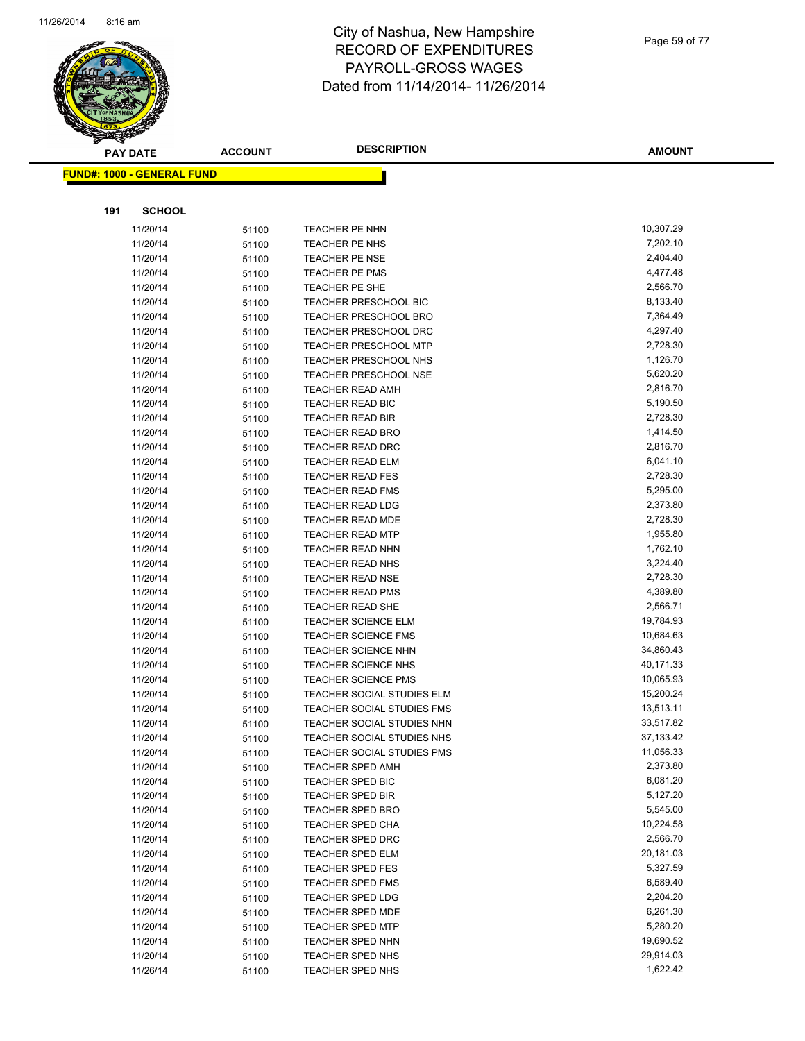# City of Nashua, New Hampshire
# RECORD OF EXPENDITURES
# PAYROLL-GROSS WAGES
# Dated from 11/14/2014- 11/26/2014

**FUND#: 1000 - GENERAL FUND**

**191 SCHOOL**

| PAY DATE | ACCOUNT | DESCRIPTION | AMOUNT |
|---|---|---|---|
| 11/20/14 | 51100 | TEACHER PE NHN | 10,307.29 |
| 11/20/14 | 51100 | TEACHER PE NHS | 7,202.10 |
| 11/20/14 | 51100 | TEACHER PE NSE | 2,404.40 |
| 11/20/14 | 51100 | TEACHER PE PMS | 4,477.48 |
| 11/20/14 | 51100 | TEACHER PE SHE | 2,566.70 |
| 11/20/14 | 51100 | TEACHER PRESCHOOL BIC | 8,133.40 |
| 11/20/14 | 51100 | TEACHER PRESCHOOL BRO | 7,364.49 |
| 11/20/14 | 51100 | TEACHER PRESCHOOL DRC | 4,297.40 |
| 11/20/14 | 51100 | TEACHER PRESCHOOL MTP | 2,728.30 |
| 11/20/14 | 51100 | TEACHER PRESCHOOL NHS | 1,126.70 |
| 11/20/14 | 51100 | TEACHER PRESCHOOL NSE | 5,620.20 |
| 11/20/14 | 51100 | TEACHER READ AMH | 2,816.70 |
| 11/20/14 | 51100 | TEACHER READ BIC | 5,190.50 |
| 11/20/14 | 51100 | TEACHER READ BIR | 2,728.30 |
| 11/20/14 | 51100 | TEACHER READ BRO | 1,414.50 |
| 11/20/14 | 51100 | TEACHER READ DRC | 2,816.70 |
| 11/20/14 | 51100 | TEACHER READ ELM | 6,041.10 |
| 11/20/14 | 51100 | TEACHER READ FES | 2,728.30 |
| 11/20/14 | 51100 | TEACHER READ FMS | 5,295.00 |
| 11/20/14 | 51100 | TEACHER READ LDG | 2,373.80 |
| 11/20/14 | 51100 | TEACHER READ MDE | 2,728.30 |
| 11/20/14 | 51100 | TEACHER READ MTP | 1,955.80 |
| 11/20/14 | 51100 | TEACHER READ NHN | 1,762.10 |
| 11/20/14 | 51100 | TEACHER READ NHS | 3,224.40 |
| 11/20/14 | 51100 | TEACHER READ NSE | 2,728.30 |
| 11/20/14 | 51100 | TEACHER READ PMS | 4,389.80 |
| 11/20/14 | 51100 | TEACHER READ SHE | 2,566.71 |
| 11/20/14 | 51100 | TEACHER SCIENCE ELM | 19,784.93 |
| 11/20/14 | 51100 | TEACHER SCIENCE FMS | 10,684.63 |
| 11/20/14 | 51100 | TEACHER SCIENCE NHN | 34,860.43 |
| 11/20/14 | 51100 | TEACHER SCIENCE NHS | 40,171.33 |
| 11/20/14 | 51100 | TEACHER SCIENCE PMS | 10,065.93 |
| 11/20/14 | 51100 | TEACHER SOCIAL STUDIES ELM | 15,200.24 |
| 11/20/14 | 51100 | TEACHER SOCIAL STUDIES FMS | 13,513.11 |
| 11/20/14 | 51100 | TEACHER SOCIAL STUDIES NHN | 33,517.82 |
| 11/20/14 | 51100 | TEACHER SOCIAL STUDIES NHS | 37,133.42 |
| 11/20/14 | 51100 | TEACHER SOCIAL STUDIES PMS | 11,056.33 |
| 11/20/14 | 51100 | TEACHER SPED AMH | 2,373.80 |
| 11/20/14 | 51100 | TEACHER SPED BIC | 6,081.20 |
| 11/20/14 | 51100 | TEACHER SPED BIR | 5,127.20 |
| 11/20/14 | 51100 | TEACHER SPED BRO | 5,545.00 |
| 11/20/14 | 51100 | TEACHER SPED CHA | 10,224.58 |
| 11/20/14 | 51100 | TEACHER SPED DRC | 2,566.70 |
| 11/20/14 | 51100 | TEACHER SPED ELM | 20,181.03 |
| 11/20/14 | 51100 | TEACHER SPED FES | 5,327.59 |
| 11/20/14 | 51100 | TEACHER SPED FMS | 6,589.40 |
| 11/20/14 | 51100 | TEACHER SPED LDG | 2,204.20 |
| 11/20/14 | 51100 | TEACHER SPED MDE | 6,261.30 |
| 11/20/14 | 51100 | TEACHER SPED MTP | 5,280.20 |
| 11/20/14 | 51100 | TEACHER SPED NHN | 19,690.52 |
| 11/20/14 | 51100 | TEACHER SPED NHS | 29,914.03 |
| 11/26/14 | 51100 | TEACHER SPED NHS | 1,622.42 |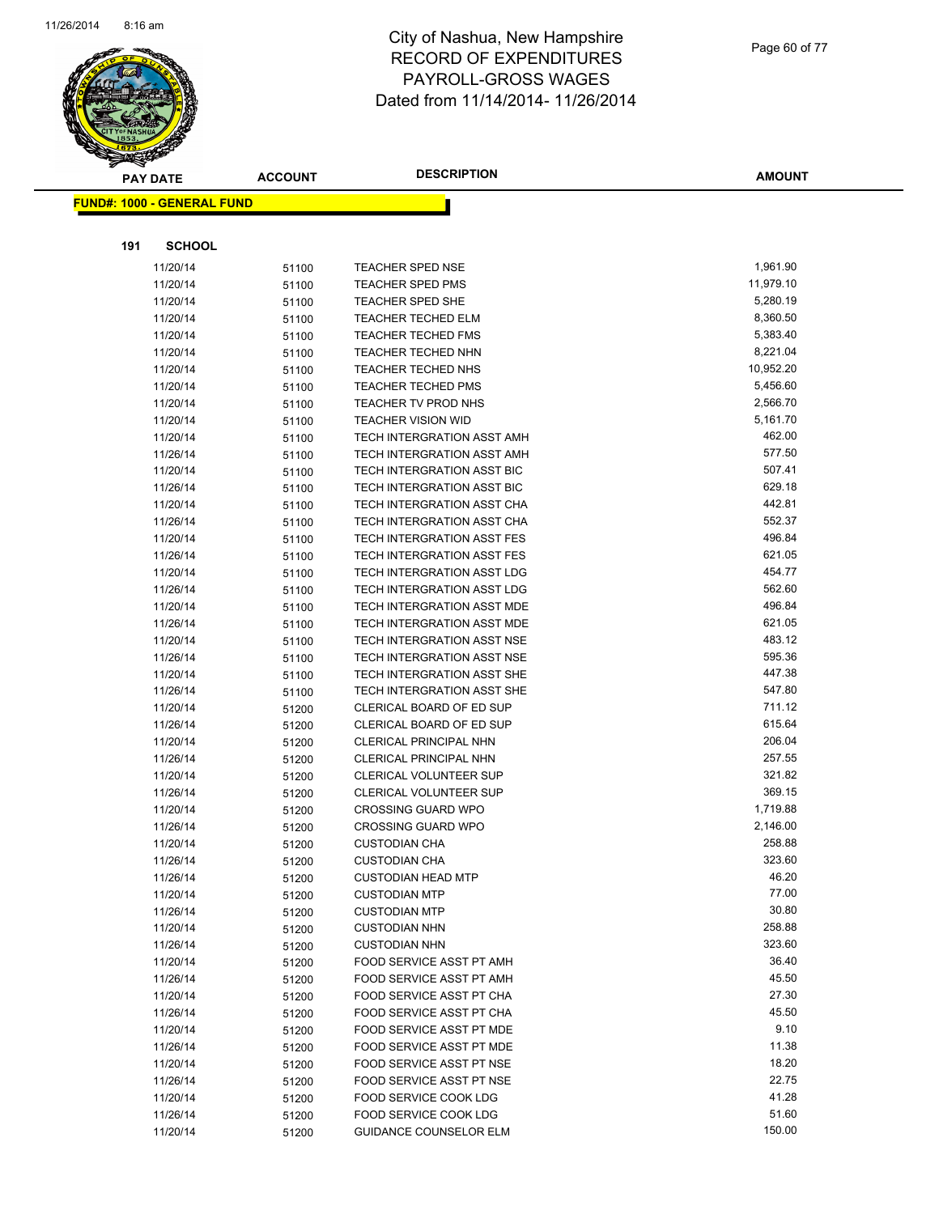# City of Nashua, New Hampshire
## RECORD OF EXPENDITURES
## PAYROLL-GROSS WAGES
## Dated from 11/14/2014- 11/26/2014

**FUND#: 1000 - GENERAL FUND**

**191 SCHOOL**

| PAY DATE | ACCOUNT | DESCRIPTION | AMOUNT |
|---|---|---|---|
| 11/20/14 | 51100 | TEACHER SPED NSE | 1,961.90 |
| 11/20/14 | 51100 | TEACHER SPED PMS | 11,979.10 |
| 11/20/14 | 51100 | TEACHER SPED SHE | 5,280.19 |
| 11/20/14 | 51100 | TEACHER TECHED ELM | 8,360.50 |
| 11/20/14 | 51100 | TEACHER TECHED FMS | 5,383.40 |
| 11/20/14 | 51100 | TEACHER TECHED NHN | 8,221.04 |
| 11/20/14 | 51100 | TEACHER TECHED NHS | 10,952.20 |
| 11/20/14 | 51100 | TEACHER TECHED PMS | 5,456.60 |
| 11/20/14 | 51100 | TEACHER TV PROD NHS | 2,566.70 |
| 11/20/14 | 51100 | TEACHER VISION WID | 5,161.70 |
| 11/20/14 | 51100 | TECH INTERGRATION ASST AMH | 462.00 |
| 11/26/14 | 51100 | TECH INTERGRATION ASST AMH | 577.50 |
| 11/20/14 | 51100 | TECH INTERGRATION ASST BIC | 507.41 |
| 11/26/14 | 51100 | TECH INTERGRATION ASST BIC | 629.18 |
| 11/20/14 | 51100 | TECH INTERGRATION ASST CHA | 442.81 |
| 11/26/14 | 51100 | TECH INTERGRATION ASST CHA | 552.37 |
| 11/20/14 | 51100 | TECH INTERGRATION ASST FES | 496.84 |
| 11/26/14 | 51100 | TECH INTERGRATION ASST FES | 621.05 |
| 11/20/14 | 51100 | TECH INTERGRATION ASST LDG | 454.77 |
| 11/26/14 | 51100 | TECH INTERGRATION ASST LDG | 562.60 |
| 11/20/14 | 51100 | TECH INTERGRATION ASST MDE | 496.84 |
| 11/26/14 | 51100 | TECH INTERGRATION ASST MDE | 621.05 |
| 11/20/14 | 51100 | TECH INTERGRATION ASST NSE | 483.12 |
| 11/26/14 | 51100 | TECH INTERGRATION ASST NSE | 595.36 |
| 11/20/14 | 51100 | TECH INTERGRATION ASST SHE | 447.38 |
| 11/26/14 | 51100 | TECH INTERGRATION ASST SHE | 547.80 |
| 11/20/14 | 51200 | CLERICAL BOARD OF ED SUP | 711.12 |
| 11/26/14 | 51200 | CLERICAL BOARD OF ED SUP | 615.64 |
| 11/20/14 | 51200 | CLERICAL PRINCIPAL NHN | 206.04 |
| 11/26/14 | 51200 | CLERICAL PRINCIPAL NHN | 257.55 |
| 11/20/14 | 51200 | CLERICAL VOLUNTEER SUP | 321.82 |
| 11/26/14 | 51200 | CLERICAL VOLUNTEER SUP | 369.15 |
| 11/20/14 | 51200 | CROSSING GUARD WPO | 1,719.88 |
| 11/26/14 | 51200 | CROSSING GUARD WPO | 2,146.00 |
| 11/20/14 | 51200 | CUSTODIAN CHA | 258.88 |
| 11/26/14 | 51200 | CUSTODIAN CHA | 323.60 |
| 11/26/14 | 51200 | CUSTODIAN HEAD MTP | 46.20 |
| 11/20/14 | 51200 | CUSTODIAN MTP | 77.00 |
| 11/26/14 | 51200 | CUSTODIAN MTP | 30.80 |
| 11/20/14 | 51200 | CUSTODIAN NHN | 258.88 |
| 11/26/14 | 51200 | CUSTODIAN NHN | 323.60 |
| 11/20/14 | 51200 | FOOD SERVICE ASST PT AMH | 36.40 |
| 11/26/14 | 51200 | FOOD SERVICE ASST PT AMH | 45.50 |
| 11/20/14 | 51200 | FOOD SERVICE ASST PT CHA | 27.30 |
| 11/26/14 | 51200 | FOOD SERVICE ASST PT CHA | 45.50 |
| 11/20/14 | 51200 | FOOD SERVICE ASST PT MDE | 9.10 |
| 11/26/14 | 51200 | FOOD SERVICE ASST PT MDE | 11.38 |
| 11/20/14 | 51200 | FOOD SERVICE ASST PT NSE | 18.20 |
| 11/26/14 | 51200 | FOOD SERVICE ASST PT NSE | 22.75 |
| 11/20/14 | 51200 | FOOD SERVICE COOK LDG | 41.28 |
| 11/26/14 | 51200 | FOOD SERVICE COOK LDG | 51.60 |
| 11/20/14 | 51200 | GUIDANCE COUNSELOR ELM | 150.00 |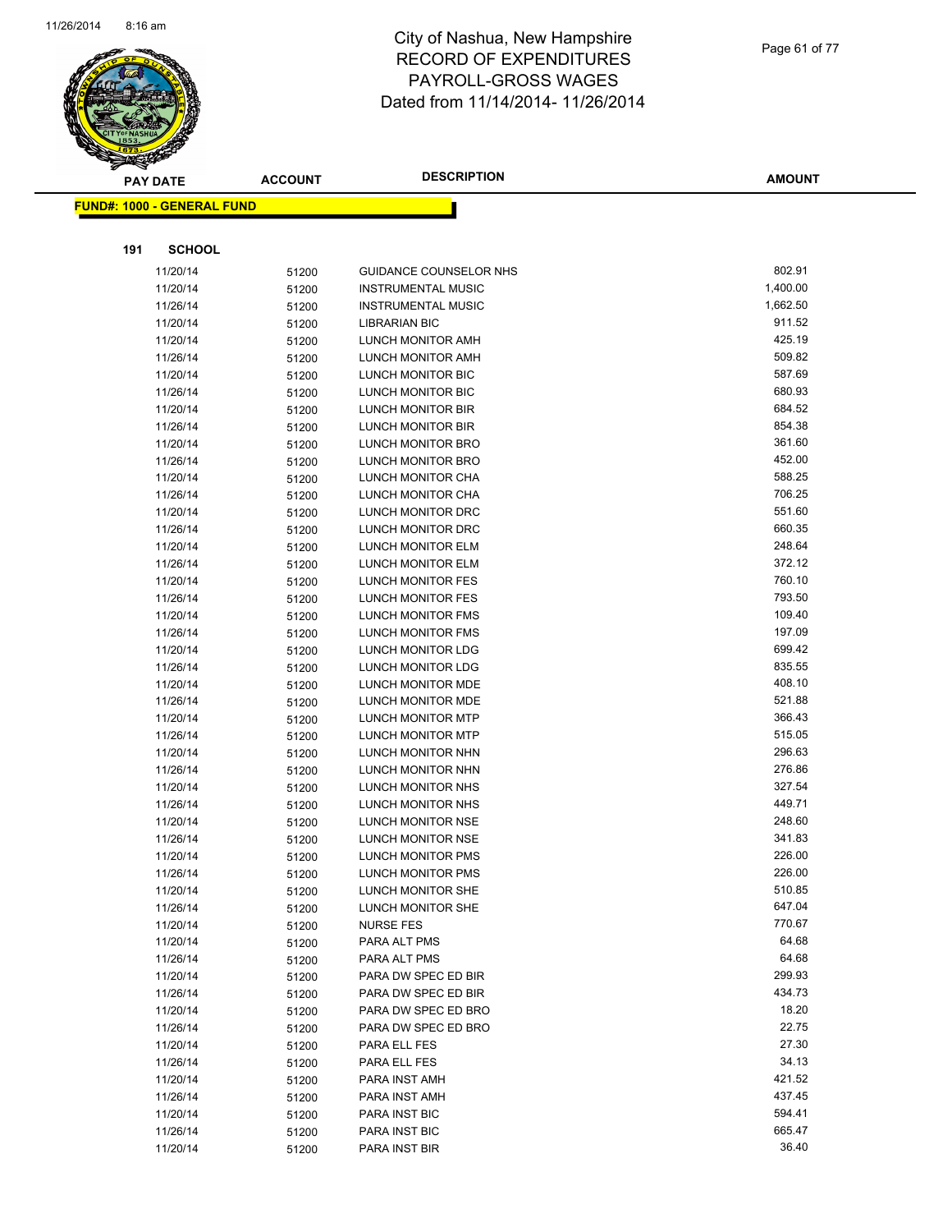# City of Nashua, New Hampshire
## RECORD OF EXPENDITURES
## PAYROLL-GROSS WAGES
## Dated from 11/14/2014- 11/26/2014

**FUND#: 1000 - GENERAL FUND**

**191 SCHOOL**

| PAY DATE | ACCOUNT | DESCRIPTION | AMOUNT |
|---|---|---|---|
| 11/20/14 | 51200 | GUIDANCE COUNSELOR NHS | 802.91 |
| 11/20/14 | 51200 | INSTRUMENTAL MUSIC | 1,400.00 |
| 11/26/14 | 51200 | INSTRUMENTAL MUSIC | 1,662.50 |
| 11/20/14 | 51200 | LIBRARIAN BIC | 911.52 |
| 11/20/14 | 51200 | LUNCH MONITOR AMH | 425.19 |
| 11/26/14 | 51200 | LUNCH MONITOR AMH | 509.82 |
| 11/20/14 | 51200 | LUNCH MONITOR BIC | 587.69 |
| 11/26/14 | 51200 | LUNCH MONITOR BIC | 680.93 |
| 11/20/14 | 51200 | LUNCH MONITOR BIR | 684.52 |
| 11/26/14 | 51200 | LUNCH MONITOR BIR | 854.38 |
| 11/20/14 | 51200 | LUNCH MONITOR BRO | 361.60 |
| 11/26/14 | 51200 | LUNCH MONITOR BRO | 452.00 |
| 11/20/14 | 51200 | LUNCH MONITOR CHA | 588.25 |
| 11/26/14 | 51200 | LUNCH MONITOR CHA | 706.25 |
| 11/20/14 | 51200 | LUNCH MONITOR DRC | 551.60 |
| 11/26/14 | 51200 | LUNCH MONITOR DRC | 660.35 |
| 11/20/14 | 51200 | LUNCH MONITOR ELM | 248.64 |
| 11/26/14 | 51200 | LUNCH MONITOR ELM | 372.12 |
| 11/20/14 | 51200 | LUNCH MONITOR FES | 760.10 |
| 11/26/14 | 51200 | LUNCH MONITOR FES | 793.50 |
| 11/20/14 | 51200 | LUNCH MONITOR FMS | 109.40 |
| 11/26/14 | 51200 | LUNCH MONITOR FMS | 197.09 |
| 11/20/14 | 51200 | LUNCH MONITOR LDG | 699.42 |
| 11/26/14 | 51200 | LUNCH MONITOR LDG | 835.55 |
| 11/20/14 | 51200 | LUNCH MONITOR MDE | 408.10 |
| 11/26/14 | 51200 | LUNCH MONITOR MDE | 521.88 |
| 11/20/14 | 51200 | LUNCH MONITOR MTP | 366.43 |
| 11/26/14 | 51200 | LUNCH MONITOR MTP | 515.05 |
| 11/20/14 | 51200 | LUNCH MONITOR NHN | 296.63 |
| 11/26/14 | 51200 | LUNCH MONITOR NHN | 276.86 |
| 11/20/14 | 51200 | LUNCH MONITOR NHS | 327.54 |
| 11/26/14 | 51200 | LUNCH MONITOR NHS | 449.71 |
| 11/20/14 | 51200 | LUNCH MONITOR NSE | 248.60 |
| 11/26/14 | 51200 | LUNCH MONITOR NSE | 341.83 |
| 11/20/14 | 51200 | LUNCH MONITOR PMS | 226.00 |
| 11/26/14 | 51200 | LUNCH MONITOR PMS | 226.00 |
| 11/20/14 | 51200 | LUNCH MONITOR SHE | 510.85 |
| 11/26/14 | 51200 | LUNCH MONITOR SHE | 647.04 |
| 11/20/14 | 51200 | NURSE FES | 770.67 |
| 11/20/14 | 51200 | PARA ALT PMS | 64.68 |
| 11/26/14 | 51200 | PARA ALT PMS | 64.68 |
| 11/20/14 | 51200 | PARA DW SPEC ED BIR | 299.93 |
| 11/26/14 | 51200 | PARA DW SPEC ED BIR | 434.73 |
| 11/20/14 | 51200 | PARA DW SPEC ED BRO | 18.20 |
| 11/26/14 | 51200 | PARA DW SPEC ED BRO | 22.75 |
| 11/20/14 | 51200 | PARA ELL FES | 27.30 |
| 11/26/14 | 51200 | PARA ELL FES | 34.13 |
| 11/20/14 | 51200 | PARA INST AMH | 421.52 |
| 11/26/14 | 51200 | PARA INST AMH | 437.45 |
| 11/20/14 | 51200 | PARA INST BIC | 594.41 |
| 11/26/14 | 51200 | PARA INST BIC | 665.47 |
| 11/20/14 | 51200 | PARA INST BIR | 36.40 |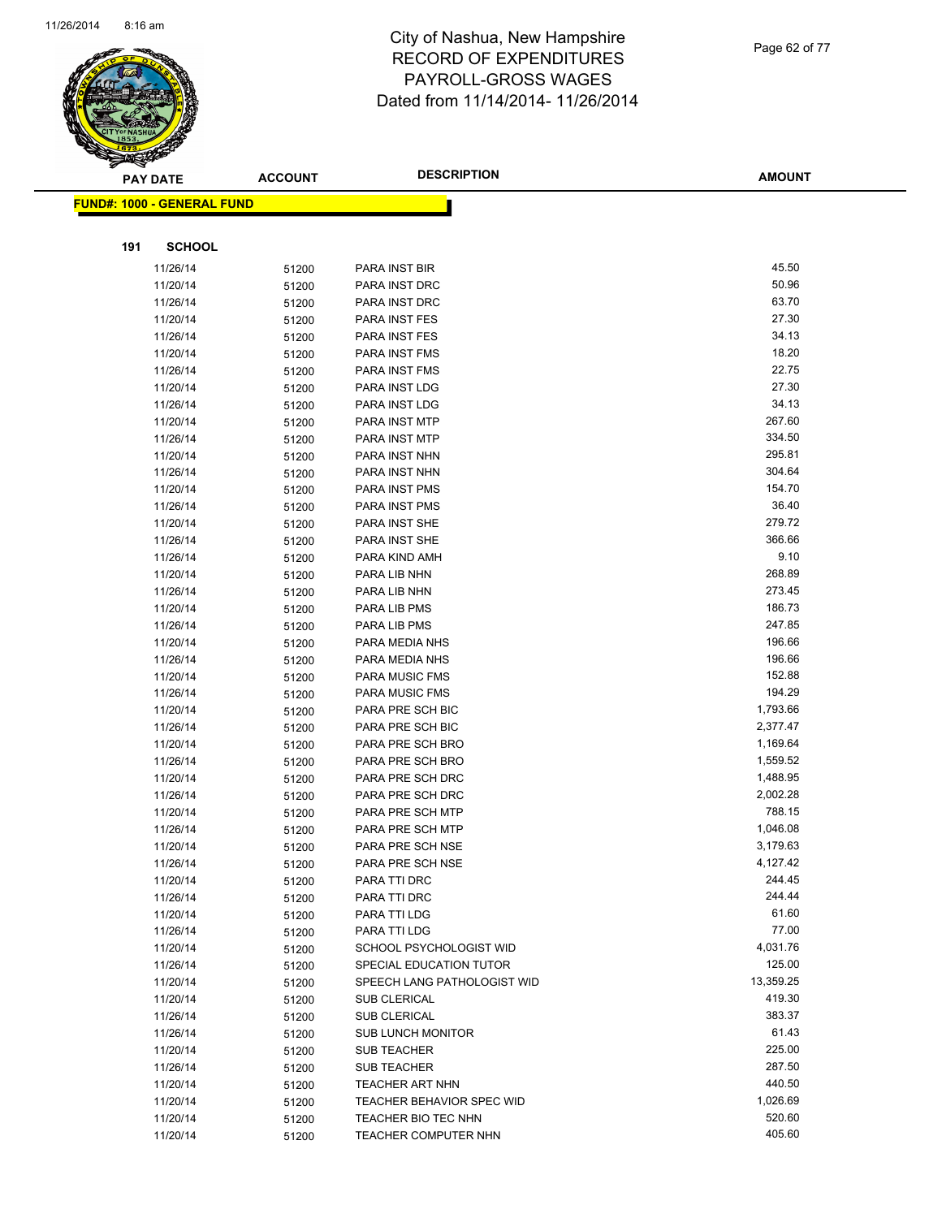# City of Nashua, New Hampshire
# RECORD OF EXPENDITURES
# PAYROLL-GROSS WAGES
# Dated from 11/14/2014- 11/26/2014

**FUND#: 1000 - GENERAL FUND**

**191 SCHOOL**

| PAY DATE | ACCOUNT | DESCRIPTION | AMOUNT |
|---|---|---|---|
| 11/26/14 | 51200 | PARA INST BIR | 45.50 |
| 11/20/14 | 51200 | PARA INST DRC | 50.96 |
| 11/26/14 | 51200 | PARA INST DRC | 63.70 |
| 11/20/14 | 51200 | PARA INST FES | 27.30 |
| 11/26/14 | 51200 | PARA INST FES | 34.13 |
| 11/20/14 | 51200 | PARA INST FMS | 18.20 |
| 11/26/14 | 51200 | PARA INST FMS | 22.75 |
| 11/20/14 | 51200 | PARA INST LDG | 27.30 |
| 11/26/14 | 51200 | PARA INST LDG | 34.13 |
| 11/20/14 | 51200 | PARA INST MTP | 267.60 |
| 11/26/14 | 51200 | PARA INST MTP | 334.50 |
| 11/20/14 | 51200 | PARA INST NHN | 295.81 |
| 11/26/14 | 51200 | PARA INST NHN | 304.64 |
| 11/20/14 | 51200 | PARA INST PMS | 154.70 |
| 11/26/14 | 51200 | PARA INST PMS | 36.40 |
| 11/20/14 | 51200 | PARA INST SHE | 279.72 |
| 11/26/14 | 51200 | PARA INST SHE | 366.66 |
| 11/26/14 | 51200 | PARA KIND AMH | 9.10 |
| 11/20/14 | 51200 | PARA LIB NHN | 268.89 |
| 11/26/14 | 51200 | PARA LIB NHN | 273.45 |
| 11/20/14 | 51200 | PARA LIB PMS | 186.73 |
| 11/26/14 | 51200 | PARA LIB PMS | 247.85 |
| 11/20/14 | 51200 | PARA MEDIA NHS | 196.66 |
| 11/26/14 | 51200 | PARA MEDIA NHS | 196.66 |
| 11/20/14 | 51200 | PARA MUSIC FMS | 152.88 |
| 11/26/14 | 51200 | PARA MUSIC FMS | 194.29 |
| 11/20/14 | 51200 | PARA PRE SCH BIC | 1,793.66 |
| 11/26/14 | 51200 | PARA PRE SCH BIC | 2,377.47 |
| 11/20/14 | 51200 | PARA PRE SCH BRO | 1,169.64 |
| 11/26/14 | 51200 | PARA PRE SCH BRO | 1,559.52 |
| 11/20/14 | 51200 | PARA PRE SCH DRC | 1,488.95 |
| 11/26/14 | 51200 | PARA PRE SCH DRC | 2,002.28 |
| 11/20/14 | 51200 | PARA PRE SCH MTP | 788.15 |
| 11/26/14 | 51200 | PARA PRE SCH MTP | 1,046.08 |
| 11/20/14 | 51200 | PARA PRE SCH NSE | 3,179.63 |
| 11/26/14 | 51200 | PARA PRE SCH NSE | 4,127.42 |
| 11/20/14 | 51200 | PARA TTI DRC | 244.45 |
| 11/26/14 | 51200 | PARA TTI DRC | 244.44 |
| 11/20/14 | 51200 | PARA TTI LDG | 61.60 |
| 11/26/14 | 51200 | PARA TTI LDG | 77.00 |
| 11/20/14 | 51200 | SCHOOL PSYCHOLOGIST WID | 4,031.76 |
| 11/26/14 | 51200 | SPECIAL EDUCATION TUTOR | 125.00 |
| 11/20/14 | 51200 | SPEECH LANG PATHOLOGIST WID | 13,359.25 |
| 11/20/14 | 51200 | SUB CLERICAL | 419.30 |
| 11/26/14 | 51200 | SUB CLERICAL | 383.37 |
| 11/26/14 | 51200 | SUB LUNCH MONITOR | 61.43 |
| 11/20/14 | 51200 | SUB TEACHER | 225.00 |
| 11/26/14 | 51200 | SUB TEACHER | 287.50 |
| 11/20/14 | 51200 | TEACHER ART NHN | 440.50 |
| 11/20/14 | 51200 | TEACHER BEHAVIOR SPEC WID | 1,026.69 |
| 11/20/14 | 51200 | TEACHER BIO TEC NHN | 520.60 |
| 11/20/14 | 51200 | TEACHER COMPUTER NHN | 405.60 |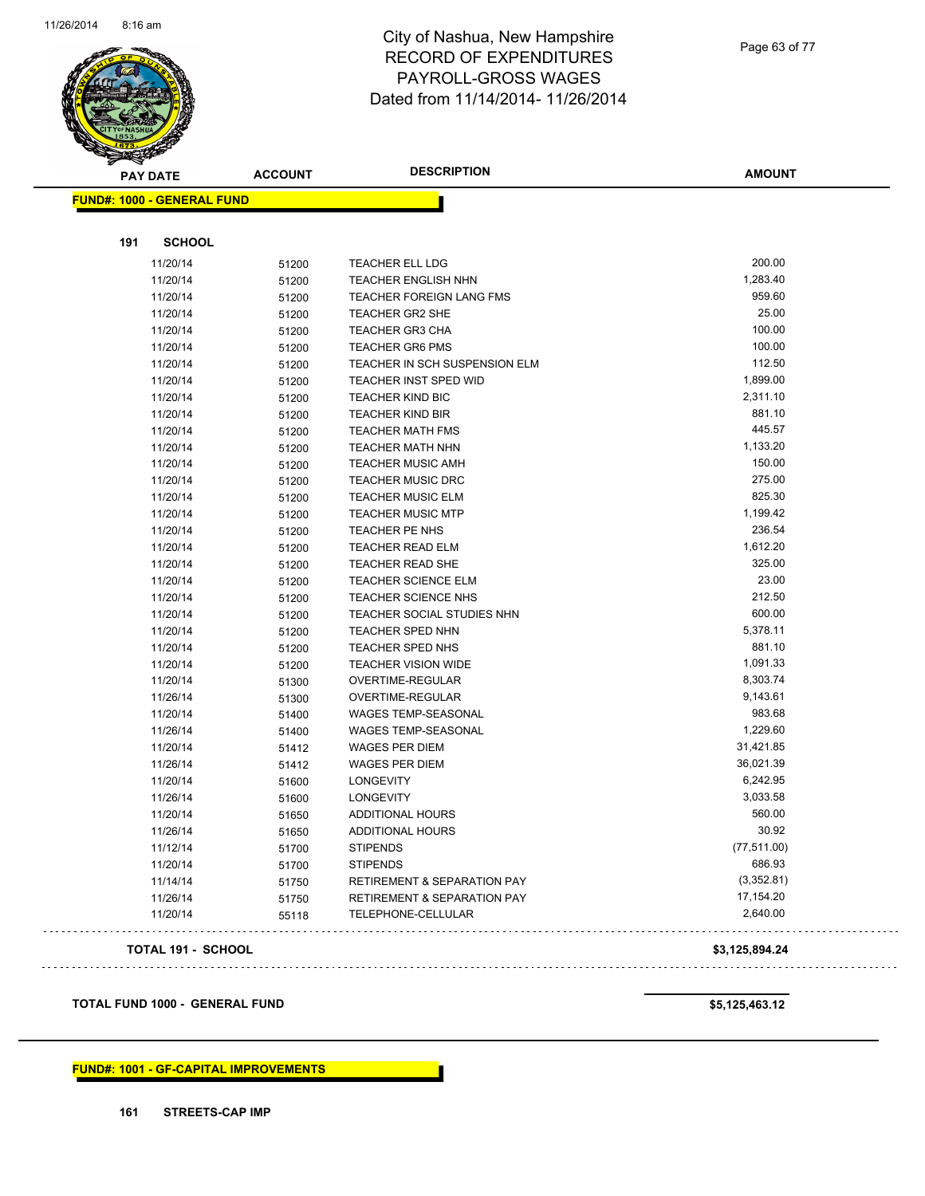City of Nashua, New Hampshire
RECORD OF EXPENDITURES
PAYROLL-GROSS WAGES
Dated from 11/14/2014- 11/26/2014

| PAY DATE | ACCOUNT | DESCRIPTION | AMOUNT |
|---|---|---|---|

**FUND#: 1000 - GENERAL FUND**

**191 SCHOOL**

| PAY DATE | ACCOUNT | DESCRIPTION | AMOUNT |
|---|---|---|---|
| 11/20/14 | 51200 | TEACHER ELL LDG | 200.00 |
| 11/20/14 | 51200 | TEACHER ENGLISH NHN | 1,283.40 |
| 11/20/14 | 51200 | TEACHER FOREIGN LANG FMS | 959.60 |
| 11/20/14 | 51200 | TEACHER GR2 SHE | 25.00 |
| 11/20/14 | 51200 | TEACHER GR3 CHA | 100.00 |
| 11/20/14 | 51200 | TEACHER GR6 PMS | 100.00 |
| 11/20/14 | 51200 | TEACHER IN SCH SUSPENSION ELM | 112.50 |
| 11/20/14 | 51200 | TEACHER INST SPED WID | 1,899.00 |
| 11/20/14 | 51200 | TEACHER KIND BIC | 2,311.10 |
| 11/20/14 | 51200 | TEACHER KIND BIR | 881.10 |
| 11/20/14 | 51200 | TEACHER MATH FMS | 445.57 |
| 11/20/14 | 51200 | TEACHER MATH NHN | 1,133.20 |
| 11/20/14 | 51200 | TEACHER MUSIC AMH | 150.00 |
| 11/20/14 | 51200 | TEACHER MUSIC DRC | 275.00 |
| 11/20/14 | 51200 | TEACHER MUSIC ELM | 825.30 |
| 11/20/14 | 51200 | TEACHER MUSIC MTP | 1,199.42 |
| 11/20/14 | 51200 | TEACHER PE NHS | 236.54 |
| 11/20/14 | 51200 | TEACHER READ ELM | 1,612.20 |
| 11/20/14 | 51200 | TEACHER READ SHE | 325.00 |
| 11/20/14 | 51200 | TEACHER SCIENCE ELM | 23.00 |
| 11/20/14 | 51200 | TEACHER SCIENCE NHS | 212.50 |
| 11/20/14 | 51200 | TEACHER SOCIAL STUDIES NHN | 600.00 |
| 11/20/14 | 51200 | TEACHER SPED NHN | 5,378.11 |
| 11/20/14 | 51200 | TEACHER SPED NHS | 881.10 |
| 11/20/14 | 51200 | TEACHER VISION WIDE | 1,091.33 |
| 11/20/14 | 51300 | OVERTIME-REGULAR | 8,303.74 |
| 11/26/14 | 51300 | OVERTIME-REGULAR | 9,143.61 |
| 11/20/14 | 51400 | WAGES TEMP-SEASONAL | 983.68 |
| 11/26/14 | 51400 | WAGES TEMP-SEASONAL | 1,229.60 |
| 11/20/14 | 51412 | WAGES PER DIEM | 31,421.85 |
| 11/26/14 | 51412 | WAGES PER DIEM | 36,021.39 |
| 11/20/14 | 51600 | LONGEVITY | 6,242.95 |
| 11/26/14 | 51600 | LONGEVITY | 3,033.58 |
| 11/20/14 | 51650 | ADDITIONAL HOURS | 560.00 |
| 11/26/14 | 51650 | ADDITIONAL HOURS | 30.92 |
| 11/12/14 | 51700 | STIPENDS | (77,511.00) |
| 11/20/14 | 51700 | STIPENDS | 686.93 |
| 11/14/14 | 51750 | RETIREMENT & SEPARATION PAY | (3,352.81) |
| 11/26/14 | 51750 | RETIREMENT & SEPARATION PAY | 17,154.20 |
| 11/20/14 | 55118 | TELEPHONE-CELLULAR | 2,640.00 |

**TOTAL 191 - SCHOOL** **$3,125,894.24**

**TOTAL FUND 1000 - GENERAL FUND** **$5,125,463.12**

**FUND#: 1001 - GF-CAPITAL IMPROVEMENTS**

**161 STREETS-CAP IMP**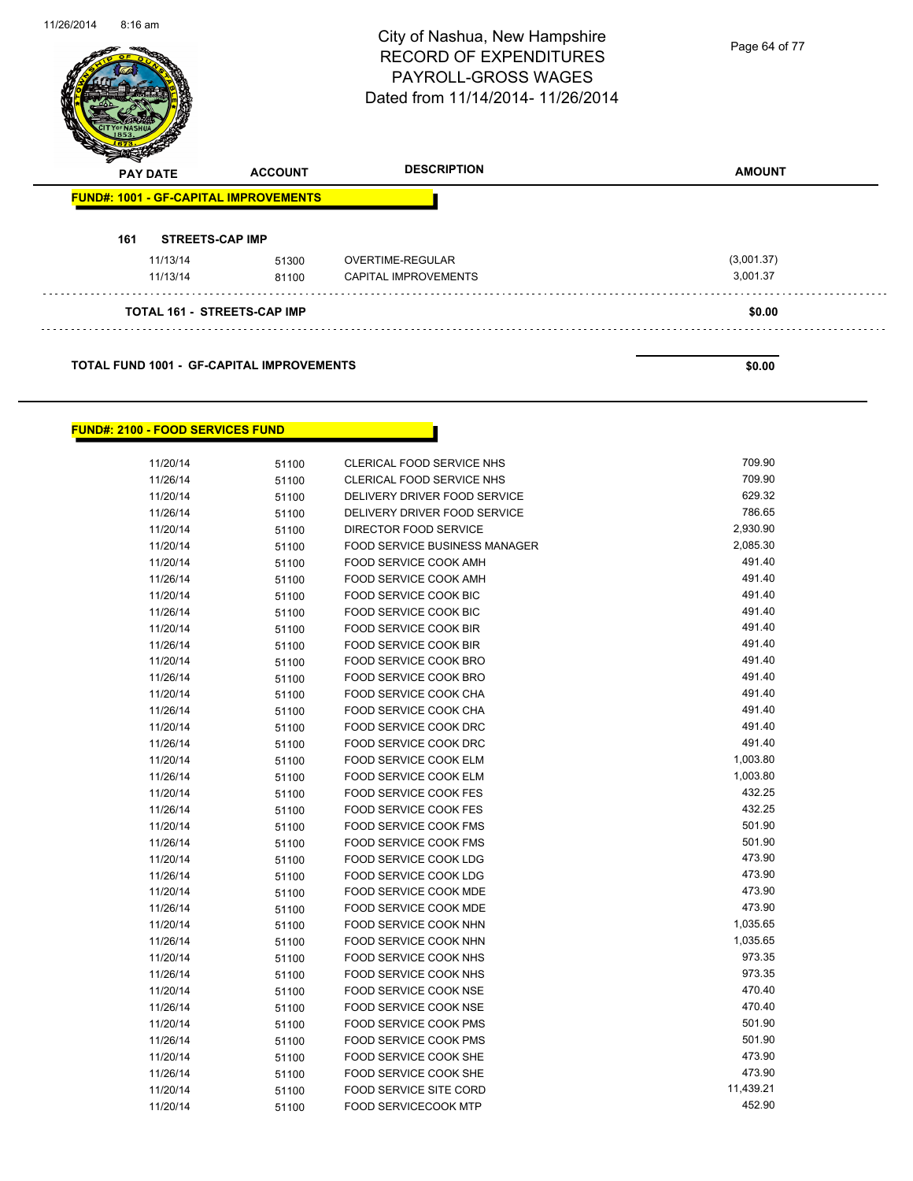# City of Nashua, New Hampshire
## RECORD OF EXPENDITURES
## PAYROLL-GROSS WAGES
## Dated from 11/14/2014- 11/26/2014

| PAY DATE | ACCOUNT | DESCRIPTION | AMOUNT |
|---|---|---|---|

**FUND#: 1001 - GF-CAPITAL IMPROVEMENTS**

**161 STREETS-CAP IMP**

| PAY DATE | ACCOUNT | DESCRIPTION | AMOUNT |
|---|---|---|---|
| 11/13/14 | 51300 | OVERTIME-REGULAR | (3,001.37) |
| 11/13/14 | 81100 | CAPITAL IMPROVEMENTS | 3,001.37 |

**TOTAL 161 - STREETS-CAP IMP** **$0.00**

**TOTAL FUND 1001 - GF-CAPITAL IMPROVEMENTS** **$0.00**

**FUND#: 2100 - FOOD SERVICES FUND**

| PAY DATE | ACCOUNT | DESCRIPTION | AMOUNT |
|---|---|---|---|
| 11/20/14 | 51100 | CLERICAL FOOD SERVICE NHS | 709.90 |
| 11/26/14 | 51100 | CLERICAL FOOD SERVICE NHS | 709.90 |
| 11/20/14 | 51100 | DELIVERY DRIVER FOOD SERVICE | 629.32 |
| 11/26/14 | 51100 | DELIVERY DRIVER FOOD SERVICE | 786.65 |
| 11/20/14 | 51100 | DIRECTOR FOOD SERVICE | 2,930.90 |
| 11/20/14 | 51100 | FOOD SERVICE BUSINESS MANAGER | 2,085.30 |
| 11/20/14 | 51100 | FOOD SERVICE COOK AMH | 491.40 |
| 11/26/14 | 51100 | FOOD SERVICE COOK AMH | 491.40 |
| 11/20/14 | 51100 | FOOD SERVICE COOK BIC | 491.40 |
| 11/26/14 | 51100 | FOOD SERVICE COOK BIC | 491.40 |
| 11/20/14 | 51100 | FOOD SERVICE COOK BIR | 491.40 |
| 11/26/14 | 51100 | FOOD SERVICE COOK BIR | 491.40 |
| 11/20/14 | 51100 | FOOD SERVICE COOK BRO | 491.40 |
| 11/26/14 | 51100 | FOOD SERVICE COOK BRO | 491.40 |
| 11/20/14 | 51100 | FOOD SERVICE COOK CHA | 491.40 |
| 11/26/14 | 51100 | FOOD SERVICE COOK CHA | 491.40 |
| 11/20/14 | 51100 | FOOD SERVICE COOK DRC | 491.40 |
| 11/26/14 | 51100 | FOOD SERVICE COOK DRC | 491.40 |
| 11/20/14 | 51100 | FOOD SERVICE COOK ELM | 1,003.80 |
| 11/26/14 | 51100 | FOOD SERVICE COOK ELM | 1,003.80 |
| 11/20/14 | 51100 | FOOD SERVICE COOK FES | 432.25 |
| 11/26/14 | 51100 | FOOD SERVICE COOK FES | 432.25 |
| 11/20/14 | 51100 | FOOD SERVICE COOK FMS | 501.90 |
| 11/26/14 | 51100 | FOOD SERVICE COOK FMS | 501.90 |
| 11/20/14 | 51100 | FOOD SERVICE COOK LDG | 473.90 |
| 11/26/14 | 51100 | FOOD SERVICE COOK LDG | 473.90 |
| 11/20/14 | 51100 | FOOD SERVICE COOK MDE | 473.90 |
| 11/26/14 | 51100 | FOOD SERVICE COOK MDE | 473.90 |
| 11/20/14 | 51100 | FOOD SERVICE COOK NHN | 1,035.65 |
| 11/26/14 | 51100 | FOOD SERVICE COOK NHN | 1,035.65 |
| 11/20/14 | 51100 | FOOD SERVICE COOK NHS | 973.35 |
| 11/26/14 | 51100 | FOOD SERVICE COOK NHS | 973.35 |
| 11/20/14 | 51100 | FOOD SERVICE COOK NSE | 470.40 |
| 11/26/14 | 51100 | FOOD SERVICE COOK NSE | 470.40 |
| 11/20/14 | 51100 | FOOD SERVICE COOK PMS | 501.90 |
| 11/26/14 | 51100 | FOOD SERVICE COOK PMS | 501.90 |
| 11/20/14 | 51100 | FOOD SERVICE COOK SHE | 473.90 |
| 11/26/14 | 51100 | FOOD SERVICE COOK SHE | 473.90 |
| 11/20/14 | 51100 | FOOD SERVICE SITE CORD | 11,439.21 |
| 11/20/14 | 51100 | FOOD SERVICECOOK MTP | 452.90 |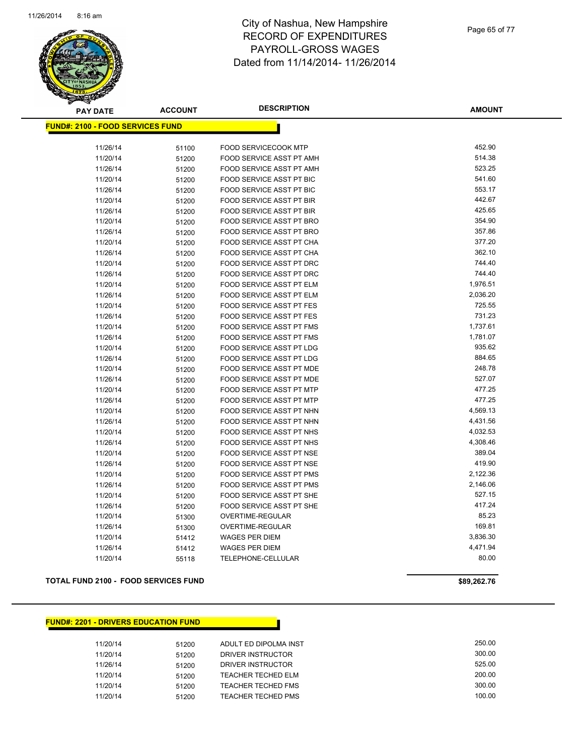# City of Nashua, New Hampshire
## RECORD OF EXPENDITURES
## PAYROLL-GROSS WAGES
## Dated from 11/14/2014- 11/26/2014

| PAY DATE | ACCOUNT | DESCRIPTION | AMOUNT |
|---|---|---|---|
| **FUND#: 2100 - FOOD SERVICES FUND** | | | |
| 11/26/14 | 51100 | FOOD SERVICECOOK MTP | 452.90 |
| 11/20/14 | 51200 | FOOD SERVICE ASST PT AMH | 514.38 |
| 11/26/14 | 51200 | FOOD SERVICE ASST PT AMH | 523.25 |
| 11/20/14 | 51200 | FOOD SERVICE ASST PT BIC | 541.60 |
| 11/26/14 | 51200 | FOOD SERVICE ASST PT BIC | 553.17 |
| 11/20/14 | 51200 | FOOD SERVICE ASST PT BIR | 442.67 |
| 11/26/14 | 51200 | FOOD SERVICE ASST PT BIR | 425.65 |
| 11/20/14 | 51200 | FOOD SERVICE ASST PT BRO | 354.90 |
| 11/26/14 | 51200 | FOOD SERVICE ASST PT BRO | 357.86 |
| 11/20/14 | 51200 | FOOD SERVICE ASST PT CHA | 377.20 |
| 11/26/14 | 51200 | FOOD SERVICE ASST PT CHA | 362.10 |
| 11/20/14 | 51200 | FOOD SERVICE ASST PT DRC | 744.40 |
| 11/26/14 | 51200 | FOOD SERVICE ASST PT DRC | 744.40 |
| 11/20/14 | 51200 | FOOD SERVICE ASST PT ELM | 1,976.51 |
| 11/26/14 | 51200 | FOOD SERVICE ASST PT ELM | 2,036.20 |
| 11/20/14 | 51200 | FOOD SERVICE ASST PT FES | 725.55 |
| 11/26/14 | 51200 | FOOD SERVICE ASST PT FES | 731.23 |
| 11/20/14 | 51200 | FOOD SERVICE ASST PT FMS | 1,737.61 |
| 11/26/14 | 51200 | FOOD SERVICE ASST PT FMS | 1,781.07 |
| 11/20/14 | 51200 | FOOD SERVICE ASST PT LDG | 935.62 |
| 11/26/14 | 51200 | FOOD SERVICE ASST PT LDG | 884.65 |
| 11/20/14 | 51200 | FOOD SERVICE ASST PT MDE | 248.78 |
| 11/26/14 | 51200 | FOOD SERVICE ASST PT MDE | 527.07 |
| 11/20/14 | 51200 | FOOD SERVICE ASST PT MTP | 477.25 |
| 11/26/14 | 51200 | FOOD SERVICE ASST PT MTP | 477.25 |
| 11/20/14 | 51200 | FOOD SERVICE ASST PT NHN | 4,569.13 |
| 11/26/14 | 51200 | FOOD SERVICE ASST PT NHN | 4,431.56 |
| 11/20/14 | 51200 | FOOD SERVICE ASST PT NHS | 4,032.53 |
| 11/26/14 | 51200 | FOOD SERVICE ASST PT NHS | 4,308.46 |
| 11/20/14 | 51200 | FOOD SERVICE ASST PT NSE | 389.04 |
| 11/26/14 | 51200 | FOOD SERVICE ASST PT NSE | 419.90 |
| 11/20/14 | 51200 | FOOD SERVICE ASST PT PMS | 2,122.36 |
| 11/26/14 | 51200 | FOOD SERVICE ASST PT PMS | 2,146.06 |
| 11/20/14 | 51200 | FOOD SERVICE ASST PT SHE | 527.15 |
| 11/26/14 | 51200 | FOOD SERVICE ASST PT SHE | 417.24 |
| 11/20/14 | 51300 | OVERTIME-REGULAR | 85.23 |
| 11/26/14 | 51300 | OVERTIME-REGULAR | 169.81 |
| 11/20/14 | 51412 | WAGES PER DIEM | 3,836.30 |
| 11/26/14 | 51412 | WAGES PER DIEM | 4,471.94 |
| 11/20/14 | 55118 | TELEPHONE-CELLULAR | 80.00 |
| **TOTAL FUND 2100 - FOOD SERVICES FUND** | | | **$89,262.76** |

| PAY DATE | ACCOUNT | DESCRIPTION | AMOUNT |
|---|---|---|---|
| **FUND#: 2201 - DRIVERS EDUCATION FUND** | | | |
| 11/20/14 | 51200 | ADULT ED DIPOLMA INST | 250.00 |
| 11/20/14 | 51200 | DRIVER INSTRUCTOR | 300.00 |
| 11/26/14 | 51200 | DRIVER INSTRUCTOR | 525.00 |
| 11/20/14 | 51200 | TEACHER TECHED ELM | 200.00 |
| 11/20/14 | 51200 | TEACHER TECHED FMS | 300.00 |
| 11/20/14 | 51200 | TEACHER TECHED PMS | 100.00 |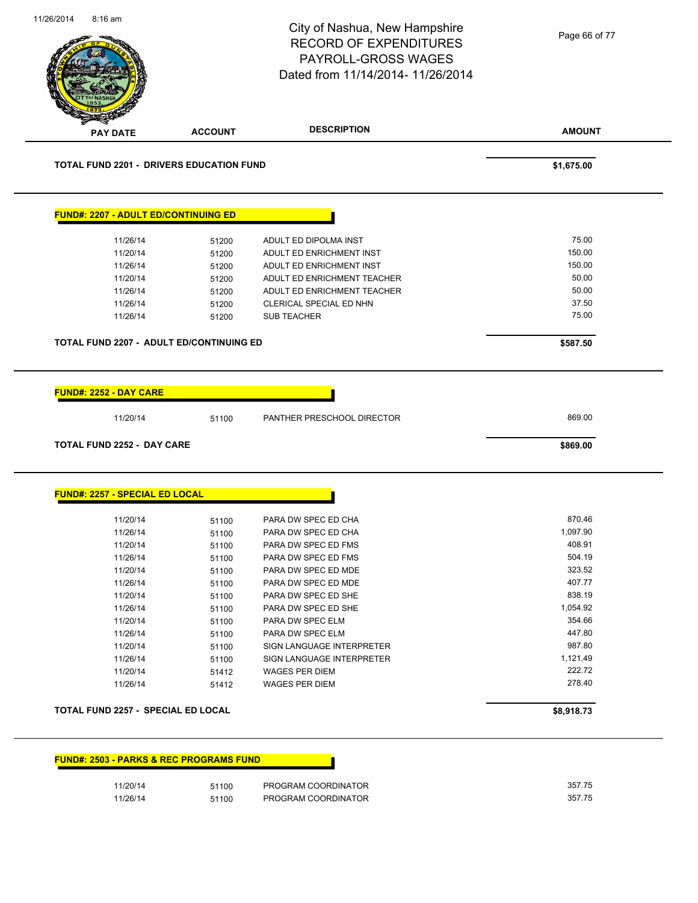| PAY DATE | ACCOUNT | DESCRIPTION | AMOUNT |
|---|---|---|---|

**TOTAL FUND 2201 - DRIVERS EDUCATION FUND** **$1,675.00**

**FUND#: 2207 - ADULT ED/CONTINUING ED**

| PAY DATE | ACCOUNT | DESCRIPTION | AMOUNT |
|---|---|---|---|
| 11/26/14 | 51200 | ADULT ED DIPOLMA INST | 75.00 |
| 11/20/14 | 51200 | ADULT ED ENRICHMENT INST | 150.00 |
| 11/26/14 | 51200 | ADULT ED ENRICHMENT INST | 150.00 |
| 11/20/14 | 51200 | ADULT ED ENRICHMENT TEACHER | 50.00 |
| 11/26/14 | 51200 | ADULT ED ENRICHMENT TEACHER | 50.00 |
| 11/26/14 | 51200 | CLERICAL SPECIAL ED NHN | 37.50 |
| 11/26/14 | 51200 | SUB TEACHER | 75.00 |

**TOTAL FUND 2207 - ADULT ED/CONTINUING ED** **$587.50**

**FUND#: 2252 - DAY CARE**

| PAY DATE | ACCOUNT | DESCRIPTION | AMOUNT |
|---|---|---|---|
| 11/20/14 | 51100 | PANTHER PRESCHOOL DIRECTOR | 869.00 |

**TOTAL FUND 2252 - DAY CARE** **$869.00**

**FUND#: 2257 - SPECIAL ED LOCAL**

| PAY DATE | ACCOUNT | DESCRIPTION | AMOUNT |
|---|---|---|---|
| 11/20/14 | 51100 | PARA DW SPEC ED CHA | 870.46 |
| 11/26/14 | 51100 | PARA DW SPEC ED CHA | 1,097.90 |
| 11/20/14 | 51100 | PARA DW SPEC ED FMS | 408.91 |
| 11/26/14 | 51100 | PARA DW SPEC ED FMS | 504.19 |
| 11/20/14 | 51100 | PARA DW SPEC ED MDE | 323.52 |
| 11/26/14 | 51100 | PARA DW SPEC ED MDE | 407.77 |
| 11/20/14 | 51100 | PARA DW SPEC ED SHE | 838.19 |
| 11/26/14 | 51100 | PARA DW SPEC ED SHE | 1,054.92 |
| 11/20/14 | 51100 | PARA DW SPEC ELM | 354.66 |
| 11/26/14 | 51100 | PARA DW SPEC ELM | 447.80 |
| 11/20/14 | 51100 | SIGN LANGUAGE INTERPRETER | 987.80 |
| 11/26/14 | 51100 | SIGN LANGUAGE INTERPRETER | 1,121.49 |
| 11/20/14 | 51412 | WAGES PER DIEM | 222.72 |
| 11/26/14 | 51412 | WAGES PER DIEM | 278.40 |

**TOTAL FUND 2257 - SPECIAL ED LOCAL** **$8,918.73**

**FUND#: 2503 - PARKS & REC PROGRAMS FUND**

| PAY DATE | ACCOUNT | DESCRIPTION | AMOUNT |
|---|---|---|---|
| 11/20/14 | 51100 | PROGRAM COORDINATOR | 357.75 |
| 11/26/14 | 51100 | PROGRAM COORDINATOR | 357.75 |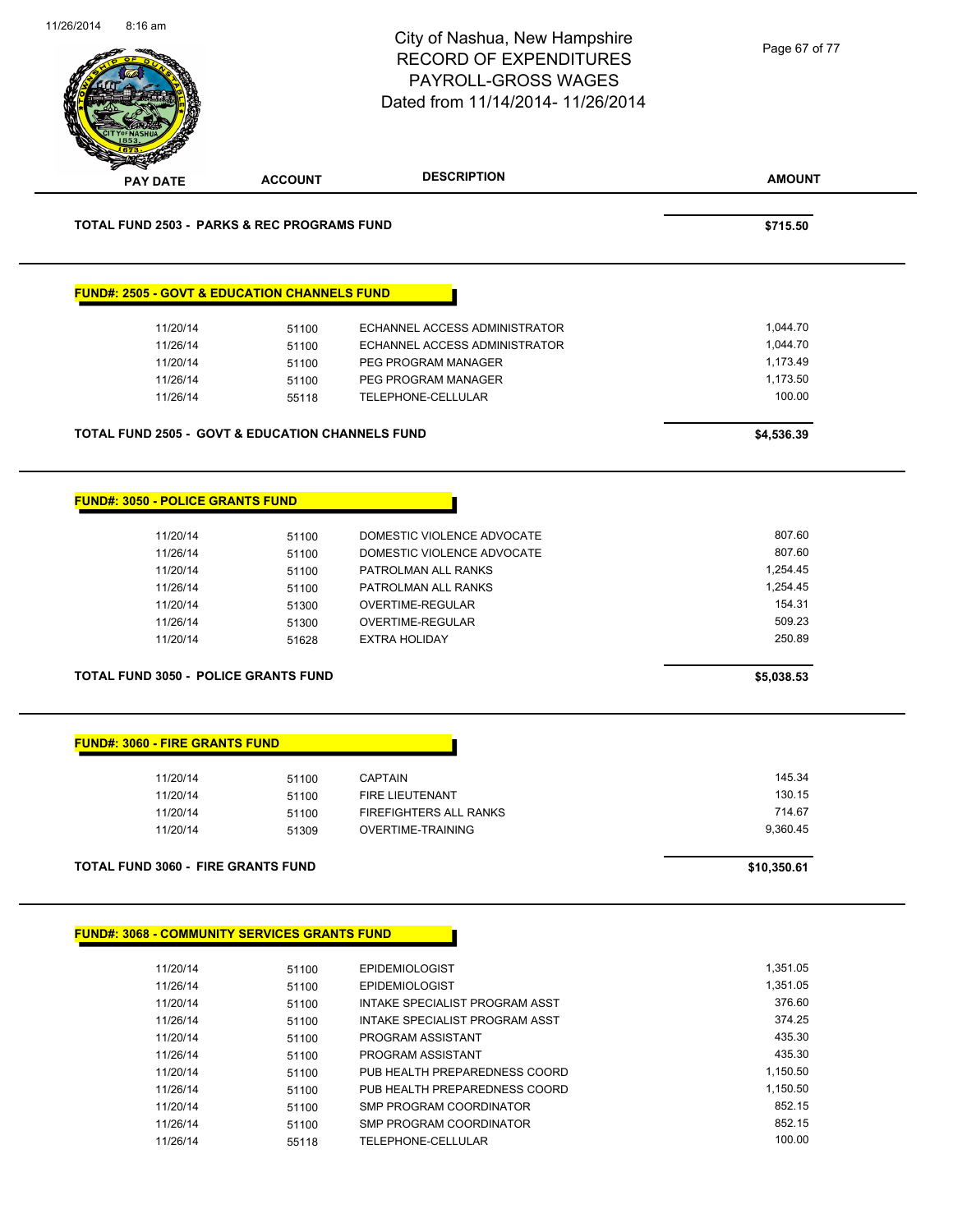| PAY DATE | ACCOUNT | DESCRIPTION | AMOUNT |
|---|---|---|---|

**TOTAL FUND 2503 - PARKS & REC PROGRAMS FUND** **$715.50**

## FUND#: 2505 - GOVT & EDUCATION CHANNELS FUND

| PAY DATE | ACCOUNT | DESCRIPTION | AMOUNT |
|---|---|---|---|
| 11/20/14 | 51100 | ECHANNEL ACCESS ADMINISTRATOR | 1,044.70 |
| 11/26/14 | 51100 | ECHANNEL ACCESS ADMINISTRATOR | 1,044.70 |
| 11/20/14 | 51100 | PEG PROGRAM MANAGER | 1,173.49 |
| 11/26/14 | 51100 | PEG PROGRAM MANAGER | 1,173.50 |
| 11/26/14 | 55118 | TELEPHONE-CELLULAR | 100.00 |

**TOTAL FUND 2505 - GOVT & EDUCATION CHANNELS FUND** **$4,536.39**

## FUND#: 3050 - POLICE GRANTS FUND

| PAY DATE | ACCOUNT | DESCRIPTION | AMOUNT |
|---|---|---|---|
| 11/20/14 | 51100 | DOMESTIC VIOLENCE ADVOCATE | 807.60 |
| 11/26/14 | 51100 | DOMESTIC VIOLENCE ADVOCATE | 807.60 |
| 11/20/14 | 51100 | PATROLMAN ALL RANKS | 1,254.45 |
| 11/26/14 | 51100 | PATROLMAN ALL RANKS | 1,254.45 |
| 11/20/14 | 51300 | OVERTIME-REGULAR | 154.31 |
| 11/26/14 | 51300 | OVERTIME-REGULAR | 509.23 |
| 11/20/14 | 51628 | EXTRA HOLIDAY | 250.89 |

**TOTAL FUND 3050 - POLICE GRANTS FUND** **$5,038.53**

## FUND#: 3060 - FIRE GRANTS FUND

| PAY DATE | ACCOUNT | DESCRIPTION | AMOUNT |
|---|---|---|---|
| 11/20/14 | 51100 | CAPTAIN | 145.34 |
| 11/20/14 | 51100 | FIRE LIEUTENANT | 130.15 |
| 11/20/14 | 51100 | FIREFIGHTERS ALL RANKS | 714.67 |
| 11/20/14 | 51309 | OVERTIME-TRAINING | 9,360.45 |

**TOTAL FUND 3060 - FIRE GRANTS FUND** **$10,350.61**

## FUND#: 3068 - COMMUNITY SERVICES GRANTS FUND

| PAY DATE | ACCOUNT | DESCRIPTION | AMOUNT |
|---|---|---|---|
| 11/20/14 | 51100 | EPIDEMIOLOGIST | 1,351.05 |
| 11/26/14 | 51100 | EPIDEMIOLOGIST | 1,351.05 |
| 11/20/14 | 51100 | INTAKE SPECIALIST PROGRAM ASST | 376.60 |
| 11/26/14 | 51100 | INTAKE SPECIALIST PROGRAM ASST | 374.25 |
| 11/20/14 | 51100 | PROGRAM ASSISTANT | 435.30 |
| 11/26/14 | 51100 | PROGRAM ASSISTANT | 435.30 |
| 11/20/14 | 51100 | PUB HEALTH PREPAREDNESS COORD | 1,150.50 |
| 11/26/14 | 51100 | PUB HEALTH PREPAREDNESS COORD | 1,150.50 |
| 11/20/14 | 51100 | SMP PROGRAM COORDINATOR | 852.15 |
| 11/26/14 | 51100 | SMP PROGRAM COORDINATOR | 852.15 |
| 11/26/14 | 55118 | TELEPHONE-CELLULAR | 100.00 |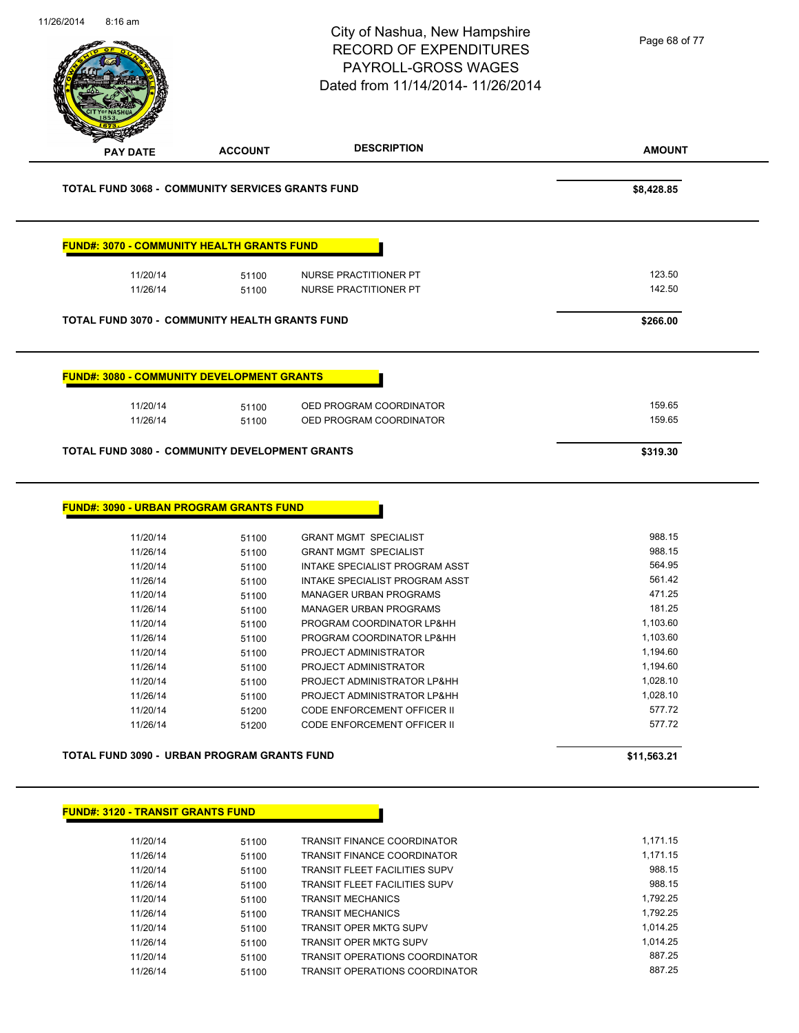City of Nashua, New Hampshire
RECORD OF EXPENDITURES
PAYROLL-GROSS WAGES
Dated from 11/14/2014- 11/26/2014

| PAY DATE | ACCOUNT | DESCRIPTION | AMOUNT |
|---|---|---|---|
| **TOTAL FUND 3068 - COMMUNITY SERVICES GRANTS FUND** | | | **$8,428.85** |

**FUND#: 3070 - COMMUNITY HEALTH GRANTS FUND**

| PAY DATE | ACCOUNT | DESCRIPTION | AMOUNT |
|---|---|---|---|
| 11/20/14 | 51100 | NURSE PRACTITIONER PT | 123.50 |
| 11/26/14 | 51100 | NURSE PRACTITIONER PT | 142.50 |
| **TOTAL FUND 3070 - COMMUNITY HEALTH GRANTS FUND** | | | **$266.00** |

**FUND#: 3080 - COMMUNITY DEVELOPMENT GRANTS**

| PAY DATE | ACCOUNT | DESCRIPTION | AMOUNT |
|---|---|---|---|
| 11/20/14 | 51100 | OED PROGRAM COORDINATOR | 159.65 |
| 11/26/14 | 51100 | OED PROGRAM COORDINATOR | 159.65 |
| **TOTAL FUND 3080 - COMMUNITY DEVELOPMENT GRANTS** | | | **$319.30** |

**FUND#: 3090 - URBAN PROGRAM GRANTS FUND**

| PAY DATE | ACCOUNT | DESCRIPTION | AMOUNT |
|---|---|---|---|
| 11/20/14 | 51100 | GRANT MGMT SPECIALIST | 988.15 |
| 11/26/14 | 51100 | GRANT MGMT SPECIALIST | 988.15 |
| 11/20/14 | 51100 | INTAKE SPECIALIST PROGRAM ASST | 564.95 |
| 11/26/14 | 51100 | INTAKE SPECIALIST PROGRAM ASST | 561.42 |
| 11/20/14 | 51100 | MANAGER URBAN PROGRAMS | 471.25 |
| 11/26/14 | 51100 | MANAGER URBAN PROGRAMS | 181.25 |
| 11/20/14 | 51100 | PROGRAM COORDINATOR LP&HH | 1,103.60 |
| 11/26/14 | 51100 | PROGRAM COORDINATOR LP&HH | 1,103.60 |
| 11/20/14 | 51100 | PROJECT ADMINISTRATOR | 1,194.60 |
| 11/26/14 | 51100 | PROJECT ADMINISTRATOR | 1,194.60 |
| 11/20/14 | 51100 | PROJECT ADMINISTRATOR LP&HH | 1,028.10 |
| 11/26/14 | 51100 | PROJECT ADMINISTRATOR LP&HH | 1,028.10 |
| 11/20/14 | 51200 | CODE ENFORCEMENT OFFICER II | 577.72 |
| 11/26/14 | 51200 | CODE ENFORCEMENT OFFICER II | 577.72 |
| **TOTAL FUND 3090 - URBAN PROGRAM GRANTS FUND** | | | **$11,563.21** |

**FUND#: 3120 - TRANSIT GRANTS FUND**

| PAY DATE | ACCOUNT | DESCRIPTION | AMOUNT |
|---|---|---|---|
| 11/20/14 | 51100 | TRANSIT FINANCE COORDINATOR | 1,171.15 |
| 11/26/14 | 51100 | TRANSIT FINANCE COORDINATOR | 1,171.15 |
| 11/20/14 | 51100 | TRANSIT FLEET FACILITIES SUPV | 988.15 |
| 11/26/14 | 51100 | TRANSIT FLEET FACILITIES SUPV | 988.15 |
| 11/20/14 | 51100 | TRANSIT MECHANICS | 1,792.25 |
| 11/26/14 | 51100 | TRANSIT MECHANICS | 1,792.25 |
| 11/20/14 | 51100 | TRANSIT OPER MKTG SUPV | 1,014.25 |
| 11/26/14 | 51100 | TRANSIT OPER MKTG SUPV | 1,014.25 |
| 11/20/14 | 51100 | TRANSIT OPERATIONS COORDINATOR | 887.25 |
| 11/26/14 | 51100 | TRANSIT OPERATIONS COORDINATOR | 887.25 |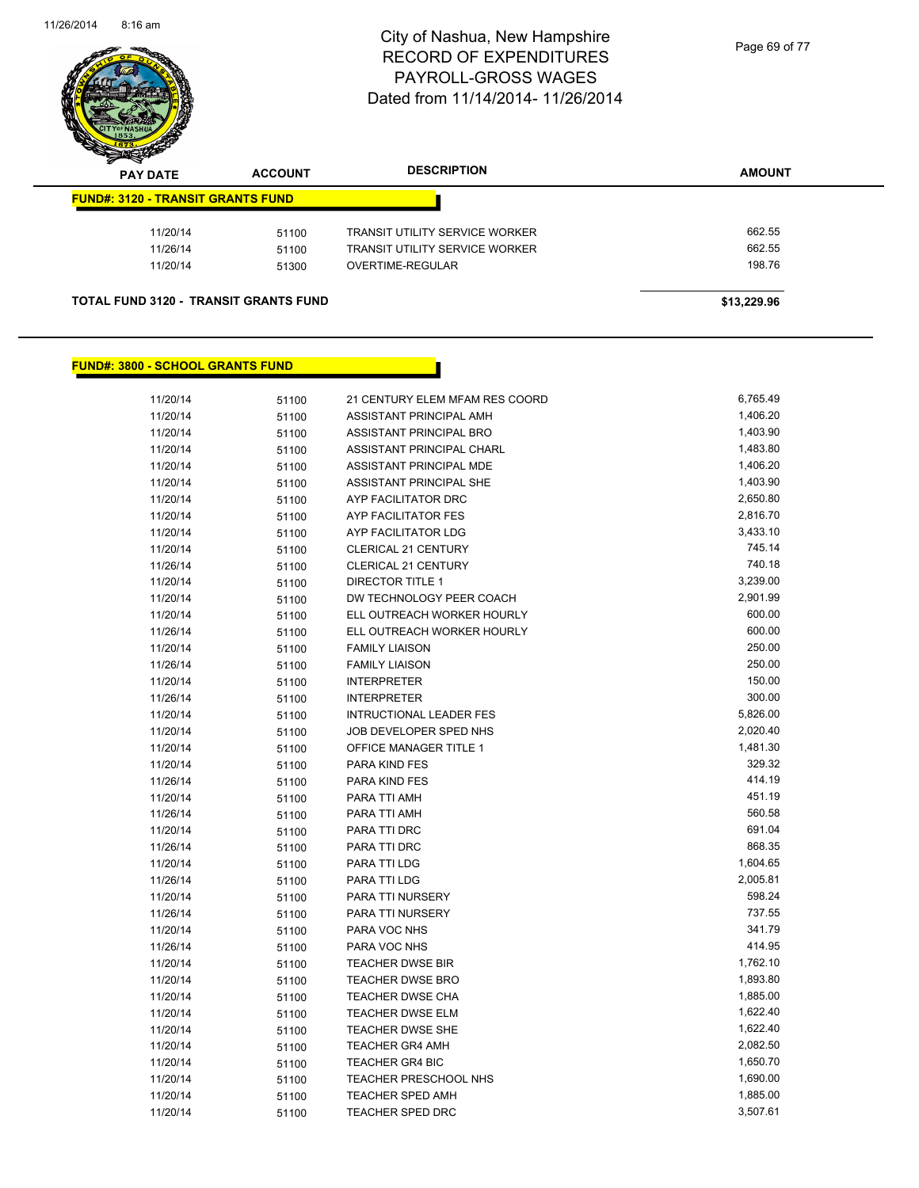# City of Nashua, New Hampshire
# RECORD OF EXPENDITURES
# PAYROLL-GROSS WAGES
# Dated from 11/14/2014- 11/26/2014

| PAY DATE | ACCOUNT | DESCRIPTION | AMOUNT |
|---|---|---|---|
| **FUND#: 3120 - TRANSIT GRANTS FUND** | | | |
| 11/20/14 | 51100 | TRANSIT UTILITY SERVICE WORKER | 662.55 |
| 11/26/14 | 51100 | TRANSIT UTILITY SERVICE WORKER | 662.55 |
| 11/20/14 | 51300 | OVERTIME-REGULAR | 198.76 |
| **TOTAL FUND 3120 - TRANSIT GRANTS FUND** | | | **$13,229.96** |

**FUND#: 3800 - SCHOOL GRANTS FUND**

| PAY DATE | ACCOUNT | DESCRIPTION | AMOUNT |
|---|---|---|---|
| 11/20/14 | 51100 | 21 CENTURY ELEM MFAM RES COORD | 6,765.49 |
| 11/20/14 | 51100 | ASSISTANT PRINCIPAL AMH | 1,406.20 |
| 11/20/14 | 51100 | ASSISTANT PRINCIPAL BRO | 1,403.90 |
| 11/20/14 | 51100 | ASSISTANT PRINCIPAL CHARL | 1,483.80 |
| 11/20/14 | 51100 | ASSISTANT PRINCIPAL MDE | 1,406.20 |
| 11/20/14 | 51100 | ASSISTANT PRINCIPAL SHE | 1,403.90 |
| 11/20/14 | 51100 | AYP FACILITATOR DRC | 2,650.80 |
| 11/20/14 | 51100 | AYP FACILITATOR FES | 2,816.70 |
| 11/20/14 | 51100 | AYP FACILITATOR LDG | 3,433.10 |
| 11/20/14 | 51100 | CLERICAL 21 CENTURY | 745.14 |
| 11/26/14 | 51100 | CLERICAL 21 CENTURY | 740.18 |
| 11/20/14 | 51100 | DIRECTOR TITLE 1 | 3,239.00 |
| 11/20/14 | 51100 | DW TECHNOLOGY PEER COACH | 2,901.99 |
| 11/20/14 | 51100 | ELL OUTREACH WORKER HOURLY | 600.00 |
| 11/26/14 | 51100 | ELL OUTREACH WORKER HOURLY | 600.00 |
| 11/20/14 | 51100 | FAMILY LIAISON | 250.00 |
| 11/26/14 | 51100 | FAMILY LIAISON | 250.00 |
| 11/20/14 | 51100 | INTERPRETER | 150.00 |
| 11/26/14 | 51100 | INTERPRETER | 300.00 |
| 11/20/14 | 51100 | INTRUCTIONAL LEADER FES | 5,826.00 |
| 11/20/14 | 51100 | JOB DEVELOPER SPED NHS | 2,020.40 |
| 11/20/14 | 51100 | OFFICE MANAGER TITLE 1 | 1,481.30 |
| 11/20/14 | 51100 | PARA KIND FES | 329.32 |
| 11/26/14 | 51100 | PARA KIND FES | 414.19 |
| 11/20/14 | 51100 | PARA TTI AMH | 451.19 |
| 11/26/14 | 51100 | PARA TTI AMH | 560.58 |
| 11/20/14 | 51100 | PARA TTI DRC | 691.04 |
| 11/26/14 | 51100 | PARA TTI DRC | 868.35 |
| 11/20/14 | 51100 | PARA TTI LDG | 1,604.65 |
| 11/26/14 | 51100 | PARA TTI LDG | 2,005.81 |
| 11/20/14 | 51100 | PARA TTI NURSERY | 598.24 |
| 11/26/14 | 51100 | PARA TTI NURSERY | 737.55 |
| 11/20/14 | 51100 | PARA VOC NHS | 341.79 |
| 11/26/14 | 51100 | PARA VOC NHS | 414.95 |
| 11/20/14 | 51100 | TEACHER DWSE BIR | 1,762.10 |
| 11/20/14 | 51100 | TEACHER DWSE BRO | 1,893.80 |
| 11/20/14 | 51100 | TEACHER DWSE CHA | 1,885.00 |
| 11/20/14 | 51100 | TEACHER DWSE ELM | 1,622.40 |
| 11/20/14 | 51100 | TEACHER DWSE SHE | 1,622.40 |
| 11/20/14 | 51100 | TEACHER GR4 AMH | 2,082.50 |
| 11/20/14 | 51100 | TEACHER GR4 BIC | 1,650.70 |
| 11/20/14 | 51100 | TEACHER PRESCHOOL NHS | 1,690.00 |
| 11/20/14 | 51100 | TEACHER SPED AMH | 1,885.00 |
| 11/20/14 | 51100 | TEACHER SPED DRC | 3,507.61 |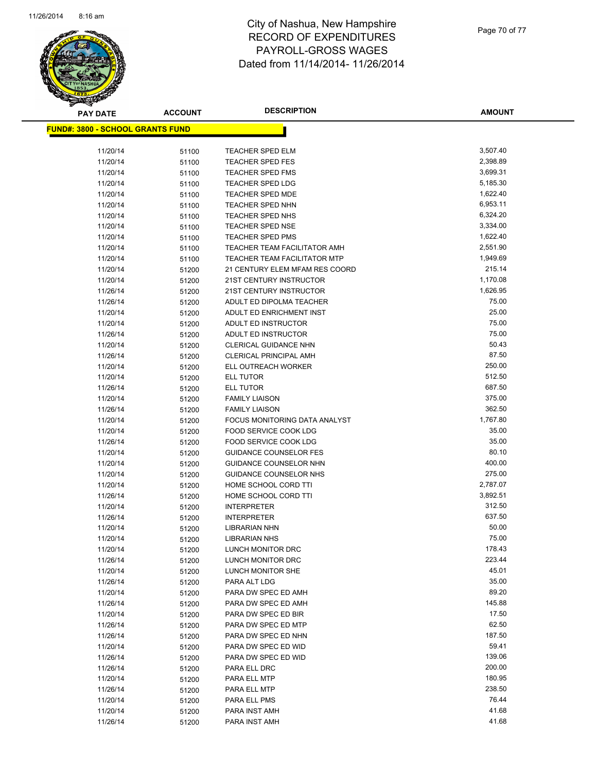# City of Nashua, New Hampshire
# RECORD OF EXPENDITURES
# PAYROLL-GROSS WAGES
# Dated from 11/14/2014- 11/26/2014

| PAY DATE | ACCOUNT | DESCRIPTION | AMOUNT |
|---|---|---|---|

**FUND#: 3800 - SCHOOL GRANTS FUND**

| PAY DATE | ACCOUNT | DESCRIPTION | AMOUNT |
|---|---|---|---|
| 11/20/14 | 51100 | TEACHER SPED ELM | 3,507.40 |
| 11/20/14 | 51100 | TEACHER SPED FES | 2,398.89 |
| 11/20/14 | 51100 | TEACHER SPED FMS | 3,699.31 |
| 11/20/14 | 51100 | TEACHER SPED LDG | 5,185.30 |
| 11/20/14 | 51100 | TEACHER SPED MDE | 1,622.40 |
| 11/20/14 | 51100 | TEACHER SPED NHN | 6,953.11 |
| 11/20/14 | 51100 | TEACHER SPED NHS | 6,324.20 |
| 11/20/14 | 51100 | TEACHER SPED NSE | 3,334.00 |
| 11/20/14 | 51100 | TEACHER SPED PMS | 1,622.40 |
| 11/20/14 | 51100 | TEACHER TEAM FACILITATOR AMH | 2,551.90 |
| 11/20/14 | 51100 | TEACHER TEAM FACILITATOR MTP | 1,949.69 |
| 11/20/14 | 51200 | 21 CENTURY ELEM MFAM RES COORD | 215.14 |
| 11/20/14 | 51200 | 21ST CENTURY INSTRUCTOR | 1,170.08 |
| 11/26/14 | 51200 | 21ST CENTURY INSTRUCTOR | 1,626.95 |
| 11/26/14 | 51200 | ADULT ED DIPOLMA TEACHER | 75.00 |
| 11/20/14 | 51200 | ADULT ED ENRICHMENT INST | 25.00 |
| 11/20/14 | 51200 | ADULT ED INSTRUCTOR | 75.00 |
| 11/26/14 | 51200 | ADULT ED INSTRUCTOR | 75.00 |
| 11/20/14 | 51200 | CLERICAL GUIDANCE NHN | 50.43 |
| 11/26/14 | 51200 | CLERICAL PRINCIPAL AMH | 87.50 |
| 11/20/14 | 51200 | ELL OUTREACH WORKER | 250.00 |
| 11/20/14 | 51200 | ELL TUTOR | 512.50 |
| 11/26/14 | 51200 | ELL TUTOR | 687.50 |
| 11/20/14 | 51200 | FAMILY LIAISON | 375.00 |
| 11/26/14 | 51200 | FAMILY LIAISON | 362.50 |
| 11/20/14 | 51200 | FOCUS MONITORING DATA ANALYST | 1,767.80 |
| 11/20/14 | 51200 | FOOD SERVICE COOK LDG | 35.00 |
| 11/26/14 | 51200 | FOOD SERVICE COOK LDG | 35.00 |
| 11/20/14 | 51200 | GUIDANCE COUNSELOR FES | 80.10 |
| 11/20/14 | 51200 | GUIDANCE COUNSELOR NHN | 400.00 |
| 11/20/14 | 51200 | GUIDANCE COUNSELOR NHS | 275.00 |
| 11/20/14 | 51200 | HOME SCHOOL CORD TTI | 2,787.07 |
| 11/26/14 | 51200 | HOME SCHOOL CORD TTI | 3,892.51 |
| 11/20/14 | 51200 | INTERPRETER | 312.50 |
| 11/26/14 | 51200 | INTERPRETER | 637.50 |
| 11/20/14 | 51200 | LIBRARIAN NHN | 50.00 |
| 11/20/14 | 51200 | LIBRARIAN NHS | 75.00 |
| 11/20/14 | 51200 | LUNCH MONITOR DRC | 178.43 |
| 11/26/14 | 51200 | LUNCH MONITOR DRC | 223.44 |
| 11/20/14 | 51200 | LUNCH MONITOR SHE | 45.01 |
| 11/26/14 | 51200 | PARA ALT LDG | 35.00 |
| 11/20/14 | 51200 | PARA DW SPEC ED AMH | 89.20 |
| 11/26/14 | 51200 | PARA DW SPEC ED AMH | 145.88 |
| 11/20/14 | 51200 | PARA DW SPEC ED BIR | 17.50 |
| 11/26/14 | 51200 | PARA DW SPEC ED MTP | 62.50 |
| 11/26/14 | 51200 | PARA DW SPEC ED NHN | 187.50 |
| 11/20/14 | 51200 | PARA DW SPEC ED WID | 59.41 |
| 11/26/14 | 51200 | PARA DW SPEC ED WID | 139.06 |
| 11/26/14 | 51200 | PARA ELL DRC | 200.00 |
| 11/20/14 | 51200 | PARA ELL MTP | 180.95 |
| 11/26/14 | 51200 | PARA ELL MTP | 238.50 |
| 11/20/14 | 51200 | PARA ELL PMS | 76.44 |
| 11/20/14 | 51200 | PARA INST AMH | 41.68 |
| 11/26/14 | 51200 | PARA INST AMH | 41.68 |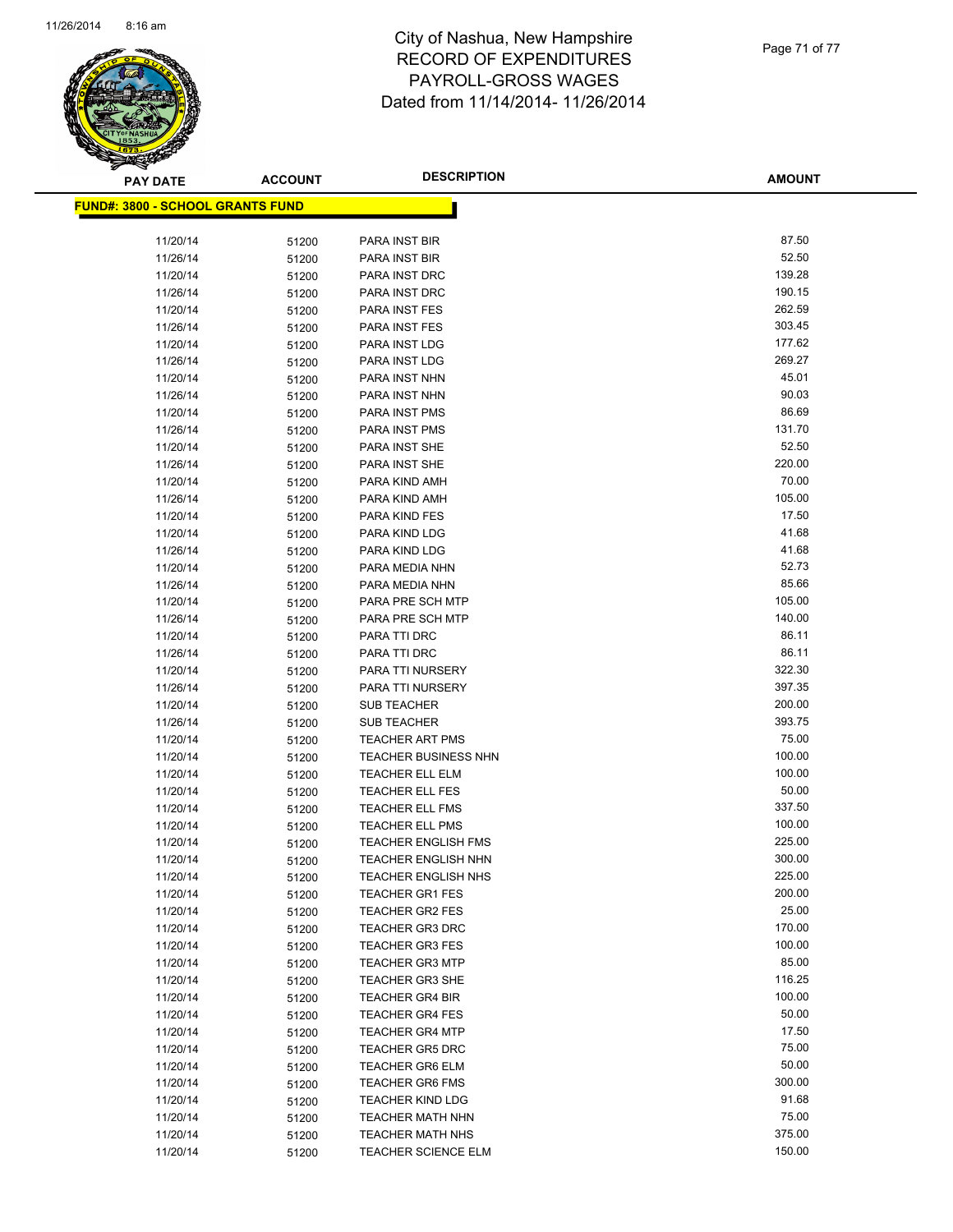# City of Nashua, New Hampshire
## RECORD OF EXPENDITURES
## PAYROLL-GROSS WAGES
## Dated from 11/14/2014- 11/26/2014

**FUND#: 3800 - SCHOOL GRANTS FUND**

| PAY DATE | ACCOUNT | DESCRIPTION | AMOUNT |
|---|---|---|---|
| 11/20/14 | 51200 | PARA INST BIR | 87.50 |
| 11/26/14 | 51200 | PARA INST BIR | 52.50 |
| 11/20/14 | 51200 | PARA INST DRC | 139.28 |
| 11/26/14 | 51200 | PARA INST DRC | 190.15 |
| 11/20/14 | 51200 | PARA INST FES | 262.59 |
| 11/26/14 | 51200 | PARA INST FES | 303.45 |
| 11/20/14 | 51200 | PARA INST LDG | 177.62 |
| 11/26/14 | 51200 | PARA INST LDG | 269.27 |
| 11/20/14 | 51200 | PARA INST NHN | 45.01 |
| 11/26/14 | 51200 | PARA INST NHN | 90.03 |
| 11/20/14 | 51200 | PARA INST PMS | 86.69 |
| 11/26/14 | 51200 | PARA INST PMS | 131.70 |
| 11/20/14 | 51200 | PARA INST SHE | 52.50 |
| 11/26/14 | 51200 | PARA INST SHE | 220.00 |
| 11/20/14 | 51200 | PARA KIND AMH | 70.00 |
| 11/26/14 | 51200 | PARA KIND AMH | 105.00 |
| 11/20/14 | 51200 | PARA KIND FES | 17.50 |
| 11/20/14 | 51200 | PARA KIND LDG | 41.68 |
| 11/26/14 | 51200 | PARA KIND LDG | 41.68 |
| 11/20/14 | 51200 | PARA MEDIA NHN | 52.73 |
| 11/26/14 | 51200 | PARA MEDIA NHN | 85.66 |
| 11/20/14 | 51200 | PARA PRE SCH MTP | 105.00 |
| 11/26/14 | 51200 | PARA PRE SCH MTP | 140.00 |
| 11/20/14 | 51200 | PARA TTI DRC | 86.11 |
| 11/26/14 | 51200 | PARA TTI DRC | 86.11 |
| 11/20/14 | 51200 | PARA TTI NURSERY | 322.30 |
| 11/26/14 | 51200 | PARA TTI NURSERY | 397.35 |
| 11/20/14 | 51200 | SUB TEACHER | 200.00 |
| 11/26/14 | 51200 | SUB TEACHER | 393.75 |
| 11/20/14 | 51200 | TEACHER ART PMS | 75.00 |
| 11/20/14 | 51200 | TEACHER BUSINESS NHN | 100.00 |
| 11/20/14 | 51200 | TEACHER ELL ELM | 100.00 |
| 11/20/14 | 51200 | TEACHER ELL FES | 50.00 |
| 11/20/14 | 51200 | TEACHER ELL FMS | 337.50 |
| 11/20/14 | 51200 | TEACHER ELL PMS | 100.00 |
| 11/20/14 | 51200 | TEACHER ENGLISH FMS | 225.00 |
| 11/20/14 | 51200 | TEACHER ENGLISH NHN | 300.00 |
| 11/20/14 | 51200 | TEACHER ENGLISH NHS | 225.00 |
| 11/20/14 | 51200 | TEACHER GR1 FES | 200.00 |
| 11/20/14 | 51200 | TEACHER GR2 FES | 25.00 |
| 11/20/14 | 51200 | TEACHER GR3 DRC | 170.00 |
| 11/20/14 | 51200 | TEACHER GR3 FES | 100.00 |
| 11/20/14 | 51200 | TEACHER GR3 MTP | 85.00 |
| 11/20/14 | 51200 | TEACHER GR3 SHE | 116.25 |
| 11/20/14 | 51200 | TEACHER GR4 BIR | 100.00 |
| 11/20/14 | 51200 | TEACHER GR4 FES | 50.00 |
| 11/20/14 | 51200 | TEACHER GR4 MTP | 17.50 |
| 11/20/14 | 51200 | TEACHER GR5 DRC | 75.00 |
| 11/20/14 | 51200 | TEACHER GR6 ELM | 50.00 |
| 11/20/14 | 51200 | TEACHER GR6 FMS | 300.00 |
| 11/20/14 | 51200 | TEACHER KIND LDG | 91.68 |
| 11/20/14 | 51200 | TEACHER MATH NHN | 75.00 |
| 11/20/14 | 51200 | TEACHER MATH NHS | 375.00 |
| 11/20/14 | 51200 | TEACHER SCIENCE ELM | 150.00 |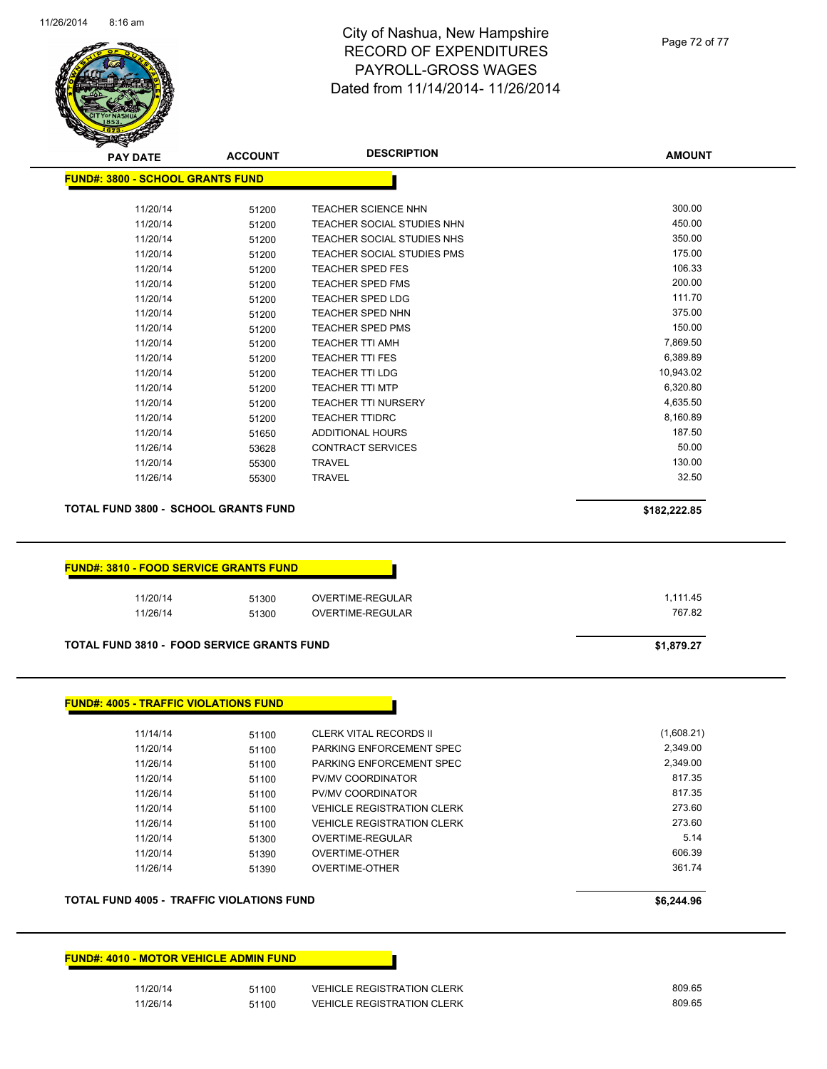# City of Nashua, New Hampshire
## RECORD OF EXPENDITURES
## PAYROLL-GROSS WAGES
## Dated from 11/14/2014- 11/26/2014

| PAY DATE | ACCOUNT | DESCRIPTION | AMOUNT |
|---|---|---|---|

**FUND#: 3800 - SCHOOL GRANTS FUND**

| PAY DATE | ACCOUNT | DESCRIPTION | AMOUNT |
|---|---|---|---|
| 11/20/14 | 51200 | TEACHER SCIENCE NHN | 300.00 |
| 11/20/14 | 51200 | TEACHER SOCIAL STUDIES NHN | 450.00 |
| 11/20/14 | 51200 | TEACHER SOCIAL STUDIES NHS | 350.00 |
| 11/20/14 | 51200 | TEACHER SOCIAL STUDIES PMS | 175.00 |
| 11/20/14 | 51200 | TEACHER SPED FES | 106.33 |
| 11/20/14 | 51200 | TEACHER SPED FMS | 200.00 |
| 11/20/14 | 51200 | TEACHER SPED LDG | 111.70 |
| 11/20/14 | 51200 | TEACHER SPED NHN | 375.00 |
| 11/20/14 | 51200 | TEACHER SPED PMS | 150.00 |
| 11/20/14 | 51200 | TEACHER TTI AMH | 7,869.50 |
| 11/20/14 | 51200 | TEACHER TTI FES | 6,389.89 |
| 11/20/14 | 51200 | TEACHER TTI LDG | 10,943.02 |
| 11/20/14 | 51200 | TEACHER TTI MTP | 6,320.80 |
| 11/20/14 | 51200 | TEACHER TTI NURSERY | 4,635.50 |
| 11/20/14 | 51200 | TEACHER TTIDRC | 8,160.89 |
| 11/20/14 | 51650 | ADDITIONAL HOURS | 187.50 |
| 11/26/14 | 53628 | CONTRACT SERVICES | 50.00 |
| 11/20/14 | 55300 | TRAVEL | 130.00 |
| 11/26/14 | 55300 | TRAVEL | 32.50 |

**TOTAL FUND 3800 - SCHOOL GRANTS FUND** **$182,222.85**

**FUND#: 3810 - FOOD SERVICE GRANTS FUND**

| PAY DATE | ACCOUNT | DESCRIPTION | AMOUNT |
|---|---|---|---|
| 11/20/14 | 51300 | OVERTIME-REGULAR | 1,111.45 |
| 11/26/14 | 51300 | OVERTIME-REGULAR | 767.82 |

**TOTAL FUND 3810 - FOOD SERVICE GRANTS FUND** **$1,879.27**

**FUND#: 4005 - TRAFFIC VIOLATIONS FUND**

| PAY DATE | ACCOUNT | DESCRIPTION | AMOUNT |
|---|---|---|---|
| 11/14/14 | 51100 | CLERK VITAL RECORDS II | (1,608.21) |
| 11/20/14 | 51100 | PARKING ENFORCEMENT SPEC | 2,349.00 |
| 11/26/14 | 51100 | PARKING ENFORCEMENT SPEC | 2,349.00 |
| 11/20/14 | 51100 | PV/MV COORDINATOR | 817.35 |
| 11/26/14 | 51100 | PV/MV COORDINATOR | 817.35 |
| 11/20/14 | 51100 | VEHICLE REGISTRATION CLERK | 273.60 |
| 11/26/14 | 51100 | VEHICLE REGISTRATION CLERK | 273.60 |
| 11/20/14 | 51300 | OVERTIME-REGULAR | 5.14 |
| 11/20/14 | 51390 | OVERTIME-OTHER | 606.39 |
| 11/26/14 | 51390 | OVERTIME-OTHER | 361.74 |

**TOTAL FUND 4005 - TRAFFIC VIOLATIONS FUND** **$6,244.96**

**FUND#: 4010 - MOTOR VEHICLE ADMIN FUND**

| PAY DATE | ACCOUNT | DESCRIPTION | AMOUNT |
|---|---|---|---|
| 11/20/14 | 51100 | VEHICLE REGISTRATION CLERK | 809.65 |
| 11/26/14 | 51100 | VEHICLE REGISTRATION CLERK | 809.65 |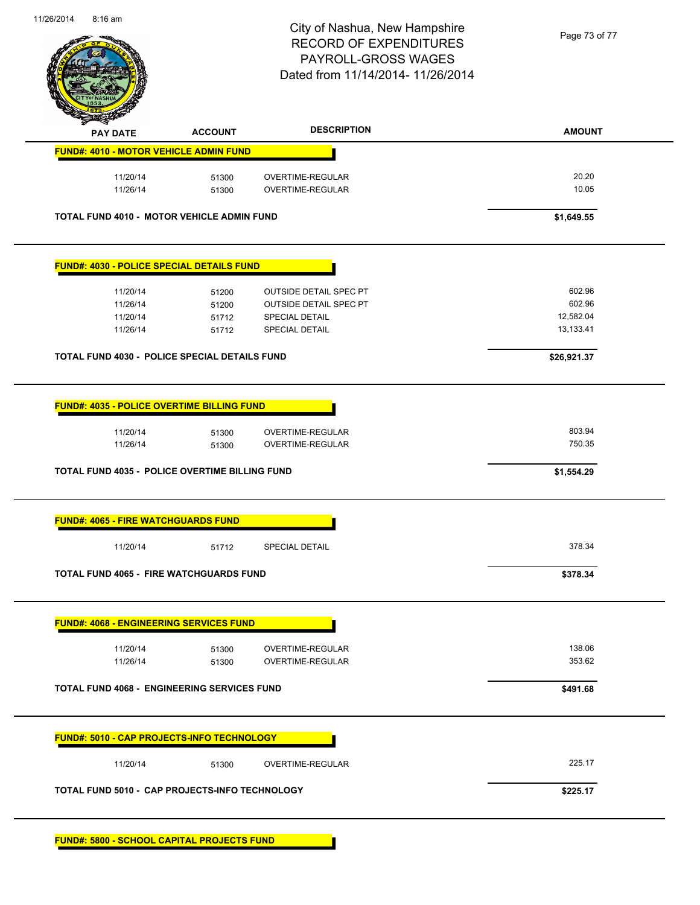City of Nashua, New Hampshire
RECORD OF EXPENDITURES
PAYROLL-GROSS WAGES
Dated from 11/14/2014- 11/26/2014

| PAY DATE | ACCOUNT | DESCRIPTION | AMOUNT |
|---|---|---|---|
| **FUND#: 4010 - MOTOR VEHICLE ADMIN FUND** | | | |
| 11/20/14 | 51300 | OVERTIME-REGULAR | 20.20 |
| 11/26/14 | 51300 | OVERTIME-REGULAR | 10.05 |
| **TOTAL FUND 4010 - MOTOR VEHICLE ADMIN FUND** | | | **$1,649.55** |
| **FUND#: 4030 - POLICE SPECIAL DETAILS FUND** | | | |
| 11/20/14 | 51200 | OUTSIDE DETAIL SPEC PT | 602.96 |
| 11/26/14 | 51200 | OUTSIDE DETAIL SPEC PT | 602.96 |
| 11/20/14 | 51712 | SPECIAL DETAIL | 12,582.04 |
| 11/26/14 | 51712 | SPECIAL DETAIL | 13,133.41 |
| **TOTAL FUND 4030 - POLICE SPECIAL DETAILS FUND** | | | **$26,921.37** |
| **FUND#: 4035 - POLICE OVERTIME BILLING FUND** | | | |
| 11/20/14 | 51300 | OVERTIME-REGULAR | 803.94 |
| 11/26/14 | 51300 | OVERTIME-REGULAR | 750.35 |
| **TOTAL FUND 4035 - POLICE OVERTIME BILLING FUND** | | | **$1,554.29** |
| **FUND#: 4065 - FIRE WATCHGUARDS FUND** | | | |
| 11/20/14 | 51712 | SPECIAL DETAIL | 378.34 |
| **TOTAL FUND 4065 - FIRE WATCHGUARDS FUND** | | | **$378.34** |
| **FUND#: 4068 - ENGINEERING SERVICES FUND** | | | |
| 11/20/14 | 51300 | OVERTIME-REGULAR | 138.06 |
| 11/26/14 | 51300 | OVERTIME-REGULAR | 353.62 |
| **TOTAL FUND 4068 - ENGINEERING SERVICES FUND** | | | **$491.68** |
| **FUND#: 5010 - CAP PROJECTS-INFO TECHNOLOGY** | | | |
| 11/20/14 | 51300 | OVERTIME-REGULAR | 225.17 |
| **TOTAL FUND 5010 - CAP PROJECTS-INFO TECHNOLOGY** | | | **$225.17** |
| **FUND#: 5800 - SCHOOL CAPITAL PROJECTS FUND** | | | |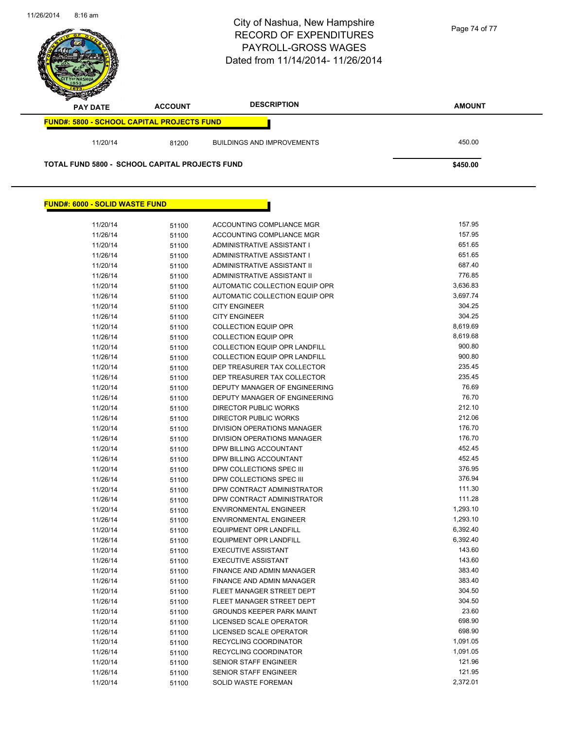# City of Nashua, New Hampshire
## RECORD OF EXPENDITURES
## PAYROLL-GROSS WAGES
## Dated from 11/14/2014- 11/26/2014

| PAY DATE | ACCOUNT | DESCRIPTION | AMOUNT |
|---|---|---|---|
| **FUND#: 5800 - SCHOOL CAPITAL PROJECTS FUND** | | | |
| 11/20/14 | 81200 | BUILDINGS AND IMPROVEMENTS | 450.00 |
| **TOTAL FUND 5800 - SCHOOL CAPITAL PROJECTS FUND** | | | **$450.00** |

**FUND#: 6000 - SOLID WASTE FUND**

| PAY DATE | ACCOUNT | DESCRIPTION | AMOUNT |
|---|---|---|---|
| 11/20/14 | 51100 | ACCOUNTING COMPLIANCE MGR | 157.95 |
| 11/26/14 | 51100 | ACCOUNTING COMPLIANCE MGR | 157.95 |
| 11/20/14 | 51100 | ADMINISTRATIVE ASSISTANT I | 651.65 |
| 11/26/14 | 51100 | ADMINISTRATIVE ASSISTANT I | 651.65 |
| 11/20/14 | 51100 | ADMINISTRATIVE ASSISTANT II | 687.40 |
| 11/26/14 | 51100 | ADMINISTRATIVE ASSISTANT II | 776.85 |
| 11/20/14 | 51100 | AUTOMATIC COLLECTION EQUIP OPR | 3,636.83 |
| 11/26/14 | 51100 | AUTOMATIC COLLECTION EQUIP OPR | 3,697.74 |
| 11/20/14 | 51100 | CITY ENGINEER | 304.25 |
| 11/26/14 | 51100 | CITY ENGINEER | 304.25 |
| 11/20/14 | 51100 | COLLECTION EQUIP OPR | 8,619.69 |
| 11/26/14 | 51100 | COLLECTION EQUIP OPR | 8,619.68 |
| 11/20/14 | 51100 | COLLECTION EQUIP OPR LANDFILL | 900.80 |
| 11/26/14 | 51100 | COLLECTION EQUIP OPR LANDFILL | 900.80 |
| 11/20/14 | 51100 | DEP TREASURER TAX COLLECTOR | 235.45 |
| 11/26/14 | 51100 | DEP TREASURER TAX COLLECTOR | 235.45 |
| 11/20/14 | 51100 | DEPUTY MANAGER OF ENGINEERING | 76.69 |
| 11/26/14 | 51100 | DEPUTY MANAGER OF ENGINEERING | 76.70 |
| 11/20/14 | 51100 | DIRECTOR PUBLIC WORKS | 212.10 |
| 11/26/14 | 51100 | DIRECTOR PUBLIC WORKS | 212.06 |
| 11/20/14 | 51100 | DIVISION OPERATIONS MANAGER | 176.70 |
| 11/26/14 | 51100 | DIVISION OPERATIONS MANAGER | 176.70 |
| 11/20/14 | 51100 | DPW BILLING ACCOUNTANT | 452.45 |
| 11/26/14 | 51100 | DPW BILLING ACCOUNTANT | 452.45 |
| 11/20/14 | 51100 | DPW COLLECTIONS SPEC III | 376.95 |
| 11/26/14 | 51100 | DPW COLLECTIONS SPEC III | 376.94 |
| 11/20/14 | 51100 | DPW CONTRACT ADMINISTRATOR | 111.30 |
| 11/26/14 | 51100 | DPW CONTRACT ADMINISTRATOR | 111.28 |
| 11/20/14 | 51100 | ENVIRONMENTAL ENGINEER | 1,293.10 |
| 11/26/14 | 51100 | ENVIRONMENTAL ENGINEER | 1,293.10 |
| 11/20/14 | 51100 | EQUIPMENT OPR LANDFILL | 6,392.40 |
| 11/26/14 | 51100 | EQUIPMENT OPR LANDFILL | 6,392.40 |
| 11/20/14 | 51100 | EXECUTIVE ASSISTANT | 143.60 |
| 11/26/14 | 51100 | EXECUTIVE ASSISTANT | 143.60 |
| 11/20/14 | 51100 | FINANCE AND ADMIN MANAGER | 383.40 |
| 11/26/14 | 51100 | FINANCE AND ADMIN MANAGER | 383.40 |
| 11/20/14 | 51100 | FLEET MANAGER STREET DEPT | 304.50 |
| 11/26/14 | 51100 | FLEET MANAGER STREET DEPT | 304.50 |
| 11/20/14 | 51100 | GROUNDS KEEPER PARK MAINT | 23.60 |
| 11/20/14 | 51100 | LICENSED SCALE OPERATOR | 698.90 |
| 11/26/14 | 51100 | LICENSED SCALE OPERATOR | 698.90 |
| 11/20/14 | 51100 | RECYCLING COORDINATOR | 1,091.05 |
| 11/26/14 | 51100 | RECYCLING COORDINATOR | 1,091.05 |
| 11/20/14 | 51100 | SENIOR STAFF ENGINEER | 121.96 |
| 11/26/14 | 51100 | SENIOR STAFF ENGINEER | 121.95 |
| 11/20/14 | 51100 | SOLID WASTE FOREMAN | 2,372.01 |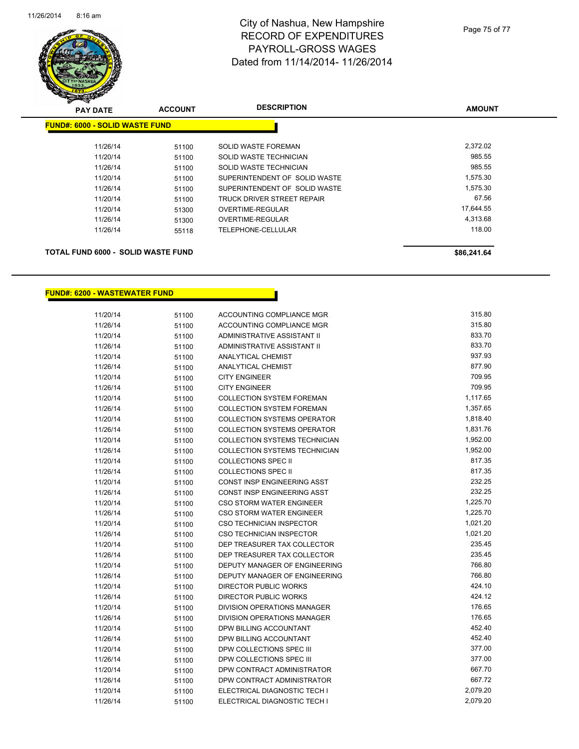# City of Nashua, New Hampshire
## RECORD OF EXPENDITURES
## PAYROLL-GROSS WAGES
## Dated from 11/14/2014- 11/26/2014

| PAY DATE | ACCOUNT | DESCRIPTION | AMOUNT |
|---|---|---|---|
| **FUND#: 6000 - SOLID WASTE FUND** | | | |
| 11/26/14 | 51100 | SOLID WASTE FOREMAN | 2,372.02 |
| 11/20/14 | 51100 | SOLID WASTE TECHNICIAN | 985.55 |
| 11/26/14 | 51100 | SOLID WASTE TECHNICIAN | 985.55 |
| 11/20/14 | 51100 | SUPERINTENDENT OF SOLID WASTE | 1,575.30 |
| 11/26/14 | 51100 | SUPERINTENDENT OF SOLID WASTE | 1,575.30 |
| 11/20/14 | 51100 | TRUCK DRIVER STREET REPAIR | 67.56 |
| 11/20/14 | 51300 | OVERTIME-REGULAR | 17,644.55 |
| 11/26/14 | 51300 | OVERTIME-REGULAR | 4,313.68 |
| 11/26/14 | 55118 | TELEPHONE-CELLULAR | 118.00 |
| **TOTAL FUND 6000 - SOLID WASTE FUND** | | | **$86,241.64** |

| PAY DATE | ACCOUNT | DESCRIPTION | AMOUNT |
|---|---|---|---|
| **FUND#: 6200 - WASTEWATER FUND** | | | |
| 11/20/14 | 51100 | ACCOUNTING COMPLIANCE MGR | 315.80 |
| 11/26/14 | 51100 | ACCOUNTING COMPLIANCE MGR | 315.80 |
| 11/20/14 | 51100 | ADMINISTRATIVE ASSISTANT II | 833.70 |
| 11/26/14 | 51100 | ADMINISTRATIVE ASSISTANT II | 833.70 |
| 11/20/14 | 51100 | ANALYTICAL CHEMIST | 937.93 |
| 11/26/14 | 51100 | ANALYTICAL CHEMIST | 877.90 |
| 11/20/14 | 51100 | CITY ENGINEER | 709.95 |
| 11/26/14 | 51100 | CITY ENGINEER | 709.95 |
| 11/20/14 | 51100 | COLLECTION SYSTEM FOREMAN | 1,117.65 |
| 11/26/14 | 51100 | COLLECTION SYSTEM FOREMAN | 1,357.65 |
| 11/20/14 | 51100 | COLLECTION SYSTEMS OPERATOR | 1,818.40 |
| 11/26/14 | 51100 | COLLECTION SYSTEMS OPERATOR | 1,831.76 |
| 11/20/14 | 51100 | COLLECTION SYSTEMS TECHNICIAN | 1,952.00 |
| 11/26/14 | 51100 | COLLECTION SYSTEMS TECHNICIAN | 1,952.00 |
| 11/20/14 | 51100 | COLLECTIONS SPEC II | 817.35 |
| 11/26/14 | 51100 | COLLECTIONS SPEC II | 817.35 |
| 11/20/14 | 51100 | CONST INSP ENGINEERING ASST | 232.25 |
| 11/26/14 | 51100 | CONST INSP ENGINEERING ASST | 232.25 |
| 11/20/14 | 51100 | CSO STORM WATER ENGINEER | 1,225.70 |
| 11/26/14 | 51100 | CSO STORM WATER ENGINEER | 1,225.70 |
| 11/20/14 | 51100 | CSO TECHNICIAN INSPECTOR | 1,021.20 |
| 11/26/14 | 51100 | CSO TECHNICIAN INSPECTOR | 1,021.20 |
| 11/20/14 | 51100 | DEP TREASURER TAX COLLECTOR | 235.45 |
| 11/26/14 | 51100 | DEP TREASURER TAX COLLECTOR | 235.45 |
| 11/20/14 | 51100 | DEPUTY MANAGER OF ENGINEERING | 766.80 |
| 11/26/14 | 51100 | DEPUTY MANAGER OF ENGINEERING | 766.80 |
| 11/20/14 | 51100 | DIRECTOR PUBLIC WORKS | 424.10 |
| 11/26/14 | 51100 | DIRECTOR PUBLIC WORKS | 424.12 |
| 11/20/14 | 51100 | DIVISION OPERATIONS MANAGER | 176.65 |
| 11/26/14 | 51100 | DIVISION OPERATIONS MANAGER | 176.65 |
| 11/20/14 | 51100 | DPW BILLING ACCOUNTANT | 452.40 |
| 11/26/14 | 51100 | DPW BILLING ACCOUNTANT | 452.40 |
| 11/20/14 | 51100 | DPW COLLECTIONS SPEC III | 377.00 |
| 11/26/14 | 51100 | DPW COLLECTIONS SPEC III | 377.00 |
| 11/20/14 | 51100 | DPW CONTRACT ADMINISTRATOR | 667.70 |
| 11/26/14 | 51100 | DPW CONTRACT ADMINISTRATOR | 667.72 |
| 11/20/14 | 51100 | ELECTRICAL DIAGNOSTIC TECH I | 2,079.20 |
| 11/26/14 | 51100 | ELECTRICAL DIAGNOSTIC TECH I | 2,079.20 |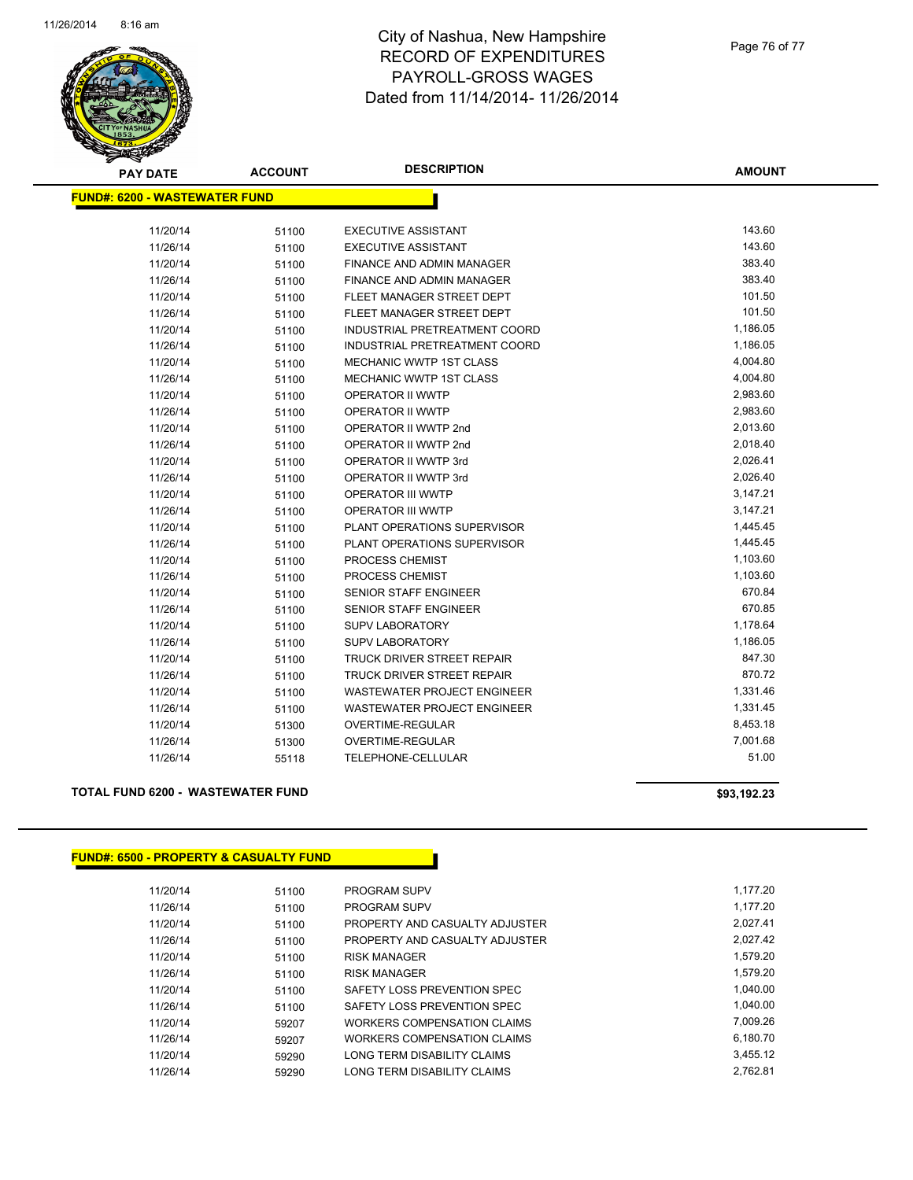# City of Nashua, New Hampshire
# RECORD OF EXPENDITURES
# PAYROLL-GROSS WAGES
# Dated from 11/14/2014- 11/26/2014

## FUND#: 6200 - WASTEWATER FUND

| PAY DATE | ACCOUNT | DESCRIPTION | AMOUNT |
|---|---|---|---|
| 11/20/14 | 51100 | EXECUTIVE ASSISTANT | 143.60 |
| 11/26/14 | 51100 | EXECUTIVE ASSISTANT | 143.60 |
| 11/20/14 | 51100 | FINANCE AND ADMIN MANAGER | 383.40 |
| 11/26/14 | 51100 | FINANCE AND ADMIN MANAGER | 383.40 |
| 11/20/14 | 51100 | FLEET MANAGER STREET DEPT | 101.50 |
| 11/26/14 | 51100 | FLEET MANAGER STREET DEPT | 101.50 |
| 11/20/14 | 51100 | INDUSTRIAL PRETREATMENT COORD | 1,186.05 |
| 11/26/14 | 51100 | INDUSTRIAL PRETREATMENT COORD | 1,186.05 |
| 11/20/14 | 51100 | MECHANIC WWTP 1ST CLASS | 4,004.80 |
| 11/26/14 | 51100 | MECHANIC WWTP 1ST CLASS | 4,004.80 |
| 11/20/14 | 51100 | OPERATOR II WWTP | 2,983.60 |
| 11/26/14 | 51100 | OPERATOR II WWTP | 2,983.60 |
| 11/20/14 | 51100 | OPERATOR II WWTP 2nd | 2,013.60 |
| 11/26/14 | 51100 | OPERATOR II WWTP 2nd | 2,018.40 |
| 11/20/14 | 51100 | OPERATOR II WWTP 3rd | 2,026.41 |
| 11/26/14 | 51100 | OPERATOR II WWTP 3rd | 2,026.40 |
| 11/20/14 | 51100 | OPERATOR III WWTP | 3,147.21 |
| 11/26/14 | 51100 | OPERATOR III WWTP | 3,147.21 |
| 11/20/14 | 51100 | PLANT OPERATIONS SUPERVISOR | 1,445.45 |
| 11/26/14 | 51100 | PLANT OPERATIONS SUPERVISOR | 1,445.45 |
| 11/20/14 | 51100 | PROCESS CHEMIST | 1,103.60 |
| 11/26/14 | 51100 | PROCESS CHEMIST | 1,103.60 |
| 11/20/14 | 51100 | SENIOR STAFF ENGINEER | 670.84 |
| 11/26/14 | 51100 | SENIOR STAFF ENGINEER | 670.85 |
| 11/20/14 | 51100 | SUPV LABORATORY | 1,178.64 |
| 11/26/14 | 51100 | SUPV LABORATORY | 1,186.05 |
| 11/20/14 | 51100 | TRUCK DRIVER STREET REPAIR | 847.30 |
| 11/26/14 | 51100 | TRUCK DRIVER STREET REPAIR | 870.72 |
| 11/20/14 | 51100 | WASTEWATER PROJECT ENGINEER | 1,331.46 |
| 11/26/14 | 51100 | WASTEWATER PROJECT ENGINEER | 1,331.45 |
| 11/20/14 | 51300 | OVERTIME-REGULAR | 8,453.18 |
| 11/26/14 | 51300 | OVERTIME-REGULAR | 7,001.68 |
| 11/26/14 | 55118 | TELEPHONE-CELLULAR | 51.00 |

**TOTAL FUND 6200 - WASTEWATER FUND** **$93,192.23**

## FUND#: 6500 - PROPERTY & CASUALTY FUND

| PAY DATE | ACCOUNT | DESCRIPTION | AMOUNT |
|---|---|---|---|
| 11/20/14 | 51100 | PROGRAM SUPV | 1,177.20 |
| 11/26/14 | 51100 | PROGRAM SUPV | 1,177.20 |
| 11/20/14 | 51100 | PROPERTY AND CASUALTY ADJUSTER | 2,027.41 |
| 11/26/14 | 51100 | PROPERTY AND CASUALTY ADJUSTER | 2,027.42 |
| 11/20/14 | 51100 | RISK MANAGER | 1,579.20 |
| 11/26/14 | 51100 | RISK MANAGER | 1,579.20 |
| 11/20/14 | 51100 | SAFETY LOSS PREVENTION SPEC | 1,040.00 |
| 11/26/14 | 51100 | SAFETY LOSS PREVENTION SPEC | 1,040.00 |
| 11/20/14 | 59207 | WORKERS COMPENSATION CLAIMS | 7,009.26 |
| 11/26/14 | 59207 | WORKERS COMPENSATION CLAIMS | 6,180.70 |
| 11/20/14 | 59290 | LONG TERM DISABILITY CLAIMS | 3,455.12 |
| 11/26/14 | 59290 | LONG TERM DISABILITY CLAIMS | 2,762.81 |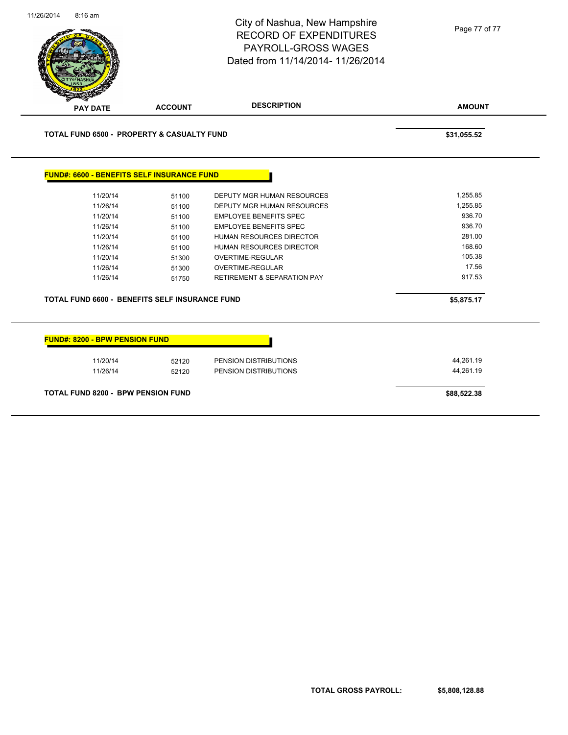City of Nashua, New Hampshire
RECORD OF EXPENDITURES
PAYROLL-GROSS WAGES
Dated from 11/14/2014- 11/26/2014

| PAY DATE | ACCOUNT | DESCRIPTION | AMOUNT |
|---|---|---|---|
| **TOTAL FUND 6500 - PROPERTY & CASUALTY FUND** | | | **$31,055.52** |

**FUND#: 6600 - BENEFITS SELF INSURANCE FUND**

| PAY DATE | ACCOUNT | DESCRIPTION | AMOUNT |
|---|---|---|---|
| 11/20/14 | 51100 | DEPUTY MGR HUMAN RESOURCES | 1,255.85 |
| 11/26/14 | 51100 | DEPUTY MGR HUMAN RESOURCES | 1,255.85 |
| 11/20/14 | 51100 | EMPLOYEE BENEFITS SPEC | 936.70 |
| 11/26/14 | 51100 | EMPLOYEE BENEFITS SPEC | 936.70 |
| 11/20/14 | 51100 | HUMAN RESOURCES DIRECTOR | 281.00 |
| 11/26/14 | 51100 | HUMAN RESOURCES DIRECTOR | 168.60 |
| 11/20/14 | 51300 | OVERTIME-REGULAR | 105.38 |
| 11/26/14 | 51300 | OVERTIME-REGULAR | 17.56 |
| 11/26/14 | 51750 | RETIREMENT & SEPARATION PAY | 917.53 |
| **TOTAL FUND 6600 - BENEFITS SELF INSURANCE FUND** | | | **$5,875.17** |

**FUND#: 8200 - BPW PENSION FUND**

| PAY DATE | ACCOUNT | DESCRIPTION | AMOUNT |
|---|---|---|---|
| 11/20/14 | 52120 | PENSION DISTRIBUTIONS | 44,261.19 |
| 11/26/14 | 52120 | PENSION DISTRIBUTIONS | 44,261.19 |
| **TOTAL FUND 8200 - BPW PENSION FUND** | | | **$88,522.38** |

**TOTAL GROSS PAYROLL: $5,808,128.88**